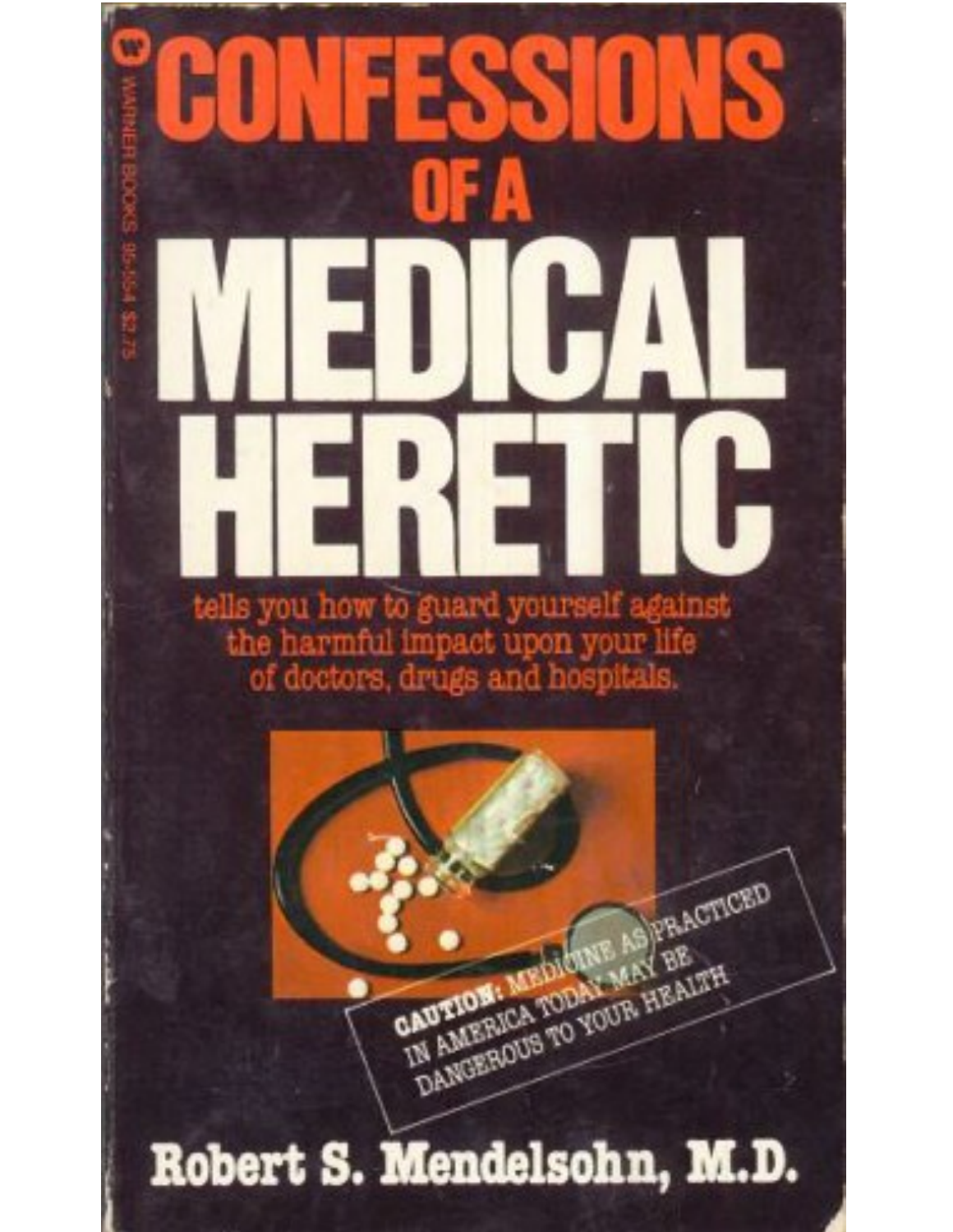WARNER BOOKS 95-154 $2.75

# CONFESSIONS OF A MEDICAL HERETIC

tells you how to guard yourself against the harmful impact upon your life of doctors, drugs and hospitals.

**CAUTION:** MEDICINE AS PRACTICED IN AMERICA TODAY MAY BE DANGEROUS TO YOUR HEALTH

**Robert S. Mendelsohn, M.D.**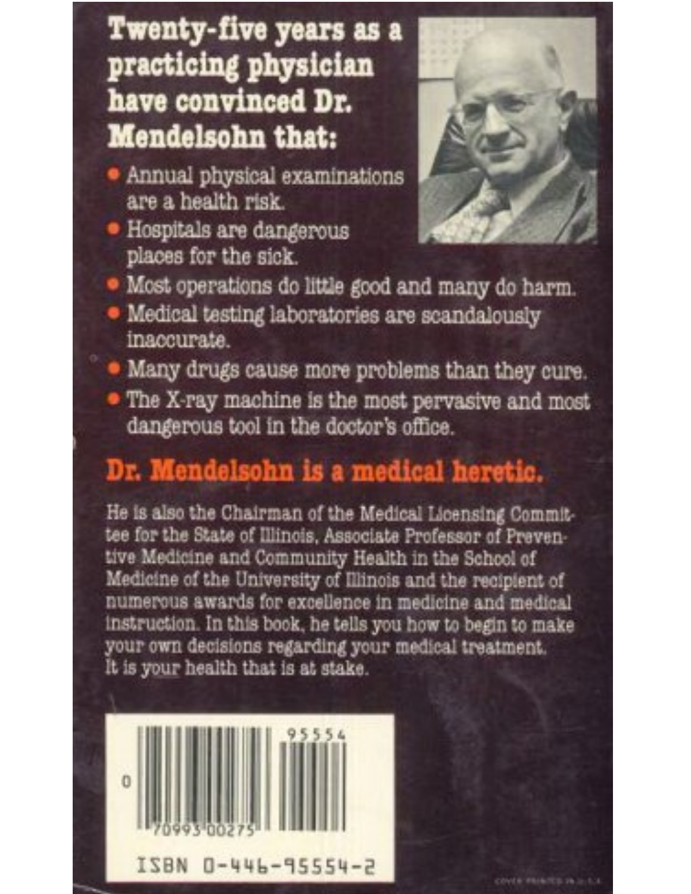## Twenty-five years as a practicing physician have convinced Dr. Mendelsohn that:

- Annual physical examinations are a health risk.
- Hospitals are dangerous places for the sick.
- Most operations do little good and many do harm.
- Medical testing laboratories are scandalously inaccurate.
- Many drugs cause more problems than they cure.
- The X-ray machine is the most pervasive and most dangerous tool in the doctor's office.

## Dr. Mendelsohn is a medical heretic.

He is also the Chairman of the Medical Licensing Committee for the State of Illinois, Associate Professor of Preventive Medicine and Community Health in the School of Medicine of the University of Illinois and the recipient of numerous awards for excellence in medicine and medical instruction. In this book, he tells you how to begin to make your own decisions regarding your medical treatment. It is your health that is at stake.

0 70993 00275 95554

ISBN 0-446-95554-2

COVER PRINTED IN U.S.A.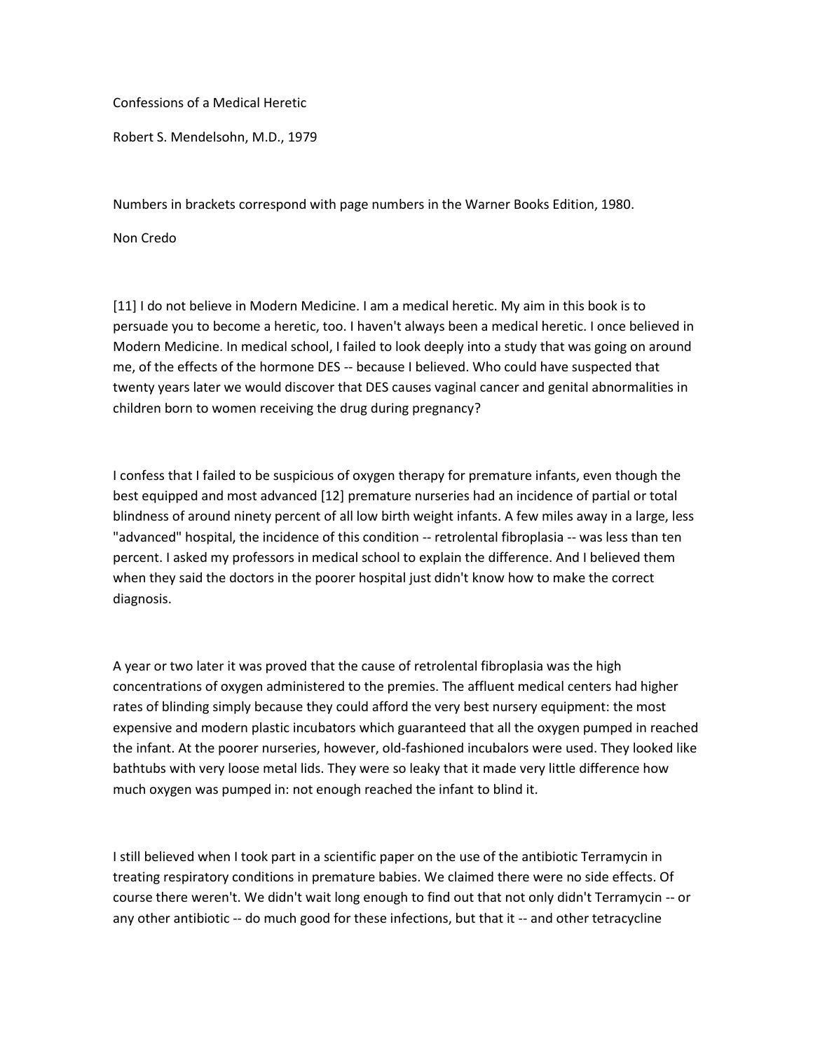Confessions of a Medical Heretic

Robert S. Mendelsohn, M.D., 1979

Numbers in brackets correspond with page numbers in the Warner Books Edition, 1980.

Non Credo

[11] I do not believe in Modern Medicine. I am a medical heretic. My aim in this book is to persuade you to become a heretic, too. I haven't always been a medical heretic. I once believed in Modern Medicine. In medical school, I failed to look deeply into a study that was going on around me, of the effects of the hormone DES -- because I believed. Who could have suspected that twenty years later we would discover that DES causes vaginal cancer and genital abnormalities in children born to women receiving the drug during pregnancy?

I confess that I failed to be suspicious of oxygen therapy for premature infants, even though the best equipped and most advanced [12] premature nurseries had an incidence of partial or total blindness of around ninety percent of all low birth weight infants. A few miles away in a large, less "advanced" hospital, the incidence of this condition -- retrolental fibroplasia -- was less than ten percent. I asked my professors in medical school to explain the difference. And I believed them when they said the doctors in the poorer hospital just didn't know how to make the correct diagnosis.

A year or two later it was proved that the cause of retrolental fibroplasia was the high concentrations of oxygen administered to the premies. The affluent medical centers had higher rates of blinding simply because they could afford the very best nursery equipment: the most expensive and modern plastic incubators which guaranteed that all the oxygen pumped in reached the infant. At the poorer nurseries, however, old-fashioned incubalors were used. They looked like bathtubs with very loose metal lids. They were so leaky that it made very little difference how much oxygen was pumped in: not enough reached the infant to blind it.

I still believed when I took part in a scientific paper on the use of the antibiotic Terramycin in treating respiratory conditions in premature babies. We claimed there were no side effects. Of course there weren't. We didn't wait long enough to find out that not only didn't Terramycin -- or any other antibiotic -- do much good for these infections, but that it -- and other tetracycline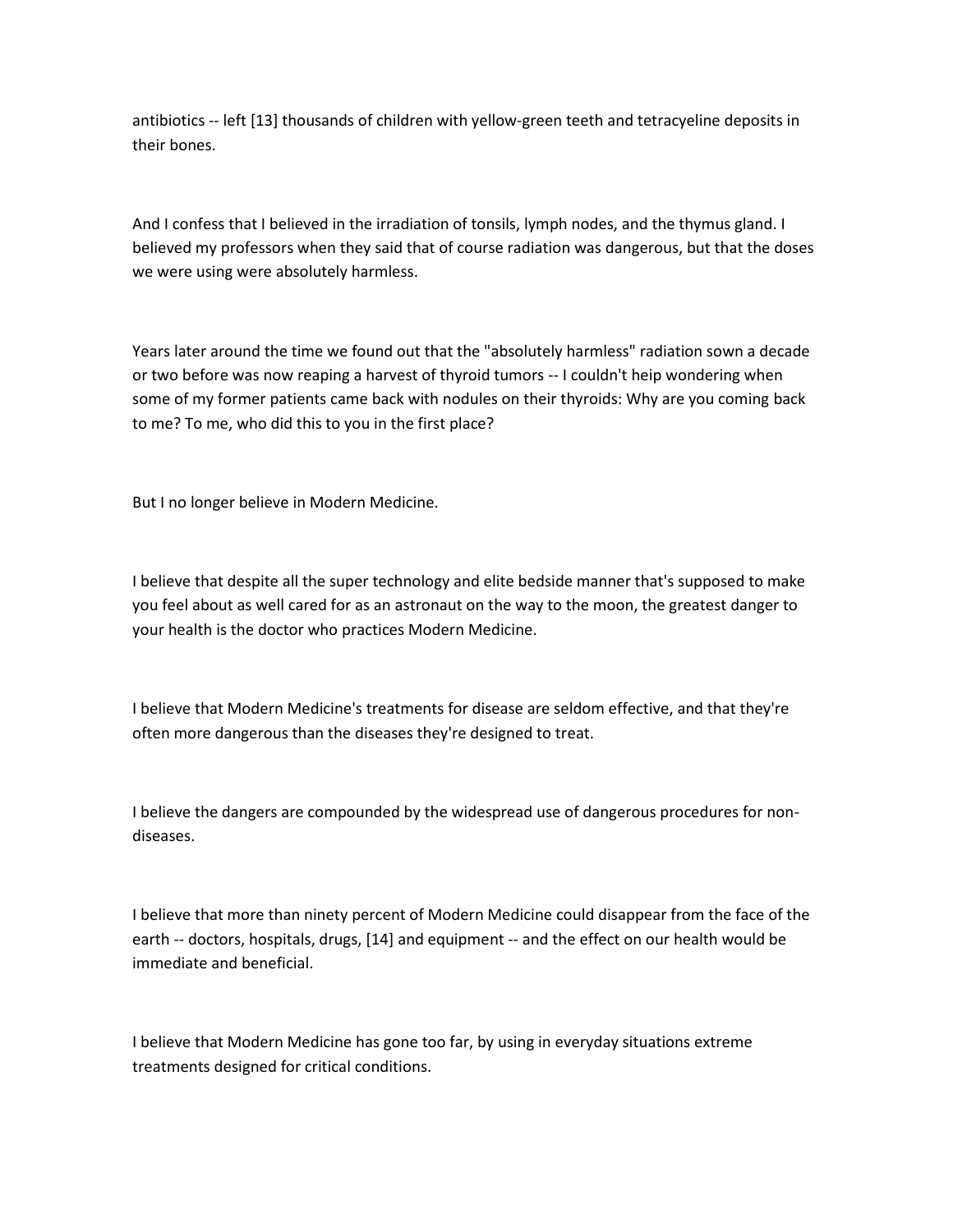antibiotics -- left [13] thousands of children with yellow-green teeth and tetracyeline deposits in their bones.

And I confess that I believed in the irradiation of tonsils, lymph nodes, and the thymus gland. I believed my professors when they said that of course radiation was dangerous, but that the doses we were using were absolutely harmless.

Years later around the time we found out that the "absolutely harmless" radiation sown a decade or two before was now reaping a harvest of thyroid tumors -- I couldn't heip wondering when some of my former patients came back with nodules on their thyroids: Why are you coming back to me? To me, who did this to you in the first place?

But I no longer believe in Modern Medicine.

I believe that despite all the super technology and elite bedside manner that's supposed to make you feel about as well cared for as an astronaut on the way to the moon, the greatest danger to your health is the doctor who practices Modern Medicine.

I believe that Modern Medicine's treatments for disease are seldom effective, and that they're often more dangerous than the diseases they're designed to treat.

I believe the dangers are compounded by the widespread use of dangerous procedures for non-diseases.

I believe that more than ninety percent of Modern Medicine could disappear from the face of the earth -- doctors, hospitals, drugs, [14] and equipment -- and the effect on our health would be immediate and beneficial.

I believe that Modern Medicine has gone too far, by using in everyday situations extreme treatments designed for critical conditions.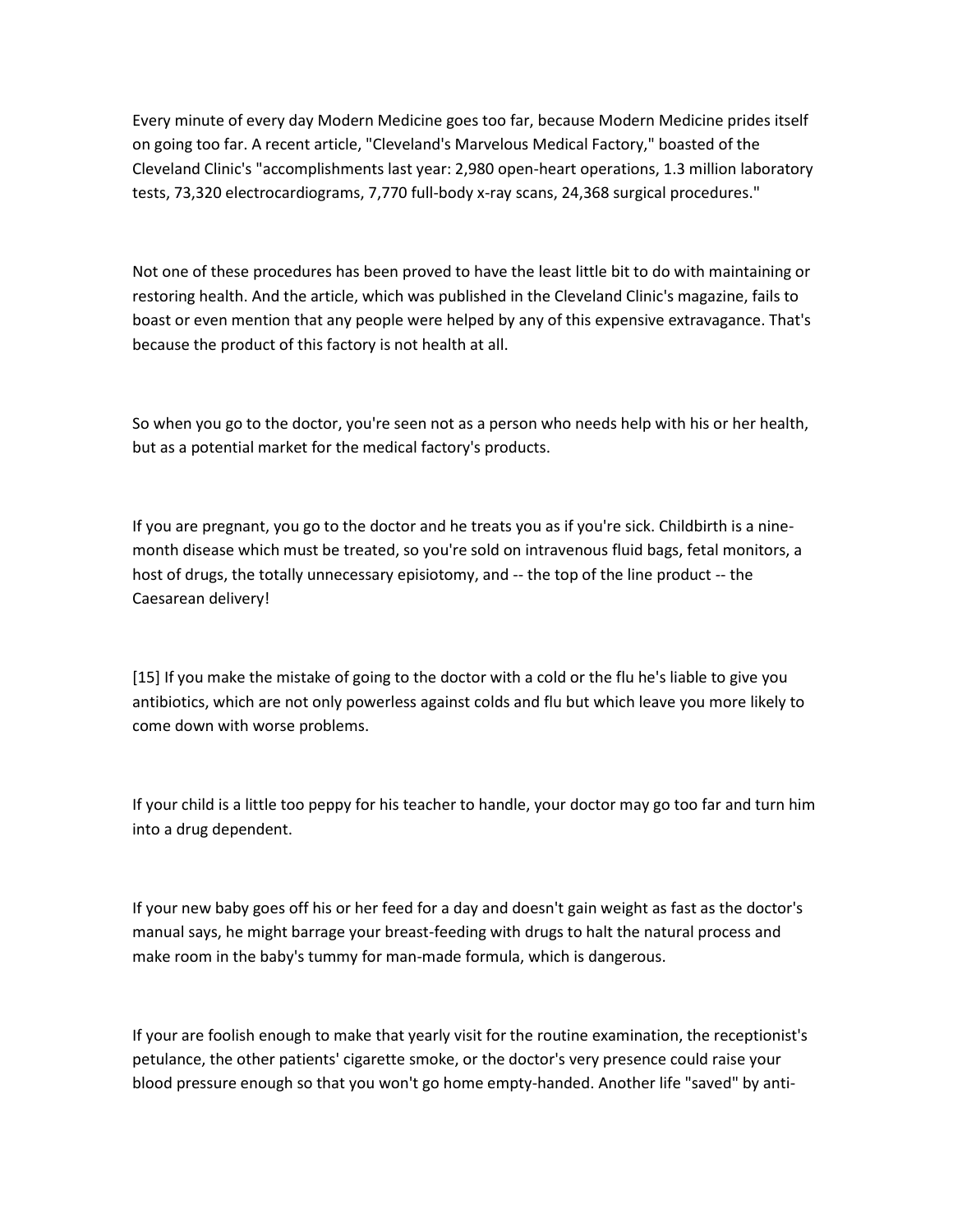Every minute of every day Modern Medicine goes too far, because Modern Medicine prides itself on going too far. A recent article, "Cleveland's Marvelous Medical Factory," boasted of the Cleveland Clinic's "accomplishments last year: 2,980 open-heart operations, 1.3 million laboratory tests, 73,320 electrocardiograms, 7,770 full-body x-ray scans, 24,368 surgical procedures."

Not one of these procedures has been proved to have the least little bit to do with maintaining or restoring health. And the article, which was published in the Cleveland Clinic's magazine, fails to boast or even mention that any people were helped by any of this expensive extravagance. That's because the product of this factory is not health at all.

So when you go to the doctor, you're seen not as a person who needs help with his or her health, but as a potential market for the medical factory's products.

If you are pregnant, you go to the doctor and he treats you as if you're sick. Childbirth is a nine-month disease which must be treated, so you're sold on intravenous fluid bags, fetal monitors, a host of drugs, the totally unnecessary episiotomy, and -- the top of the line product -- the Caesarean delivery!

[15] If you make the mistake of going to the doctor with a cold or the flu he's liable to give you antibiotics, which are not only powerless against colds and flu but which leave you more likely to come down with worse problems.

If your child is a little too peppy for his teacher to handle, your doctor may go too far and turn him into a drug dependent.

If your new baby goes off his or her feed for a day and doesn't gain weight as fast as the doctor's manual says, he might barrage your breast-feeding with drugs to halt the natural process and make room in the baby's tummy for man-made formula, which is dangerous.

If your are foolish enough to make that yearly visit for the routine examination, the receptionist's petulance, the other patients' cigarette smoke, or the doctor's very presence could raise your blood pressure enough so that you won't go home empty-handed. Another life "saved" by anti-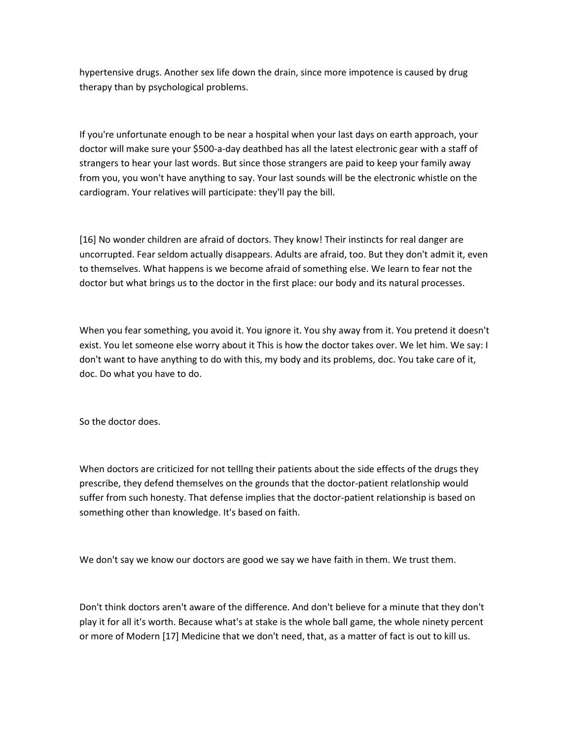hypertensive drugs. Another sex life down the drain, since more impotence is caused by drug therapy than by psychological problems.

If you're unfortunate enough to be near a hospital when your last days on earth approach, your doctor will make sure your $500-a-day deathbed has all the latest electronic gear with a staff of strangers to hear your last words. But since those strangers are paid to keep your family away from you, you won't have anything to say. Your last sounds will be the electronic whistle on the cardiogram. Your relatives will participate: they'll pay the bill.

[16] No wonder children are afraid of doctors. They know! Their instincts for real danger are uncorrupted. Fear seldom actually disappears. Adults are afraid, too. But they don't admit it, even to themselves. What happens is we become afraid of something else. We learn to fear not the doctor but what brings us to the doctor in the first place: our body and its natural processes.

When you fear something, you avoid it. You ignore it. You shy away from it. You pretend it doesn't exist. You let someone else worry about it This is how the doctor takes over. We let him. We say: I don't want to have anything to do with this, my body and its problems, doc. You take care of it, doc. Do what you have to do.

So the doctor does.

When doctors are criticized for not telllng their patients about the side effects of the drugs they prescribe, they defend themselves on the grounds that the doctor-patient relatlonship would suffer from such honesty. That defense implies that the doctor-patient relationship is based on something other than knowledge. It's based on faith.

We don't say we know our doctors are good we say we have faith in them. We trust them.

Don't think doctors aren't aware of the difference. And don't believe for a minute that they don't play it for all it's worth. Because what's at stake is the whole ball game, the whole ninety percent or more of Modern [17] Medicine that we don't need, that, as a matter of fact is out to kill us.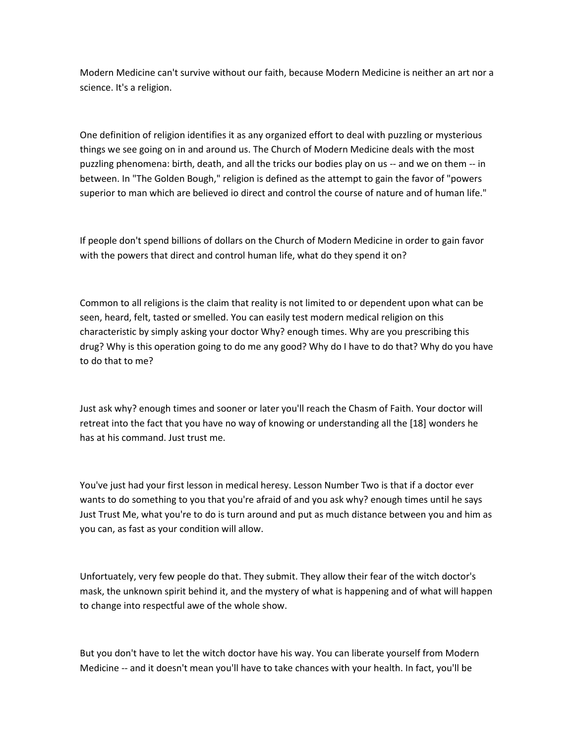Modern Medicine can't survive without our faith, because Modern Medicine is neither an art nor a science. It's a religion.

One definition of religion identifies it as any organized effort to deal with puzzling or mysterious things we see going on in and around us. The Church of Modern Medicine deals with the most puzzling phenomena: birth, death, and all the tricks our bodies play on us -- and we on them -- in between. In "The Golden Bough," religion is defined as the attempt to gain the favor of "powers superior to man which are believed io direct and control the course of nature and of human life."

If people don't spend billions of dollars on the Church of Modern Medicine in order to gain favor with the powers that direct and control human life, what do they spend it on?

Common to all religions is the claim that reality is not limited to or dependent upon what can be seen, heard, felt, tasted or smelled. You can easily test modern medical religion on this characteristic by simply asking your doctor Why? enough times. Why are you prescribing this drug? Why is this operation going to do me any good? Why do I have to do that? Why do you have to do that to me?

Just ask why? enough times and sooner or later you'll reach the Chasm of Faith. Your doctor will retreat into the fact that you have no way of knowing or understanding all the [18] wonders he has at his command. Just trust me.

You've just had your first lesson in medical heresy. Lesson Number Two is that if a doctor ever wants to do something to you that you're afraid of and you ask why? enough times until he says Just Trust Me, what you're to do is turn around and put as much distance between you and him as you can, as fast as your condition will allow.

Unfortuately, very few people do that. They submit. They allow their fear of the witch doctor's mask, the unknown spirit behind it, and the mystery of what is happening and of what will happen to change into respectful awe of the whole show.

But you don't have to let the witch doctor have his way. You can liberate yourself from Modern Medicine -- and it doesn't mean you'll have to take chances with your health. In fact, you'll be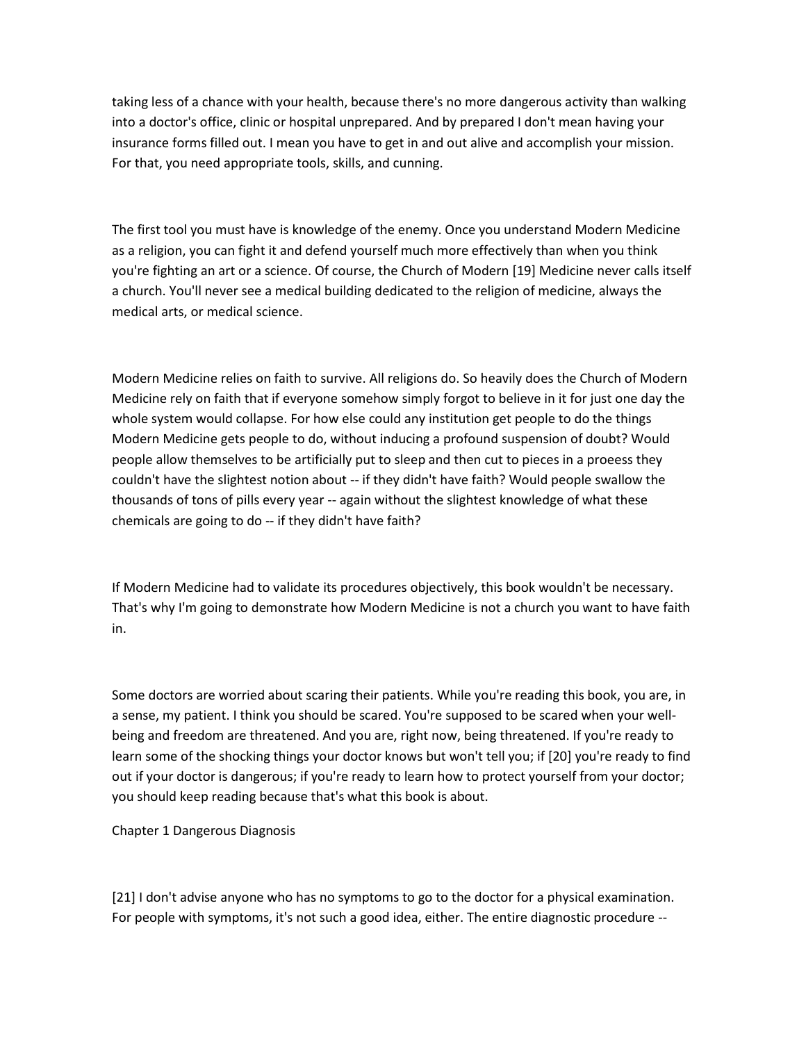taking less of a chance with your health, because there's no more dangerous activity than walking into a doctor's office, clinic or hospital unprepared. And by prepared I don't mean having your insurance forms filled out. I mean you have to get in and out alive and accomplish your mission. For that, you need appropriate tools, skills, and cunning.

The first tool you must have is knowledge of the enemy. Once you understand Modern Medicine as a religion, you can fight it and defend yourself much more effectively than when you think you're fighting an art or a science. Of course, the Church of Modern [19] Medicine never calls itself a church. You'll never see a medical building dedicated to the religion of medicine, always the medical arts, or medical science.

Modern Medicine relies on faith to survive. All religions do. So heavily does the Church of Modern Medicine rely on faith that if everyone somehow simply forgot to believe in it for just one day the whole system would collapse. For how else could any institution get people to do the things Modern Medicine gets people to do, without inducing a profound suspension of doubt? Would people allow themselves to be artificially put to sleep and then cut to pieces in a proeess they couldn't have the slightest notion about -- if they didn't have faith? Would people swallow the thousands of tons of pills every year -- again without the slightest knowledge of what these chemicals are going to do -- if they didn't have faith?

If Modern Medicine had to validate its procedures objectively, this book wouldn't be necessary. That's why I'm going to demonstrate how Modern Medicine is not a church you want to have faith in.

Some doctors are worried about scaring their patients. While you're reading this book, you are, in a sense, my patient. I think you should be scared. You're supposed to be scared when your well-being and freedom are threatened. And you are, right now, being threatened. If you're ready to learn some of the shocking things your doctor knows but won't tell you; if [20] you're ready to find out if your doctor is dangerous; if you're ready to learn how to protect yourself from your doctor; you should keep reading because that's what this book is about.

## Chapter 1 Dangerous Diagnosis

[21] I don't advise anyone who has no symptoms to go to the doctor for a physical examination. For people with symptoms, it's not such a good idea, either. The entire diagnostic procedure --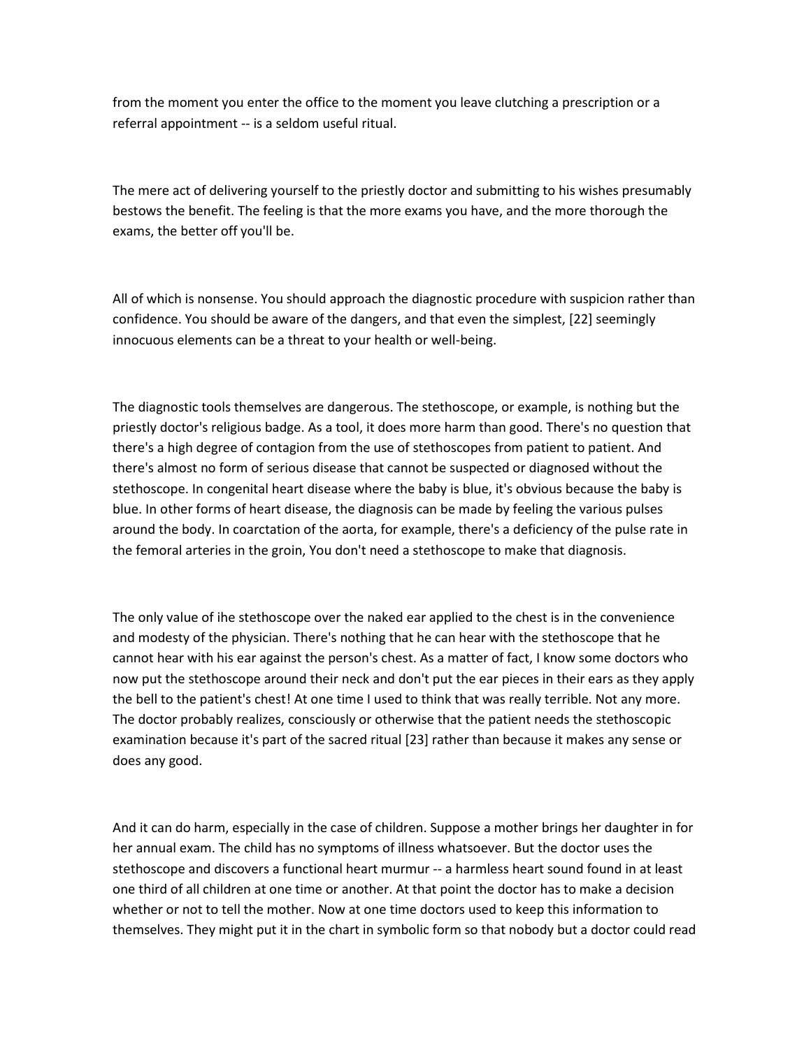from the moment you enter the office to the moment you leave clutching a prescription or a referral appointment -- is a seldom useful ritual.

The mere act of delivering yourself to the priestly doctor and submitting to his wishes presumably bestows the benefit. The feeling is that the more exams you have, and the more thorough the exams, the better off you'll be.

All of which is nonsense. You should approach the diagnostic procedure with suspicion rather than confidence. You should be aware of the dangers, and that even the simplest, [22] seemingly innocuous elements can be a threat to your health or well-being.

The diagnostic tools themselves are dangerous. The stethoscope, or example, is nothing but the priestly doctor's religious badge. As a tool, it does more harm than good. There's no question that there's a high degree of contagion from the use of stethoscopes from patient to patient. And there's almost no form of serious disease that cannot be suspected or diagnosed without the stethoscope. In congenital heart disease where the baby is blue, it's obvious because the baby is blue. In other forms of heart disease, the diagnosis can be made by feeling the various pulses around the body. In coarctation of the aorta, for example, there's a deficiency of the pulse rate in the femoral arteries in the groin, You don't need a stethoscope to make that diagnosis.

The only value of ihe stethoscope over the naked ear applied to the chest is in the convenience and modesty of the physician. There's nothing that he can hear with the stethoscope that he cannot hear with his ear against the person's chest. As a matter of fact, I know some doctors who now put the stethoscope around their neck and don't put the ear pieces in their ears as they apply the bell to the patient's chest! At one time I used to think that was really terrible. Not any more. The doctor probably realizes, consciously or otherwise that the patient needs the stethoscopic examination because it's part of the sacred ritual [23] rather than because it makes any sense or does any good.

And it can do harm, especially in the case of children. Suppose a mother brings her daughter in for her annual exam. The child has no symptoms of illness whatsoever. But the doctor uses the stethoscope and discovers a functional heart murmur -- a harmless heart sound found in at least one third of all children at one time or another. At that point the doctor has to make a decision whether or not to tell the mother. Now at one time doctors used to keep this information to themselves. They might put it in the chart in symbolic form so that nobody but a doctor could read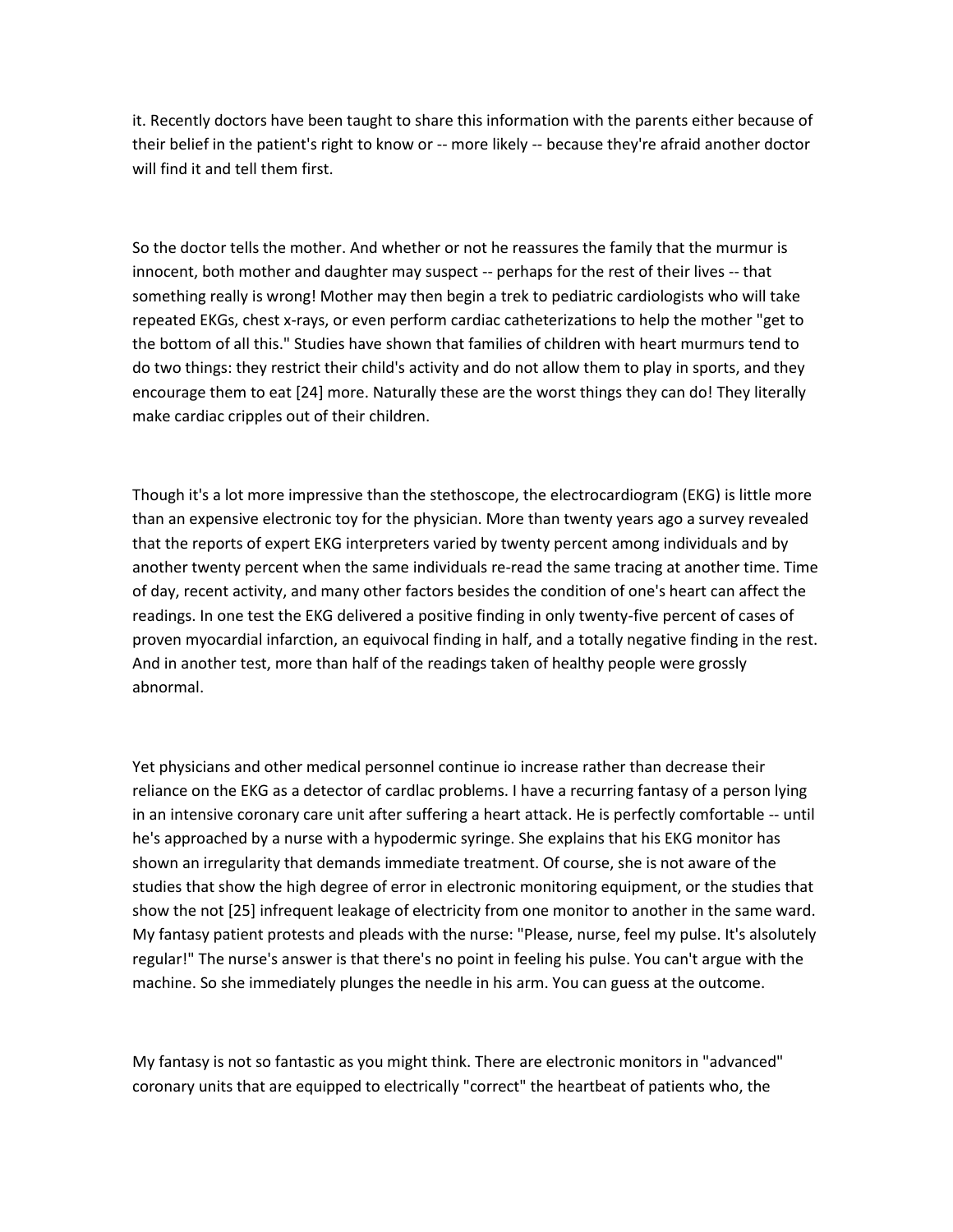it. Recently doctors have been taught to share this information with the parents either because of their belief in the patient's right to know or -- more likely -- because they're afraid another doctor will find it and tell them first.

So the doctor tells the mother. And whether or not he reassures the family that the murmur is innocent, both mother and daughter may suspect -- perhaps for the rest of their lives -- that something really is wrong! Mother may then begin a trek to pediatric cardiologists who will take repeated EKGs, chest x-rays, or even perform cardiac catheterizations to help the mother "get to the bottom of all this." Studies have shown that families of children with heart murmurs tend to do two things: they restrict their child's activity and do not allow them to play in sports, and they encourage them to eat [24] more. Naturally these are the worst things they can do! They literally make cardiac cripples out of their children.

Though it's a lot more impressive than the stethoscope, the electrocardiogram (EKG) is little more than an expensive electronic toy for the physician. More than twenty years ago a survey revealed that the reports of expert EKG interpreters varied by twenty percent among individuals and by another twenty percent when the same individuals re-read the same tracing at another time. Time of day, recent activity, and many other factors besides the condition of one's heart can affect the readings. In one test the EKG delivered a positive finding in only twenty-five percent of cases of proven myocardial infarction, an equivocal finding in half, and a totally negative finding in the rest. And in another test, more than half of the readings taken of healthy people were grossly abnormal.

Yet physicians and other medical personnel continue io increase rather than decrease their reliance on the EKG as a detector of cardlac problems. I have a recurring fantasy of a person lying in an intensive coronary care unit after suffering a heart attack. He is perfectly comfortable -- until he's approached by a nurse with a hypodermic syringe. She explains that his EKG monitor has shown an irregularity that demands immediate treatment. Of course, she is not aware of the studies that show the high degree of error in electronic monitoring equipment, or the studies that show the not [25] infrequent leakage of electricity from one monitor to another in the same ward. My fantasy patient protests and pleads with the nurse: "Please, nurse, feel my pulse. It's alsolutely regular!" The nurse's answer is that there's no point in feeling his pulse. You can't argue with the machine. So she immediately plunges the needle in his arm. You can guess at the outcome.

My fantasy is not so fantastic as you might think. There are electronic monitors in "advanced" coronary units that are equipped to electrically "correct" the heartbeat of patients who, the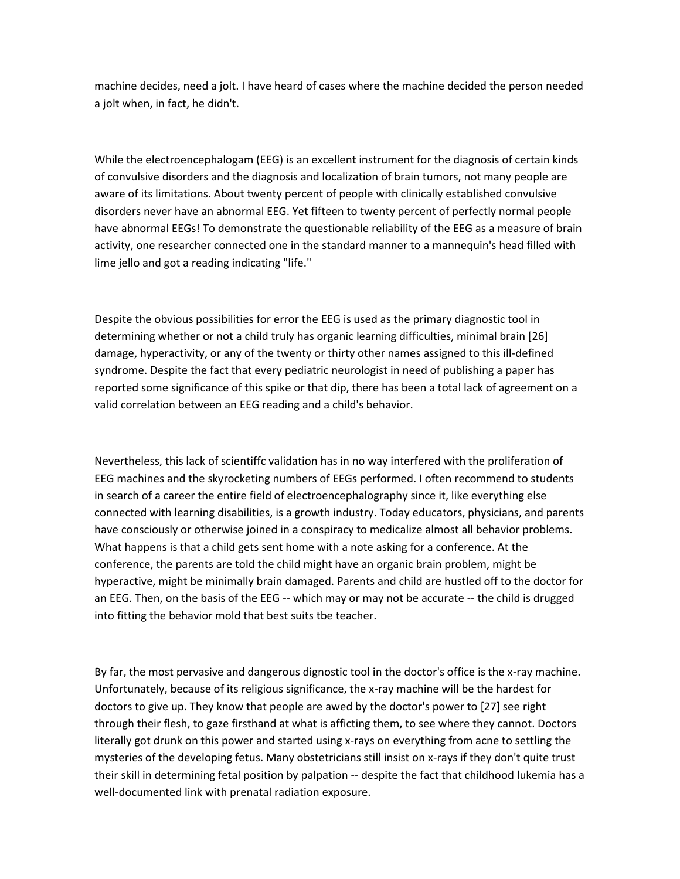machine decides, need a jolt. I have heard of cases where the machine decided the person needed a jolt when, in fact, he didn't.

While the electroencephalogam (EEG) is an excellent instrument for the diagnosis of certain kinds of convulsive disorders and the diagnosis and localization of brain tumors, not many people are aware of its limitations. About twenty percent of people with clinically established convulsive disorders never have an abnormal EEG. Yet fifteen to twenty percent of perfectly normal people have abnormal EEGs! To demonstrate the questionable reliability of the EEG as a measure of brain activity, one researcher connected one in the standard manner to a mannequin's head filled with lime jello and got a reading indicating "life."

Despite the obvious possibilities for error the EEG is used as the primary diagnostic tool in determining whether or not a child truly has organic learning difficulties, minimal brain [26] damage, hyperactivity, or any of the twenty or thirty other names assigned to this ill-defined syndrome. Despite the fact that every pediatric neurologist in need of publishing a paper has reported some significance of this spike or that dip, there has been a total lack of agreement on a valid correlation between an EEG reading and a child's behavior.

Nevertheless, this lack of scientiffc validation has in no way interfered with the proliferation of EEG machines and the skyrocketing numbers of EEGs performed. I often recommend to students in search of a career the entire field of electroencephalography since it, like everything else connected with learning disabilities, is a growth industry. Today educators, physicians, and parents have consciously or otherwise joined in a conspiracy to medicalize almost all behavior problems. What happens is that a child gets sent home with a note asking for a conference. At the conference, the parents are told the child might have an organic brain problem, might be hyperactive, might be minimally brain damaged. Parents and child are hustled off to the doctor for an EEG. Then, on the basis of the EEG -- which may or may not be accurate -- the child is drugged into fitting the behavior mold that best suits tbe teacher.

By far, the most pervasive and dangerous dignostic tool in the doctor's office is the x-ray machine. Unfortunately, because of its religious significance, the x-ray machine will be the hardest for doctors to give up. They know that people are awed by the doctor's power to [27] see right through their flesh, to gaze firsthand at what is afficting them, to see where they cannot. Doctors literally got drunk on this power and started using x-rays on everything from acne to settling the mysteries of the developing fetus. Many obstetricians still insist on x-rays if they don't quite trust their skill in determining fetal position by palpation -- despite the fact that childhood lukemia has a well-documented link with prenatal radiation exposure.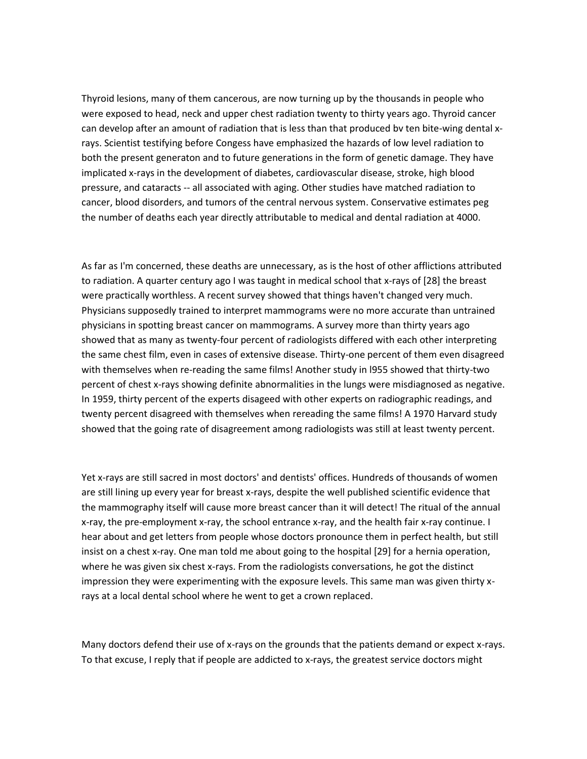Thyroid lesions, many of them cancerous, are now turning up by the thousands in people who were exposed to head, neck and upper chest radiation twenty to thirty years ago. Thyroid cancer can develop after an amount of radiation that is less than that produced bv ten bite-wing dental x-rays. Scientist testifying before Congess have emphasized the hazards of low level radiation to both the present generaton and to future generations in the form of genetic damage. They have implicated x-rays in the development of diabetes, cardiovascular disease, stroke, high blood pressure, and cataracts -- all associated with aging. Other studies have matched radiation to cancer, blood disorders, and tumors of the central nervous system. Conservative estimates peg the number of deaths each year directly attributable to medical and dental radiation at 4000.

As far as I'm concerned, these deaths are unnecessary, as is the host of other afflictions attributed to radiation. A quarter century ago I was taught in medical school that x-rays of [28] the breast were practically worthless. A recent survey showed that things haven't changed very much. Physicians supposedly trained to interpret mammograms were no more accurate than untrained physicians in spotting breast cancer on mammograms. A survey more than thirty years ago showed that as many as twenty-four percent of radiologists differed with each other interpreting the same chest film, even in cases of extensive disease. Thirty-one percent of them even disagreed with themselves when re-reading the same films! Another study in l955 showed that thirty-two percent of chest x-rays showing definite abnormalities in the lungs were misdiagnosed as negative. In 1959, thirty percent of the experts disageed with other experts on radiographic readings, and twenty percent disagreed with themselves when rereading the same films! A 1970 Harvard study showed that the going rate of disagreement among radiologists was still at least twenty percent.

Yet x-rays are still sacred in most doctors' and dentists' offices. Hundreds of thousands of women are still lining up every year for breast x-rays, despite the well published scientific evidence that the mammography itself will cause more breast cancer than it will detect! The ritual of the annual x-ray, the pre-employment x-ray, the school entrance x-ray, and the health fair x-ray continue. I hear about and get letters from people whose doctors pronounce them in perfect health, but still insist on a chest x-ray. One man told me about going to the hospital [29] for a hernia operation, where he was given six chest x-rays. From the radiologists conversations, he got the distinct impression they were experimenting with the exposure levels. This same man was given thirty x-rays at a local dental school where he went to get a crown replaced.

Many doctors defend their use of x-rays on the grounds that the patients demand or expect x-rays. To that excuse, I reply that if people are addicted to x-rays, the greatest service doctors might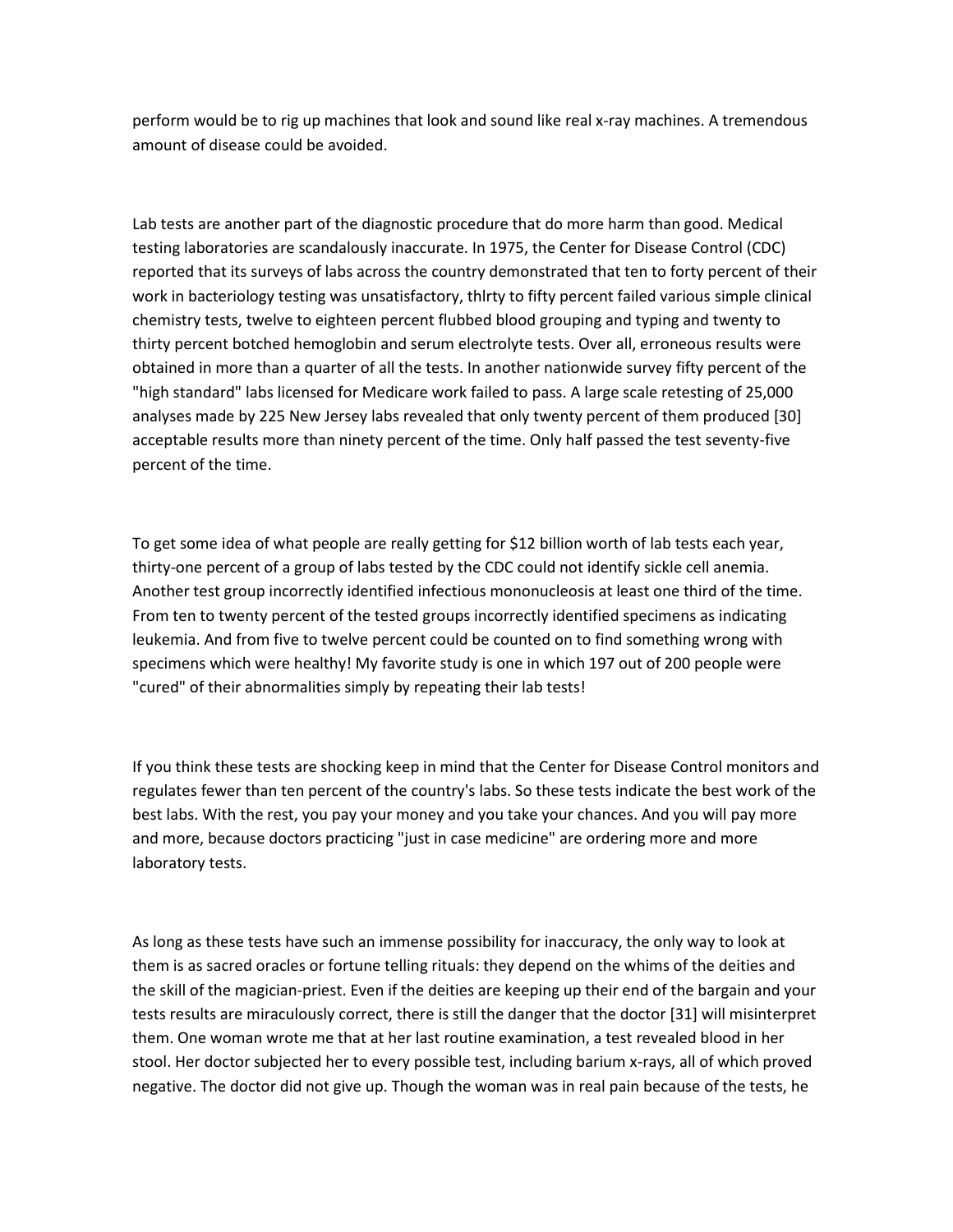perform would be to rig up machines that look and sound like real x-ray machines. A tremendous amount of disease could be avoided.

Lab tests are another part of the diagnostic procedure that do more harm than good. Medical testing laboratories are scandalously inaccurate. In 1975, the Center for Disease Control (CDC) reported that its surveys of labs across the country demonstrated that ten to forty percent of their work in bacteriology testing was unsatisfactory, thlrty to fifty percent failed various simple clinical chemistry tests, twelve to eighteen percent flubbed blood grouping and typing and twenty to thirty percent botched hemoglobin and serum electrolyte tests. Over all, erroneous results were obtained in more than a quarter of all the tests. In another nationwide survey fifty percent of the "high standard" labs licensed for Medicare work failed to pass. A large scale retesting of 25,000 analyses made by 225 New Jersey labs revealed that only twenty percent of them produced [30] acceptable results more than ninety percent of the time. Only half passed the test seventy-five percent of the time.

To get some idea of what people are really getting for $12 billion worth of lab tests each year, thirty-one percent of a group of labs tested by the CDC could not identify sickle cell anemia. Another test group incorrectly identified infectious mononucleosis at least one third of the time. From ten to twenty percent of the tested groups incorrectly identified specimens as indicating leukemia. And from five to twelve percent could be counted on to find something wrong with specimens which were healthy! My favorite study is one in which 197 out of 200 people were "cured" of their abnormalities simply by repeating their lab tests!

If you think these tests are shocking keep in mind that the Center for Disease Control monitors and regulates fewer than ten percent of the country's labs. So these tests indicate the best work of the best labs. With the rest, you pay your money and you take your chances. And you will pay more and more, because doctors practicing "just in case medicine" are ordering more and more laboratory tests.

As long as these tests have such an immense possibility for inaccuracy, the only way to look at them is as sacred oracles or fortune telling rituals: they depend on the whims of the deities and the skill of the magician-priest. Even if the deities are keeping up their end of the bargain and your tests results are miraculously correct, there is still the danger that the doctor [31] will misinterpret them. One woman wrote me that at her last routine examination, a test revealed blood in her stool. Her doctor subjected her to every possible test, including barium x-rays, all of which proved negative. The doctor did not give up. Though the woman was in real pain because of the tests, he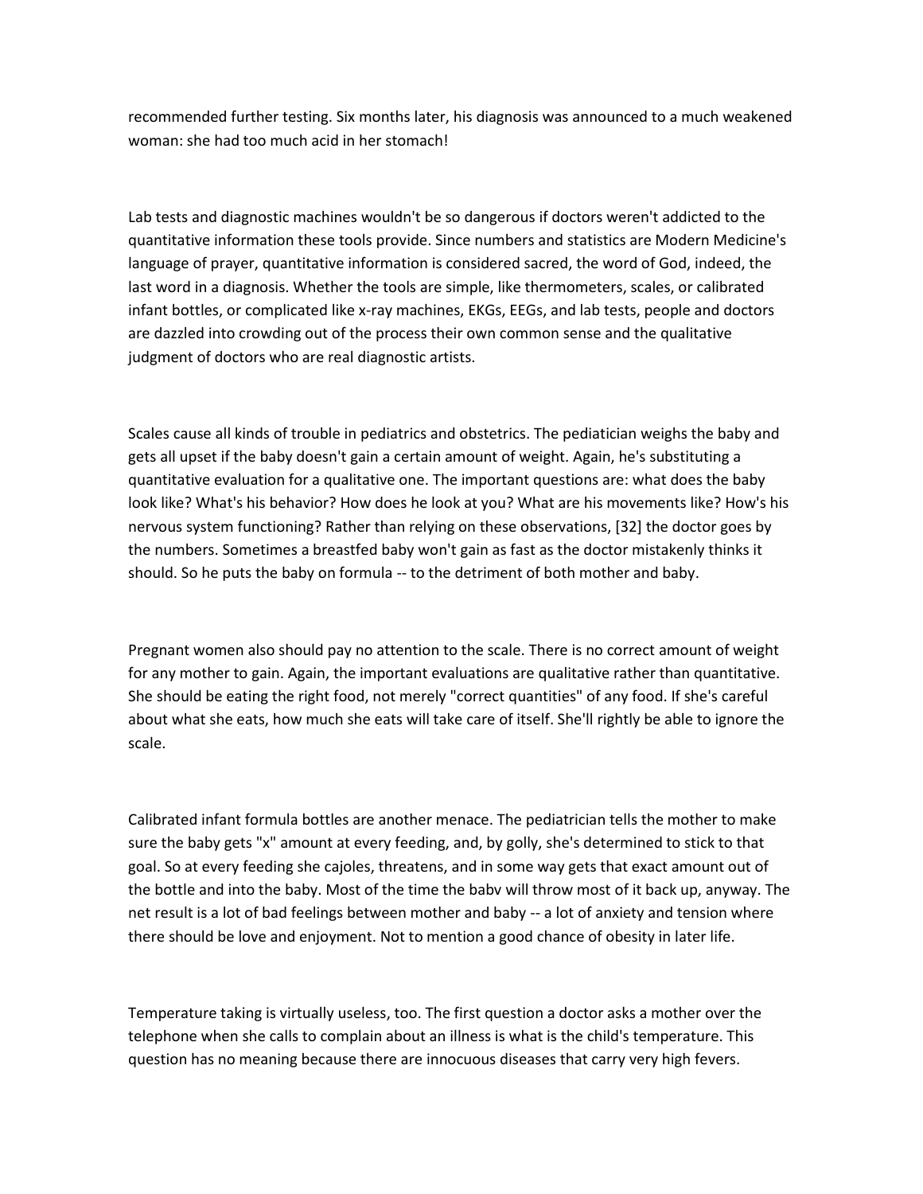recommended further testing. Six months later, his diagnosis was announced to a much weakened woman: she had too much acid in her stomach!

Lab tests and diagnostic machines wouldn't be so dangerous if doctors weren't addicted to the quantitative information these tools provide. Since numbers and statistics are Modern Medicine's language of prayer, quantitative information is considered sacred, the word of God, indeed, the last word in a diagnosis. Whether the tools are simple, like thermometers, scales, or calibrated infant bottles, or complicated like x-ray machines, EKGs, EEGs, and lab tests, people and doctors are dazzled into crowding out of the process their own common sense and the qualitative judgment of doctors who are real diagnostic artists.

Scales cause all kinds of trouble in pediatrics and obstetrics. The pediatician weighs the baby and gets all upset if the baby doesn't gain a certain amount of weight. Again, he's substituting a quantitative evaluation for a qualitative one. The important questions are: what does the baby look like? What's his behavior? How does he look at you? What are his movements like? How's his nervous system functioning? Rather than relying on these observations, [32] the doctor goes by the numbers. Sometimes a breastfed baby won't gain as fast as the doctor mistakenly thinks it should. So he puts the baby on formula -- to the detriment of both mother and baby.

Pregnant women also should pay no attention to the scale. There is no correct amount of weight for any mother to gain. Again, the important evaluations are qualitative rather than quantitative. She should be eating the right food, not merely "correct quantities" of any food. If she's careful about what she eats, how much she eats will take care of itself. She'll rightly be able to ignore the scale.

Calibrated infant formula bottles are another menace. The pediatrician tells the mother to make sure the baby gets "x" amount at every feeding, and, by golly, she's determined to stick to that goal. So at every feeding she cajoles, threatens, and in some way gets that exact amount out of the bottle and into the baby. Most of the time the babv will throw most of it back up, anyway. The net result is a lot of bad feelings between mother and baby -- a lot of anxiety and tension where there should be love and enjoyment. Not to mention a good chance of obesity in later life.

Temperature taking is virtually useless, too. The first question a doctor asks a mother over the telephone when she calls to complain about an illness is what is the child's temperature. This question has no meaning because there are innocuous diseases that carry very high fevers.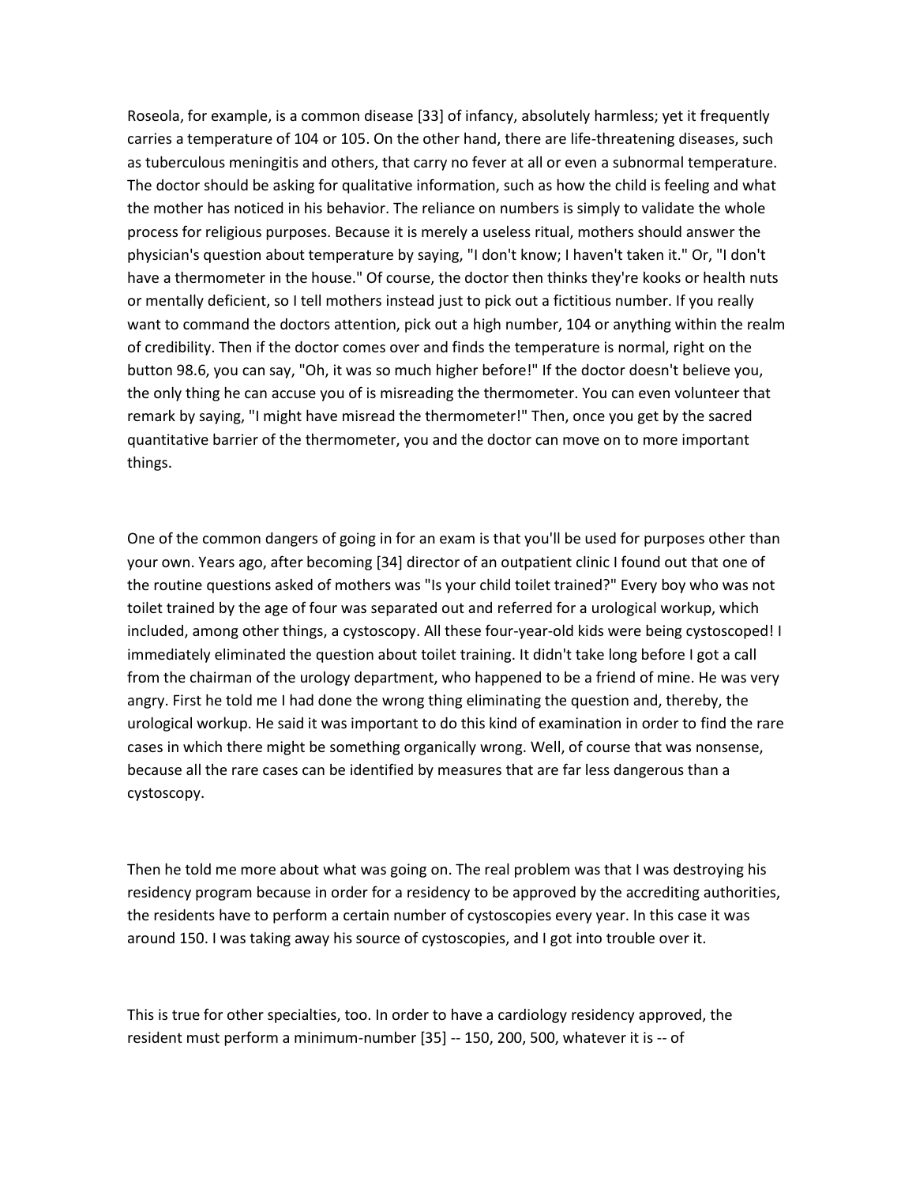Roseola, for example, is a common disease [33] of infancy, absolutely harmless; yet it frequently carries a temperature of 104 or 105. On the other hand, there are life-threatening diseases, such as tuberculous meningitis and others, that carry no fever at all or even a subnormal temperature. The doctor should be asking for qualitative information, such as how the child is feeling and what the mother has noticed in his behavior. The reliance on numbers is simply to validate the whole process for religious purposes. Because it is merely a useless ritual, mothers should answer the physician's question about temperature by saying, "I don't know; I haven't taken it." Or, "I don't have a thermometer in the house." Of course, the doctor then thinks they're kooks or health nuts or mentally deficient, so I tell mothers instead just to pick out a fictitious number. If you really want to command the doctors attention, pick out a high number, 104 or anything within the realm of credibility. Then if the doctor comes over and finds the temperature is normal, right on the button 98.6, you can say, "Oh, it was so much higher before!" If the doctor doesn't believe you, the only thing he can accuse you of is misreading the thermometer. You can even volunteer that remark by saying, "I might have misread the thermometer!" Then, once you get by the sacred quantitative barrier of the thermometer, you and the doctor can move on to more important things.

One of the common dangers of going in for an exam is that you'll be used for purposes other than your own. Years ago, after becoming [34] director of an outpatient clinic I found out that one of the routine questions asked of mothers was "Is your child toilet trained?" Every boy who was not toilet trained by the age of four was separated out and referred for a urological workup, which included, among other things, a cystoscopy. All these four-year-old kids were being cystoscoped! I immediately eliminated the question about toilet training. It didn't take long before I got a call from the chairman of the urology department, who happened to be a friend of mine. He was very angry. First he told me I had done the wrong thing eliminating the question and, thereby, the urological workup. He said it was important to do this kind of examination in order to find the rare cases in which there might be something organically wrong. Well, of course that was nonsense, because all the rare cases can be identified by measures that are far less dangerous than a cystoscopy.

Then he told me more about what was going on. The real problem was that I was destroying his residency program because in order for a residency to be approved by the accrediting authorities, the residents have to perform a certain number of cystoscopies every year. In this case it was around 150. I was taking away his source of cystoscopies, and I got into trouble over it.

This is true for other specialties, too. In order to have a cardiology residency approved, the resident must perform a minimum-number [35] -- 150, 200, 500, whatever it is -- of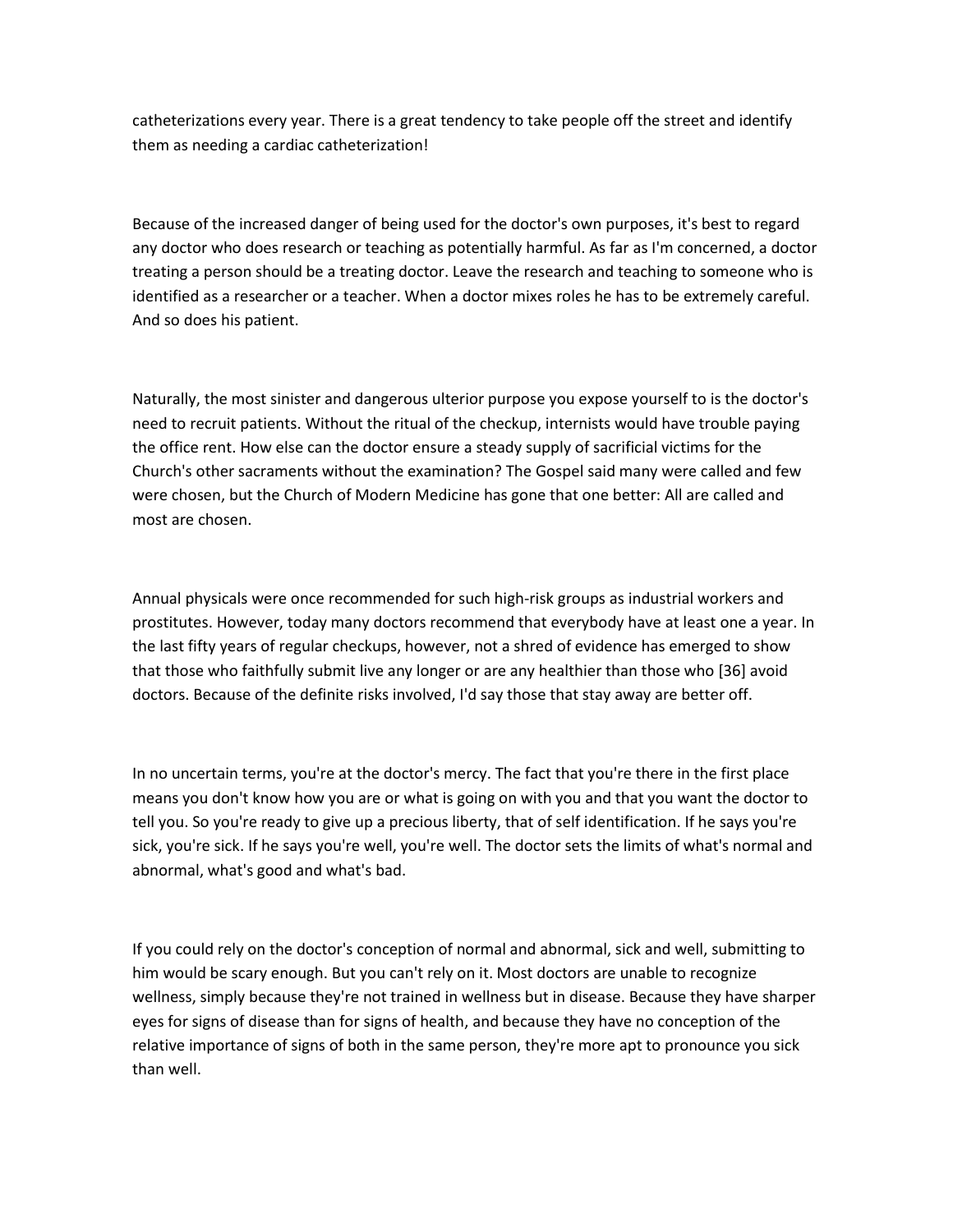catheterizations every year. There is a great tendency to take people off the street and identify them as needing a cardiac catheterization!

Because of the increased danger of being used for the doctor's own purposes, it's best to regard any doctor who does research or teaching as potentially harmful. As far as I'm concerned, a doctor treating a person should be a treating doctor. Leave the research and teaching to someone who is identified as a researcher or a teacher. When a doctor mixes roles he has to be extremely careful. And so does his patient.

Naturally, the most sinister and dangerous ulterior purpose you expose yourself to is the doctor's need to recruit patients. Without the ritual of the checkup, internists would have trouble paying the office rent. How else can the doctor ensure a steady supply of sacrificial victims for the Church's other sacraments without the examination? The Gospel said many were called and few were chosen, but the Church of Modern Medicine has gone that one better: All are called and most are chosen.

Annual physicals were once recommended for such high-risk groups as industrial workers and prostitutes. However, today many doctors recommend that everybody have at least one a year. In the last fifty years of regular checkups, however, not a shred of evidence has emerged to show that those who faithfully submit live any longer or are any healthier than those who [36] avoid doctors. Because of the definite risks involved, I'd say those that stay away are better off.

In no uncertain terms, you're at the doctor's mercy. The fact that you're there in the first place means you don't know how you are or what is going on with you and that you want the doctor to tell you. So you're ready to give up a precious liberty, that of self identification. If he says you're sick, you're sick. If he says you're well, you're well. The doctor sets the limits of what's normal and abnormal, what's good and what's bad.

If you could rely on the doctor's conception of normal and abnormal, sick and well, submitting to him would be scary enough. But you can't rely on it. Most doctors are unable to recognize wellness, simply because they're not trained in wellness but in disease. Because they have sharper eyes for signs of disease than for signs of health, and because they have no conception of the relative importance of signs of both in the same person, they're more apt to pronounce you sick than well.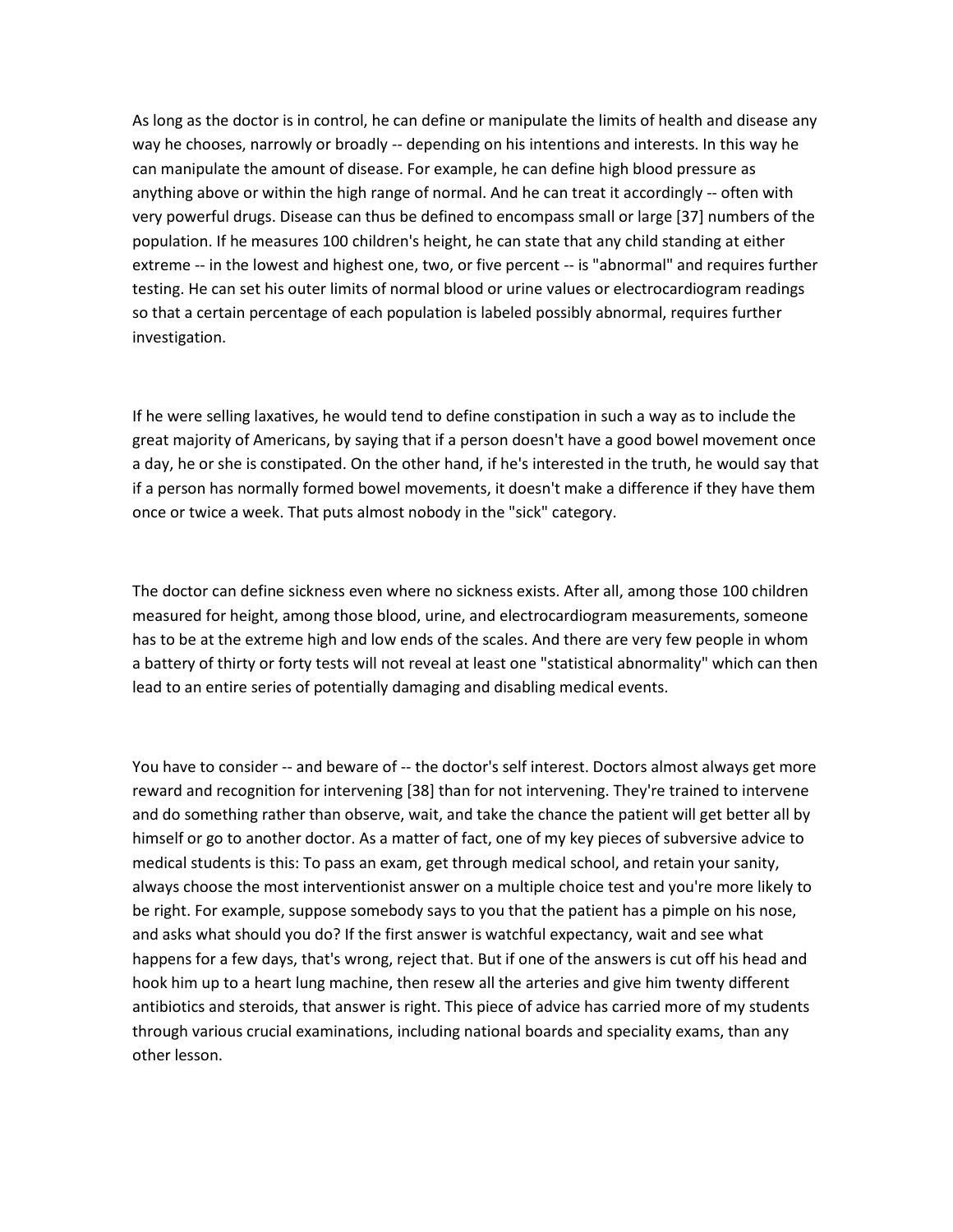As long as the doctor is in control, he can define or manipulate the limits of health and disease any way he chooses, narrowly or broadly -- depending on his intentions and interests. In this way he can manipulate the amount of disease. For example, he can define high blood pressure as anything above or within the high range of normal. And he can treat it accordingly -- often with very powerful drugs. Disease can thus be defined to encompass small or large [37] numbers of the population. If he measures 100 children's height, he can state that any child standing at either extreme -- in the lowest and highest one, two, or five percent -- is "abnormal" and requires further testing. He can set his outer limits of normal blood or urine values or electrocardiogram readings so that a certain percentage of each population is labeled possibly abnormal, requires further investigation.

If he were selling laxatives, he would tend to define constipation in such a way as to include the great majority of Americans, by saying that if a person doesn't have a good bowel movement once a day, he or she is constipated. On the other hand, if he's interested in the truth, he would say that if a person has normally formed bowel movements, it doesn't make a difference if they have them once or twice a week. That puts almost nobody in the "sick" category.

The doctor can define sickness even where no sickness exists. After all, among those 100 children measured for height, among those blood, urine, and electrocardiogram measurements, someone has to be at the extreme high and low ends of the scales. And there are very few people in whom a battery of thirty or forty tests will not reveal at least one "statistical abnormality" which can then lead to an entire series of potentially damaging and disabling medical events.

You have to consider -- and beware of -- the doctor's self interest. Doctors almost always get more reward and recognition for intervening [38] than for not intervening. They're trained to intervene and do something rather than observe, wait, and take the chance the patient will get better all by himself or go to another doctor. As a matter of fact, one of my key pieces of subversive advice to medical students is this: To pass an exam, get through medical school, and retain your sanity, always choose the most interventionist answer on a multiple choice test and you're more likely to be right. For example, suppose somebody says to you that the patient has a pimple on his nose, and asks what should you do? If the first answer is watchful expectancy, wait and see what happens for a few days, that's wrong, reject that. But if one of the answers is cut off his head and hook him up to a heart lung machine, then resew all the arteries and give him twenty different antibiotics and steroids, that answer is right. This piece of advice has carried more of my students through various crucial examinations, including national boards and speciality exams, than any other lesson.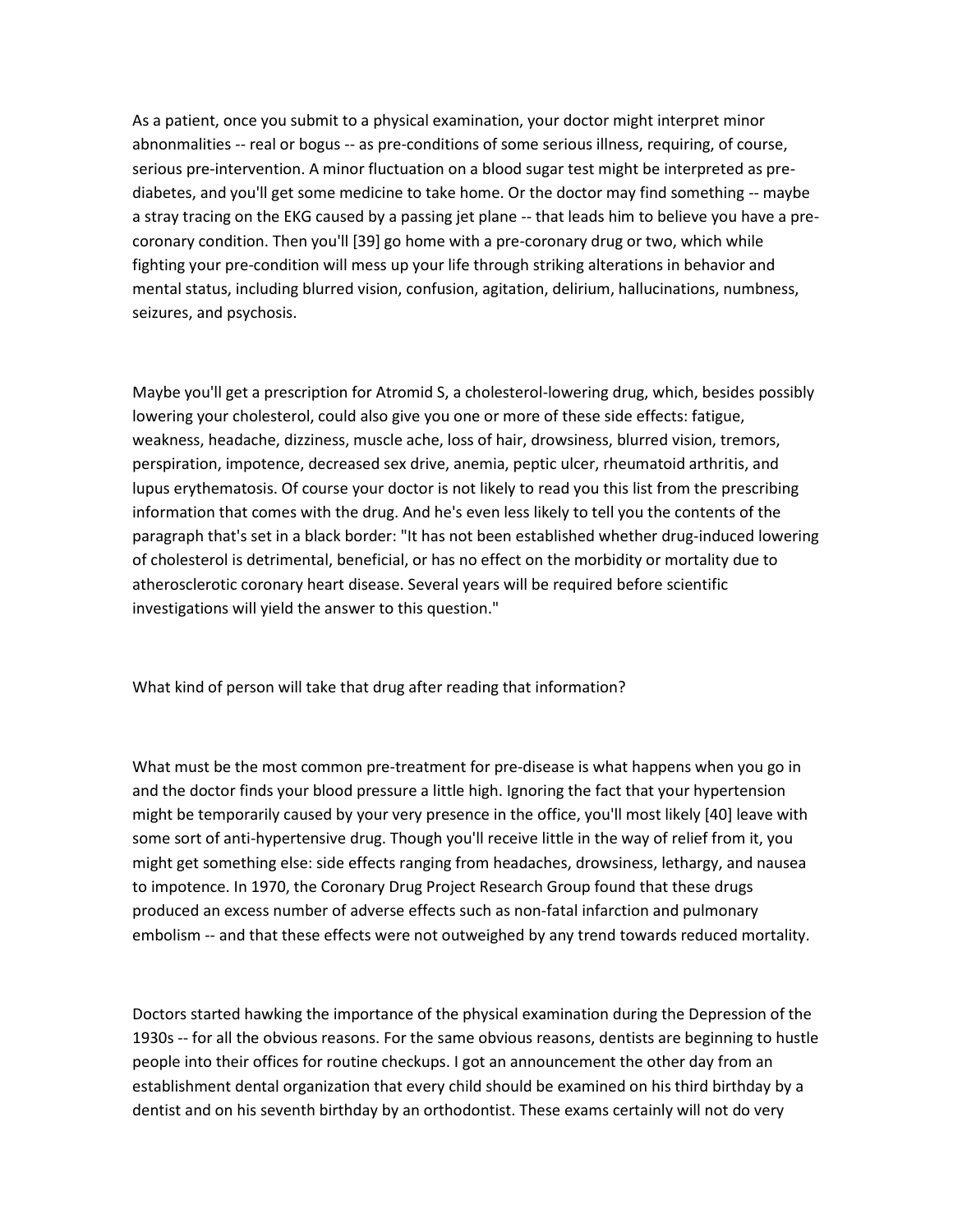As a patient, once you submit to a physical examination, your doctor might interpret minor abnonmalities -- real or bogus -- as pre-conditions of some serious illness, requiring, of course, serious pre-intervention. A minor fluctuation on a blood sugar test might be interpreted as pre-diabetes, and you'll get some medicine to take home. Or the doctor may find something -- maybe a stray tracing on the EKG caused by a passing jet plane -- that leads him to believe you have a pre-coronary condition. Then you'll [39] go home with a pre-coronary drug or two, which while fighting your pre-condition will mess up your life through striking alterations in behavior and mental status, including blurred vision, confusion, agitation, delirium, hallucinations, numbness, seizures, and psychosis.

Maybe you'll get a prescription for Atromid S, a cholesterol-lowering drug, which, besides possibly lowering your cholesterol, could also give you one or more of these side effects: fatigue, weakness, headache, dizziness, muscle ache, loss of hair, drowsiness, blurred vision, tremors, perspiration, impotence, decreased sex drive, anemia, peptic ulcer, rheumatoid arthritis, and lupus erythematosis. Of course your doctor is not likely to read you this list from the prescribing information that comes with the drug. And he's even less likely to tell you the contents of the paragraph that's set in a black border: "It has not been established whether drug-induced lowering of cholesterol is detrimental, beneficial, or has no effect on the morbidity or mortality due to atherosclerotic coronary heart disease. Several years will be required before scientific investigations will yield the answer to this question."

What kind of person will take that drug after reading that information?

What must be the most common pre-treatment for pre-disease is what happens when you go in and the doctor finds your blood pressure a little high. Ignoring the fact that your hypertension might be temporarily caused by your very presence in the office, you'll most likely [40] leave with some sort of anti-hypertensive drug. Though you'll receive little in the way of relief from it, you might get something else: side effects ranging from headaches, drowsiness, lethargy, and nausea to impotence. In 1970, the Coronary Drug Project Research Group found that these drugs produced an excess number of adverse effects such as non-fatal infarction and pulmonary embolism -- and that these effects were not outweighed by any trend towards reduced mortality.

Doctors started hawking the importance of the physical examination during the Depression of the 1930s -- for all the obvious reasons. For the same obvious reasons, dentists are beginning to hustle people into their offices for routine checkups. I got an announcement the other day from an establishment dental organization that every child should be examined on his third birthday by a dentist and on his seventh birthday by an orthodontist. These exams certainly will not do very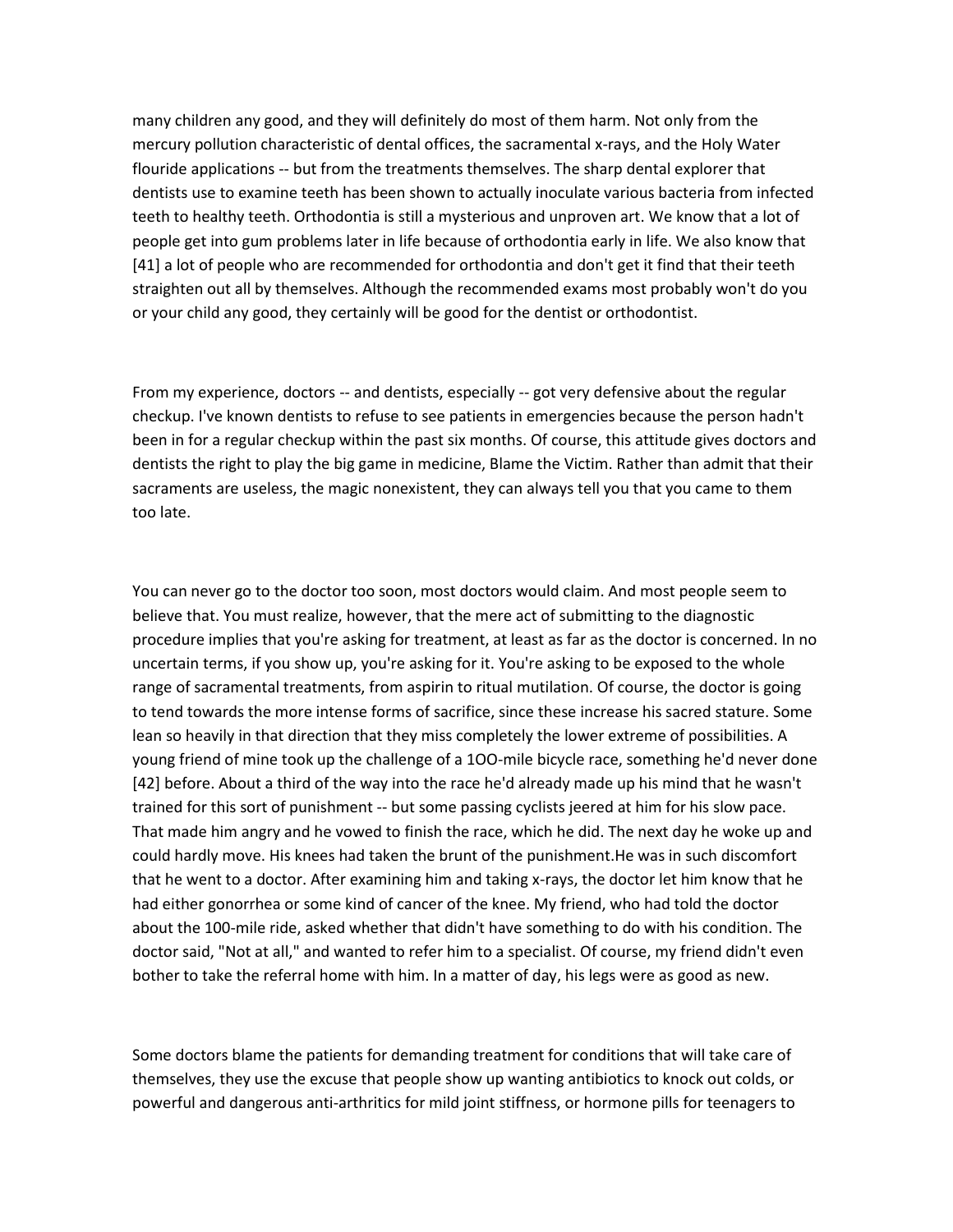many children any good, and they will definitely do most of them harm. Not only from the mercury pollution characteristic of dental offices, the sacramental x-rays, and the Holy Water flouride applications -- but from the treatments themselves. The sharp dental explorer that dentists use to examine teeth has been shown to actually inoculate various bacteria from infected teeth to healthy teeth. Orthodontia is still a mysterious and unproven art. We know that a lot of people get into gum problems later in life because of orthodontia early in life. We also know that [41] a lot of people who are recommended for orthodontia and don't get it find that their teeth straighten out all by themselves. Although the recommended exams most probably won't do you or your child any good, they certainly will be good for the dentist or orthodontist.

From my experience, doctors -- and dentists, especially -- got very defensive about the regular checkup. I've known dentists to refuse to see patients in emergencies because the person hadn't been in for a regular checkup within the past six months. Of course, this attitude gives doctors and dentists the right to play the big game in medicine, Blame the Victim. Rather than admit that their sacraments are useless, the magic nonexistent, they can always tell you that you came to them too late.

You can never go to the doctor too soon, most doctors would claim. And most people seem to believe that. You must realize, however, that the mere act of submitting to the diagnostic procedure implies that you're asking for treatment, at least as far as the doctor is concerned. In no uncertain terms, if you show up, you're asking for it. You're asking to be exposed to the whole range of sacramental treatments, from aspirin to ritual mutilation. Of course, the doctor is going to tend towards the more intense forms of sacrifice, since these increase his sacred stature. Some lean so heavily in that direction that they miss completely the lower extreme of possibilities. A young friend of mine took up the challenge of a 1OO-mile bicycle race, something he'd never done [42] before. About a third of the way into the race he'd already made up his mind that he wasn't trained for this sort of punishment -- but some passing cyclists jeered at him for his slow pace. That made him angry and he vowed to finish the race, which he did. The next day he woke up and could hardly move. His knees had taken the brunt of the punishment.He was in such discomfort that he went to a doctor. After examining him and taking x-rays, the doctor let him know that he had either gonorrhea or some kind of cancer of the knee. My friend, who had told the doctor about the 100-mile ride, asked whether that didn't have something to do with his condition. The doctor said, "Not at all," and wanted to refer him to a specialist. Of course, my friend didn't even bother to take the referral home with him. In a matter of day, his legs were as good as new.

Some doctors blame the patients for demanding treatment for conditions that will take care of themselves, they use the excuse that people show up wanting antibiotics to knock out colds, or powerful and dangerous anti-arthritics for mild joint stiffness, or hormone pills for teenagers to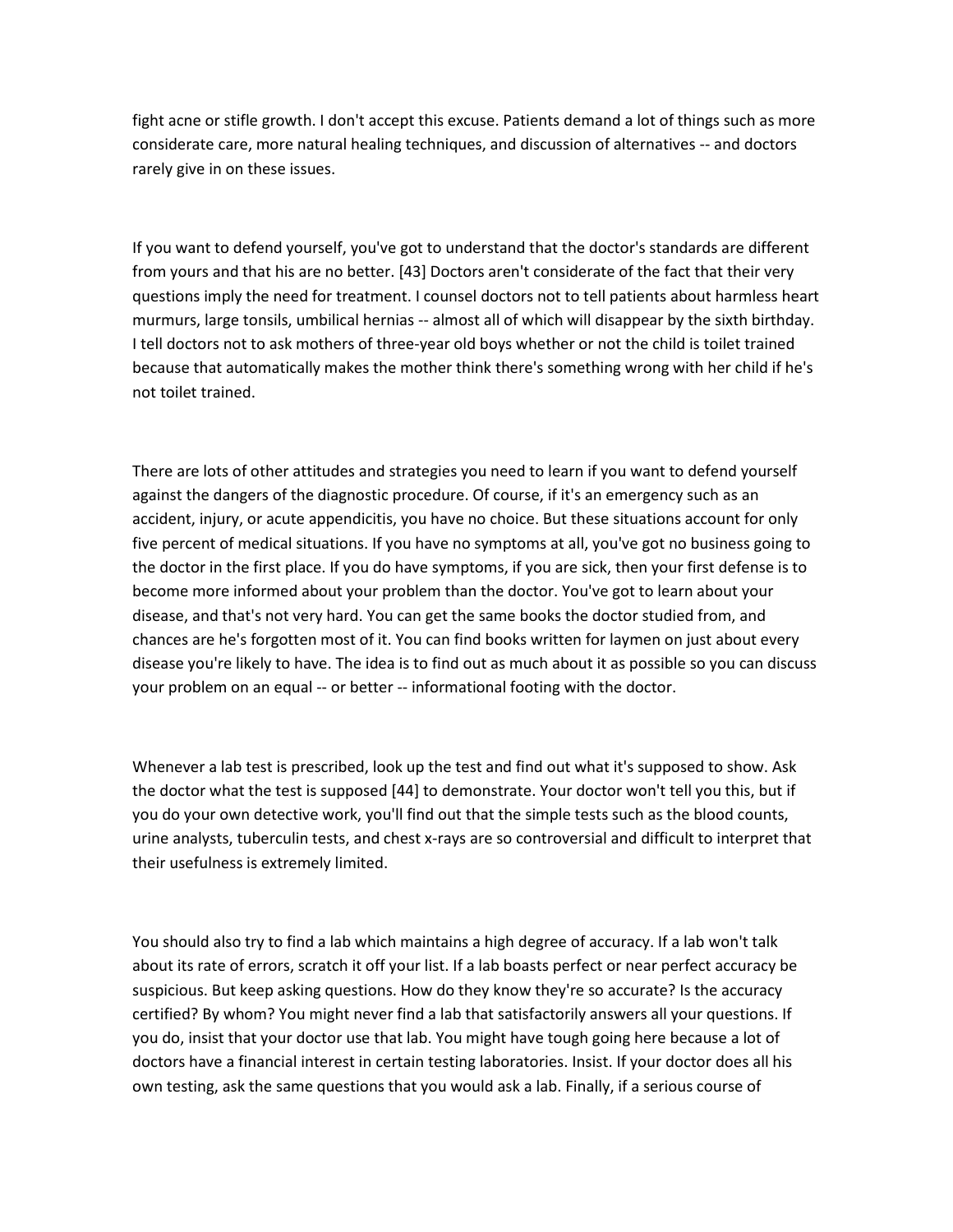fight acne or stifle growth. I don't accept this excuse. Patients demand a lot of things such as more considerate care, more natural healing techniques, and discussion of alternatives -- and doctors rarely give in on these issues.

If you want to defend yourself, you've got to understand that the doctor's standards are different from yours and that his are no better. [43] Doctors aren't considerate of the fact that their very questions imply the need for treatment. I counsel doctors not to tell patients about harmless heart murmurs, large tonsils, umbilical hernias -- almost all of which will disappear by the sixth birthday. I tell doctors not to ask mothers of three-year old boys whether or not the child is toilet trained because that automatically makes the mother think there's something wrong with her child if he's not toilet trained.

There are lots of other attitudes and strategies you need to learn if you want to defend yourself against the dangers of the diagnostic procedure. Of course, if it's an emergency such as an accident, injury, or acute appendicitis, you have no choice. But these situations account for only five percent of medical situations. If you have no symptoms at all, you've got no business going to the doctor in the first place. If you do have symptoms, if you are sick, then your first defense is to become more informed about your problem than the doctor. You've got to learn about your disease, and that's not very hard. You can get the same books the doctor studied from, and chances are he's forgotten most of it. You can find books written for laymen on just about every disease you're likely to have. The idea is to find out as much about it as possible so you can discuss your problem on an equal -- or better -- informational footing with the doctor.

Whenever a lab test is prescribed, look up the test and find out what it's supposed to show. Ask the doctor what the test is supposed [44] to demonstrate. Your doctor won't tell you this, but if you do your own detective work, you'll find out that the simple tests such as the blood counts, urine analysts, tuberculin tests, and chest x-rays are so controversial and difficult to interpret that their usefulness is extremely limited.

You should also try to find a lab which maintains a high degree of accuracy. If a lab won't talk about its rate of errors, scratch it off your list. If a lab boasts perfect or near perfect accuracy be suspicious. But keep asking questions. How do they know they're so accurate? Is the accuracy certified? By whom? You might never find a lab that satisfactorily answers all your questions. If you do, insist that your doctor use that lab. You might have tough going here because a lot of doctors have a financial interest in certain testing laboratories. Insist. If your doctor does all his own testing, ask the same questions that you would ask a lab. Finally, if a serious course of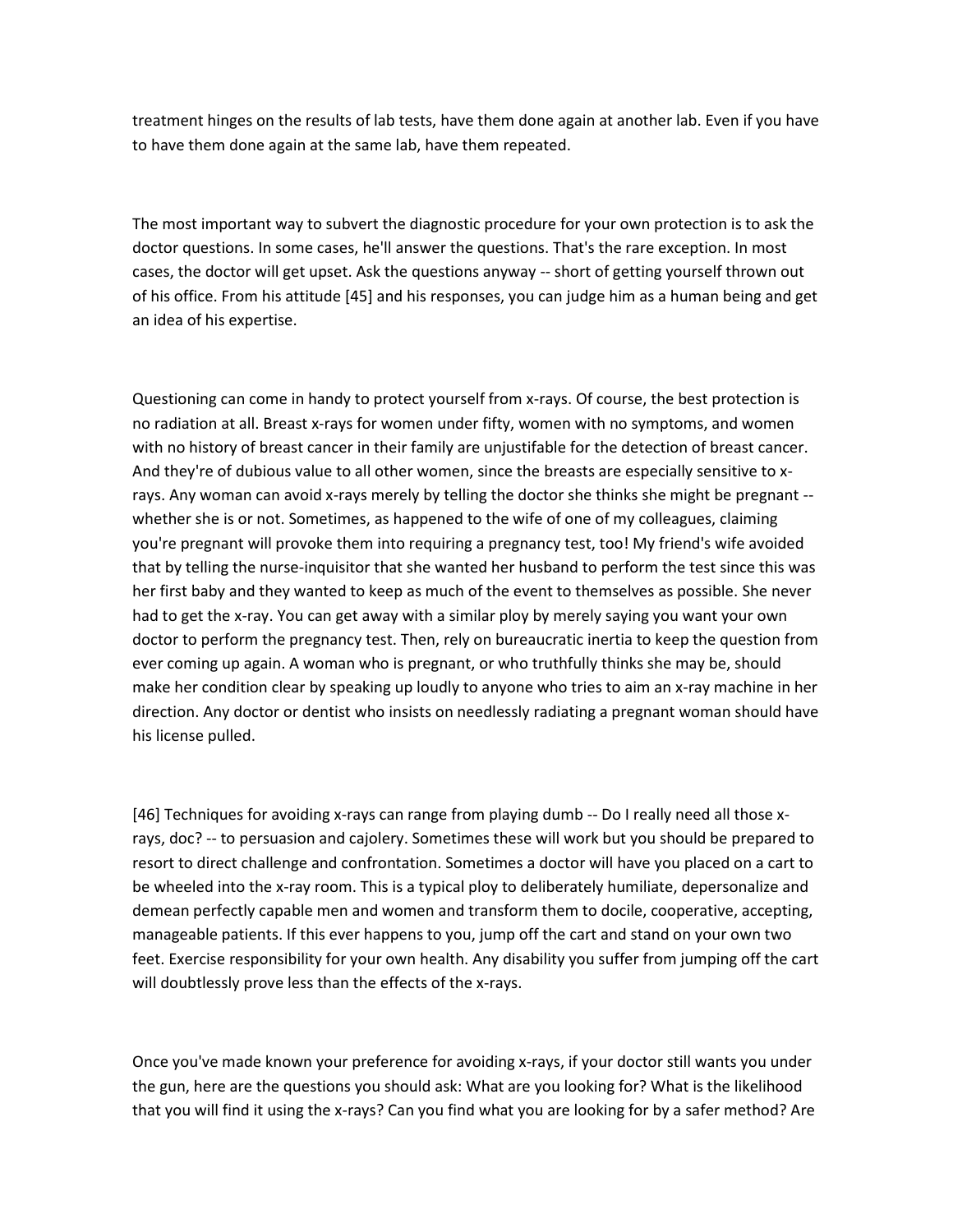treatment hinges on the results of lab tests, have them done again at another lab. Even if you have to have them done again at the same lab, have them repeated.

The most important way to subvert the diagnostic procedure for your own protection is to ask the doctor questions. In some cases, he'll answer the questions. That's the rare exception. In most cases, the doctor will get upset. Ask the questions anyway -- short of getting yourself thrown out of his office. From his attitude [45] and his responses, you can judge him as a human being and get an idea of his expertise.

Questioning can come in handy to protect yourself from x-rays. Of course, the best protection is no radiation at all. Breast x-rays for women under fifty, women with no symptoms, and women with no history of breast cancer in their family are unjustifable for the detection of breast cancer. And they're of dubious value to all other women, since the breasts are especially sensitive to x-rays. Any woman can avoid x-rays merely by telling the doctor she thinks she might be pregnant -- whether she is or not. Sometimes, as happened to the wife of one of my colleagues, claiming you're pregnant will provoke them into requiring a pregnancy test, too! My friend's wife avoided that by telling the nurse-inquisitor that she wanted her husband to perform the test since this was her first baby and they wanted to keep as much of the event to themselves as possible. She never had to get the x-ray. You can get away with a similar ploy by merely saying you want your own doctor to perform the pregnancy test. Then, rely on bureaucratic inertia to keep the question from ever coming up again. A woman who is pregnant, or who truthfully thinks she may be, should make her condition clear by speaking up loudly to anyone who tries to aim an x-ray machine in her direction. Any doctor or dentist who insists on needlessly radiating a pregnant woman should have his license pulled.

[46] Techniques for avoiding x-rays can range from playing dumb -- Do I really need all those x-rays, doc? -- to persuasion and cajolery. Sometimes these will work but you should be prepared to resort to direct challenge and confrontation. Sometimes a doctor will have you placed on a cart to be wheeled into the x-ray room. This is a typical ploy to deliberately humiliate, depersonalize and demean perfectly capable men and women and transform them to docile, cooperative, accepting, manageable patients. If this ever happens to you, jump off the cart and stand on your own two feet. Exercise responsibility for your own health. Any disability you suffer from jumping off the cart will doubtlessly prove less than the effects of the x-rays.

Once you've made known your preference for avoiding x-rays, if your doctor still wants you under the gun, here are the questions you should ask: What are you looking for? What is the likelihood that you will find it using the x-rays? Can you find what you are looking for by a safer method? Are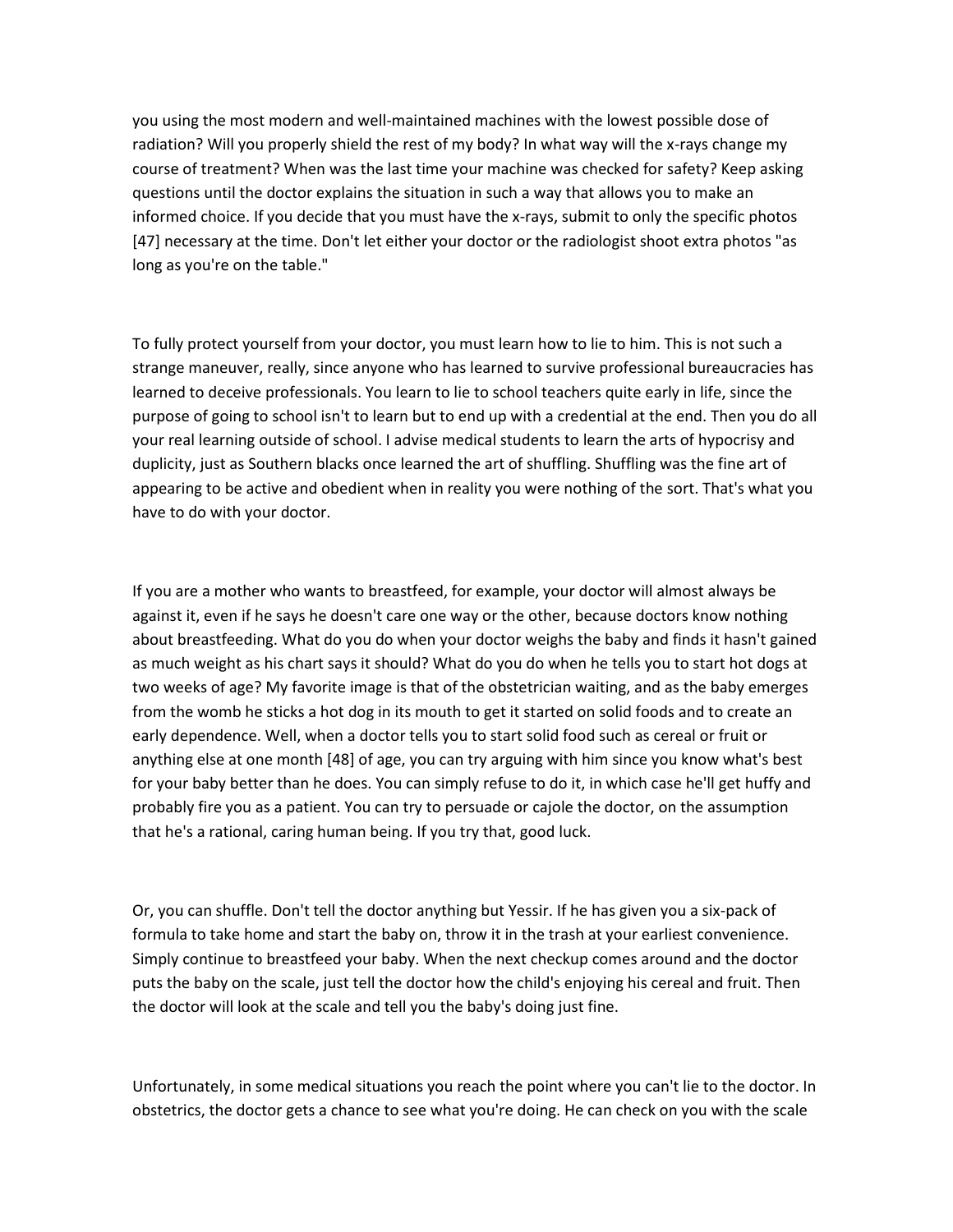you using the most modern and well-maintained machines with the lowest possible dose of radiation? Will you properly shield the rest of my body? In what way will the x-rays change my course of treatment? When was the last time your machine was checked for safety? Keep asking questions until the doctor explains the situation in such a way that allows you to make an informed choice. If you decide that you must have the x-rays, submit to only the specific photos [47] necessary at the time. Don't let either your doctor or the radiologist shoot extra photos "as long as you're on the table."

To fully protect yourself from your doctor, you must learn how to lie to him. This is not such a strange maneuver, really, since anyone who has learned to survive professional bureaucracies has learned to deceive professionals. You learn to lie to school teachers quite early in life, since the purpose of going to school isn't to learn but to end up with a credential at the end. Then you do all your real learning outside of school. I advise medical students to learn the arts of hypocrisy and duplicity, just as Southern blacks once learned the art of shuffling. Shuffling was the fine art of appearing to be active and obedient when in reality you were nothing of the sort. That's what you have to do with your doctor.

If you are a mother who wants to breastfeed, for example, your doctor will almost always be against it, even if he says he doesn't care one way or the other, because doctors know nothing about breastfeeding. What do you do when your doctor weighs the baby and finds it hasn't gained as much weight as his chart says it should? What do you do when he tells you to start hot dogs at two weeks of age? My favorite image is that of the obstetrician waiting, and as the baby emerges from the womb he sticks a hot dog in its mouth to get it started on solid foods and to create an early dependence. Well, when a doctor tells you to start solid food such as cereal or fruit or anything else at one month [48] of age, you can try arguing with him since you know what's best for your baby better than he does. You can simply refuse to do it, in which case he'll get huffy and probably fire you as a patient. You can try to persuade or cajole the doctor, on the assumption that he's a rational, caring human being. If you try that, good luck.

Or, you can shuffle. Don't tell the doctor anything but Yessir. If he has given you a six-pack of formula to take home and start the baby on, throw it in the trash at your earliest convenience. Simply continue to breastfeed your baby. When the next checkup comes around and the doctor puts the baby on the scale, just tell the doctor how the child's enjoying his cereal and fruit. Then the doctor will look at the scale and tell you the baby's doing just fine.

Unfortunately, in some medical situations you reach the point where you can't lie to the doctor. In obstetrics, the doctor gets a chance to see what you're doing. He can check on you with the scale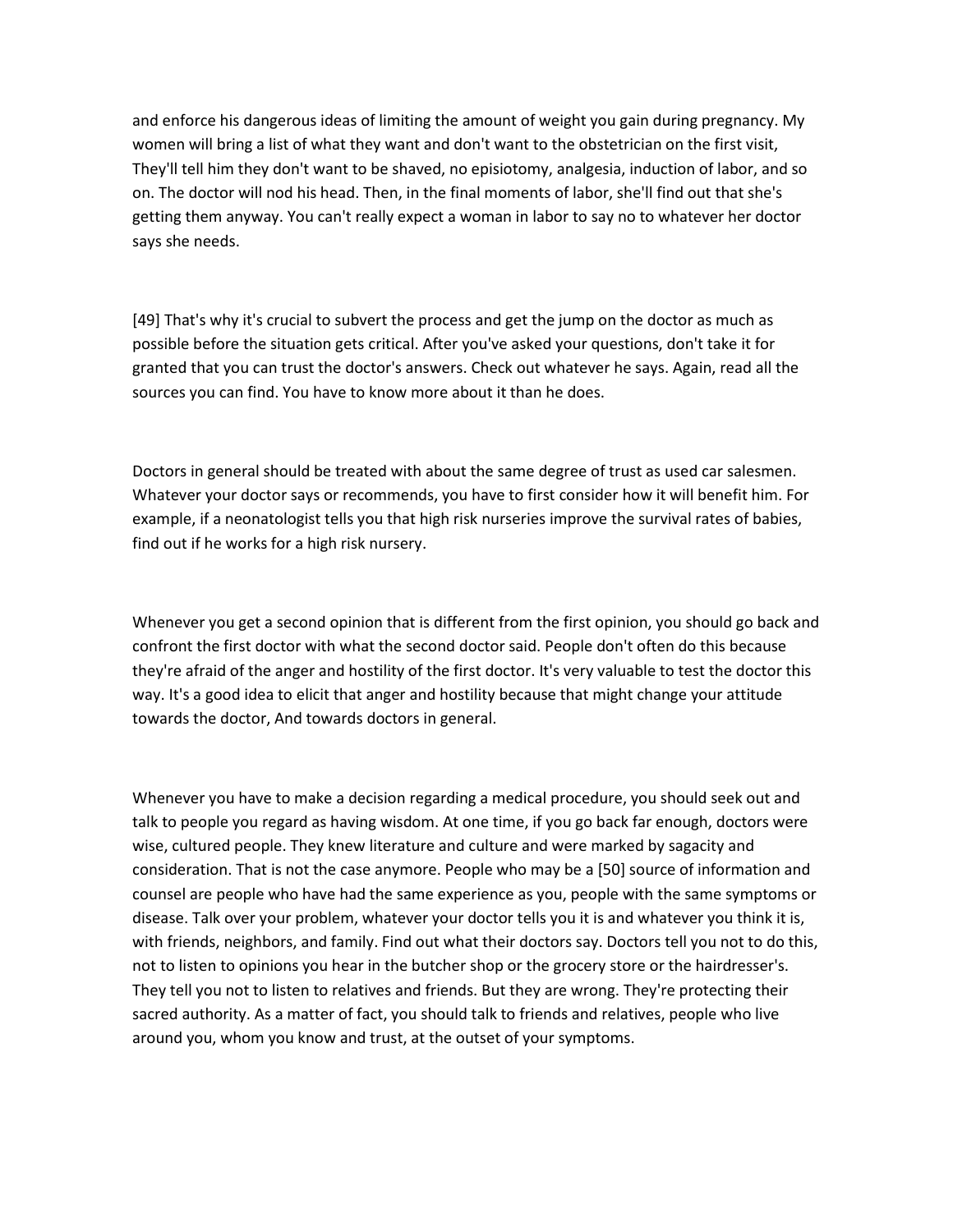and enforce his dangerous ideas of limiting the amount of weight you gain during pregnancy. My women will bring a list of what they want and don't want to the obstetrician on the first visit, They'll tell him they don't want to be shaved, no episiotomy, analgesia, induction of labor, and so on. The doctor will nod his head. Then, in the final moments of labor, she'll find out that she's getting them anyway. You can't really expect a woman in labor to say no to whatever her doctor says she needs.

[49] That's why it's crucial to subvert the process and get the jump on the doctor as much as possible before the situation gets critical. After you've asked your questions, don't take it for granted that you can trust the doctor's answers. Check out whatever he says. Again, read all the sources you can find. You have to know more about it than he does.

Doctors in general should be treated with about the same degree of trust as used car salesmen. Whatever your doctor says or recommends, you have to first consider how it will benefit him. For example, if a neonatologist tells you that high risk nurseries improve the survival rates of babies, find out if he works for a high risk nursery.

Whenever you get a second opinion that is different from the first opinion, you should go back and confront the first doctor with what the second doctor said. People don't often do this because they're afraid of the anger and hostility of the first doctor. It's very valuable to test the doctor this way. It's a good idea to elicit that anger and hostility because that might change your attitude towards the doctor, And towards doctors in general.

Whenever you have to make a decision regarding a medical procedure, you should seek out and talk to people you regard as having wisdom. At one time, if you go back far enough, doctors were wise, cultured people. They knew literature and culture and were marked by sagacity and consideration. That is not the case anymore. People who may be a [50] source of information and counsel are people who have had the same experience as you, people with the same symptoms or disease. Talk over your problem, whatever your doctor tells you it is and whatever you think it is, with friends, neighbors, and family. Find out what their doctors say. Doctors tell you not to do this, not to listen to opinions you hear in the butcher shop or the grocery store or the hairdresser's. They tell you not to listen to relatives and friends. But they are wrong. They're protecting their sacred authority. As a matter of fact, you should talk to friends and relatives, people who live around you, whom you know and trust, at the outset of your symptoms.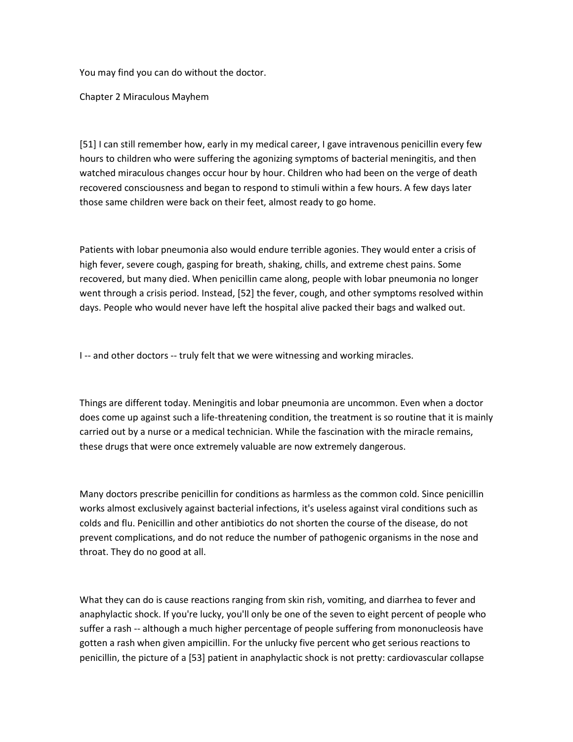You may find you can do without the doctor.

## Chapter 2 Miraculous Mayhem

[51] I can still remember how, early in my medical career, I gave intravenous penicillin every few hours to children who were suffering the agonizing symptoms of bacterial meningitis, and then watched miraculous changes occur hour by hour. Children who had been on the verge of death recovered consciousness and began to respond to stimuli within a few hours. A few days later those same children were back on their feet, almost ready to go home.

Patients with lobar pneumonia also would endure terrible agonies. They would enter a crisis of high fever, severe cough, gasping for breath, shaking, chills, and extreme chest pains. Some recovered, but many died. When penicillin came along, people with lobar pneumonia no longer went through a crisis period. Instead, [52] the fever, cough, and other symptoms resolved within days. People who would never have left the hospital alive packed their bags and walked out.

I -- and other doctors -- truly felt that we were witnessing and working miracles.

Things are different today. Meningitis and lobar pneumonia are uncommon. Even when a doctor does come up against such a life-threatening condition, the treatment is so routine that it is mainly carried out by a nurse or a medical technician. While the fascination with the miracle remains, these drugs that were once extremely valuable are now extremely dangerous.

Many doctors prescribe penicillin for conditions as harmless as the common cold. Since penicillin works almost exclusively against bacterial infections, it's useless against viral conditions such as colds and flu. Penicillin and other antibiotics do not shorten the course of the disease, do not prevent complications, and do not reduce the number of pathogenic organisms in the nose and throat. They do no good at all.

What they can do is cause reactions ranging from skin rish, vomiting, and diarrhea to fever and anaphylactic shock. If you're lucky, you'll only be one of the seven to eight percent of people who suffer a rash -- although a much higher percentage of people suffering from mononucleosis have gotten a rash when given ampicillin. For the unlucky five percent who get serious reactions to penicillin, the picture of a [53] patient in anaphylactic shock is not pretty: cardiovascular collapse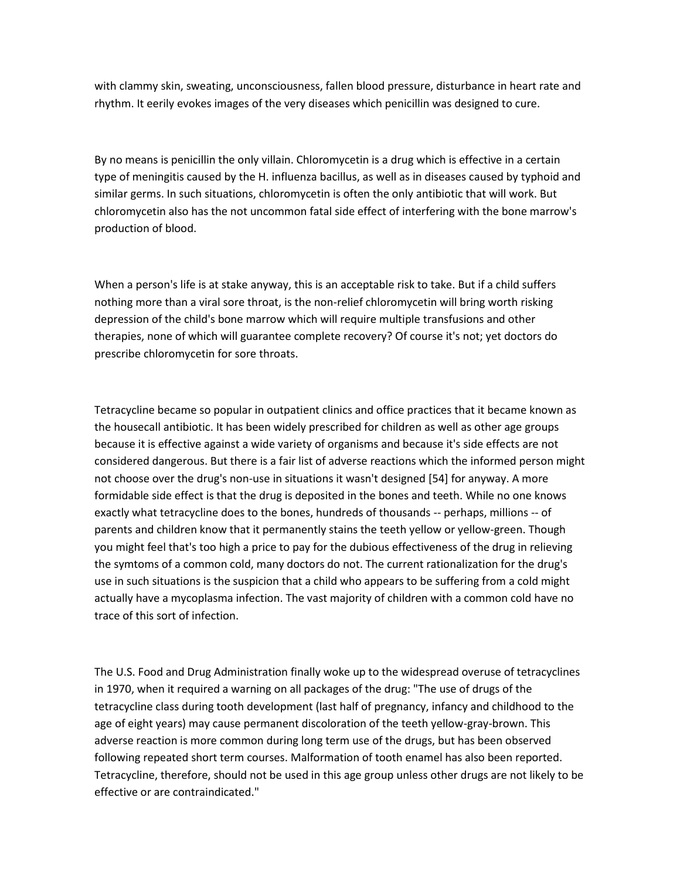with clammy skin, sweating, unconsciousness, fallen blood pressure, disturbance in heart rate and rhythm. It eerily evokes images of the very diseases which penicillin was designed to cure.

By no means is penicillin the only villain. Chloromycetin is a drug which is effective in a certain type of meningitis caused by the H. influenza bacillus, as well as in diseases caused by typhoid and similar germs. In such situations, chloromycetin is often the only antibiotic that will work. But chloromycetin also has the not uncommon fatal side effect of interfering with the bone marrow's production of blood.

When a person's life is at stake anyway, this is an acceptable risk to take. But if a child suffers nothing more than a viral sore throat, is the non-relief chloromycetin will bring worth risking depression of the child's bone marrow which will require multiple transfusions and other therapies, none of which will guarantee complete recovery? Of course it's not; yet doctors do prescribe chloromycetin for sore throats.

Tetracycline became so popular in outpatient clinics and office practices that it became known as the housecall antibiotic. It has been widely prescribed for children as well as other age groups because it is effective against a wide variety of organisms and because it's side effects are not considered dangerous. But there is a fair list of adverse reactions which the informed person might not choose over the drug's non-use in situations it wasn't designed [54] for anyway. A more formidable side effect is that the drug is deposited in the bones and teeth. While no one knows exactly what tetracycline does to the bones, hundreds of thousands -- perhaps, millions -- of parents and children know that it permanently stains the teeth yellow or yellow-green. Though you might feel that's too high a price to pay for the dubious effectiveness of the drug in relieving the symtoms of a common cold, many doctors do not. The current rationalization for the drug's use in such situations is the suspicion that a child who appears to be suffering from a cold might actually have a mycoplasma infection. The vast majority of children with a common cold have no trace of this sort of infection.

The U.S. Food and Drug Administration finally woke up to the widespread overuse of tetracyclines in 1970, when it required a warning on all packages of the drug: "The use of drugs of the tetracycline class during tooth development (last half of pregnancy, infancy and childhood to the age of eight years) may cause permanent discoloration of the teeth yellow-gray-brown. This adverse reaction is more common during long term use of the drugs, but has been observed following repeated short term courses. Malformation of tooth enamel has also been reported. Tetracycline, therefore, should not be used in this age group unless other drugs are not likely to be effective or are contraindicated."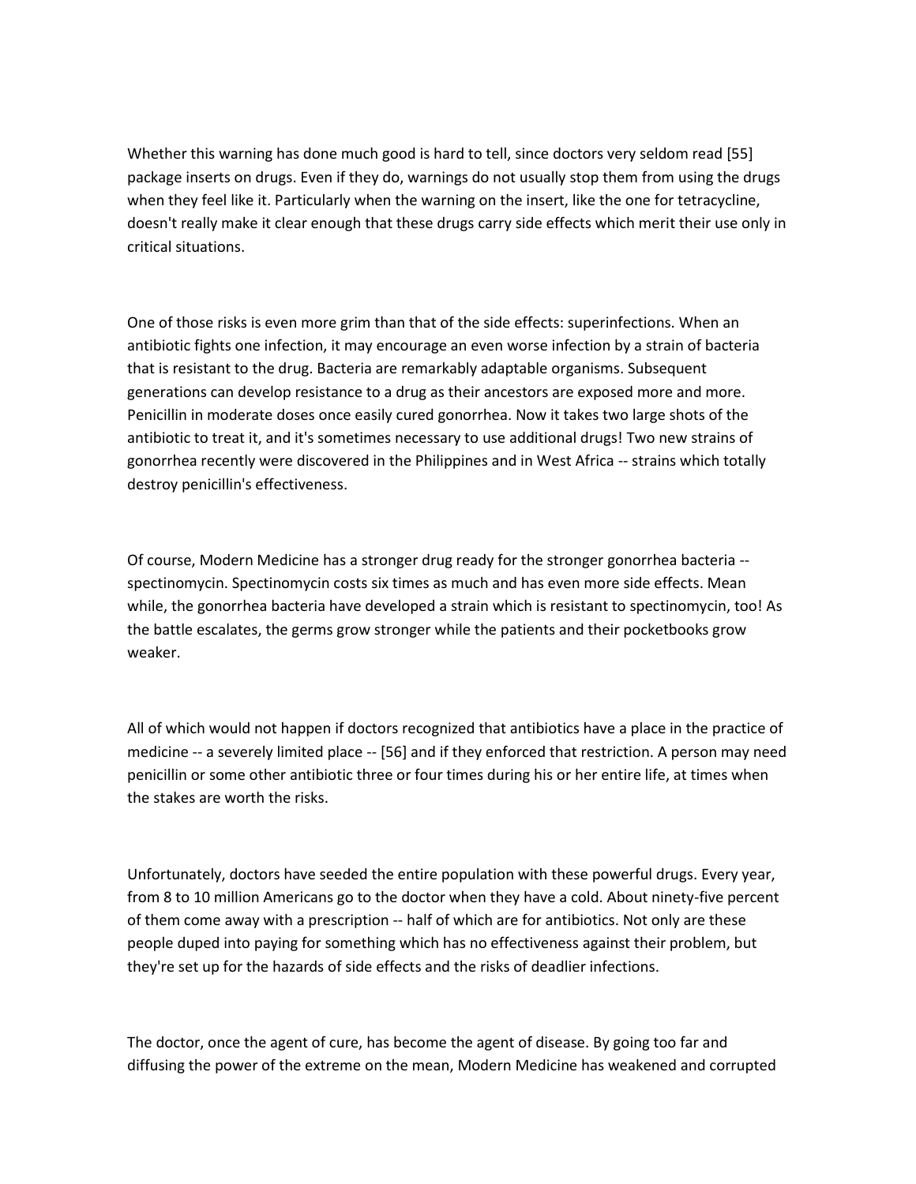Whether this warning has done much good is hard to tell, since doctors very seldom read [55] package inserts on drugs. Even if they do, warnings do not usually stop them from using the drugs when they feel like it. Particularly when the warning on the insert, like the one for tetracycline, doesn't really make it clear enough that these drugs carry side effects which merit their use only in critical situations.

One of those risks is even more grim than that of the side effects: superinfections. When an antibiotic fights one infection, it may encourage an even worse infection by a strain of bacteria that is resistant to the drug. Bacteria are remarkably adaptable organisms. Subsequent generations can develop resistance to a drug as their ancestors are exposed more and more. Penicillin in moderate doses once easily cured gonorrhea. Now it takes two large shots of the antibiotic to treat it, and it's sometimes necessary to use additional drugs! Two new strains of gonorrhea recently were discovered in the Philippines and in West Africa -- strains which totally destroy penicillin's effectiveness.

Of course, Modern Medicine has a stronger drug ready for the stronger gonorrhea bacteria -- spectinomycin. Spectinomycin costs six times as much and has even more side effects. Mean while, the gonorrhea bacteria have developed a strain which is resistant to spectinomycin, too! As the battle escalates, the germs grow stronger while the patients and their pocketbooks grow weaker.

All of which would not happen if doctors recognized that antibiotics have a place in the practice of medicine -- a severely limited place -- [56] and if they enforced that restriction. A person may need penicillin or some other antibiotic three or four times during his or her entire life, at times when the stakes are worth the risks.

Unfortunately, doctors have seeded the entire population with these powerful drugs. Every year, from 8 to 10 million Americans go to the doctor when they have a cold. About ninety-five percent of them come away with a prescription -- half of which are for antibiotics. Not only are these people duped into paying for something which has no effectiveness against their problem, but they're set up for the hazards of side effects and the risks of deadlier infections.

The doctor, once the agent of cure, has become the agent of disease. By going too far and diffusing the power of the extreme on the mean, Modern Medicine has weakened and corrupted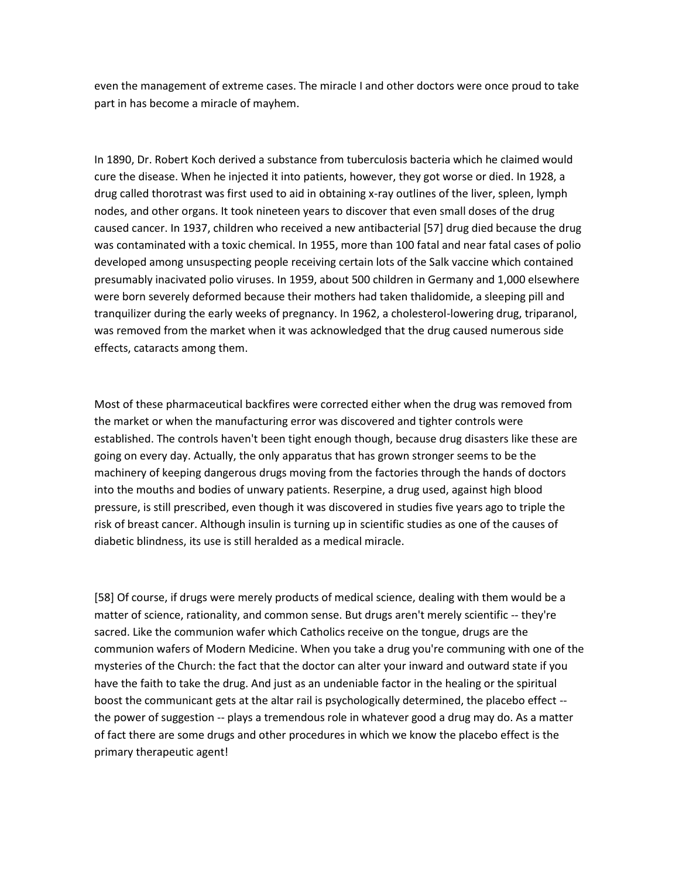even the management of extreme cases. The miracle I and other doctors were once proud to take part in has become a miracle of mayhem.

In 1890, Dr. Robert Koch derived a substance from tuberculosis bacteria which he claimed would cure the disease. When he injected it into patients, however, they got worse or died. In 1928, a drug called thorotrast was first used to aid in obtaining x-ray outlines of the liver, spleen, lymph nodes, and other organs. It took nineteen years to discover that even small doses of the drug caused cancer. In 1937, children who received a new antibacterial [57] drug died because the drug was contaminated with a toxic chemical. In 1955, more than 100 fatal and near fatal cases of polio developed among unsuspecting people receiving certain lots of the Salk vaccine which contained presumably inacivated polio viruses. In 1959, about 500 children in Germany and 1,000 elsewhere were born severely deformed because their mothers had taken thalidomide, a sleeping pill and tranquilizer during the early weeks of pregnancy. In 1962, a cholesterol-lowering drug, triparanol, was removed from the market when it was acknowledged that the drug caused numerous side effects, cataracts among them.

Most of these pharmaceutical backfires were corrected either when the drug was removed from the market or when the manufacturing error was discovered and tighter controls were established. The controls haven't been tight enough though, because drug disasters like these are going on every day. Actually, the only apparatus that has grown stronger seems to be the machinery of keeping dangerous drugs moving from the factories through the hands of doctors into the mouths and bodies of unwary patients. Reserpine, a drug used, against high blood pressure, is still prescribed, even though it was discovered in studies five years ago to triple the risk of breast cancer. Although insulin is turning up in scientific studies as one of the causes of diabetic blindness, its use is still heralded as a medical miracle.

[58] Of course, if drugs were merely products of medical science, dealing with them would be a matter of science, rationality, and common sense. But drugs aren't merely scientific -- they're sacred. Like the communion wafer which Catholics receive on the tongue, drugs are the communion wafers of Modern Medicine. When you take a drug you're communing with one of the mysteries of the Church: the fact that the doctor can alter your inward and outward state if you have the faith to take the drug. And just as an undeniable factor in the healing or the spiritual boost the communicant gets at the altar rail is psychologically determined, the placebo effect -- the power of suggestion -- plays a tremendous role in whatever good a drug may do. As a matter of fact there are some drugs and other procedures in which we know the placebo effect is the primary therapeutic agent!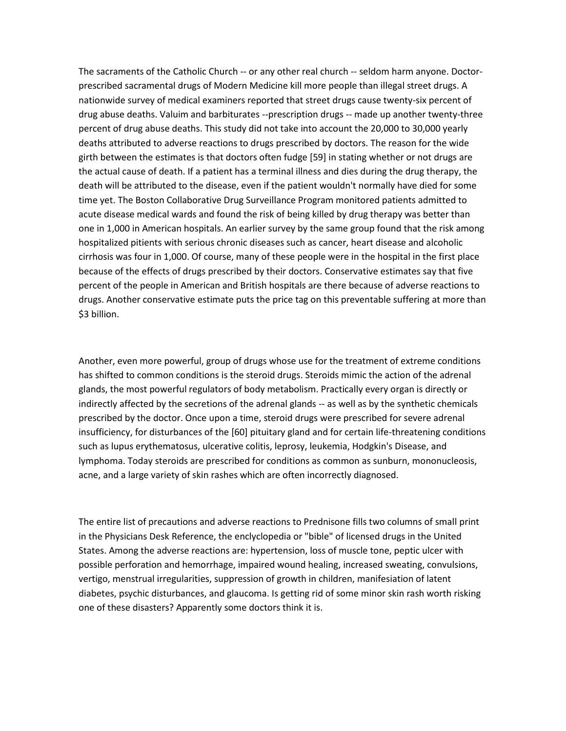The sacraments of the Catholic Church -- or any other real church -- seldom harm anyone. Doctor-prescribed sacramental drugs of Modern Medicine kill more people than illegal street drugs. A nationwide survey of medical examiners reported that street drugs cause twenty-six percent of drug abuse deaths. Valuim and barbiturates --prescription drugs -- made up another twenty-three percent of drug abuse deaths. This study did not take into account the 20,000 to 30,000 yearly deaths attributed to adverse reactions to drugs prescribed by doctors. The reason for the wide girth between the estimates is that doctors often fudge [59] in stating whether or not drugs are the actual cause of death. If a patient has a terminal illness and dies during the drug therapy, the death will be attributed to the disease, even if the patient wouldn't normally have died for some time yet. The Boston Collaborative Drug Surveillance Program monitored patients admitted to acute disease medical wards and found the risk of being killed by drug therapy was better than one in 1,000 in American hospitals. An earlier survey by the same group found that the risk among hospitalized pitients with serious chronic diseases such as cancer, heart disease and alcoholic cirrhosis was four in 1,000. Of course, many of these people were in the hospital in the first place because of the effects of drugs prescribed by their doctors. Conservative estimates say that five percent of the people in American and British hospitals are there because of adverse reactions to drugs. Another conservative estimate puts the price tag on this preventable suffering at more than $3 billion.

Another, even more powerful, group of drugs whose use for the treatment of extreme conditions has shifted to common conditions is the steroid drugs. Steroids mimic the action of the adrenal glands, the most powerful regulators of body metabolism. Practically every organ is directly or indirectly affected by the secretions of the adrenal glands -- as well as by the synthetic chemicals prescribed by the doctor. Once upon a time, steroid drugs were prescribed for severe adrenal insufficiency, for disturbances of the [60] pituitary gland and for certain life-threatening conditions such as lupus erythematosus, ulcerative colitis, leprosy, leukemia, Hodgkin's Disease, and lymphoma. Today steroids are prescribed for conditions as common as sunburn, mononucleosis, acne, and a large variety of skin rashes which are often incorrectly diagnosed.

The entire list of precautions and adverse reactions to Prednisone fills two columns of small print in the Physicians Desk Reference, the enclyclopedia or "bible" of licensed drugs in the United States. Among the adverse reactions are: hypertension, loss of muscle tone, peptic ulcer with possible perforation and hemorrhage, impaired wound healing, increased sweating, convulsions, vertigo, menstrual irregularities, suppression of growth in children, manifesiation of latent diabetes, psychic disturbances, and glaucoma. Is getting rid of some minor skin rash worth risking one of these disasters? Apparently some doctors think it is.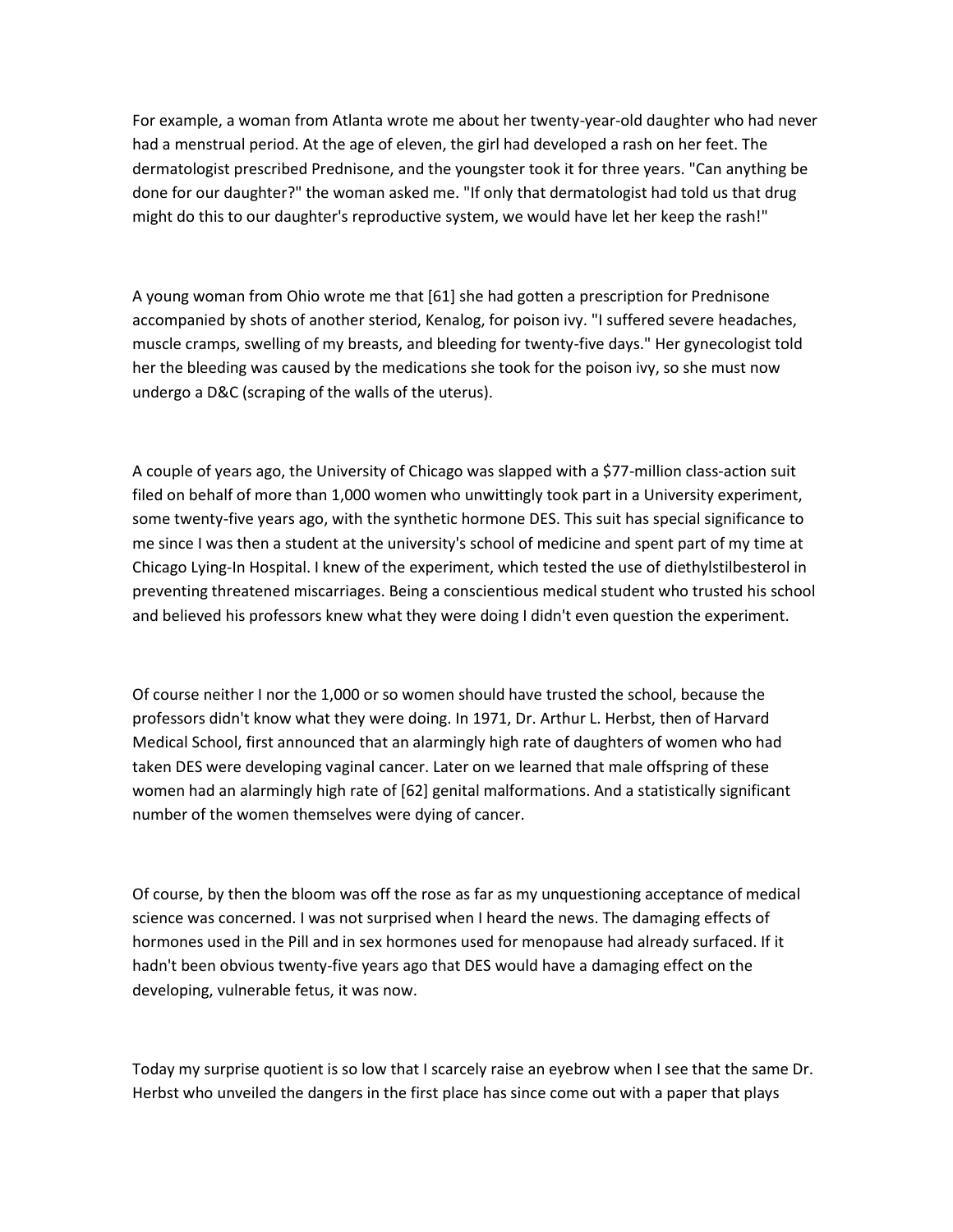For example, a woman from Atlanta wrote me about her twenty-year-old daughter who had never had a menstrual period. At the age of eleven, the girl had developed a rash on her feet. The dermatologist prescribed Prednisone, and the youngster took it for three years. "Can anything be done for our daughter?" the woman asked me. "If only that dermatologist had told us that drug might do this to our daughter's reproductive system, we would have let her keep the rash!"

A young woman from Ohio wrote me that [61] she had gotten a prescription for Prednisone accompanied by shots of another steriod, Kenalog, for poison ivy. "I suffered severe headaches, muscle cramps, swelling of my breasts, and bleeding for twenty-five days." Her gynecologist told her the bleeding was caused by the medications she took for the poison ivy, so she must now undergo a D&C (scraping of the walls of the uterus).

A couple of years ago, the University of Chicago was slapped with a $77-million class-action suit filed on behalf of more than 1,000 women who unwittingly took part in a University experiment, some twenty-five years ago, with the synthetic hormone DES. This suit has special significance to me since I was then a student at the university's school of medicine and spent part of my time at Chicago Lying-In Hospital. I knew of the experiment, which tested the use of diethylstilbesterol in preventing threatened miscarriages. Being a conscientious medical student who trusted his school and believed his professors knew what they were doing I didn't even question the experiment.

Of course neither I nor the 1,000 or so women should have trusted the school, because the professors didn't know what they were doing. In 1971, Dr. Arthur L. Herbst, then of Harvard Medical School, first announced that an alarmingly high rate of daughters of women who had taken DES were developing vaginal cancer. Later on we learned that male offspring of these women had an alarmingly high rate of [62] genital malformations. And a statistically significant number of the women themselves were dying of cancer.

Of course, by then the bloom was off the rose as far as my unquestioning acceptance of medical science was concerned. I was not surprised when I heard the news. The damaging effects of hormones used in the Pill and in sex hormones used for menopause had already surfaced. If it hadn't been obvious twenty-five years ago that DES would have a damaging effect on the developing, vulnerable fetus, it was now.

Today my surprise quotient is so low that I scarcely raise an eyebrow when I see that the same Dr. Herbst who unveiled the dangers in the first place has since come out with a paper that plays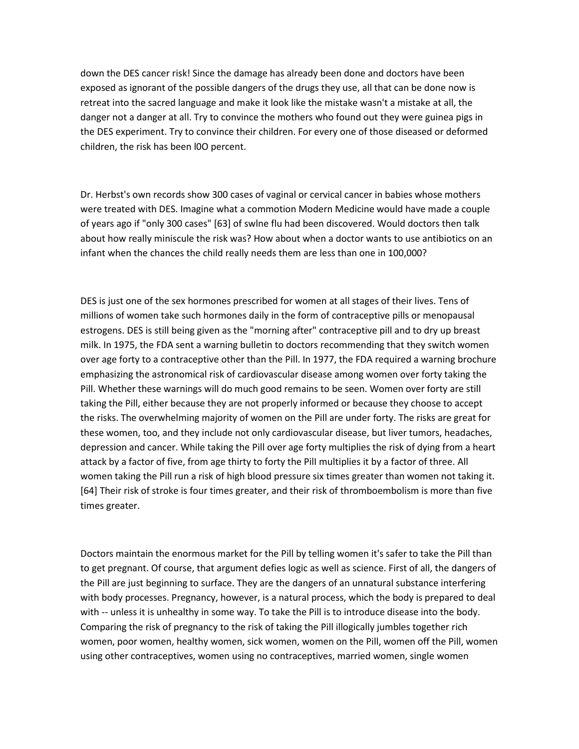down the DES cancer risk! Since the damage has already been done and doctors have been exposed as ignorant of the possible dangers of the drugs they use, all that can be done now is retreat into the sacred language and make it look like the mistake wasn't a mistake at all, the danger not a danger at all. Try to convince the mothers who found out they were guinea pigs in the DES experiment. Try to convince their children. For every one of those diseased or deformed children, the risk has been l0O percent.

Dr. Herbst's own records show 300 cases of vaginal or cervical cancer in babies whose mothers were treated with DES. Imagine what a commotion Modern Medicine would have made a couple of years ago if "only 300 cases" [63] of swlne flu had been discovered. Would doctors then talk about how really miniscule the risk was? How about when a doctor wants to use antibiotics on an infant when the chances the child really needs them are less than one in 100,000?

DES is just one of the sex hormones prescribed for women at all stages of their lives. Tens of millions of women take such hormones daily in the form of contraceptive pills or menopausal estrogens. DES is still being given as the "morning after" contraceptive pill and to dry up breast milk. In 1975, the FDA sent a warning bulletin to doctors recommending that they switch women over age forty to a contraceptive other than the Pill. In 1977, the FDA required a warning brochure emphasizing the astronomical risk of cardiovascular disease among women over forty taking the Pill. Whether these warnings will do much good remains to be seen. Women over forty are still taking the Pill, either because they are not properly informed or because they choose to accept the risks. The overwhelming majority of women on the Pill are under forty. The risks are great for these women, too, and they include not only cardiovascular disease, but liver tumors, headaches, depression and cancer. While taking the Pill over age forty multiplies the risk of dying from a heart attack by a factor of five, from age thirty to forty the PilI multiplies it by a factor of three. All women taking the Pill run a risk of high blood pressure six times greater than women not taking it. [64] Their risk of stroke is four times greater, and their risk of thromboembolism is more than five times greater.

Doctors maintain the enormous market for the Pill by telling women it's safer to take the Pill than to get pregnant. Of course, that argument defies logic as well as science. First of all, the dangers of the Pill are just beginning to surface. They are the dangers of an unnatural substance interfering with body processes. Pregnancy, however, is a natural process, which the body is prepared to deal with -- unless it is unhealthy in some way. To take the Pill is to introduce disease into the body. Comparing the risk of pregnancy to the risk of taking the Pill illogically jumbles together rich women, poor women, healthy women, sick women, women on the Pill, women off the Pill, women using other contraceptives, women using no contraceptives, married women, single women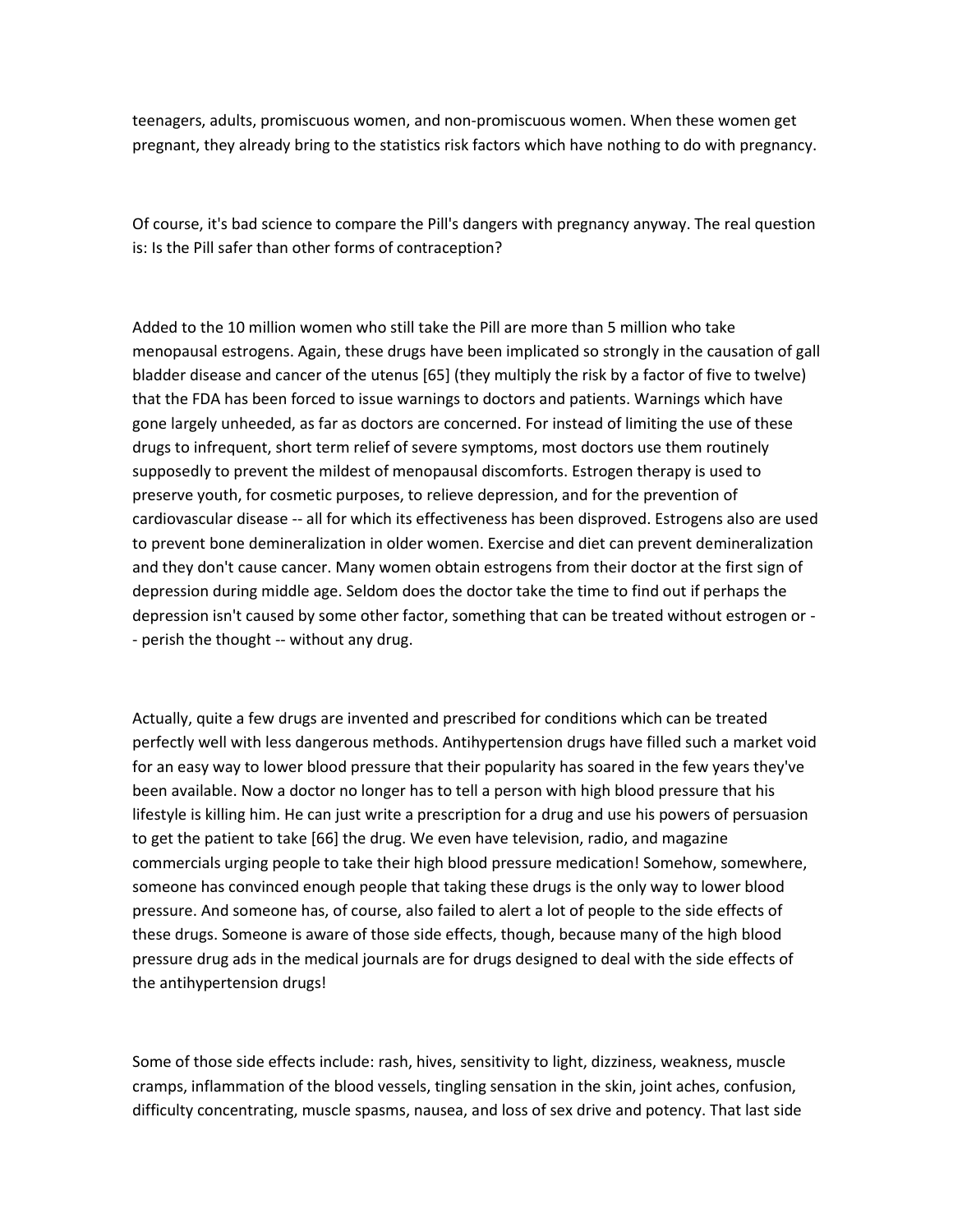teenagers, adults, promiscuous women, and non-promiscuous women. When these women get pregnant, they already bring to the statistics risk factors which have nothing to do with pregnancy.

Of course, it's bad science to compare the Pill's dangers with pregnancy anyway. The real question is: Is the Pill safer than other forms of contraception?

Added to the 10 million women who still take the Pill are more than 5 million who take menopausal estrogens. Again, these drugs have been implicated so strongly in the causation of gall bladder disease and cancer of the utenus [65] (they multiply the risk by a factor of five to twelve) that the FDA has been forced to issue warnings to doctors and patients. Warnings which have gone largely unheeded, as far as doctors are concerned. For instead of limiting the use of these drugs to infrequent, short term relief of severe symptoms, most doctors use them routinely supposedly to prevent the mildest of menopausal discomforts. Estrogen therapy is used to preserve youth, for cosmetic purposes, to relieve depression, and for the prevention of cardiovascular disease -- all for which its effectiveness has been disproved. Estrogens also are used to prevent bone demineralization in older women. Exercise and diet can prevent demineralization and they don't cause cancer. Many women obtain estrogens from their doctor at the first sign of depression during middle age. Seldom does the doctor take the time to find out if perhaps the depression isn't caused by some other factor, something that can be treated without estrogen or -- perish the thought -- without any drug.

Actually, quite a few drugs are invented and prescribed for conditions which can be treated perfectly well with less dangerous methods. Antihypertension drugs have filled such a market void for an easy way to lower blood pressure that their popularity has soared in the few years they've been available. Now a doctor no longer has to tell a person with high blood pressure that his lifestyle is killing him. He can just write a prescription for a drug and use his powers of persuasion to get the patient to take [66] the drug. We even have television, radio, and magazine commercials urging people to take their high blood pressure medication! Somehow, somewhere, someone has convinced enough people that taking these drugs is the only way to lower blood pressure. And someone has, of course, also failed to alert a lot of people to the side effects of these drugs. Someone is aware of those side effects, though, because many of the high blood pressure drug ads in the medical journals are for drugs designed to deal with the side effects of the antihypertension drugs!

Some of those side effects include: rash, hives, sensitivity to light, dizziness, weakness, muscle cramps, inflammation of the blood vessels, tingling sensation in the skin, joint aches, confusion, difficulty concentrating, muscle spasms, nausea, and loss of sex drive and potency. That last side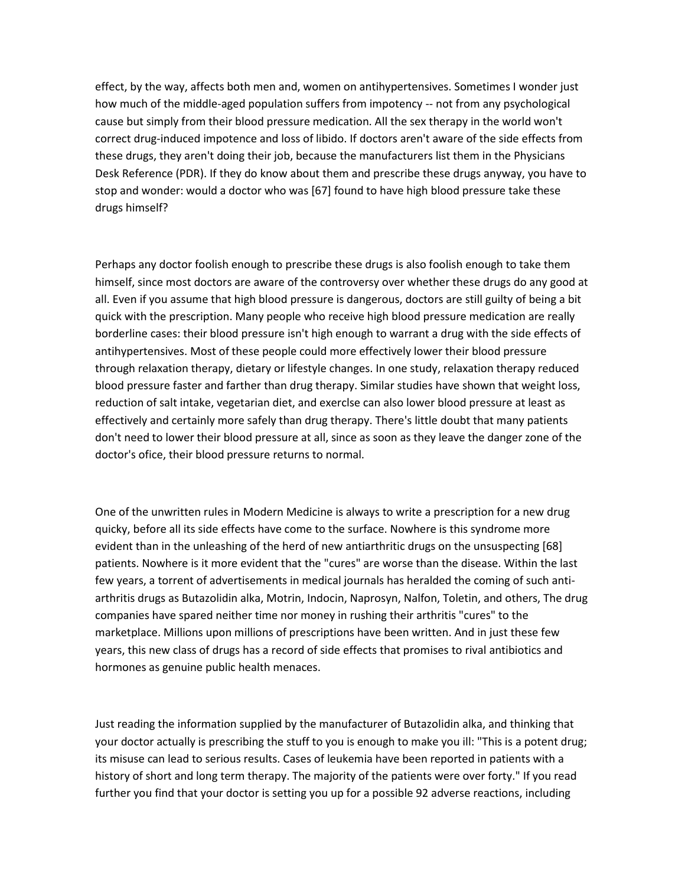effect, by the way, affects both men and, women on antihypertensives. Sometimes I wonder just how much of the middle-aged population suffers from impotency -- not from any psychological cause but simply from their blood pressure medication. All the sex therapy in the world won't correct drug-induced impotence and loss of libido. If doctors aren't aware of the side effects from these drugs, they aren't doing their job, because the manufacturers list them in the Physicians Desk Reference (PDR). If they do know about them and prescribe these drugs anyway, you have to stop and wonder: would a doctor who was [67] found to have high blood pressure take these drugs himself?

Perhaps any doctor foolish enough to prescribe these drugs is also foolish enough to take them himself, since most doctors are aware of the controversy over whether these drugs do any good at all. Even if you assume that high blood pressure is dangerous, doctors are still guilty of being a bit quick with the prescription. Many people who receive high blood pressure medication are really borderline cases: their blood pressure isn't high enough to warrant a drug with the side effects of antihypertensives. Most of these people could more effectively lower their blood pressure through relaxation therapy, dietary or lifestyle changes. In one study, relaxation therapy reduced blood pressure faster and farther than drug therapy. Similar studies have shown that weight loss, reduction of salt intake, vegetarian diet, and exerclse can also lower blood pressure at least as effectively and certainly more safely than drug therapy. There's little doubt that many patients don't need to lower their blood pressure at all, since as soon as they leave the danger zone of the doctor's ofice, their blood pressure returns to normal.

One of the unwritten rules in Modern Medicine is always to write a prescription for a new drug quicky, before all its side effects have come to the surface. Nowhere is this syndrome more evident than in the unleashing of the herd of new antiarthritic drugs on the unsuspecting [68] patients. Nowhere is it more evident that the "cures" are worse than the disease. Within the last few years, a torrent of advertisements in medical journals has heralded the coming of such anti-arthritis drugs as Butazolidin alka, Motrin, Indocin, Naprosyn, Nalfon, Toletin, and others, The drug companies have spared neither time nor money in rushing their arthritis "cures" to the marketplace. Millions upon millions of prescriptions have been written. And in just these few years, this new class of drugs has a record of side effects that promises to rival antibiotics and hormones as genuine public health menaces.

Just reading the information supplied by the manufacturer of Butazolidin alka, and thinking that your doctor actually is prescribing the stuff to you is enough to make you ill: "This is a potent drug; its misuse can lead to serious results. Cases of leukemia have been reported in patients with a history of short and long term therapy. The majority of the patients were over forty." If you read further you find that your doctor is setting you up for a possible 92 adverse reactions, including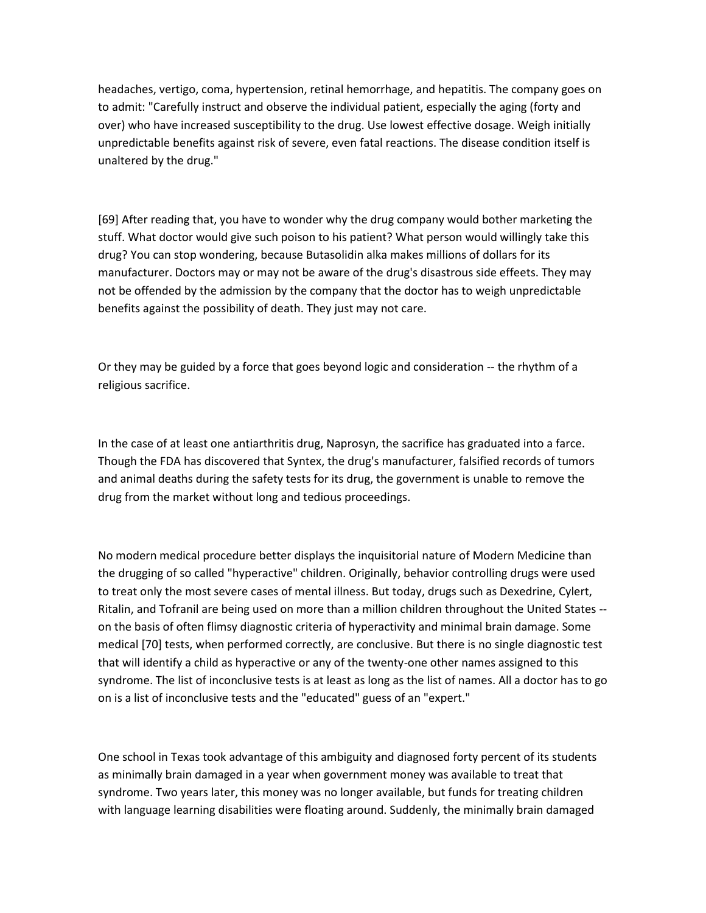headaches, vertigo, coma, hypertension, retinal hemorrhage, and hepatitis. The company goes on to admit: "Carefully instruct and observe the individual patient, especially the aging (forty and over) who have increased susceptibility to the drug. Use lowest effective dosage. Weigh initially unpredictable benefits against risk of severe, even fatal reactions. The disease condition itself is unaltered by the drug."

[69] After reading that, you have to wonder why the drug company would bother marketing the stuff. What doctor would give such poison to his patient? What person would willingly take this drug? You can stop wondering, because Butasolidin alka makes millions of dollars for its manufacturer. Doctors may or may not be aware of the drug's disastrous side effeets. They may not be offended by the admission by the company that the doctor has to weigh unpredictable benefits against the possibility of death. They just may not care.

Or they may be guided by a force that goes beyond logic and consideration -- the rhythm of a religious sacrifice.

In the case of at least one antiarthritis drug, Naprosyn, the sacrifice has graduated into a farce. Though the FDA has discovered that Syntex, the drug's manufacturer, falsified records of tumors and animal deaths during the safety tests for its drug, the government is unable to remove the drug from the market without long and tedious proceedings.

No modern medical procedure better displays the inquisitorial nature of Modern Medicine than the drugging of so called "hyperactive" children. Originally, behavior controlling drugs were used to treat only the most severe cases of mental illness. But today, drugs such as Dexedrine, Cylert, Ritalin, and Tofranil are being used on more than a million children throughout the United States -- on the basis of often flimsy diagnostic criteria of hyperactivity and minimal brain damage. Some medical [70] tests, when performed correctly, are conclusive. But there is no single diagnostic test that will identify a child as hyperactive or any of the twenty-one other names assigned to this syndrome. The list of inconclusive tests is at least as long as the list of names. All a doctor has to go on is a list of inconclusive tests and the "educated" guess of an "expert."

One school in Texas took advantage of this ambiguity and diagnosed forty percent of its students as minimally brain damaged in a year when government money was available to treat that syndrome. Two years later, this money was no longer available, but funds for treating children with language learning disabilities were floating around. Suddenly, the minimally brain damaged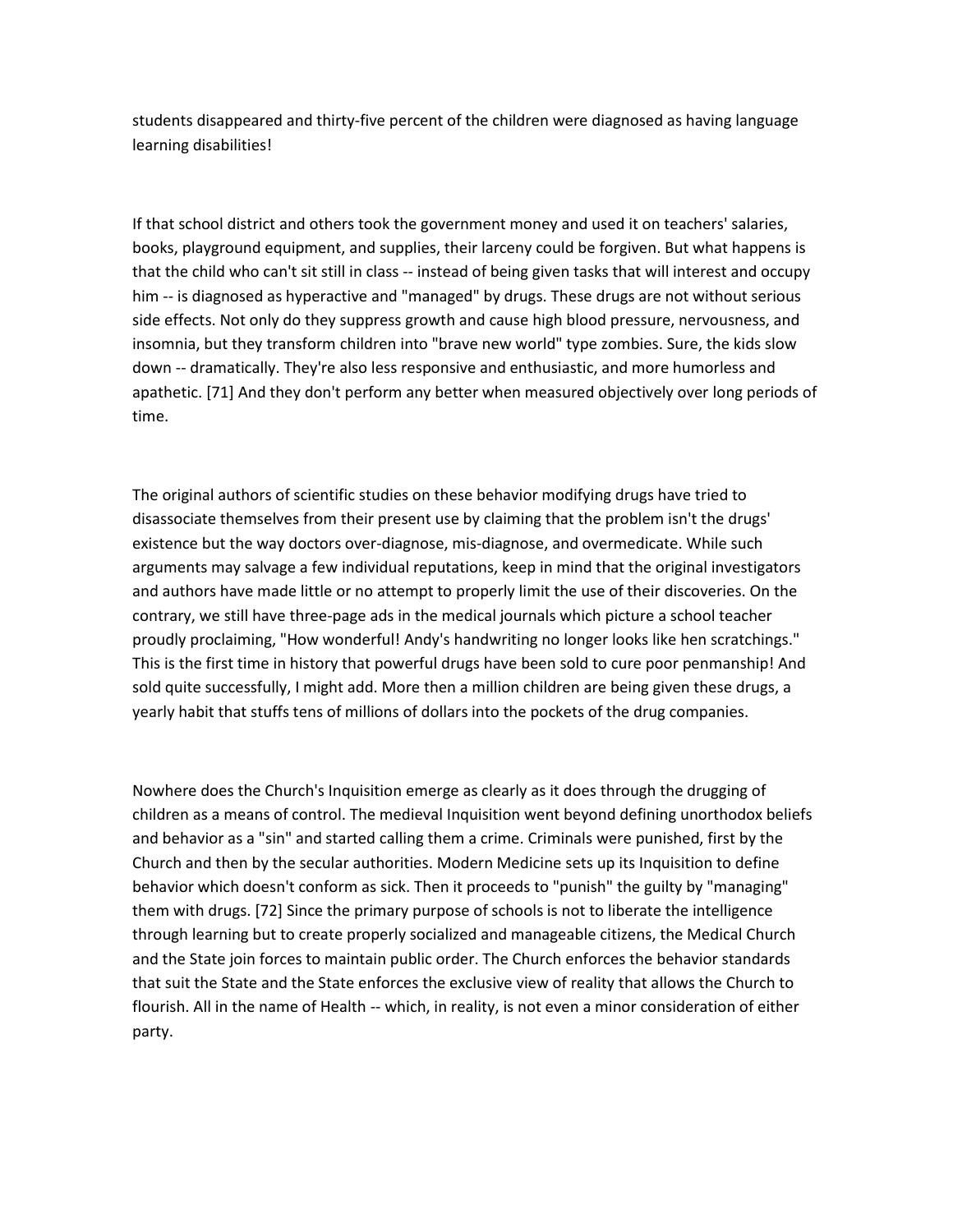students disappeared and thirty-five percent of the children were diagnosed as having language learning disabilities!

If that school district and others took the government money and used it on teachers' salaries, books, playground equipment, and supplies, their larceny could be forgiven. But what happens is that the child who can't sit still in class -- instead of being given tasks that will interest and occupy him -- is diagnosed as hyperactive and "managed" by drugs. These drugs are not without serious side effects. Not only do they suppress growth and cause high blood pressure, nervousness, and insomnia, but they transform children into "brave new world" type zombies. Sure, the kids slow down -- dramatically. They're also less responsive and enthusiastic, and more humorless and apathetic. [71] And they don't perform any better when measured objectively over long periods of time.

The original authors of scientific studies on these behavior modifying drugs have tried to disassociate themselves from their present use by claiming that the problem isn't the drugs' existence but the way doctors over-diagnose, mis-diagnose, and overmedicate. While such arguments may salvage a few individual reputations, keep in mind that the original investigators and authors have made little or no attempt to properly limit the use of their discoveries. On the contrary, we still have three-page ads in the medical journals which picture a school teacher proudly proclaiming, "How wonderful! Andy's handwriting no longer looks like hen scratchings." This is the first time in history that powerful drugs have been sold to cure poor penmanship! And sold quite successfully, I might add. More then a million children are being given these drugs, a yearly habit that stuffs tens of millions of dollars into the pockets of the drug companies.

Nowhere does the Church's Inquisition emerge as clearly as it does through the drugging of children as a means of control. The medieval Inquisition went beyond defining unorthodox beliefs and behavior as a "sin" and started calling them a crime. Criminals were punished, first by the Church and then by the secular authorities. Modern Medicine sets up its Inquisition to define behavior which doesn't conform as sick. Then it proceeds to "punish" the guilty by "managing" them with drugs. [72] Since the primary purpose of schools is not to liberate the intelligence through learning but to create properly socialized and manageable citizens, the Medical Church and the State join forces to maintain public order. The Church enforces the behavior standards that suit the State and the State enforces the exclusive view of reality that allows the Church to flourish. All in the name of Health -- which, in reality, is not even a minor consideration of either party.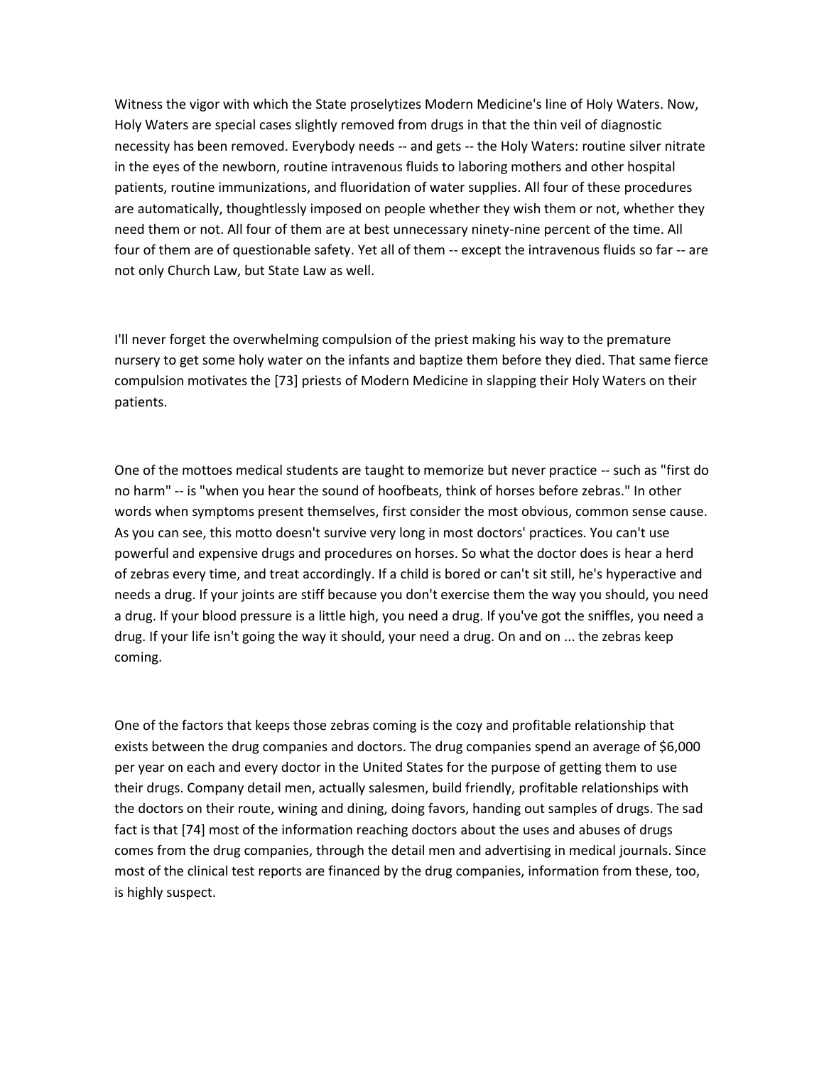Witness the vigor with which the State proselytizes Modern Medicine's line of Holy Waters. Now, Holy Waters are special cases slightly removed from drugs in that the thin veil of diagnostic necessity has been removed. Everybody needs -- and gets -- the Holy Waters: routine silver nitrate in the eyes of the newborn, routine intravenous fluids to laboring mothers and other hospital patients, routine immunizations, and fluoridation of water supplies. All four of these procedures are automatically, thoughtlessly imposed on people whether they wish them or not, whether they need them or not. All four of them are at best unnecessary ninety-nine percent of the time. All four of them are of questionable safety. Yet all of them -- except the intravenous fluids so far -- are not only Church Law, but State Law as well.

I'll never forget the overwhelming compulsion of the priest making his way to the premature nursery to get some holy water on the infants and baptize them before they died. That same fierce compulsion motivates the [73] priests of Modern Medicine in slapping their Holy Waters on their patients.

One of the mottoes medical students are taught to memorize but never practice -- such as "first do no harm" -- is "when you hear the sound of hoofbeats, think of horses before zebras." In other words when symptoms present themselves, first consider the most obvious, common sense cause. As you can see, this motto doesn't survive very long in most doctors' practices. You can't use powerful and expensive drugs and procedures on horses. So what the doctor does is hear a herd of zebras every time, and treat accordingly. If a child is bored or can't sit still, he's hyperactive and needs a drug. If your joints are stiff because you don't exercise them the way you should, you need a drug. If your blood pressure is a little high, you need a drug. If you've got the sniffles, you need a drug. If your life isn't going the way it should, your need a drug. On and on ... the zebras keep coming.

One of the factors that keeps those zebras coming is the cozy and profitable relationship that exists between the drug companies and doctors. The drug companies spend an average of $6,000 per year on each and every doctor in the United States for the purpose of getting them to use their drugs. Company detail men, actually salesmen, build friendly, profitable relationships with the doctors on their route, wining and dining, doing favors, handing out samples of drugs. The sad fact is that [74] most of the information reaching doctors about the uses and abuses of drugs comes from the drug companies, through the detail men and advertising in medical journals. Since most of the clinical test reports are financed by the drug companies, information from these, too, is highly suspect.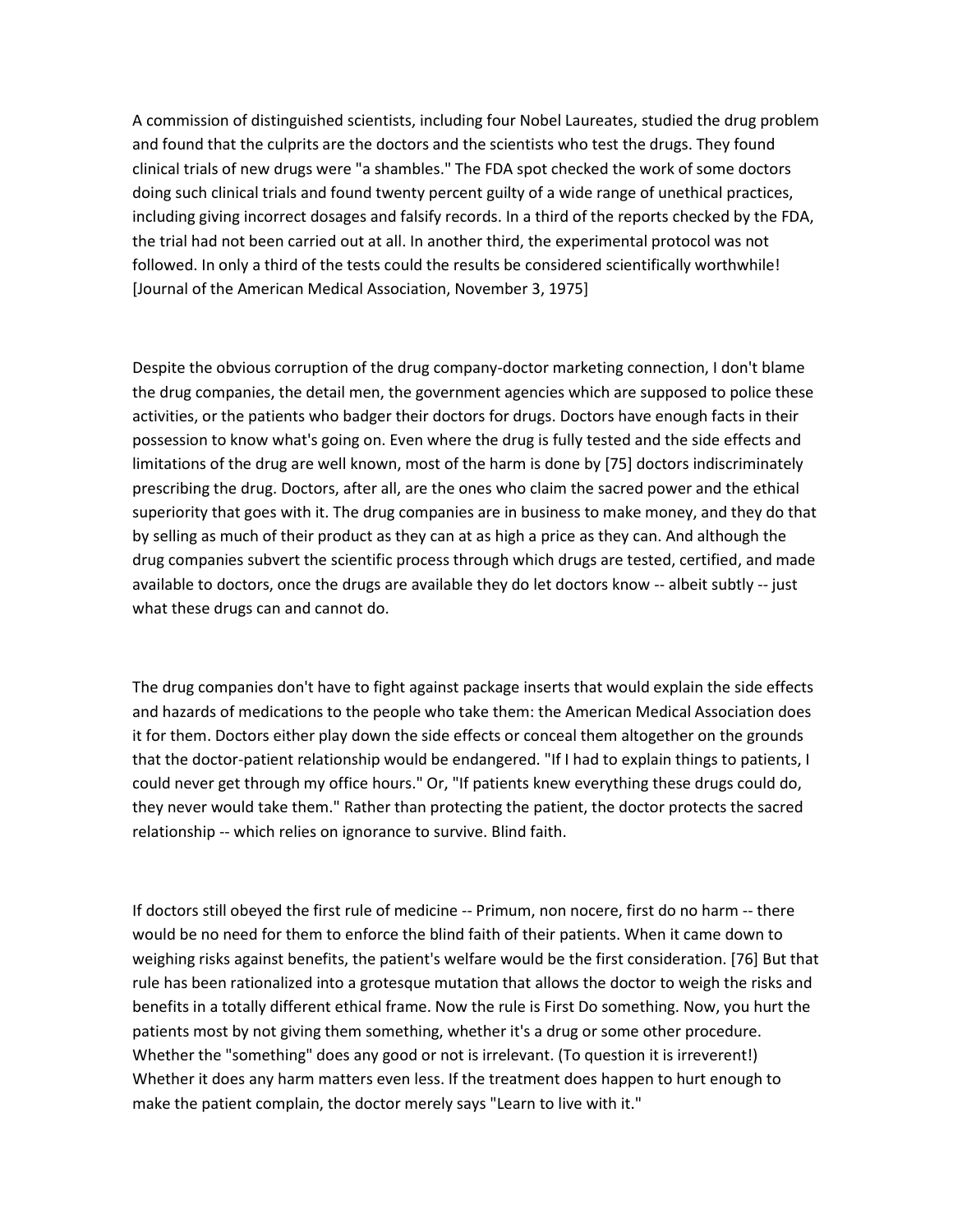A commission of distinguished scientists, including four Nobel Laureates, studied the drug problem and found that the culprits are the doctors and the scientists who test the drugs. They found clinical trials of new drugs were "a shambles." The FDA spot checked the work of some doctors doing such clinical trials and found twenty percent guilty of a wide range of unethical practices, including giving incorrect dosages and falsify records. In a third of the reports checked by the FDA, the trial had not been carried out at all. In another third, the experimental protocol was not followed. In only a third of the tests could the results be considered scientifically worthwhile! [Journal of the American Medical Association, November 3, 1975]

Despite the obvious corruption of the drug company-doctor marketing connection, I don't blame the drug companies, the detail men, the government agencies which are supposed to police these activities, or the patients who badger their doctors for drugs. Doctors have enough facts in their possession to know what's going on. Even where the drug is fully tested and the side effects and limitations of the drug are well known, most of the harm is done by [75] doctors indiscriminately prescribing the drug. Doctors, after all, are the ones who claim the sacred power and the ethical superiority that goes with it. The drug companies are in business to make money, and they do that by selling as much of their product as they can at as high a price as they can. And although the drug companies subvert the scientific process through which drugs are tested, certified, and made available to doctors, once the drugs are available they do let doctors know -- albeit subtly -- just what these drugs can and cannot do.

The drug companies don't have to fight against package inserts that would explain the side effects and hazards of medications to the people who take them: the American Medical Association does it for them. Doctors either play down the side effects or conceal them altogether on the grounds that the doctor-patient relationship would be endangered. "If I had to explain things to patients, I could never get through my office hours." Or, "If patients knew everything these drugs could do, they never would take them." Rather than protecting the patient, the doctor protects the sacred relationship -- which relies on ignorance to survive. Blind faith.

If doctors still obeyed the first rule of medicine -- Primum, non nocere, first do no harm -- there would be no need for them to enforce the blind faith of their patients. When it came down to weighing risks against benefits, the patient's welfare would be the first consideration. [76] But that rule has been rationalized into a grotesque mutation that allows the doctor to weigh the risks and benefits in a totally different ethical frame. Now the rule is First Do something. Now, you hurt the patients most by not giving them something, whether it's a drug or some other procedure. Whether the "something" does any good or not is irrelevant. (To question it is irreverent!) Whether it does any harm matters even less. If the treatment does happen to hurt enough to make the patient complain, the doctor merely says "Learn to live with it."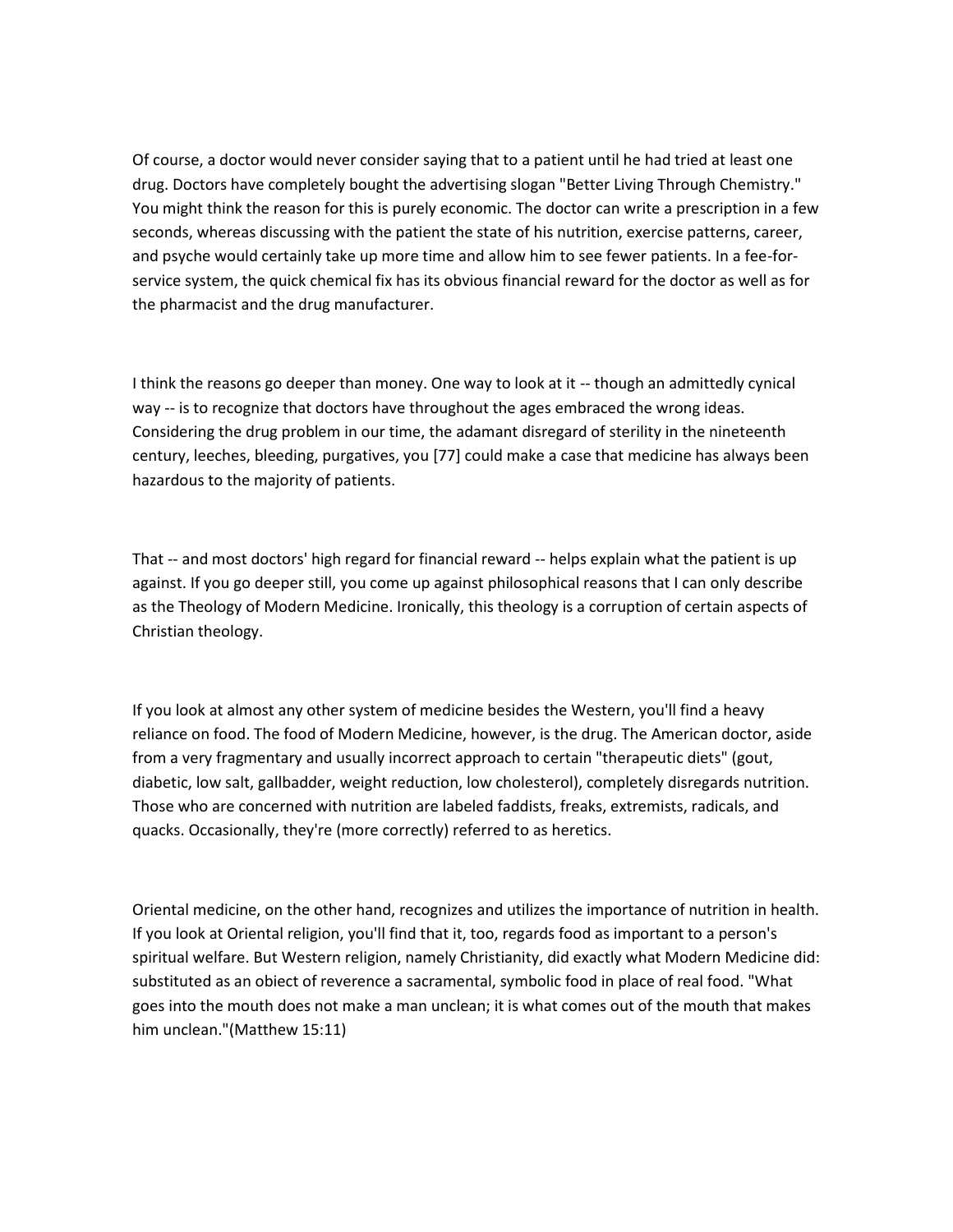Of course, a doctor would never consider saying that to a patient until he had tried at least one drug. Doctors have completely bought the advertising slogan "Better Living Through Chemistry." You might think the reason for this is purely economic. The doctor can write a prescription in a few seconds, whereas discussing with the patient the state of his nutrition, exercise patterns, career, and psyche would certainly take up more time and allow him to see fewer patients. In a fee-for-service system, the quick chemical fix has its obvious financial reward for the doctor as well as for the pharmacist and the drug manufacturer.

I think the reasons go deeper than money. One way to look at it -- though an admittedly cynical way -- is to recognize that doctors have throughout the ages embraced the wrong ideas. Considering the drug problem in our time, the adamant disregard of sterility in the nineteenth century, leeches, bleeding, purgatives, you [77] could make a case that medicine has always been hazardous to the majority of patients.

That -- and most doctors' high regard for financial reward -- helps explain what the patient is up against. If you go deeper still, you come up against philosophical reasons that I can only describe as the Theology of Modern Medicine. Ironically, this theology is a corruption of certain aspects of Christian theology.

If you look at almost any other system of medicine besides the Western, you'll find a heavy reliance on food. The food of Modern Medicine, however, is the drug. The American doctor, aside from a very fragmentary and usually incorrect approach to certain "therapeutic diets" (gout, diabetic, low salt, gallbadder, weight reduction, low cholesterol), completely disregards nutrition. Those who are concerned with nutrition are labeled faddists, freaks, extremists, radicals, and quacks. Occasionally, they're (more correctly) referred to as heretics.

Oriental medicine, on the other hand, recognizes and utilizes the importance of nutrition in health. If you look at Oriental religion, you'll find that it, too, regards food as important to a person's spiritual welfare. But Western religion, namely Christianity, did exactly what Modern Medicine did: substituted as an obiect of reverence a sacramental, symbolic food in place of real food. "What goes into the mouth does not make a man unclean; it is what comes out of the mouth that makes him unclean."(Matthew 15:11)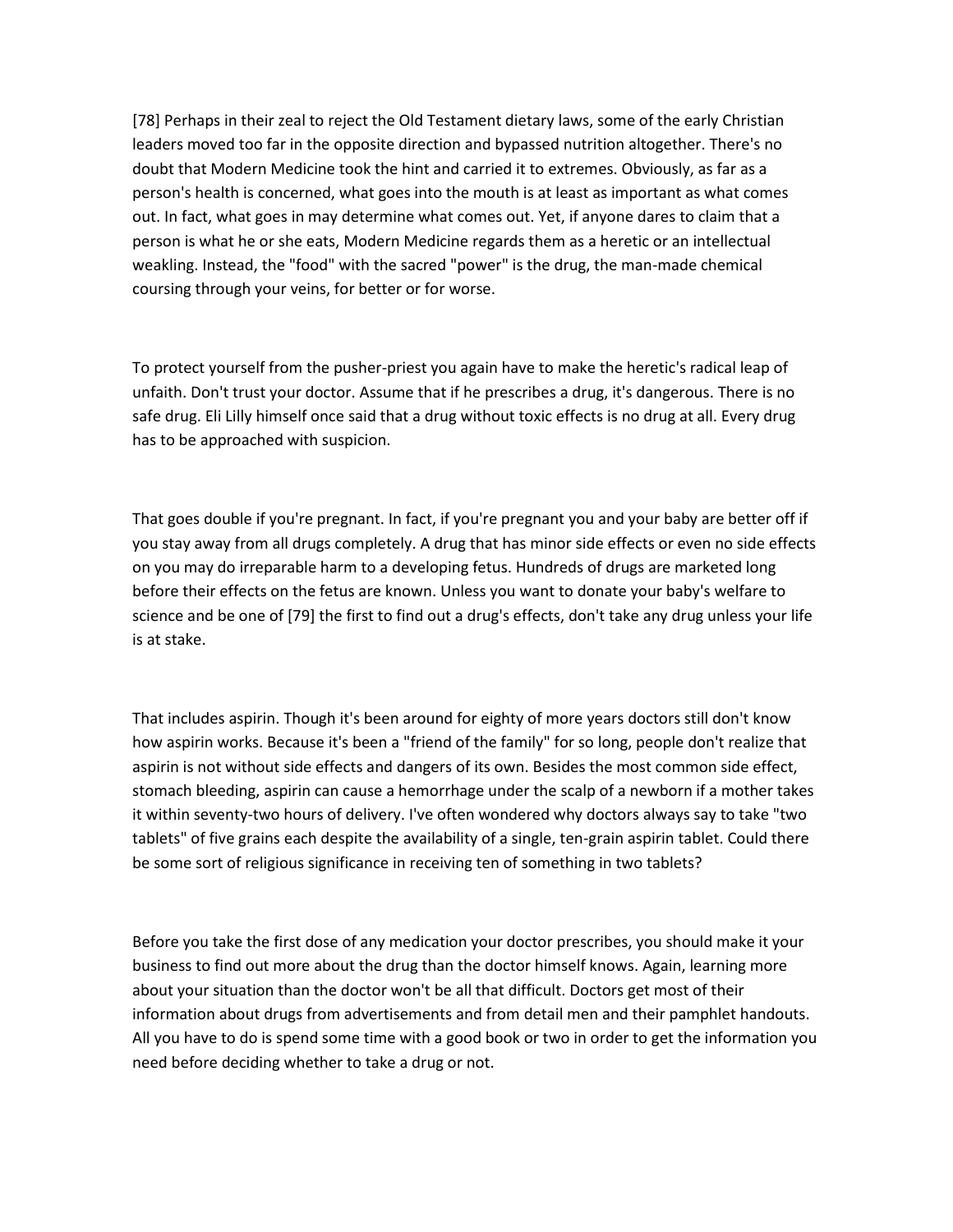[78] Perhaps in their zeal to reject the Old Testament dietary laws, some of the early Christian leaders moved too far in the opposite direction and bypassed nutrition altogether. There's no doubt that Modern Medicine took the hint and carried it to extremes. Obviously, as far as a person's health is concerned, what goes into the mouth is at least as important as what comes out. In fact, what goes in may determine what comes out. Yet, if anyone dares to claim that a person is what he or she eats, Modern Medicine regards them as a heretic or an intellectual weakling. Instead, the "food" with the sacred "power" is the drug, the man-made chemical coursing through your veins, for better or for worse.

To protect yourself from the pusher-priest you again have to make the heretic's radical leap of unfaith. Don't trust your doctor. Assume that if he prescribes a drug, it's dangerous. There is no safe drug. Eli Lilly himself once said that a drug without toxic effects is no drug at all. Every drug has to be approached with suspicion.

That goes double if you're pregnant. In fact, if you're pregnant you and your baby are better off if you stay away from all drugs completely. A drug that has minor side effects or even no side effects on you may do irreparable harm to a developing fetus. Hundreds of drugs are marketed long before their effects on the fetus are known. Unless you want to donate your baby's welfare to science and be one of [79] the first to find out a drug's effects, don't take any drug unless your life is at stake.

That includes aspirin. Though it's been around for eighty of more years doctors still don't know how aspirin works. Because it's been a "friend of the family" for so long, people don't realize that aspirin is not without side effects and dangers of its own. Besides the most common side effect, stomach bleeding, aspirin can cause a hemorrhage under the scalp of a newborn if a mother takes it within seventy-two hours of delivery. I've often wondered why doctors always say to take "two tablets" of five grains each despite the availability of a single, ten-grain aspirin tablet. Could there be some sort of religious significance in receiving ten of something in two tablets?

Before you take the first dose of any medication your doctor prescribes, you should make it your business to find out more about the drug than the doctor himself knows. Again, learning more about your situation than the doctor won't be all that difficult. Doctors get most of their information about drugs from advertisements and from detail men and their pamphlet handouts. All you have to do is spend some time with a good book or two in order to get the information you need before deciding whether to take a drug or not.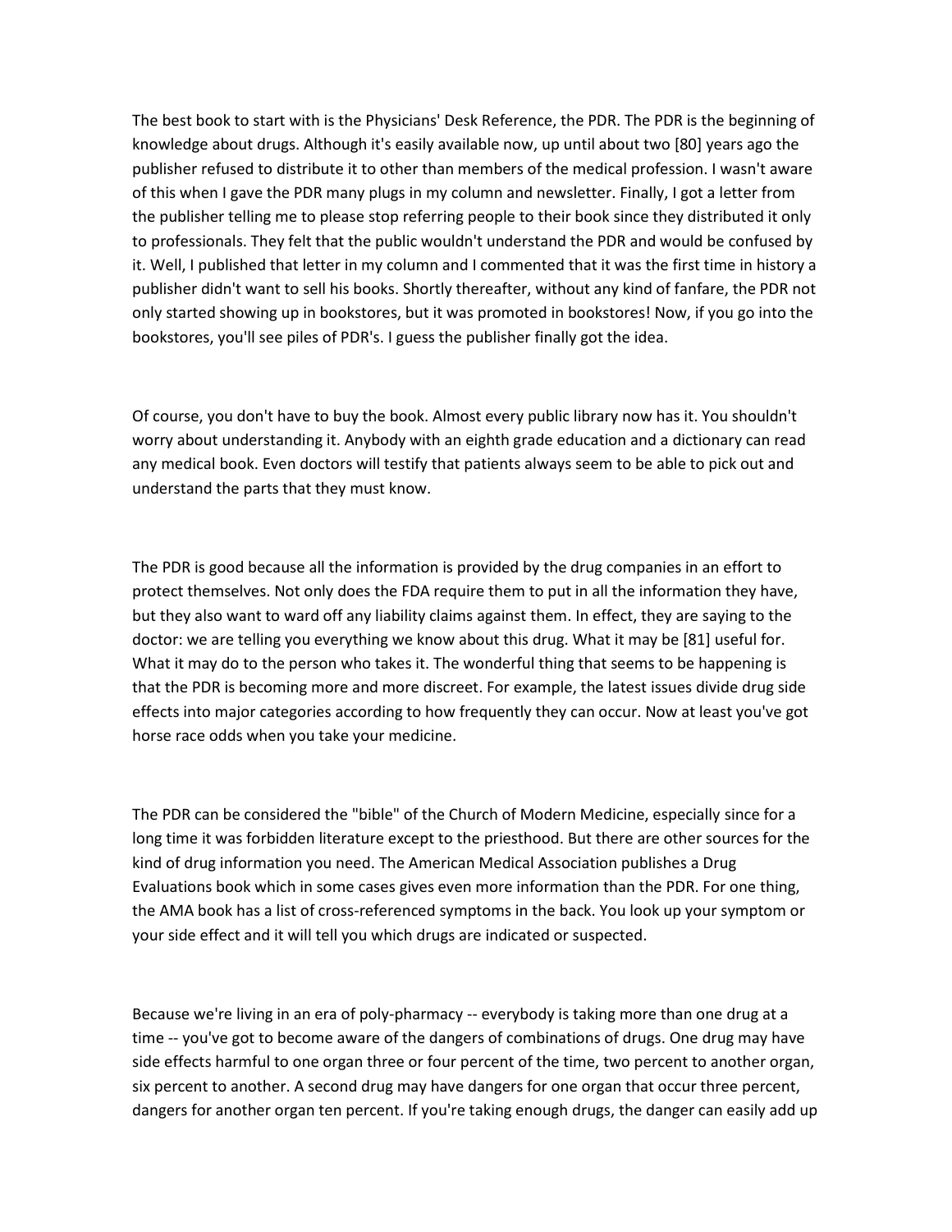The best book to start with is the Physicians' Desk Reference, the PDR. The PDR is the beginning of knowledge about drugs. Although it's easily available now, up until about two [80] years ago the publisher refused to distribute it to other than members of the medical profession. I wasn't aware of this when I gave the PDR many plugs in my column and newsletter. Finally, I got a letter from the publisher telling me to please stop referring people to their book since they distributed it only to professionals. They felt that the public wouldn't understand the PDR and would be confused by it. Well, I published that letter in my column and I commented that it was the first time in history a publisher didn't want to sell his books. Shortly thereafter, without any kind of fanfare, the PDR not only started showing up in bookstores, but it was promoted in bookstores! Now, if you go into the bookstores, you'll see piles of PDR's. I guess the publisher finally got the idea.

Of course, you don't have to buy the book. Almost every public library now has it. You shouldn't worry about understanding it. Anybody with an eighth grade education and a dictionary can read any medical book. Even doctors will testify that patients always seem to be able to pick out and understand the parts that they must know.

The PDR is good because all the information is provided by the drug companies in an effort to protect themselves. Not only does the FDA require them to put in all the information they have, but they also want to ward off any liability claims against them. In effect, they are saying to the doctor: we are telling you everything we know about this drug. What it may be [81] useful for. What it may do to the person who takes it. The wonderful thing that seems to be happening is that the PDR is becoming more and more discreet. For example, the latest issues divide drug side effects into major categories according to how frequently they can occur. Now at least you've got horse race odds when you take your medicine.

The PDR can be considered the "bible" of the Church of Modern Medicine, especially since for a long time it was forbidden literature except to the priesthood. But there are other sources for the kind of drug information you need. The American Medical Association publishes a Drug Evaluations book which in some cases gives even more information than the PDR. For one thing, the AMA book has a list of cross-referenced symptoms in the back. You look up your symptom or your side effect and it will tell you which drugs are indicated or suspected.

Because we're living in an era of poly-pharmacy -- everybody is taking more than one drug at a time -- you've got to become aware of the dangers of combinations of drugs. One drug may have side effects harmful to one organ three or four percent of the time, two percent to another organ, six percent to another. A second drug may have dangers for one organ that occur three percent, dangers for another organ ten percent. If you're taking enough drugs, the danger can easily add up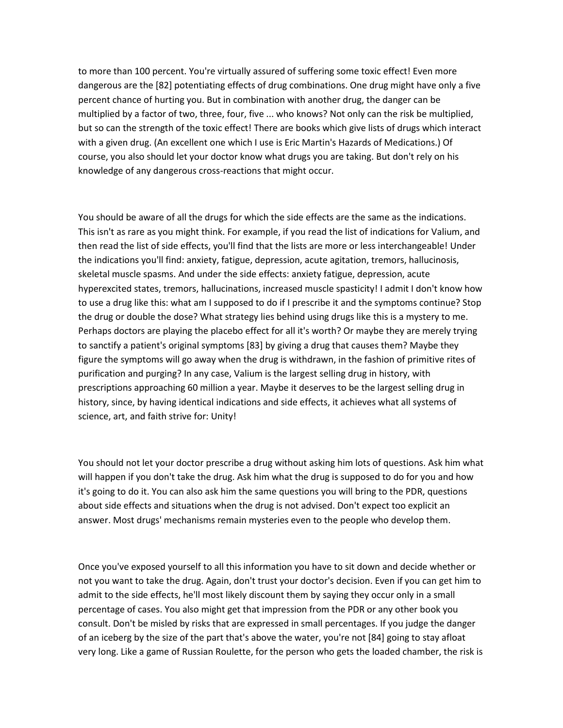to more than 100 percent. You're virtually assured of suffering some toxic effect! Even more dangerous are the [82] potentiating effects of drug combinations. One drug might have only a five percent chance of hurting you. But in combination with another drug, the danger can be multiplied by a factor of two, three, four, five ... who knows? Not only can the risk be multiplied, but so can the strength of the toxic effect! There are books which give lists of drugs which interact with a given drug. (An excellent one which I use is Eric Martin's Hazards of Medications.) Of course, you also should let your doctor know what drugs you are taking. But don't rely on his knowledge of any dangerous cross-reactions that might occur.

You should be aware of all the drugs for which the side effects are the same as the indications. This isn't as rare as you might think. For example, if you read the list of indications for Valium, and then read the list of side effects, you'll find that the lists are more or less interchangeable! Under the indications you'll find: anxiety, fatigue, depression, acute agitation, tremors, hallucinosis, skeletal muscle spasms. And under the side effects: anxiety fatigue, depression, acute hyperexcited states, tremors, hallucinations, increased muscle spasticity! I admit I don't know how to use a drug like this: what am I supposed to do if I prescribe it and the symptoms continue? Stop the drug or double the dose? What strategy lies behind using drugs like this is a mystery to me. Perhaps doctors are playing the placebo effect for all it's worth? Or maybe they are merely trying to sanctify a patient's original symptoms [83] by giving a drug that causes them? Maybe they figure the symptoms will go away when the drug is withdrawn, in the fashion of primitive rites of purification and purging? In any case, Valium is the largest selling drug in history, with prescriptions approaching 60 million a year. Maybe it deserves to be the largest selling drug in history, since, by having identical indications and side effects, it achieves what all systems of science, art, and faith strive for: Unity!

You should not let your doctor prescribe a drug without asking him lots of questions. Ask him what will happen if you don't take the drug. Ask him what the drug is supposed to do for you and how it's going to do it. You can also ask him the same questions you will bring to the PDR, questions about side effects and situations when the drug is not advised. Don't expect too explicit an answer. Most drugs' mechanisms remain mysteries even to the people who develop them.

Once you've exposed yourself to all this information you have to sit down and decide whether or not you want to take the drug. Again, don't trust your doctor's decision. Even if you can get him to admit to the side effects, he'll most likely discount them by saying they occur only in a small percentage of cases. You also might get that impression from the PDR or any other book you consult. Don't be misled by risks that are expressed in small percentages. If you judge the danger of an iceberg by the size of the part that's above the water, you're not [84] going to stay afloat very long. Like a game of Russian Roulette, for the person who gets the loaded chamber, the risk is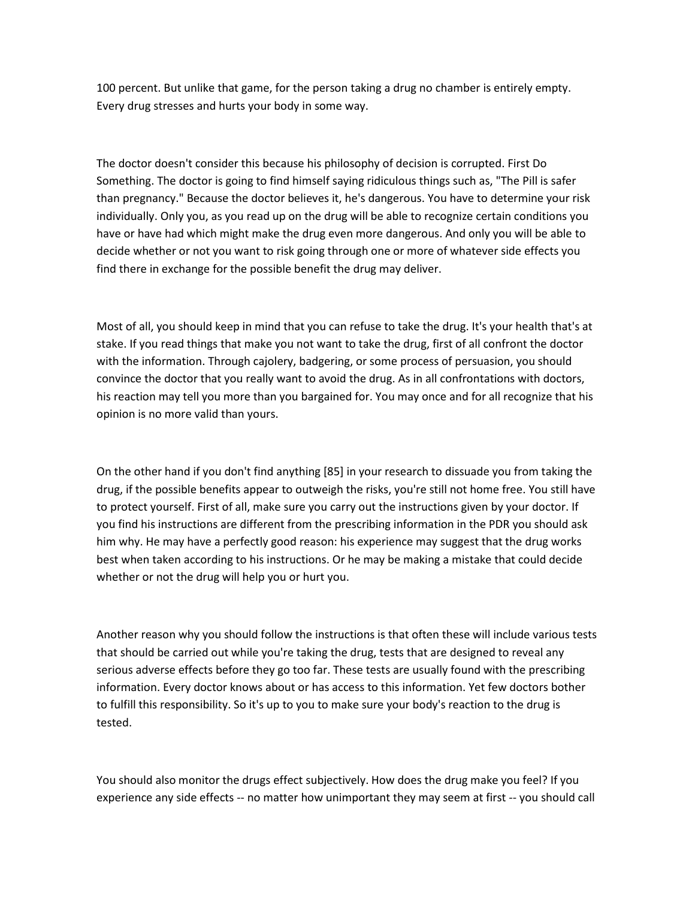100 percent. But unlike that game, for the person taking a drug no chamber is entirely empty. Every drug stresses and hurts your body in some way.

The doctor doesn't consider this because his philosophy of decision is corrupted. First Do Something. The doctor is going to find himself saying ridiculous things such as, "The Pill is safer than pregnancy." Because the doctor believes it, he's dangerous. You have to determine your risk individually. Only you, as you read up on the drug will be able to recognize certain conditions you have or have had which might make the drug even more dangerous. And only you will be able to decide whether or not you want to risk going through one or more of whatever side effects you find there in exchange for the possible benefit the drug may deliver.

Most of all, you should keep in mind that you can refuse to take the drug. It's your health that's at stake. If you read things that make you not want to take the drug, first of all confront the doctor with the information. Through cajolery, badgering, or some process of persuasion, you should convince the doctor that you really want to avoid the drug. As in all confrontations with doctors, his reaction may tell you more than you bargained for. You may once and for all recognize that his opinion is no more valid than yours.

On the other hand if you don't find anything [85] in your research to dissuade you from taking the drug, if the possible benefits appear to outweigh the risks, you're still not home free. You still have to protect yourself. First of all, make sure you carry out the instructions given by your doctor. If you find his instructions are different from the prescribing information in the PDR you should ask him why. He may have a perfectly good reason: his experience may suggest that the drug works best when taken according to his instructions. Or he may be making a mistake that could decide whether or not the drug will help you or hurt you.

Another reason why you should follow the instructions is that often these will include various tests that should be carried out while you're taking the drug, tests that are designed to reveal any serious adverse effects before they go too far. These tests are usually found with the prescribing information. Every doctor knows about or has access to this information. Yet few doctors bother to fulfill this responsibility. So it's up to you to make sure your body's reaction to the drug is tested.

You should also monitor the drugs effect subjectively. How does the drug make you feel? If you experience any side effects -- no matter how unimportant they may seem at first -- you should call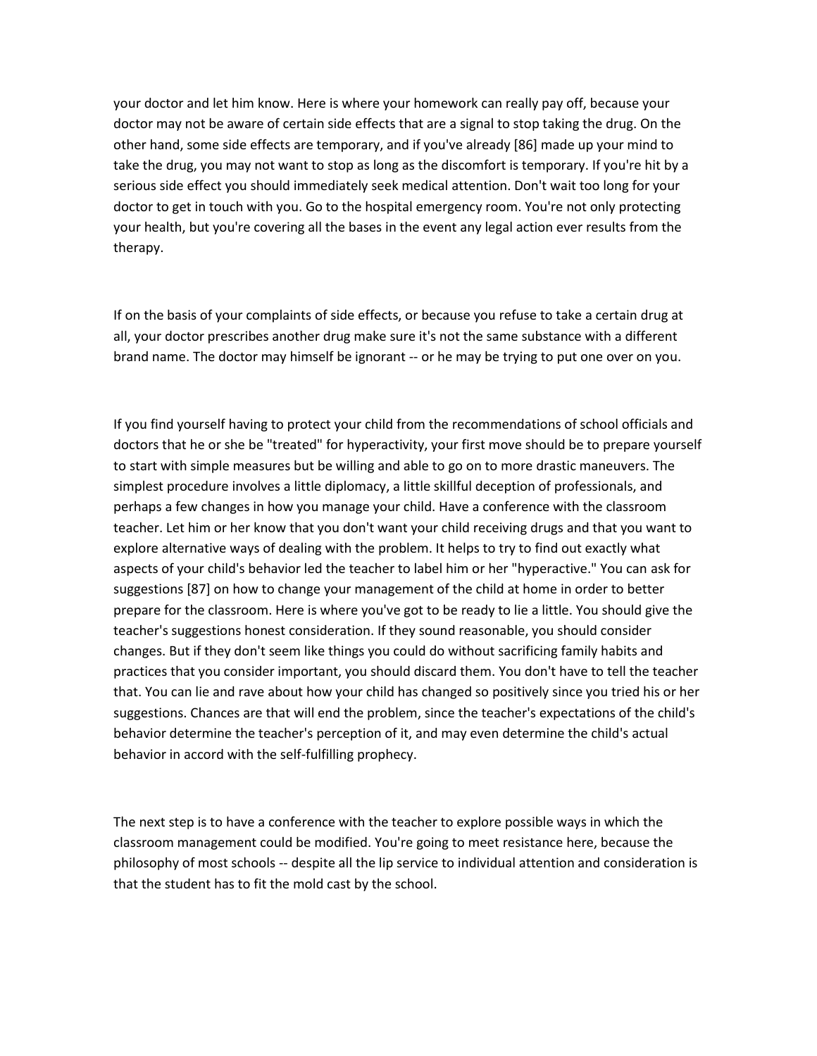your doctor and let him know. Here is where your homework can really pay off, because your doctor may not be aware of certain side effects that are a signal to stop taking the drug. On the other hand, some side effects are temporary, and if you've already [86] made up your mind to take the drug, you may not want to stop as long as the discomfort is temporary. If you're hit by a serious side effect you should immediately seek medical attention. Don't wait too long for your doctor to get in touch with you. Go to the hospital emergency room. You're not only protecting your health, but you're covering all the bases in the event any legal action ever results from the therapy.

If on the basis of your complaints of side effects, or because you refuse to take a certain drug at all, your doctor prescribes another drug make sure it's not the same substance with a different brand name. The doctor may himself be ignorant -- or he may be trying to put one over on you.

If you find yourself having to protect your child from the recommendations of school officials and doctors that he or she be "treated" for hyperactivity, your first move should be to prepare yourself to start with simple measures but be willing and able to go on to more drastic maneuvers. The simplest procedure involves a little diplomacy, a little skillful deception of professionals, and perhaps a few changes in how you manage your child. Have a conference with the classroom teacher. Let him or her know that you don't want your child receiving drugs and that you want to explore alternative ways of dealing with the problem. It helps to try to find out exactly what aspects of your child's behavior led the teacher to label him or her "hyperactive." You can ask for suggestions [87] on how to change your management of the child at home in order to better prepare for the classroom. Here is where you've got to be ready to lie a little. You should give the teacher's suggestions honest consideration. If they sound reasonable, you should consider changes. But if they don't seem like things you could do without sacrificing family habits and practices that you consider important, you should discard them. You don't have to tell the teacher that. You can lie and rave about how your child has changed so positively since you tried his or her suggestions. Chances are that will end the problem, since the teacher's expectations of the child's behavior determine the teacher's perception of it, and may even determine the child's actual behavior in accord with the self-fulfilling prophecy.

The next step is to have a conference with the teacher to explore possible ways in which the classroom management could be modified. You're going to meet resistance here, because the philosophy of most schools -- despite all the lip service to individual attention and consideration is that the student has to fit the mold cast by the school.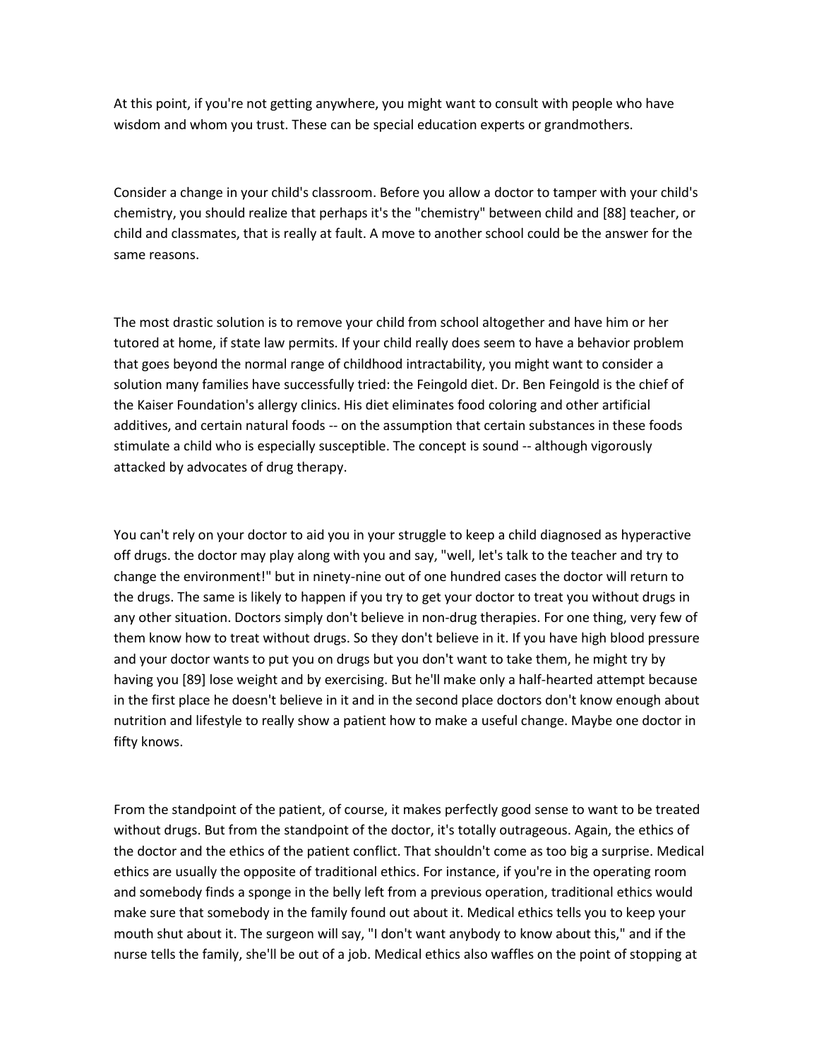At this point, if you're not getting anywhere, you might want to consult with people who have wisdom and whom you trust. These can be special education experts or grandmothers.

Consider a change in your child's classroom. Before you allow a doctor to tamper with your child's chemistry, you should realize that perhaps it's the "chemistry" between child and [88] teacher, or child and classmates, that is really at fault. A move to another school could be the answer for the same reasons.

The most drastic solution is to remove your child from school altogether and have him or her tutored at home, if state law permits. If your child really does seem to have a behavior problem that goes beyond the normal range of childhood intractability, you might want to consider a solution many families have successfully tried: the Feingold diet. Dr. Ben Feingold is the chief of the Kaiser Foundation's allergy clinics. His diet eliminates food coloring and other artificial additives, and certain natural foods -- on the assumption that certain substances in these foods stimulate a child who is especially susceptible. The concept is sound -- although vigorously attacked by advocates of drug therapy.

You can't rely on your doctor to aid you in your struggle to keep a child diagnosed as hyperactive off drugs. the doctor may play along with you and say, "well, let's talk to the teacher and try to change the environment!" but in ninety-nine out of one hundred cases the doctor will return to the drugs. The same is likely to happen if you try to get your doctor to treat you without drugs in any other situation. Doctors simply don't believe in non-drug therapies. For one thing, very few of them know how to treat without drugs. So they don't believe in it. If you have high blood pressure and your doctor wants to put you on drugs but you don't want to take them, he might try by having you [89] lose weight and by exercising. But he'll make only a half-hearted attempt because in the first place he doesn't believe in it and in the second place doctors don't know enough about nutrition and lifestyle to really show a patient how to make a useful change. Maybe one doctor in fifty knows.

From the standpoint of the patient, of course, it makes perfectly good sense to want to be treated without drugs. But from the standpoint of the doctor, it's totally outrageous. Again, the ethics of the doctor and the ethics of the patient conflict. That shouldn't come as too big a surprise. Medical ethics are usually the opposite of traditional ethics. For instance, if you're in the operating room and somebody finds a sponge in the belly left from a previous operation, traditional ethics would make sure that somebody in the family found out about it. Medical ethics tells you to keep your mouth shut about it. The surgeon will say, "I don't want anybody to know about this," and if the nurse tells the family, she'll be out of a job. Medical ethics also waffles on the point of stopping at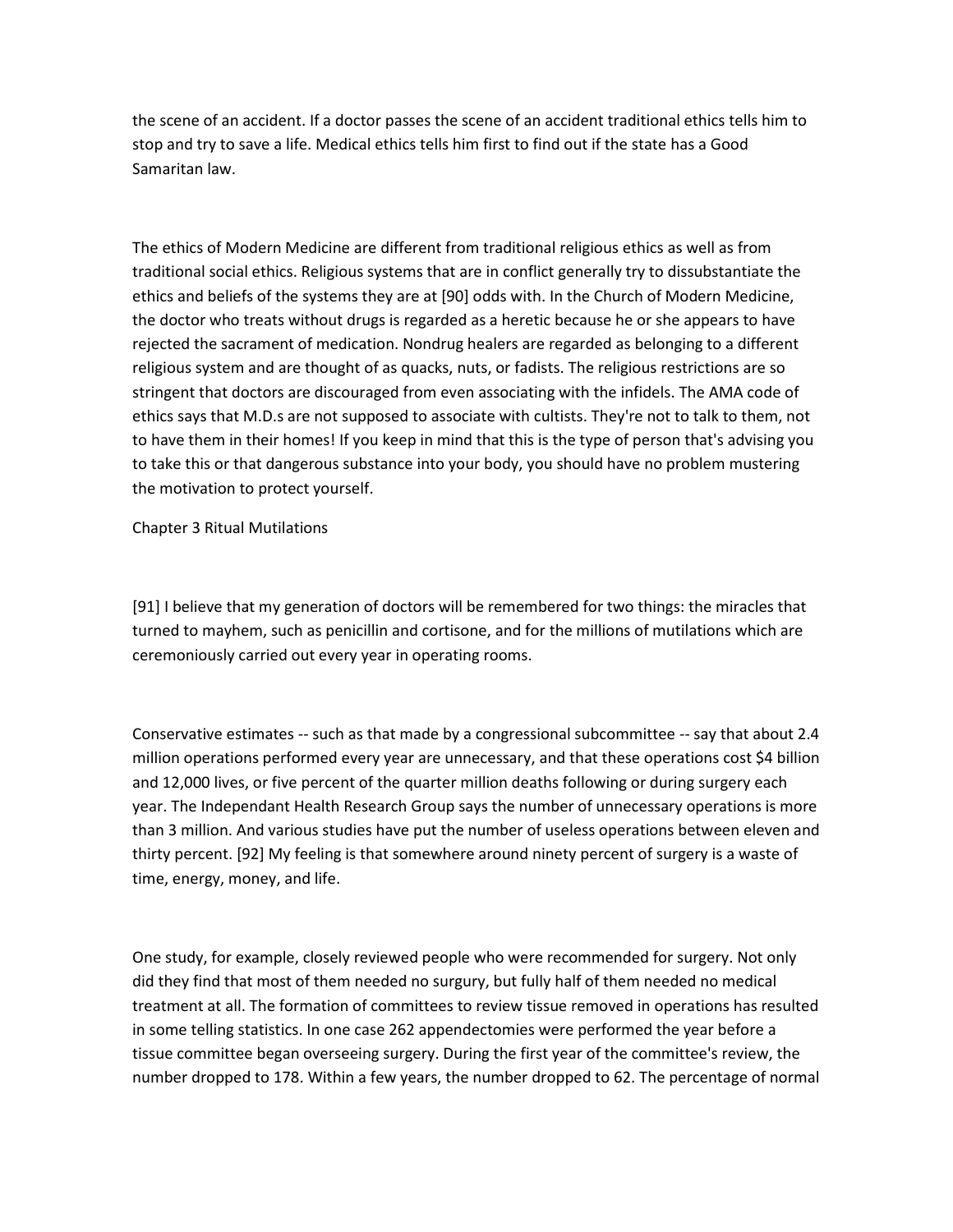the scene of an accident. If a doctor passes the scene of an accident traditional ethics tells him to stop and try to save a life. Medical ethics tells him first to find out if the state has a Good Samaritan law.

The ethics of Modern Medicine are different from traditional religious ethics as well as from traditional social ethics. Religious systems that are in conflict generally try to dissubstantiate the ethics and beliefs of the systems they are at [90] odds with. In the Church of Modern Medicine, the doctor who treats without drugs is regarded as a heretic because he or she appears to have rejected the sacrament of medication. Nondrug healers are regarded as belonging to a different religious system and are thought of as quacks, nuts, or fadists. The religious restrictions are so stringent that doctors are discouraged from even associating with the infidels. The AMA code of ethics says that M.D.s are not supposed to associate with cultists. They're not to talk to them, not to have them in their homes! If you keep in mind that this is the type of person that's advising you to take this or that dangerous substance into your body, you should have no problem mustering the motivation to protect yourself.

## Chapter 3 Ritual Mutilations

[91] I believe that my generation of doctors will be remembered for two things: the miracles that turned to mayhem, such as penicillin and cortisone, and for the millions of mutilations which are ceremoniously carried out every year in operating rooms.

Conservative estimates -- such as that made by a congressional subcommittee -- say that about 2.4 million operations performed every year are unnecessary, and that these operations cost $4 billion and 12,000 lives, or five percent of the quarter million deaths following or during surgery each year. The Independant Health Research Group says the number of unnecessary operations is more than 3 million. And various studies have put the number of useless operations between eleven and thirty percent. [92] My feeling is that somewhere around ninety percent of surgery is a waste of time, energy, money, and life.

One study, for example, closely reviewed people who were recommended for surgery. Not only did they find that most of them needed no surgury, but fully half of them needed no medical treatment at all. The formation of committees to review tissue removed in operations has resulted in some telling statistics. In one case 262 appendectomies were performed the year before a tissue committee began overseeing surgery. During the first year of the committee's review, the number dropped to 178. Within a few years, the number dropped to 62. The percentage of normal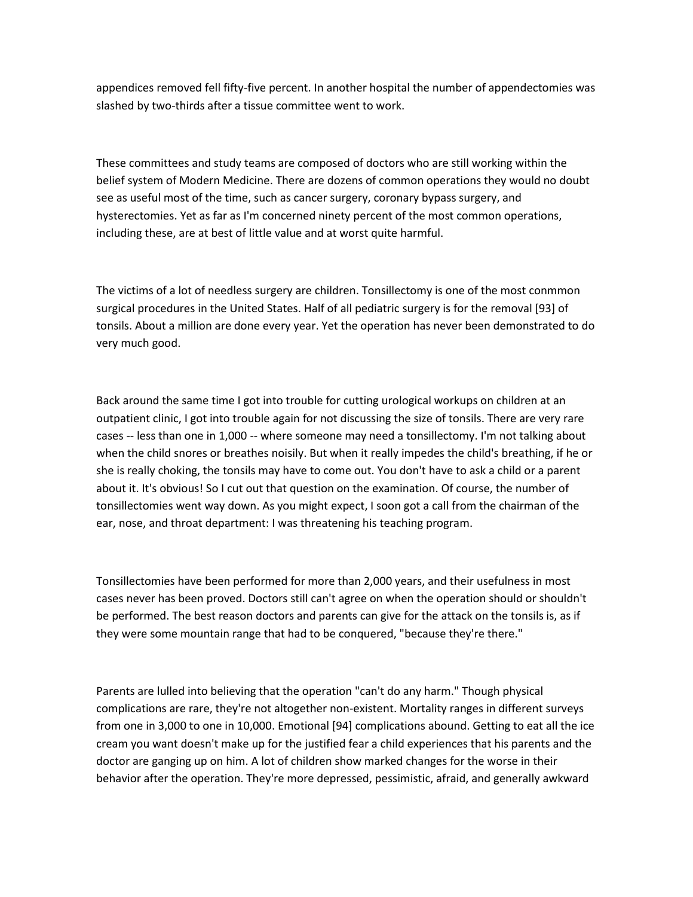appendices removed fell fifty-five percent. In another hospital the number of appendectomies was slashed by two-thirds after a tissue committee went to work.

These committees and study teams are composed of doctors who are still working within the belief system of Modern Medicine. There are dozens of common operations they would no doubt see as useful most of the time, such as cancer surgery, coronary bypass surgery, and hysterectomies. Yet as far as I'm concerned ninety percent of the most common operations, including these, are at best of little value and at worst quite harmful.

The victims of a lot of needless surgery are children. Tonsillectomy is one of the most conmmon surgical procedures in the United States. Half of all pediatric surgery is for the removal [93] of tonsils. About a million are done every year. Yet the operation has never been demonstrated to do very much good.

Back around the same time I got into trouble for cutting urological workups on children at an outpatient clinic, I got into trouble again for not discussing the size of tonsils. There are very rare cases -- less than one in 1,000 -- where someone may need a tonsillectomy. I'm not talking about when the child snores or breathes noisily. But when it really impedes the child's breathing, if he or she is really choking, the tonsils may have to come out. You don't have to ask a child or a parent about it. It's obvious! So I cut out that question on the examination. Of course, the number of tonsillectomies went way down. As you might expect, I soon got a call from the chairman of the ear, nose, and throat department: I was threatening his teaching program.

Tonsillectomies have been performed for more than 2,000 years, and their usefulness in most cases never has been proved. Doctors still can't agree on when the operation should or shouldn't be performed. The best reason doctors and parents can give for the attack on the tonsils is, as if they were some mountain range that had to be conquered, "because they're there."

Parents are lulled into believing that the operation "can't do any harm." Though physical complications are rare, they're not altogether non-existent. Mortality ranges in different surveys from one in 3,000 to one in 10,000. Emotional [94] complications abound. Getting to eat all the ice cream you want doesn't make up for the justified fear a child experiences that his parents and the doctor are ganging up on him. A lot of children show marked changes for the worse in their behavior after the operation. They're more depressed, pessimistic, afraid, and generally awkward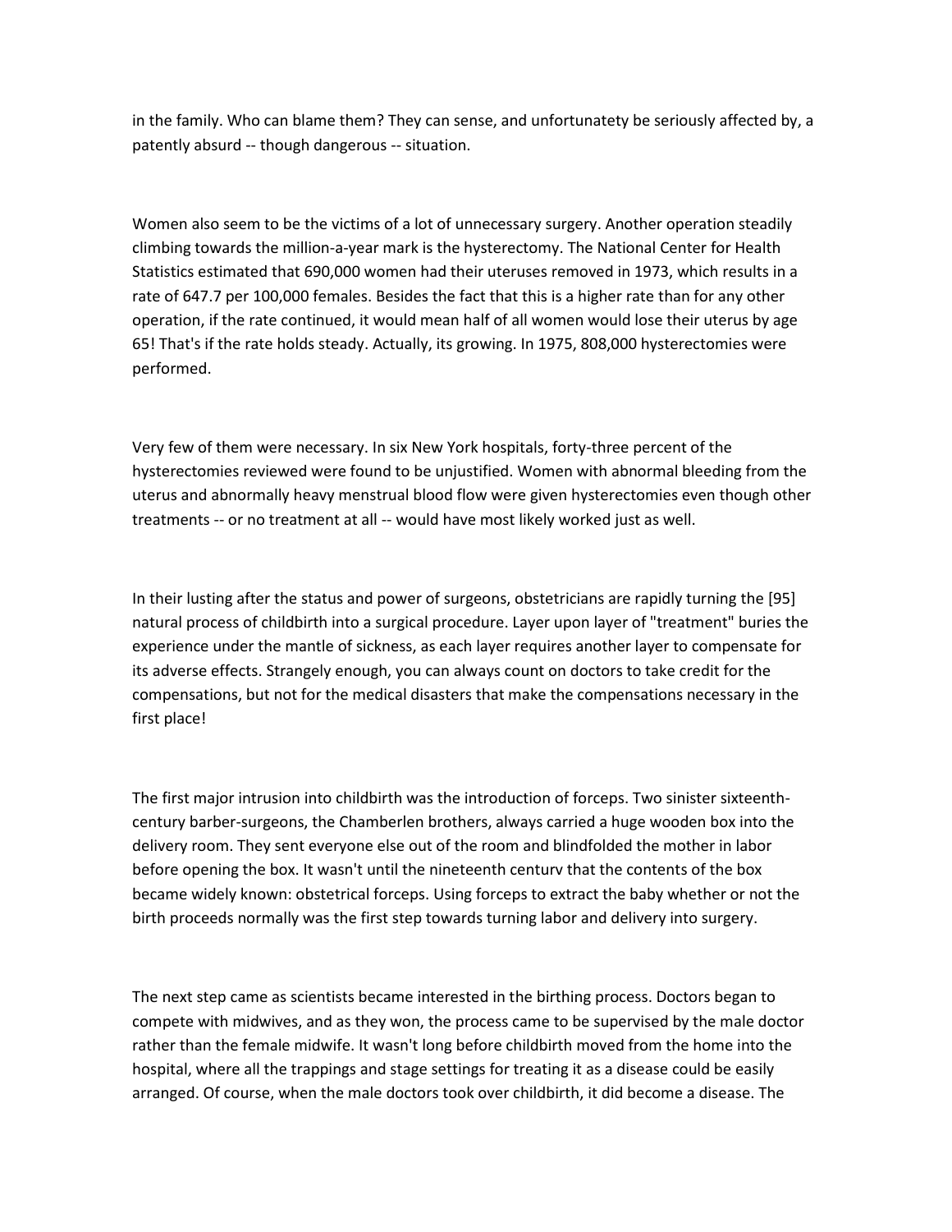in the family. Who can blame them? They can sense, and unfortunatety be seriously affected by, a patently absurd -- though dangerous -- situation.

Women also seem to be the victims of a lot of unnecessary surgery. Another operation steadily climbing towards the million-a-year mark is the hysterectomy. The National Center for Health Statistics estimated that 690,000 women had their uteruses removed in 1973, which results in a rate of 647.7 per 100,000 females. Besides the fact that this is a higher rate than for any other operation, if the rate continued, it would mean half of all women would lose their uterus by age 65! That's if the rate holds steady. Actually, its growing. In 1975, 808,000 hysterectomies were performed.

Very few of them were necessary. In six New York hospitals, forty-three percent of the hysterectomies reviewed were found to be unjustified. Women with abnormal bleeding from the uterus and abnormally heavy menstrual blood flow were given hysterectomies even though other treatments -- or no treatment at all -- would have most likely worked just as well.

In their lusting after the status and power of surgeons, obstetricians are rapidly turning the [95] natural process of childbirth into a surgical procedure. Layer upon layer of "treatment" buries the experience under the mantle of sickness, as each layer requires another layer to compensate for its adverse effects. Strangely enough, you can always count on doctors to take credit for the compensations, but not for the medical disasters that make the compensations necessary in the first place!

The first major intrusion into childbirth was the introduction of forceps. Two sinister sixteenth-century barber-surgeons, the Chamberlen brothers, always carried a huge wooden box into the delivery room. They sent everyone else out of the room and blindfolded the mother in labor before opening the box. It wasn't until the nineteenth centurv that the contents of the box became widely known: obstetrical forceps. Using forceps to extract the baby whether or not the birth proceeds normally was the first step towards turning labor and delivery into surgery.

The next step came as scientists became interested in the birthing process. Doctors began to compete with midwives, and as they won, the process came to be supervised by the male doctor rather than the female midwife. It wasn't long before childbirth moved from the home into the hospital, where all the trappings and stage settings for treating it as a disease could be easily arranged. Of course, when the male doctors took over childbirth, it did become a disease. The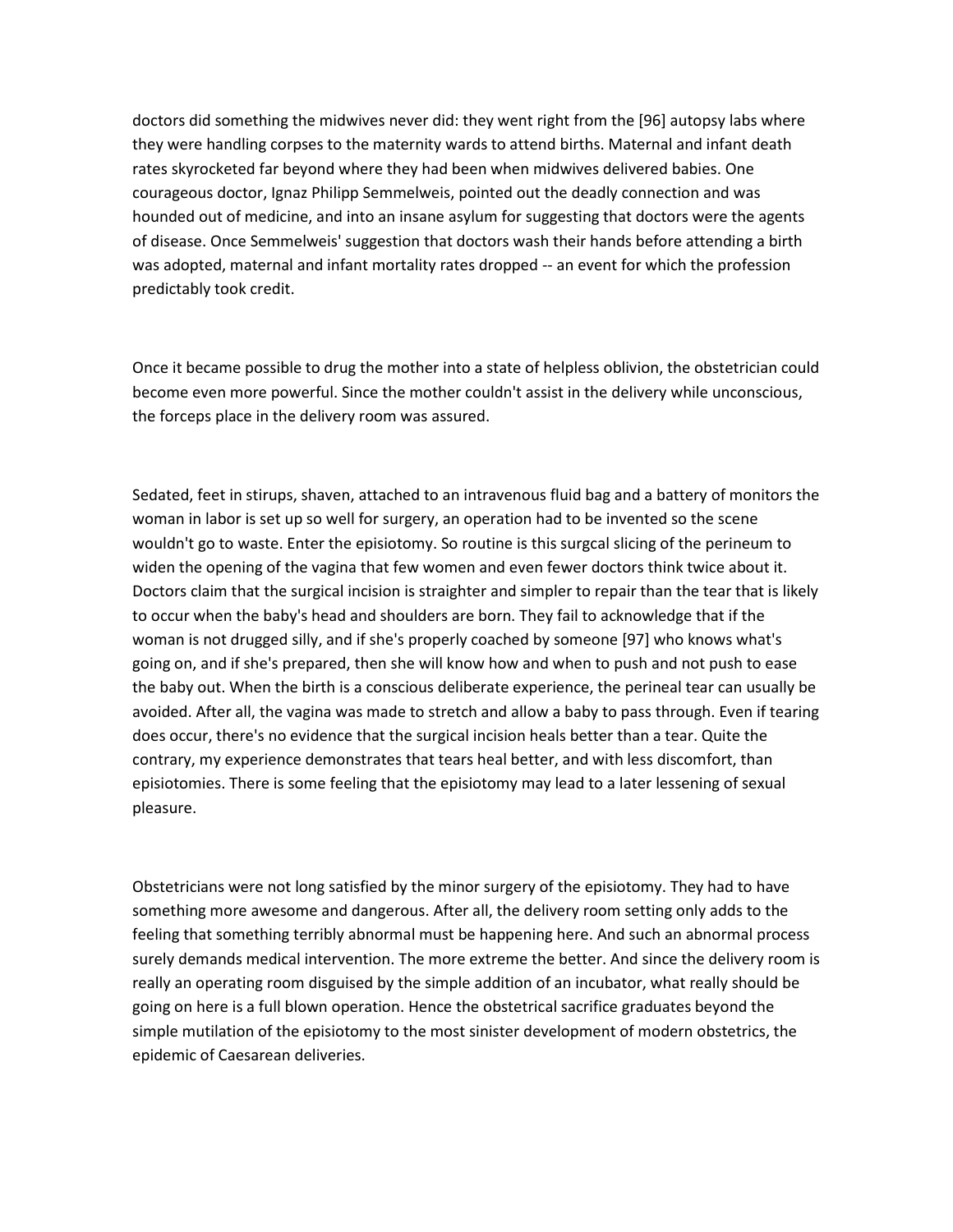doctors did something the midwives never did: they went right from the [96] autopsy labs where they were handling corpses to the maternity wards to attend births. Maternal and infant death rates skyrocketed far beyond where they had been when midwives delivered babies. One courageous doctor, Ignaz Philipp Semmelweis, pointed out the deadly connection and was hounded out of medicine, and into an insane asylum for suggesting that doctors were the agents of disease. Once Semmelweis' suggestion that doctors wash their hands before attending a birth was adopted, maternal and infant mortality rates dropped -- an event for which the profession predictably took credit.

Once it became possible to drug the mother into a state of helpless oblivion, the obstetrician could become even more powerful. Since the mother couldn't assist in the delivery while unconscious, the forceps place in the delivery room was assured.

Sedated, feet in stirups, shaven, attached to an intravenous fluid bag and a battery of monitors the woman in labor is set up so well for surgery, an operation had to be invented so the scene wouldn't go to waste. Enter the episiotomy. So routine is this surgcal slicing of the perineum to widen the opening of the vagina that few women and even fewer doctors think twice about it. Doctors claim that the surgical incision is straighter and simpler to repair than the tear that is likely to occur when the baby's head and shoulders are born. They fail to acknowledge that if the woman is not drugged silly, and if she's properly coached by someone [97] who knows what's going on, and if she's prepared, then she will know how and when to push and not push to ease the baby out. When the birth is a conscious deliberate experience, the perineal tear can usually be avoided. After all, the vagina was made to stretch and allow a baby to pass through. Even if tearing does occur, there's no evidence that the surgical incision heals better than a tear. Quite the contrary, my experience demonstrates that tears heal better, and with less discomfort, than episiotomies. There is some feeling that the episiotomy may lead to a later lessening of sexual pleasure.

Obstetricians were not long satisfied by the minor surgery of the episiotomy. They had to have something more awesome and dangerous. After all, the delivery room setting only adds to the feeling that something terribly abnormal must be happening here. And such an abnormal process surely demands medical intervention. The more extreme the better. And since the delivery room is really an operating room disguised by the simple addition of an incubator, what really should be going on here is a full blown operation. Hence the obstetrical sacrifice graduates beyond the simple mutilation of the episiotomy to the most sinister development of modern obstetrics, the epidemic of Caesarean deliveries.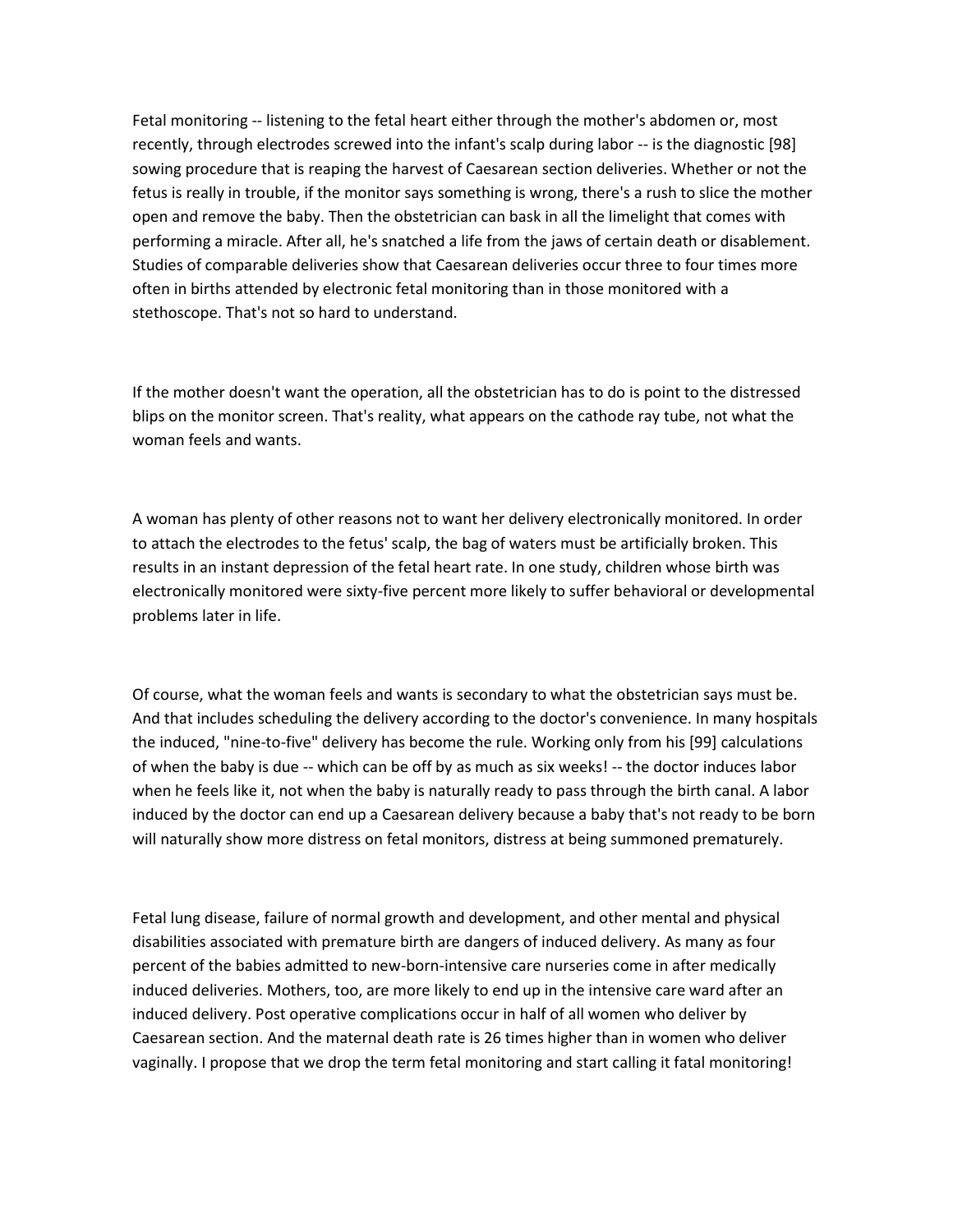Fetal monitoring -- listening to the fetal heart either through the mother's abdomen or, most recently, through electrodes screwed into the infant's scalp during labor -- is the diagnostic [98] sowing procedure that is reaping the harvest of Caesarean section deliveries. Whether or not the fetus is really in trouble, if the monitor says something is wrong, there's a rush to slice the mother open and remove the baby. Then the obstetrician can bask in all the limelight that comes with performing a miracle. After all, he's snatched a life from the jaws of certain death or disablement. Studies of comparable deliveries show that Caesarean deliveries occur three to four times more often in births attended by electronic fetal monitoring than in those monitored with a stethoscope. That's not so hard to understand.

If the mother doesn't want the operation, all the obstetrician has to do is point to the distressed blips on the monitor screen. That's reality, what appears on the cathode ray tube, not what the woman feels and wants.

A woman has plenty of other reasons not to want her delivery electronically monitored. In order to attach the electrodes to the fetus' scalp, the bag of waters must be artificially broken. This results in an instant depression of the fetal heart rate. In one study, children whose birth was electronically monitored were sixty-five percent more likely to suffer behavioral or developmental problems later in life.

Of course, what the woman feels and wants is secondary to what the obstetrician says must be. And that includes scheduling the delivery according to the doctor's convenience. In many hospitals the induced, "nine-to-five" delivery has become the rule. Working only from his [99] calculations of when the baby is due -- which can be off by as much as six weeks! -- the doctor induces labor when he feels like it, not when the baby is naturally ready to pass through the birth canal. A labor induced by the doctor can end up a Caesarean delivery because a baby that's not ready to be born will naturally show more distress on fetal monitors, distress at being summoned prematurely.

Fetal lung disease, failure of normal growth and development, and other mental and physical disabilities associated with premature birth are dangers of induced delivery. As many as four percent of the babies admitted to new-born-intensive care nurseries come in after medically induced deliveries. Mothers, too, are more likely to end up in the intensive care ward after an induced delivery. Post operative complications occur in half of all women who deliver by Caesarean section. And the maternal death rate is 26 times higher than in women who deliver vaginally. I propose that we drop the term fetal monitoring and start calling it fatal monitoring!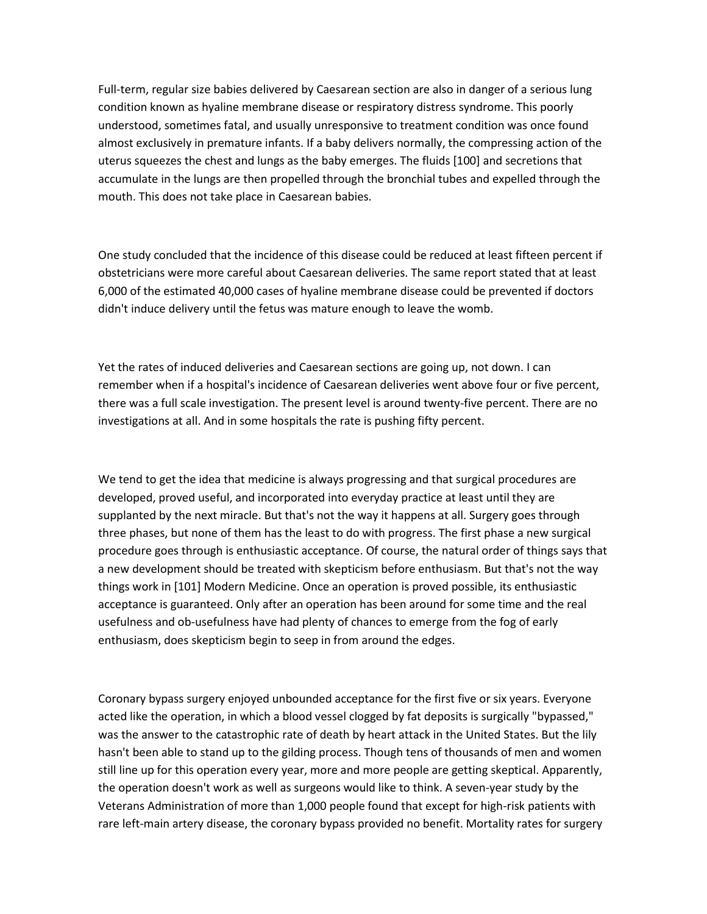Full-term, regular size babies delivered by Caesarean section are also in danger of a serious lung condition known as hyaline membrane disease or respiratory distress syndrome. This poorly understood, sometimes fatal, and usually unresponsive to treatment condition was once found almost exclusively in premature infants. If a baby delivers normally, the compressing action of the uterus squeezes the chest and lungs as the baby emerges. The fluids [100] and secretions that accumulate in the lungs are then propelled through the bronchial tubes and expelled through the mouth. This does not take place in Caesarean babies.

One study concluded that the incidence of this disease could be reduced at least fifteen percent if obstetricians were more careful about Caesarean deliveries. The same report stated that at least 6,000 of the estimated 40,000 cases of hyaline membrane disease could be prevented if doctors didn't induce delivery until the fetus was mature enough to leave the womb.

Yet the rates of induced deliveries and Caesarean sections are going up, not down. I can remember when if a hospital's incidence of Caesarean deliveries went above four or five percent, there was a full scale investigation. The present level is around twenty-five percent. There are no investigations at all. And in some hospitals the rate is pushing fifty percent.

We tend to get the idea that medicine is always progressing and that surgical procedures are developed, proved useful, and incorporated into everyday practice at least until they are supplanted by the next miracle. But that's not the way it happens at all. Surgery goes through three phases, but none of them has the least to do with progress. The first phase a new surgical procedure goes through is enthusiastic acceptance. Of course, the natural order of things says that a new development should be treated with skepticism before enthusiasm. But that's not the way things work in [101] Modern Medicine. Once an operation is proved possible, its enthusiastic acceptance is guaranteed. Only after an operation has been around for some time and the real usefulness and ob-usefulness have had plenty of chances to emerge from the fog of early enthusiasm, does skepticism begin to seep in from around the edges.

Coronary bypass surgery enjoyed unbounded acceptance for the first five or six years. Everyone acted like the operation, in which a blood vessel clogged by fat deposits is surgically "bypassed," was the answer to the catastrophic rate of death by heart attack in the United States. But the lily hasn't been able to stand up to the gilding process. Though tens of thousands of men and women still line up for this operation every year, more and more people are getting skeptical. Apparently, the operation doesn't work as well as surgeons would like to think. A seven-year study by the Veterans Administration of more than 1,000 people found that except for high-risk patients with rare left-main artery disease, the coronary bypass provided no benefit. Mortality rates for surgery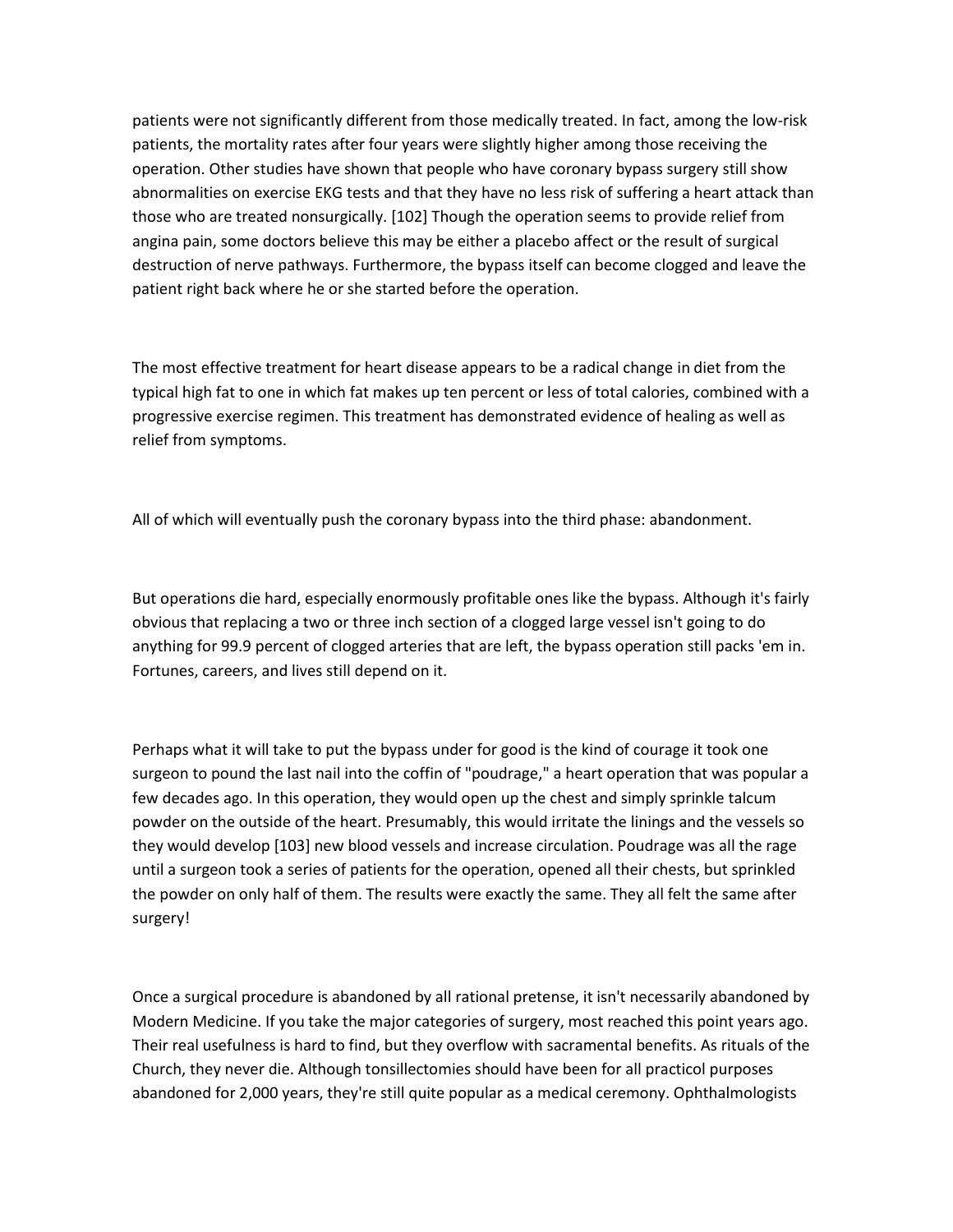patients were not significantly different from those medically treated. In fact, among the low-risk patients, the mortality rates after four years were slightly higher among those receiving the operation. Other studies have shown that people who have coronary bypass surgery still show abnormalities on exercise EKG tests and that they have no less risk of suffering a heart attack than those who are treated nonsurgically. [102] Though the operation seems to provide relief from angina pain, some doctors believe this may be either a placebo affect or the result of surgical destruction of nerve pathways. Furthermore, the bypass itself can become clogged and leave the patient right back where he or she started before the operation.

The most effective treatment for heart disease appears to be a radical change in diet from the typical high fat to one in which fat makes up ten percent or less of total calories, combined with a progressive exercise regimen. This treatment has demonstrated evidence of healing as well as relief from symptoms.

All of which will eventually push the coronary bypass into the third phase: abandonment.

But operations die hard, especially enormously profitable ones like the bypass. Although it's fairly obvious that replacing a two or three inch section of a clogged large vessel isn't going to do anything for 99.9 percent of clogged arteries that are left, the bypass operation still packs 'em in. Fortunes, careers, and lives still depend on it.

Perhaps what it will take to put the bypass under for good is the kind of courage it took one surgeon to pound the last nail into the coffin of "poudrage," a heart operation that was popular a few decades ago. In this operation, they would open up the chest and simply sprinkle talcum powder on the outside of the heart. Presumably, this would irritate the linings and the vessels so they would develop [103] new blood vessels and increase circulation. Poudrage was all the rage until a surgeon took a series of patients for the operation, opened all their chests, but sprinkled the powder on only half of them. The results were exactly the same. They all felt the same after surgery!

Once a surgical procedure is abandoned by all rational pretense, it isn't necessarily abandoned by Modern Medicine. If you take the major categories of surgery, most reached this point years ago. Their real usefulness is hard to find, but they overflow with sacramental benefits. As rituals of the Church, they never die. Although tonsillectomies should have been for all practicol purposes abandoned for 2,000 years, they're still quite popular as a medical ceremony. Ophthalmologists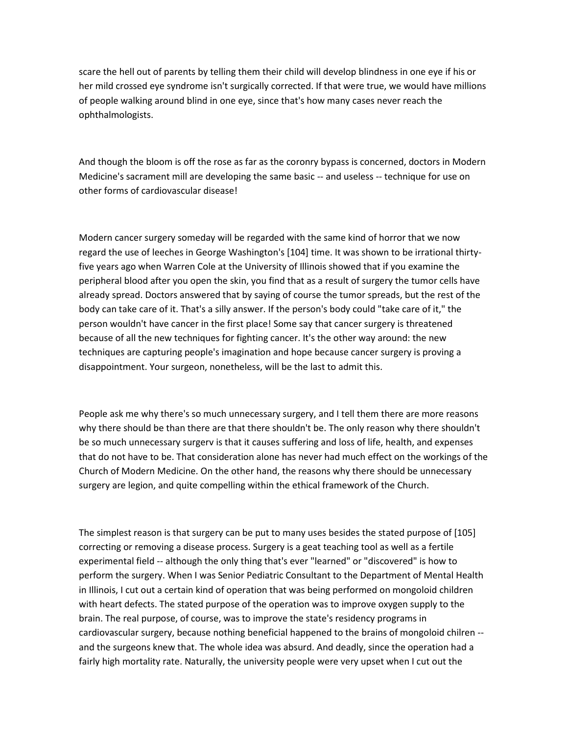scare the hell out of parents by telling them their child will develop blindness in one eye if his or her mild crossed eye syndrome isn't surgically corrected. If that were true, we would have millions of people walking around blind in one eye, since that's how many cases never reach the ophthalmologists.

And though the bloom is off the rose as far as the coronry bypass is concerned, doctors in Modern Medicine's sacrament mill are developing the same basic -- and useless -- technique for use on other forms of cardiovascular disease!

Modern cancer surgery someday will be regarded with the same kind of horror that we now regard the use of leeches in George Washington's [104] time. It was shown to be irrational thirty-five years ago when Warren Cole at the University of Illinois showed that if you examine the peripheral blood after you open the skin, you find that as a result of surgery the tumor cells have already spread. Doctors answered that by saying of course the tumor spreads, but the rest of the body can take care of it. That's a silly answer. If the person's body could "take care of it," the person wouldn't have cancer in the first place! Some say that cancer surgery is threatened because of all the new techniques for fighting cancer. It's the other way around: the new techniques are capturing people's imagination and hope because cancer surgery is proving a disappointment. Your surgeon, nonetheless, will be the last to admit this.

People ask me why there's so much unnecessary surgery, and I tell them there are more reasons why there should be than there are that there shouldn't be. The only reason why there shouldn't be so much unnecessary surgerv is that it causes suffering and loss of life, health, and expenses that do not have to be. That consideration alone has never had much effect on the workings of the Church of Modern Medicine. On the other hand, the reasons why there should be unnecessary surgery are legion, and quite compelling within the ethical framework of the Church.

The simplest reason is that surgery can be put to many uses besides the stated purpose of [105] correcting or removing a disease process. Surgery is a geat teaching tool as well as a fertile experimental field -- although the only thing that's ever "learned" or "discovered" is how to perform the surgery. When I was Senior Pediatric Consultant to the Department of Mental Health in Illinois, I cut out a certain kind of operation that was being performed on mongoloid children with heart defects. The stated purpose of the operation was to improve oxygen supply to the brain. The real purpose, of course, was to improve the state's residency programs in cardiovascular surgery, because nothing beneficial happened to the brains of mongoloid chilren -- and the surgeons knew that. The whole idea was absurd. And deadly, since the operation had a fairly high mortality rate. Naturally, the university people were very upset when I cut out the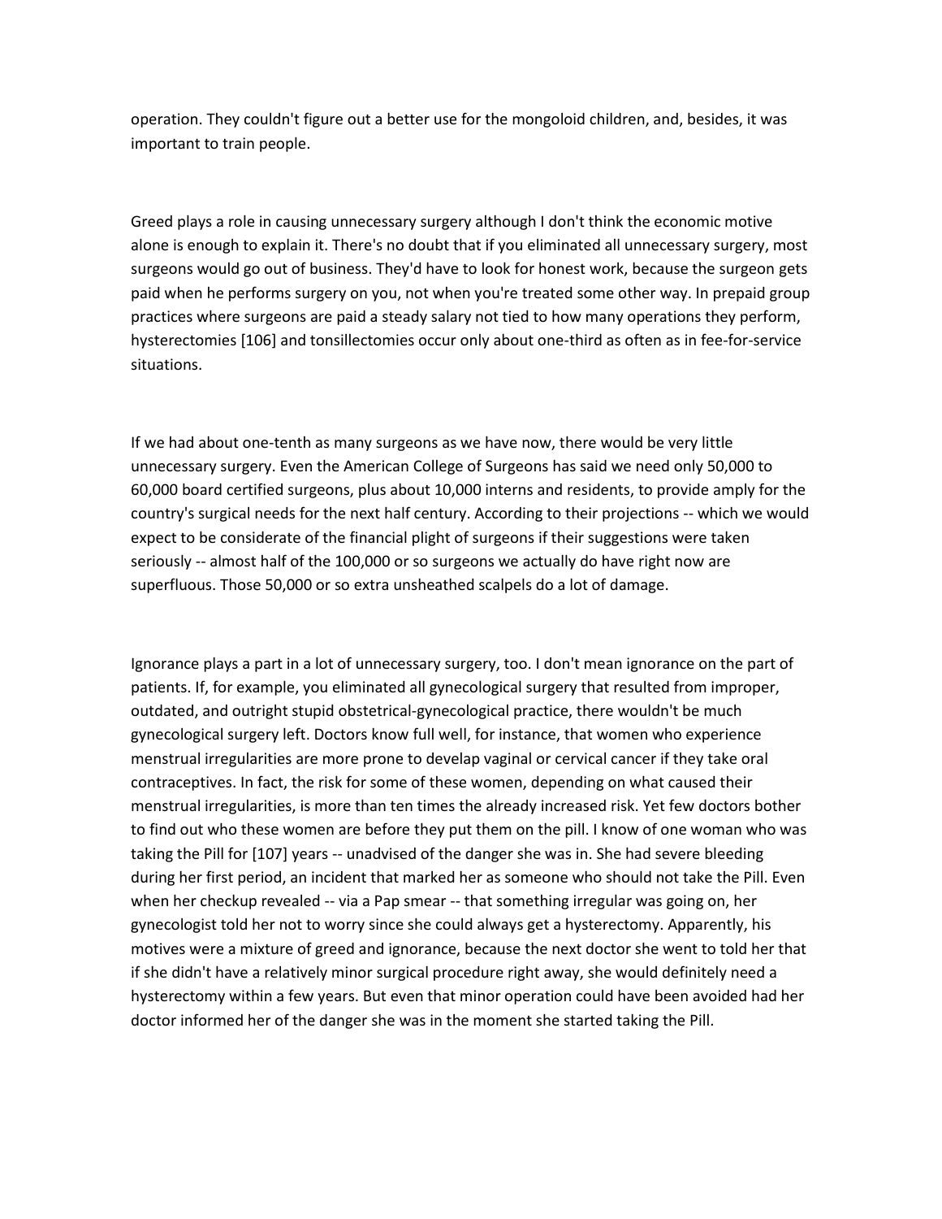operation. They couldn't figure out a better use for the mongoloid children, and, besides, it was important to train people.

Greed plays a role in causing unnecessary surgery although I don't think the economic motive alone is enough to explain it. There's no doubt that if you eliminated all unnecessary surgery, most surgeons would go out of business. They'd have to look for honest work, because the surgeon gets paid when he performs surgery on you, not when you're treated some other way. In prepaid group practices where surgeons are paid a steady salary not tied to how many operations they perform, hysterectomies [106] and tonsillectomies occur only about one-third as often as in fee-for-service situations.

If we had about one-tenth as many surgeons as we have now, there would be very little unnecessary surgery. Even the American College of Surgeons has said we need only 50,000 to 60,000 board certified surgeons, plus about 10,000 interns and residents, to provide amply for the country's surgical needs for the next half century. According to their projections -- which we would expect to be considerate of the financial plight of surgeons if their suggestions were taken seriously -- almost half of the 100,000 or so surgeons we actually do have right now are superfluous. Those 50,000 or so extra unsheathed scalpels do a lot of damage.

Ignorance plays a part in a lot of unnecessary surgery, too. I don't mean ignorance on the part of patients. If, for example, you eliminated all gynecological surgery that resulted from improper, outdated, and outright stupid obstetrical-gynecological practice, there wouldn't be much gynecological surgery left. Doctors know full well, for instance, that women who experience menstrual irregularities are more prone to develap vaginal or cervical cancer if they take oral contraceptives. In fact, the risk for some of these women, depending on what caused their menstrual irregularities, is more than ten times the already increased risk. Yet few doctors bother to find out who these women are before they put them on the pill. I know of one woman who was taking the Pill for [107] years -- unadvised of the danger she was in. She had severe bleeding during her first period, an incident that marked her as someone who should not take the Pill. Even when her checkup revealed -- via a Pap smear -- that something irregular was going on, her gynecologist told her not to worry since she could always get a hysterectomy. Apparently, his motives were a mixture of greed and ignorance, because the next doctor she went to told her that if she didn't have a relatively minor surgical procedure right away, she would definitely need a hysterectomy within a few years. But even that minor operation could have been avoided had her doctor informed her of the danger she was in the moment she started taking the Pill.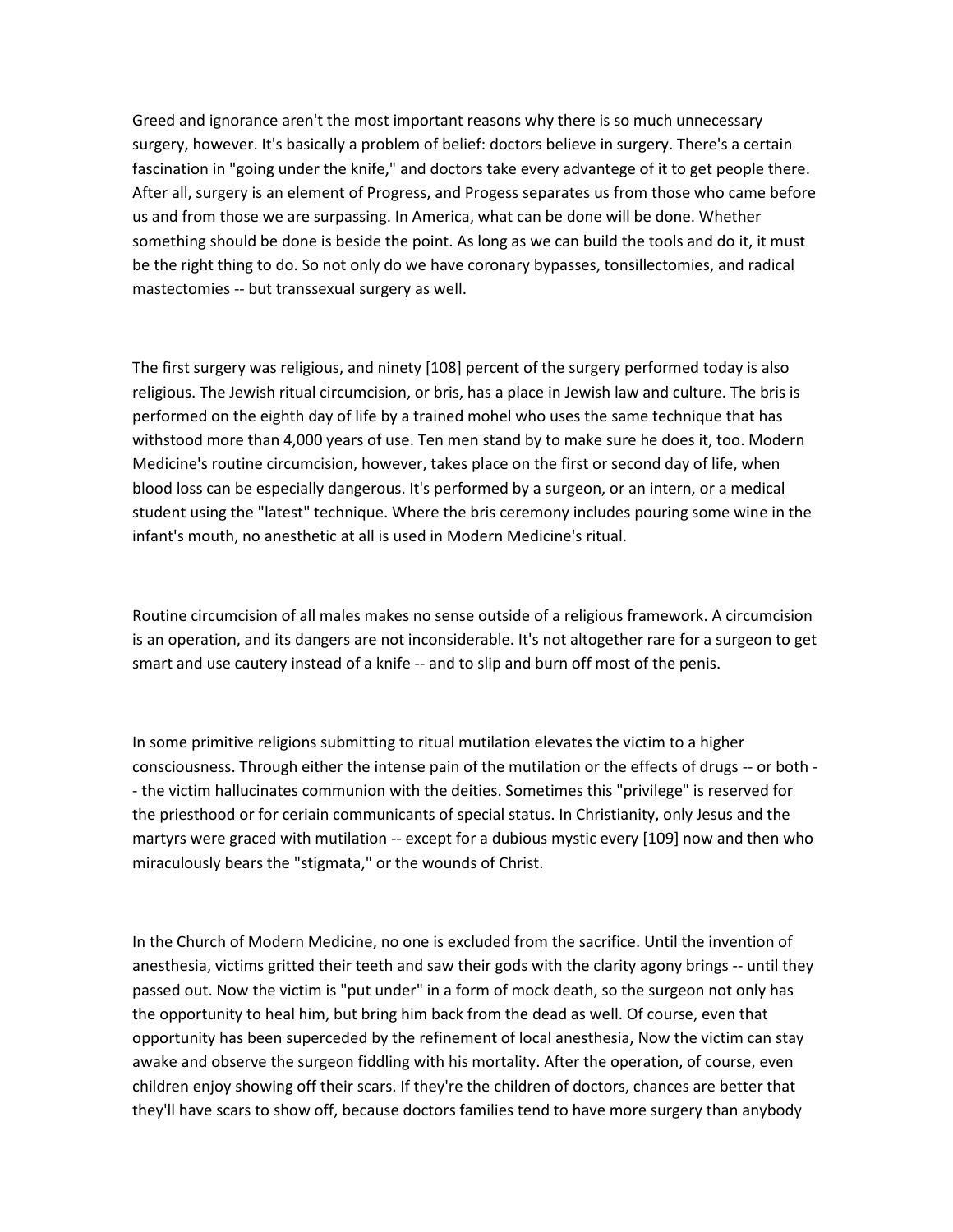Greed and ignorance aren't the most important reasons why there is so much unnecessary surgery, however. It's basically a problem of belief: doctors believe in surgery. There's a certain fascination in "going under the knife," and doctors take every advantege of it to get people there. After all, surgery is an element of Progress, and Progess separates us from those who came before us and from those we are surpassing. In America, what can be done will be done. Whether something should be done is beside the point. As long as we can build the tools and do it, it must be the right thing to do. So not only do we have coronary bypasses, tonsillectomies, and radical mastectomies -- but transsexual surgery as well.

The first surgery was religious, and ninety [108] percent of the surgery performed today is also religious. The Jewish ritual circumcision, or bris, has a place in Jewish law and culture. The bris is performed on the eighth day of life by a trained mohel who uses the same technique that has withstood more than 4,000 years of use. Ten men stand by to make sure he does it, too. Modern Medicine's routine circumcision, however, takes place on the first or second day of life, when blood loss can be especially dangerous. It's performed by a surgeon, or an intern, or a medical student using the "latest" technique. Where the bris ceremony includes pouring some wine in the infant's mouth, no anesthetic at all is used in Modern Medicine's ritual.

Routine circumcision of all males makes no sense outside of a religious framework. A circumcision is an operation, and its dangers are not inconsiderable. It's not altogether rare for a surgeon to get smart and use cautery instead of a knife -- and to slip and burn off most of the penis.

In some primitive religions submitting to ritual mutilation elevates the victim to a higher consciousness. Through either the intense pain of the mutilation or the effects of drugs -- or both -- the victim hallucinates communion with the deities. Sometimes this "privilege" is reserved for the priesthood or for ceriain communicants of special status. In Christianity, only Jesus and the martyrs were graced with mutilation -- except for a dubious mystic every [109] now and then who miraculously bears the "stigmata," or the wounds of Christ.

In the Church of Modern Medicine, no one is excluded from the sacrifice. Until the invention of anesthesia, victims gritted their teeth and saw their gods with the clarity agony brings -- until they passed out. Now the victim is "put under" in a form of mock death, so the surgeon not only has the opportunity to heal him, but bring him back from the dead as well. Of course, even that opportunity has been superceded by the refinement of local anesthesia, Now the victim can stay awake and observe the surgeon fiddling with his mortality. After the operation, of course, even children enjoy showing off their scars. If they're the children of doctors, chances are better that they'll have scars to show off, because doctors families tend to have more surgery than anybody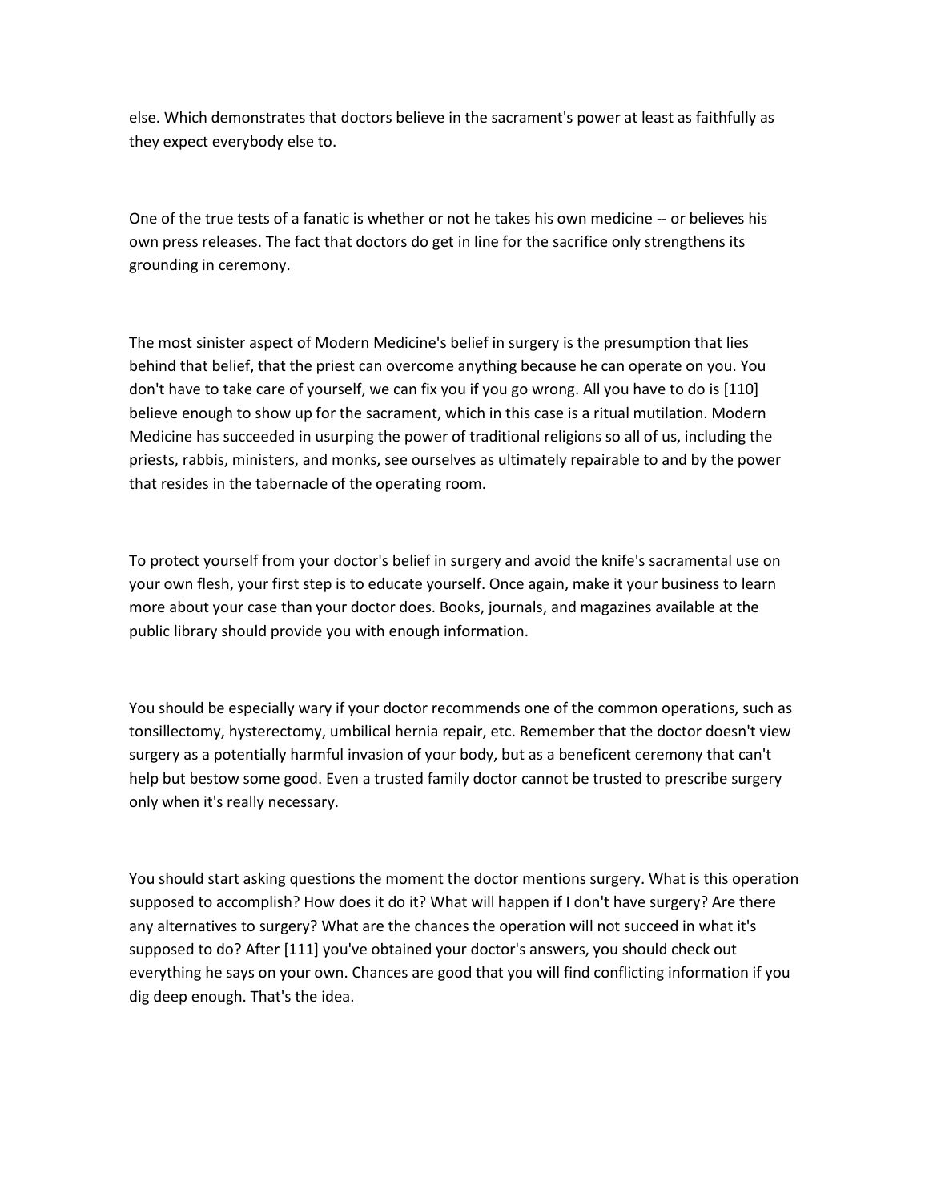else. Which demonstrates that doctors believe in the sacrament's power at least as faithfully as they expect everybody else to.

One of the true tests of a fanatic is whether or not he takes his own medicine -- or believes his own press releases. The fact that doctors do get in line for the sacrifice only strengthens its grounding in ceremony.

The most sinister aspect of Modern Medicine's belief in surgery is the presumption that lies behind that belief, that the priest can overcome anything because he can operate on you. You don't have to take care of yourself, we can fix you if you go wrong. All you have to do is [110] believe enough to show up for the sacrament, which in this case is a ritual mutilation. Modern Medicine has succeeded in usurping the power of traditional religions so all of us, including the priests, rabbis, ministers, and monks, see ourselves as ultimately repairable to and by the power that resides in the tabernacle of the operating room.

To protect yourself from your doctor's belief in surgery and avoid the knife's sacramental use on your own flesh, your first step is to educate yourself. Once again, make it your business to learn more about your case than your doctor does. Books, journals, and magazines available at the public library should provide you with enough information.

You should be especially wary if your doctor recommends one of the common operations, such as tonsillectomy, hysterectomy, umbilical hernia repair, etc. Remember that the doctor doesn't view surgery as a potentially harmful invasion of your body, but as a beneficent ceremony that can't help but bestow some good. Even a trusted family doctor cannot be trusted to prescribe surgery only when it's really necessary.

You should start asking questions the moment the doctor mentions surgery. What is this operation supposed to accomplish? How does it do it? What will happen if I don't have surgery? Are there any alternatives to surgery? What are the chances the operation will not succeed in what it's supposed to do? After [111] you've obtained your doctor's answers, you should check out everything he says on your own. Chances are good that you will find conflicting information if you dig deep enough. That's the idea.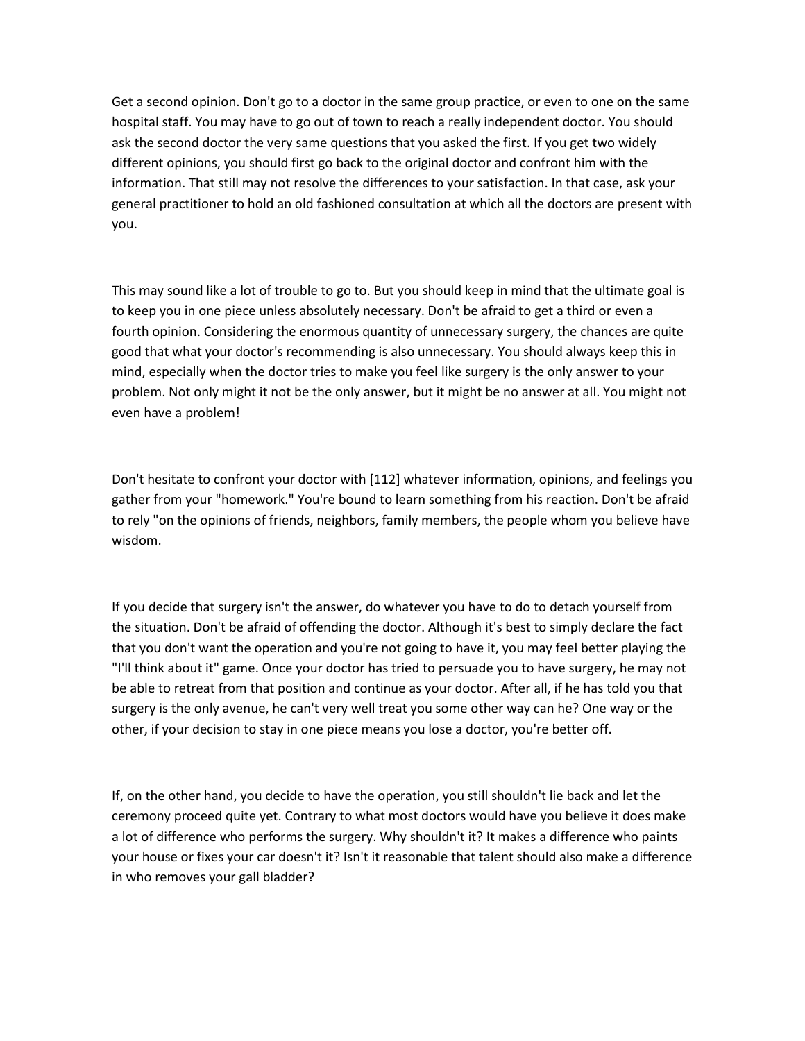Get a second opinion. Don't go to a doctor in the same group practice, or even to one on the same hospital staff. You may have to go out of town to reach a really independent doctor. You should ask the second doctor the very same questions that you asked the first. If you get two widely different opinions, you should first go back to the original doctor and confront him with the information. That still may not resolve the differences to your satisfaction. In that case, ask your general practitioner to hold an old fashioned consultation at which all the doctors are present with you.

This may sound like a lot of trouble to go to. But you should keep in mind that the ultimate goal is to keep you in one piece unless absolutely necessary. Don't be afraid to get a third or even a fourth opinion. Considering the enormous quantity of unnecessary surgery, the chances are quite good that what your doctor's recommending is also unnecessary. You should always keep this in mind, especially when the doctor tries to make you feel like surgery is the only answer to your problem. Not only might it not be the only answer, but it might be no answer at all. You might not even have a problem!

Don't hesitate to confront your doctor with [112] whatever information, opinions, and feelings you gather from your "homework." You're bound to learn something from his reaction. Don't be afraid to rely "on the opinions of friends, neighbors, family members, the people whom you believe have wisdom.

If you decide that surgery isn't the answer, do whatever you have to do to detach yourself from the situation. Don't be afraid of offending the doctor. Although it's best to simply declare the fact that you don't want the operation and you're not going to have it, you may feel better playing the "I'll think about it" game. Once your doctor has tried to persuade you to have surgery, he may not be able to retreat from that position and continue as your doctor. After all, if he has told you that surgery is the only avenue, he can't very well treat you some other way can he? One way or the other, if your decision to stay in one piece means you lose a doctor, you're better off.

If, on the other hand, you decide to have the operation, you still shouldn't lie back and let the ceremony proceed quite yet. Contrary to what most doctors would have you believe it does make a lot of difference who performs the surgery. Why shouldn't it? It makes a difference who paints your house or fixes your car doesn't it? Isn't it reasonable that talent should also make a difference in who removes your gall bladder?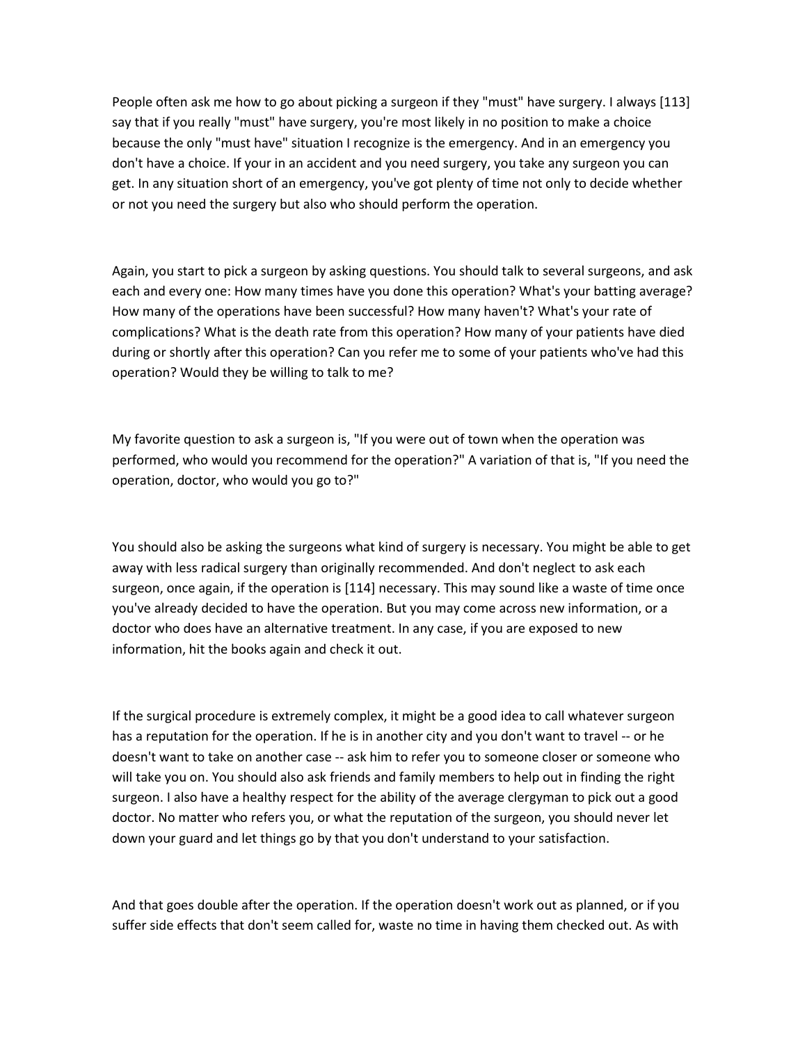People often ask me how to go about picking a surgeon if they "must" have surgery. I always [113] say that if you really "must" have surgery, you're most likely in no position to make a choice because the only "must have" situation I recognize is the emergency. And in an emergency you don't have a choice. If your in an accident and you need surgery, you take any surgeon you can get. In any situation short of an emergency, you've got plenty of time not only to decide whether or not you need the surgery but also who should perform the operation.

Again, you start to pick a surgeon by asking questions. You should talk to several surgeons, and ask each and every one: How many times have you done this operation? What's your batting average? How many of the operations have been successful? How many haven't? What's your rate of complications? What is the death rate from this operation? How many of your patients have died during or shortly after this operation? Can you refer me to some of your patients who've had this operation? Would they be willing to talk to me?

My favorite question to ask a surgeon is, "If you were out of town when the operation was performed, who would you recommend for the operation?" A variation of that is, "If you need the operation, doctor, who would you go to?"

You should also be asking the surgeons what kind of surgery is necessary. You might be able to get away with less radical surgery than originally recommended. And don't neglect to ask each surgeon, once again, if the operation is [114] necessary. This may sound like a waste of time once you've already decided to have the operation. But you may come across new information, or a doctor who does have an alternative treatment. In any case, if you are exposed to new information, hit the books again and check it out.

If the surgical procedure is extremely complex, it might be a good idea to call whatever surgeon has a reputation for the operation. If he is in another city and you don't want to travel -- or he doesn't want to take on another case -- ask him to refer you to someone closer or someone who will take you on. You should also ask friends and family members to help out in finding the right surgeon. I also have a healthy respect for the ability of the average clergyman to pick out a good doctor. No matter who refers you, or what the reputation of the surgeon, you should never let down your guard and let things go by that you don't understand to your satisfaction.

And that goes double after the operation. If the operation doesn't work out as planned, or if you suffer side effects that don't seem called for, waste no time in having them checked out. As with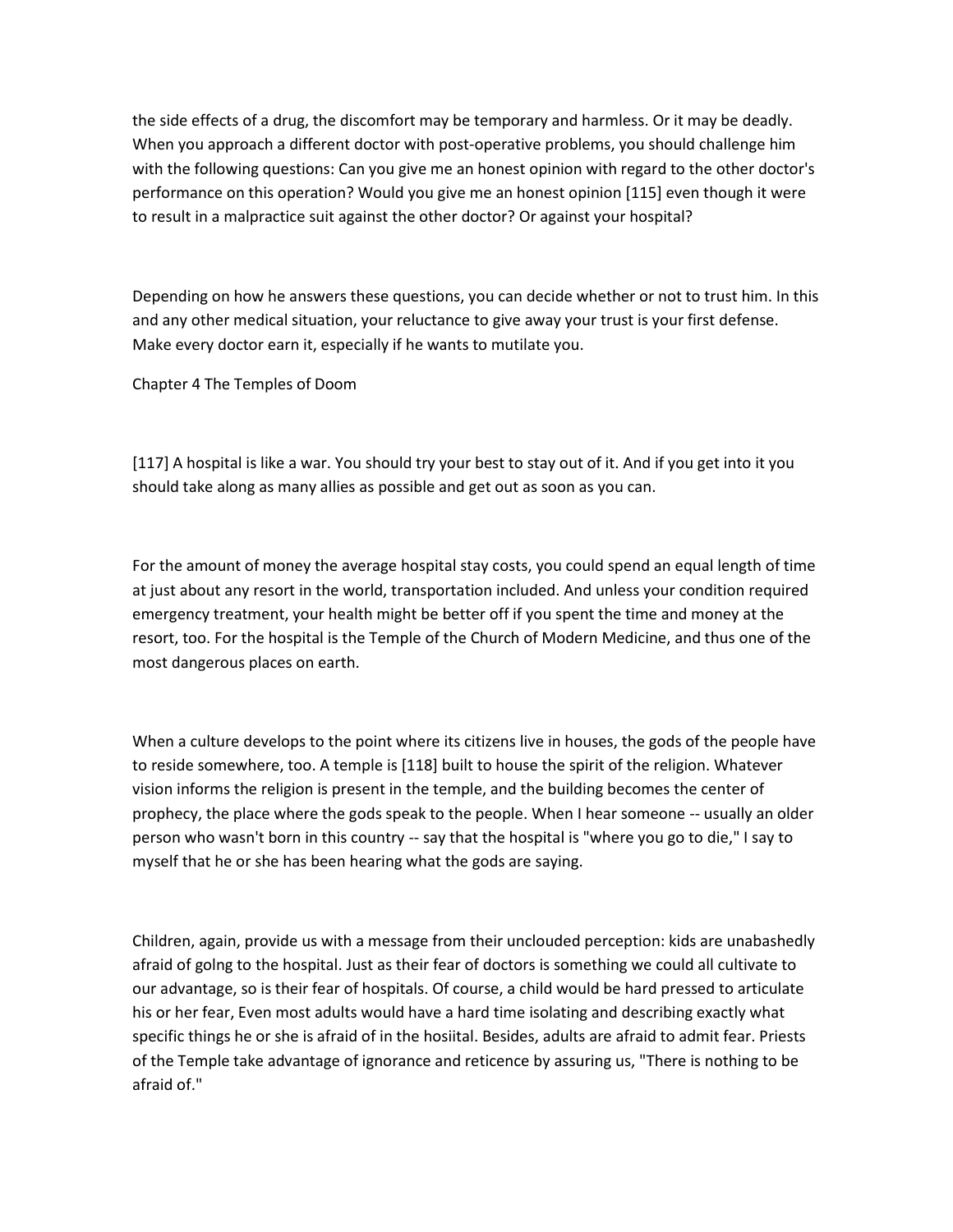the side effects of a drug, the discomfort may be temporary and harmless. Or it may be deadly. When you approach a different doctor with post-operative problems, you should challenge him with the following questions: Can you give me an honest opinion with regard to the other doctor's performance on this operation? Would you give me an honest opinion [115] even though it were to result in a malpractice suit against the other doctor? Or against your hospital?

Depending on how he answers these questions, you can decide whether or not to trust him. In this and any other medical situation, your reluctance to give away your trust is your first defense. Make every doctor earn it, especially if he wants to mutilate you.

## Chapter 4 The Temples of Doom

[117] A hospital is like a war. You should try your best to stay out of it. And if you get into it you should take along as many allies as possible and get out as soon as you can.

For the amount of money the average hospital stay costs, you could spend an equal length of time at just about any resort in the world, transportation included. And unless your condition required emergency treatment, your health might be better off if you spent the time and money at the resort, too. For the hospital is the Temple of the Church of Modern Medicine, and thus one of the most dangerous places on earth.

When a culture develops to the point where its citizens live in houses, the gods of the people have to reside somewhere, too. A temple is [118] built to house the spirit of the religion. Whatever vision informs the religion is present in the temple, and the building becomes the center of prophecy, the place where the gods speak to the people. When I hear someone -- usually an older person who wasn't born in this country -- say that the hospital is "where you go to die," I say to myself that he or she has been hearing what the gods are saying.

Children, again, provide us with a message from their unclouded perception: kids are unabashedly afraid of golng to the hospital. Just as their fear of doctors is something we could all cultivate to our advantage, so is their fear of hospitals. Of course, a child would be hard pressed to articulate his or her fear, Even most adults would have a hard time isolating and describing exactly what specific things he or she is afraid of in the hosiital. Besides, adults are afraid to admit fear. Priests of the Temple take advantage of ignorance and reticence by assuring us, "There is nothing to be afraid of."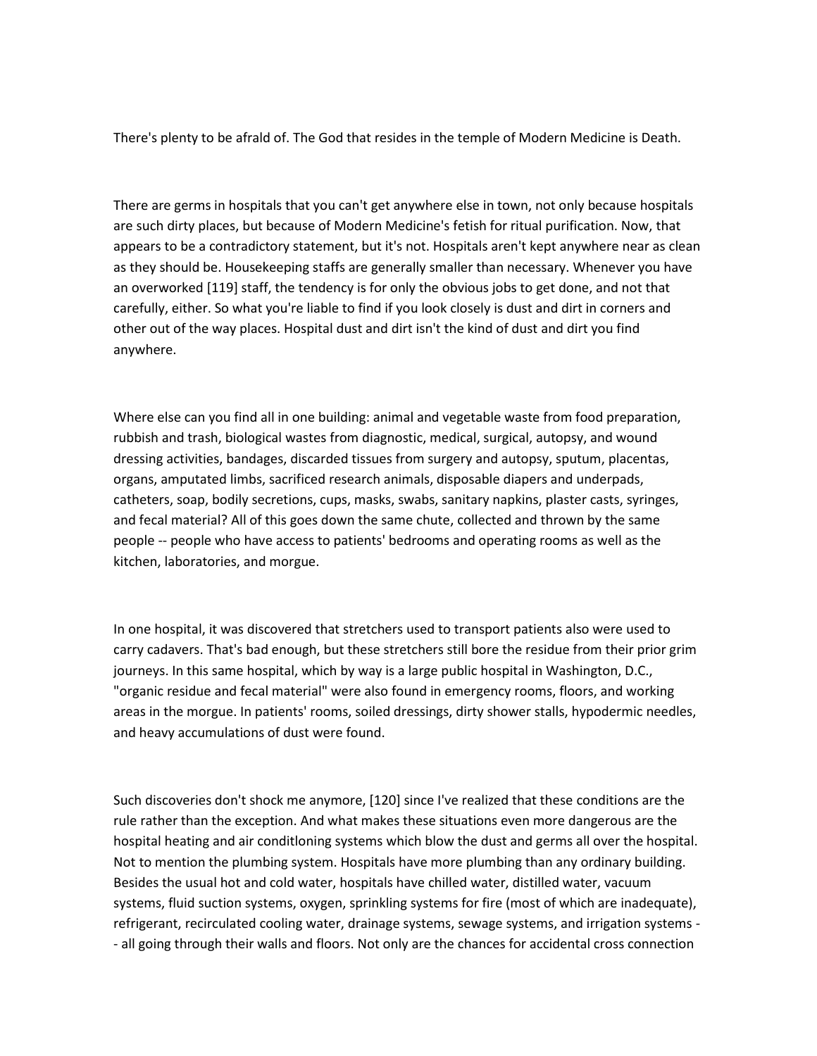There's plenty to be afraid of. The God that resides in the temple of Modern Medicine is Death.

There are germs in hospitals that you can't get anywhere else in town, not only because hospitals are such dirty places, but because of Modern Medicine's fetish for ritual purification. Now, that appears to be a contradictory statement, but it's not. Hospitals aren't kept anywhere near as clean as they should be. Housekeeping staffs are generally smaller than necessary. Whenever you have an overworked [119] staff, the tendency is for only the obvious jobs to get done, and not that carefully, either. So what you're liable to find if you look closely is dust and dirt in corners and other out of the way places. Hospital dust and dirt isn't the kind of dust and dirt you find anywhere.

Where else can you find all in one building: animal and vegetable waste from food preparation, rubbish and trash, biological wastes from diagnostic, medical, surgical, autopsy, and wound dressing activities, bandages, discarded tissues from surgery and autopsy, sputum, placentas, organs, amputated limbs, sacrificed research animals, disposable diapers and underpads, catheters, soap, bodily secretions, cups, masks, swabs, sanitary napkins, plaster casts, syringes, and fecal material? All of this goes down the same chute, collected and thrown by the same people -- people who have access to patients' bedrooms and operating rooms as well as the kitchen, laboratories, and morgue.

In one hospital, it was discovered that stretchers used to transport patients also were used to carry cadavers. That's bad enough, but these stretchers still bore the residue from their prior grim journeys. In this same hospital, which by way is a large public hospital in Washington, D.C., "organic residue and fecal material" were also found in emergency rooms, floors, and working areas in the morgue. In patients' rooms, soiled dressings, dirty shower stalls, hypodermic needles, and heavy accumulations of dust were found.

Such discoveries don't shock me anymore, [120] since I've realized that these conditions are the rule rather than the exception. And what makes these situations even more dangerous are the hospital heating and air conditioning systems which blow the dust and germs all over the hospital. Not to mention the plumbing system. Hospitals have more plumbing than any ordinary building. Besides the usual hot and cold water, hospitals have chilled water, distilled water, vacuum systems, fluid suction systems, oxygen, sprinkling systems for fire (most of which are inadequate), refrigerant, recirculated cooling water, drainage systems, sewage systems, and irrigation systems -- all going through their walls and floors. Not only are the chances for accidental cross connection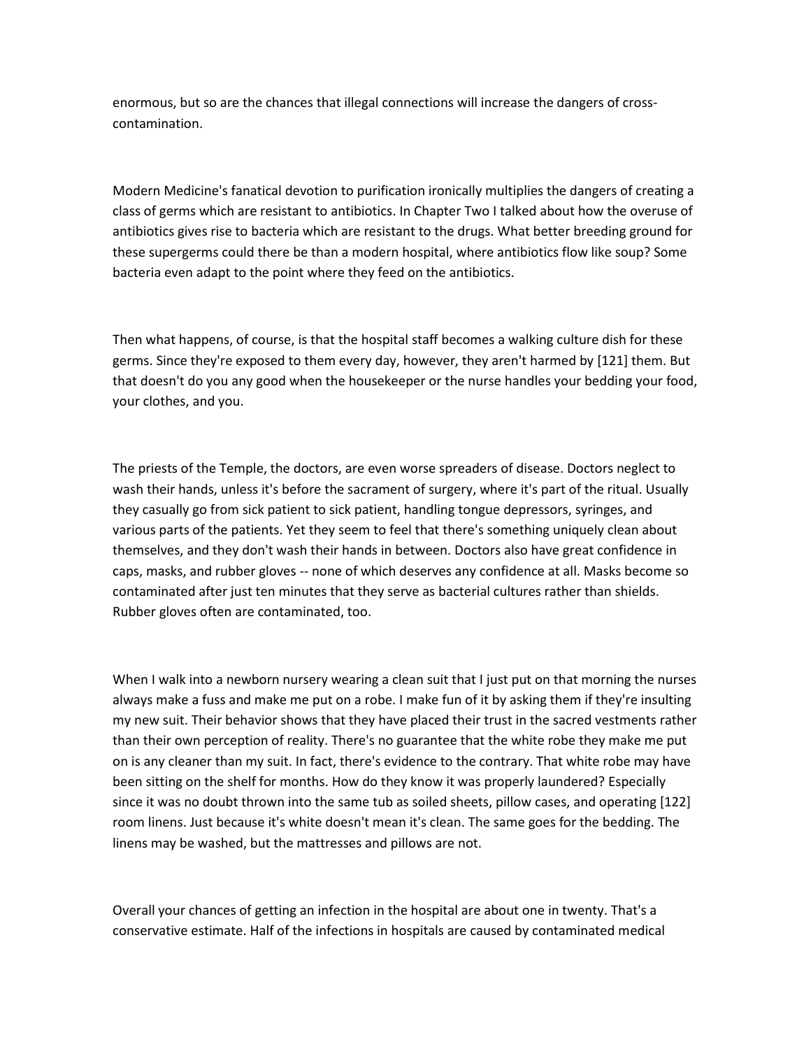enormous, but so are the chances that illegal connections will increase the dangers of cross-contamination.

Modern Medicine's fanatical devotion to purification ironically multiplies the dangers of creating a class of germs which are resistant to antibiotics. In Chapter Two I talked about how the overuse of antibiotics gives rise to bacteria which are resistant to the drugs. What better breeding ground for these supergerms could there be than a modern hospital, where antibiotics flow like soup? Some bacteria even adapt to the point where they feed on the antibiotics.

Then what happens, of course, is that the hospital staff becomes a walking culture dish for these germs. Since they're exposed to them every day, however, they aren't harmed by [121] them. But that doesn't do you any good when the housekeeper or the nurse handles your bedding your food, your clothes, and you.

The priests of the Temple, the doctors, are even worse spreaders of disease. Doctors neglect to wash their hands, unless it's before the sacrament of surgery, where it's part of the ritual. Usually they casually go from sick patient to sick patient, handling tongue depressors, syringes, and various parts of the patients. Yet they seem to feel that there's something uniquely clean about themselves, and they don't wash their hands in between. Doctors also have great confidence in caps, masks, and rubber gloves -- none of which deserves any confidence at all. Masks become so contaminated after just ten minutes that they serve as bacterial cultures rather than shields. Rubber gloves often are contaminated, too.

When I walk into a newborn nursery wearing a clean suit that I just put on that morning the nurses always make a fuss and make me put on a robe. I make fun of it by asking them if they're insulting my new suit. Their behavior shows that they have placed their trust in the sacred vestments rather than their own perception of reality. There's no guarantee that the white robe they make me put on is any cleaner than my suit. In fact, there's evidence to the contrary. That white robe may have been sitting on the shelf for months. How do they know it was properly laundered? Especially since it was no doubt thrown into the same tub as soiled sheets, pillow cases, and operating [122] room linens. Just because it's white doesn't mean it's clean. The same goes for the bedding. The linens may be washed, but the mattresses and pillows are not.

Overall your chances of getting an infection in the hospital are about one in twenty. That's a conservative estimate. Half of the infections in hospitals are caused by contaminated medical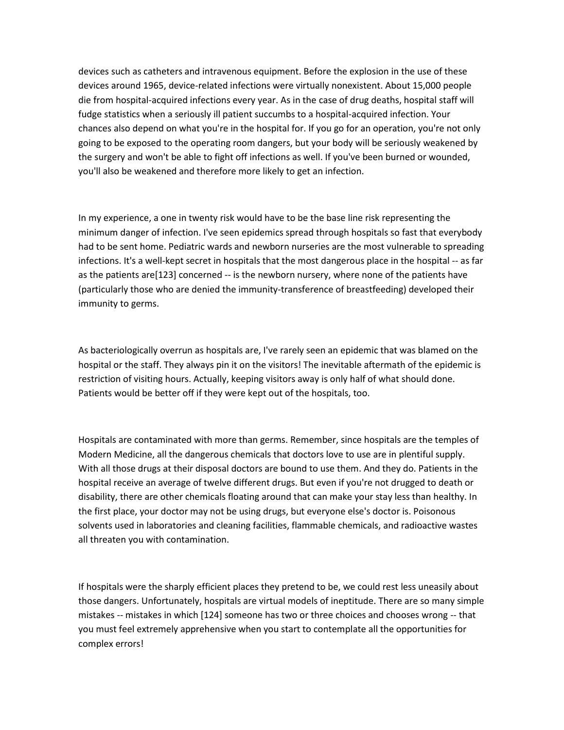devices such as catheters and intravenous equipment. Before the explosion in the use of these devices around 1965, device-related infections were virtually nonexistent. About 15,000 people die from hospital-acquired infections every year. As in the case of drug deaths, hospital staff will fudge statistics when a seriously ill patient succumbs to a hospital-acquired infection. Your chances also depend on what you're in the hospital for. If you go for an operation, you're not only going to be exposed to the operating room dangers, but your body will be seriously weakened by the surgery and won't be able to fight off infections as well. If you've been burned or wounded, you'll also be weakened and therefore more likely to get an infection.

In my experience, a one in twenty risk would have to be the base line risk representing the minimum danger of infection. I've seen epidemics spread through hospitals so fast that everybody had to be sent home. Pediatric wards and newborn nurseries are the most vulnerable to spreading infections. It's a well-kept secret in hospitals that the most dangerous place in the hospital -- as far as the patients are[123] concerned -- is the newborn nursery, where none of the patients have (particularly those who are denied the immunity-transference of breastfeeding) developed their immunity to germs.

As bacteriologically overrun as hospitals are, I've rarely seen an epidemic that was blamed on the hospital or the staff. They always pin it on the visitors! The inevitable aftermath of the epidemic is restriction of visiting hours. Actually, keeping visitors away is only half of what should done. Patients would be better off if they were kept out of the hospitals, too.

Hospitals are contaminated with more than germs. Remember, since hospitals are the temples of Modern Medicine, all the dangerous chemicals that doctors love to use are in plentiful supply. With all those drugs at their disposal doctors are bound to use them. And they do. Patients in the hospital receive an average of twelve different drugs. But even if you're not drugged to death or disability, there are other chemicals floating around that can make your stay less than healthy. In the first place, your doctor may not be using drugs, but everyone else's doctor is. Poisonous solvents used in laboratories and cleaning facilities, flammable chemicals, and radioactive wastes all threaten you with contamination.

If hospitals were the sharply efficient places they pretend to be, we could rest less uneasily about those dangers. Unfortunately, hospitals are virtual models of ineptitude. There are so many simple mistakes -- mistakes in which [124] someone has two or three choices and chooses wrong -- that you must feel extremely apprehensive when you start to contemplate all the opportunities for complex errors!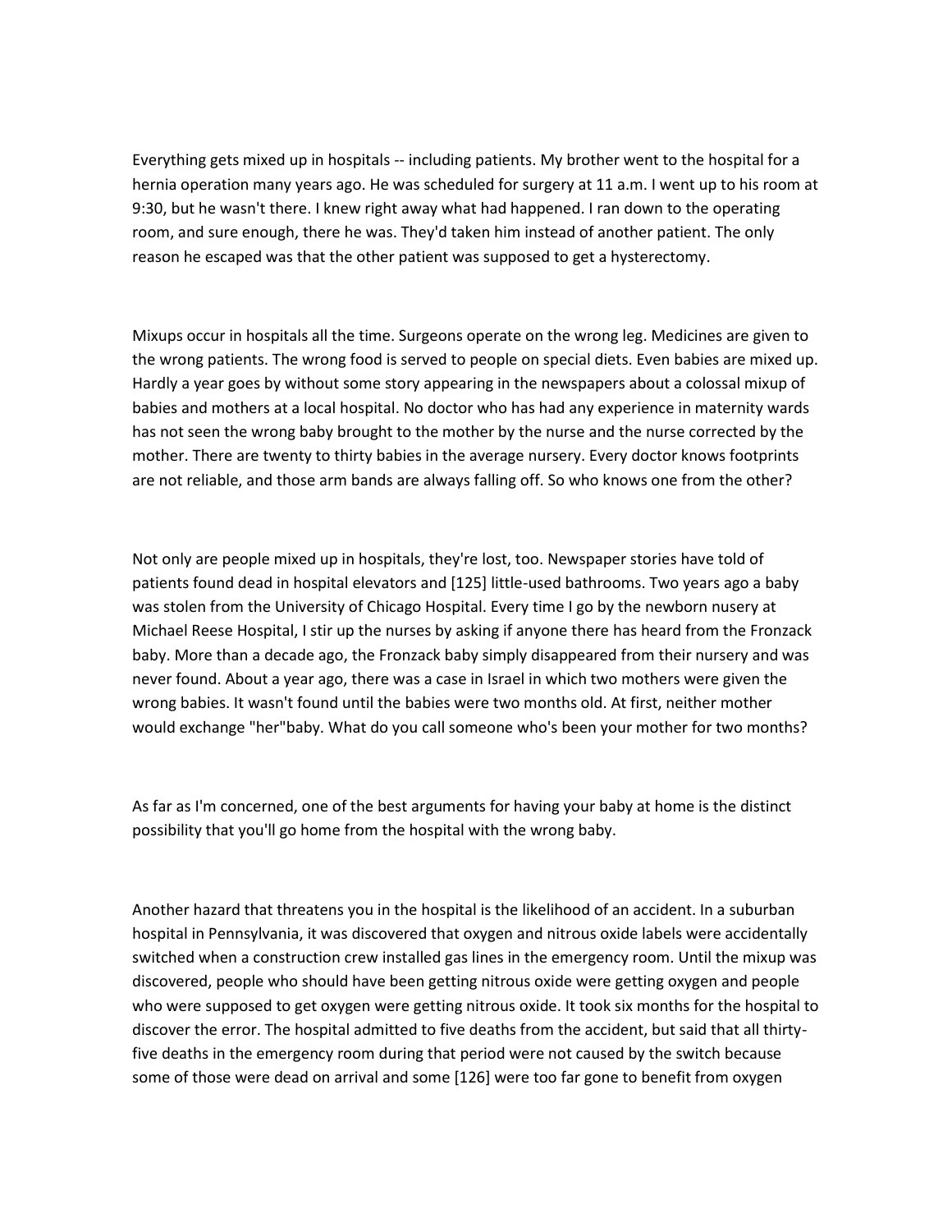Everything gets mixed up in hospitals -- including patients. My brother went to the hospital for a hernia operation many years ago. He was scheduled for surgery at 11 a.m. I went up to his room at 9:30, but he wasn't there. I knew right away what had happened. I ran down to the operating room, and sure enough, there he was. They'd taken him instead of another patient. The only reason he escaped was that the other patient was supposed to get a hysterectomy.

Mixups occur in hospitals all the time. Surgeons operate on the wrong leg. Medicines are given to the wrong patients. The wrong food is served to people on special diets. Even babies are mixed up. Hardly a year goes by without some story appearing in the newspapers about a colossal mixup of babies and mothers at a local hospital. No doctor who has had any experience in maternity wards has not seen the wrong baby brought to the mother by the nurse and the nurse corrected by the mother. There are twenty to thirty babies in the average nursery. Every doctor knows footprints are not reliable, and those arm bands are always falling off. So who knows one from the other?

Not only are people mixed up in hospitals, they're lost, too. Newspaper stories have told of patients found dead in hospital elevators and [125] little-used bathrooms. Two years ago a baby was stolen from the University of Chicago Hospital. Every time I go by the newborn nusery at Michael Reese Hospital, I stir up the nurses by asking if anyone there has heard from the Fronzack baby. More than a decade ago, the Fronzack baby simply disappeared from their nursery and was never found. About a year ago, there was a case in Israel in which two mothers were given the wrong babies. It wasn't found until the babies were two months old. At first, neither mother would exchange "her"baby. What do you call someone who's been your mother for two months?

As far as I'm concerned, one of the best arguments for having your baby at home is the distinct possibility that you'll go home from the hospital with the wrong baby.

Another hazard that threatens you in the hospital is the likelihood of an accident. In a suburban hospital in Pennsylvania, it was discovered that oxygen and nitrous oxide labels were accidentally switched when a construction crew installed gas lines in the emergency room. Until the mixup was discovered, people who should have been getting nitrous oxide were getting oxygen and people who were supposed to get oxygen were getting nitrous oxide. It took six months for the hospital to discover the error. The hospital admitted to five deaths from the accident, but said that all thirty-five deaths in the emergency room during that period were not caused by the switch because some of those were dead on arrival and some [126] were too far gone to benefit from oxygen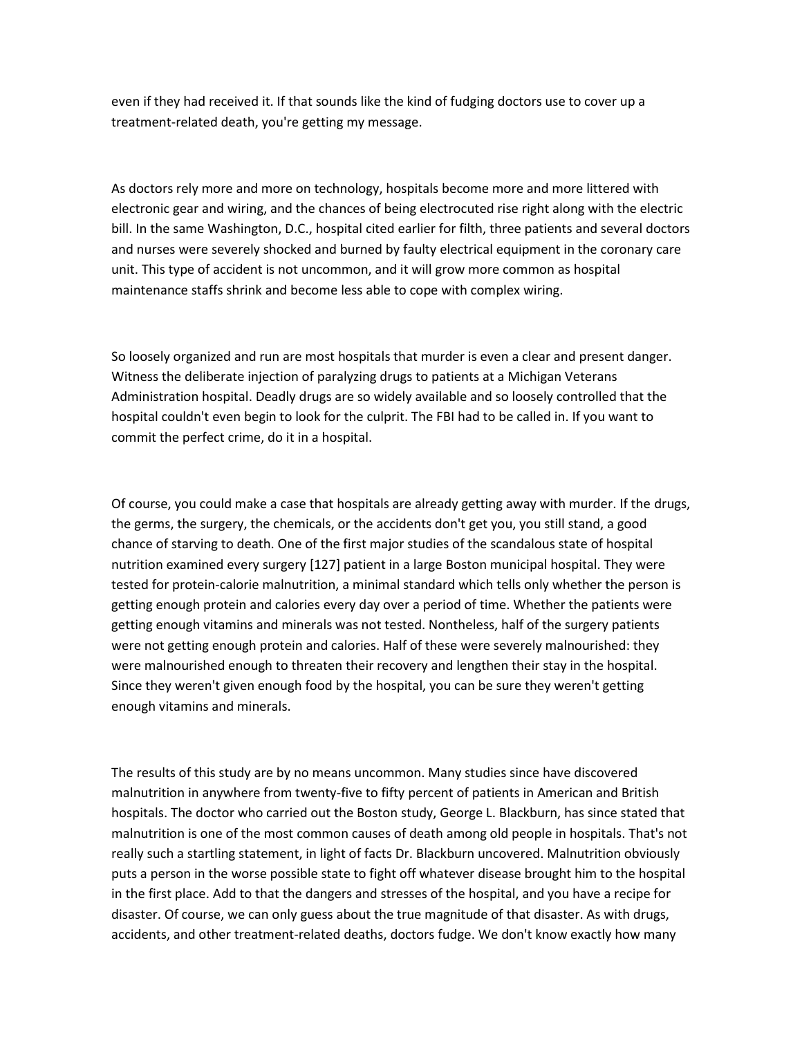even if they had received it. If that sounds like the kind of fudging doctors use to cover up a treatment-related death, you're getting my message.

As doctors rely more and more on technology, hospitals become more and more littered with electronic gear and wiring, and the chances of being electrocuted rise right along with the electric bill. In the same Washington, D.C., hospital cited earlier for filth, three patients and several doctors and nurses were severely shocked and burned by faulty electrical equipment in the coronary care unit. This type of accident is not uncommon, and it will grow more common as hospital maintenance staffs shrink and become less able to cope with complex wiring.

So loosely organized and run are most hospitals that murder is even a clear and present danger. Witness the deliberate injection of paralyzing drugs to patients at a Michigan Veterans Administration hospital. Deadly drugs are so widely available and so loosely controlled that the hospital couldn't even begin to look for the culprit. The FBI had to be called in. If you want to commit the perfect crime, do it in a hospital.

Of course, you could make a case that hospitals are already getting away with murder. If the drugs, the germs, the surgery, the chemicals, or the accidents don't get you, you still stand, a good chance of starving to death. One of the first major studies of the scandalous state of hospital nutrition examined every surgery [127] patient in a large Boston municipal hospital. They were tested for protein-calorie malnutrition, a minimal standard which tells only whether the person is getting enough protein and calories every day over a period of time. Whether the patients were getting enough vitamins and minerals was not tested. Nontheless, half of the surgery patients were not getting enough protein and calories. Half of these were severely malnourished: they were malnourished enough to threaten their recovery and lengthen their stay in the hospital. Since they weren't given enough food by the hospital, you can be sure they weren't getting enough vitamins and minerals.

The results of this study are by no means uncommon. Many studies since have discovered malnutrition in anywhere from twenty-five to fifty percent of patients in American and British hospitals. The doctor who carried out the Boston study, George L. Blackburn, has since stated that malnutrition is one of the most common causes of death among old people in hospitals. That's not really such a startling statement, in light of facts Dr. Blackburn uncovered. Malnutrition obviously puts a person in the worse possible state to fight off whatever disease brought him to the hospital in the first place. Add to that the dangers and stresses of the hospital, and you have a recipe for disaster. Of course, we can only guess about the true magnitude of that disaster. As with drugs, accidents, and other treatment-related deaths, doctors fudge. We don't know exactly how many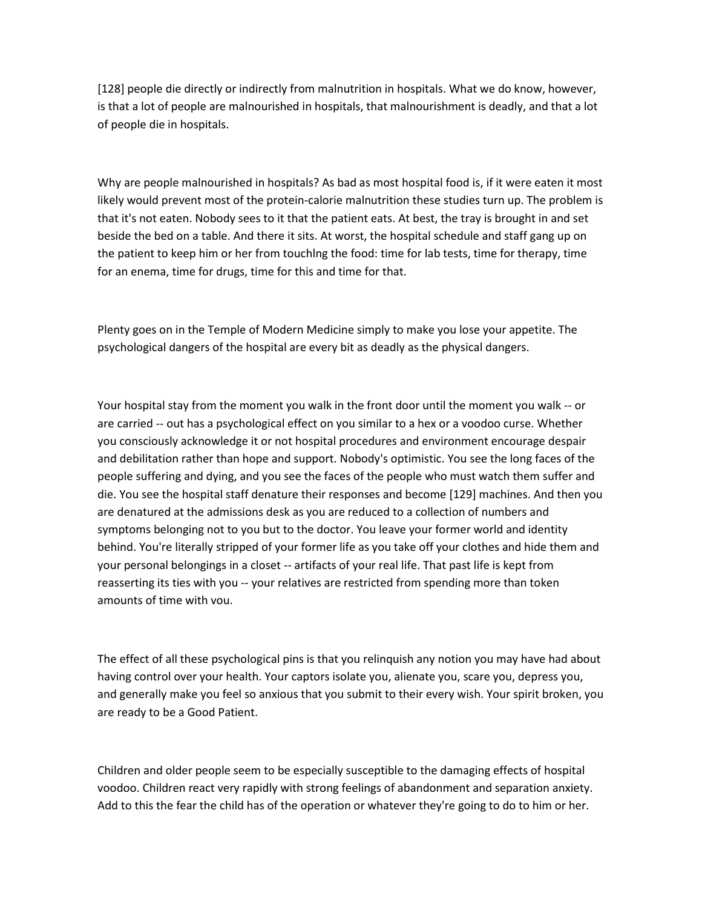[128] people die directly or indirectly from malnutrition in hospitals. What we do know, however, is that a lot of people are malnourished in hospitals, that malnourishment is deadly, and that a lot of people die in hospitals.

Why are people malnourished in hospitals? As bad as most hospital food is, if it were eaten it most likely would prevent most of the protein-calorie malnutrition these studies turn up. The problem is that it's not eaten. Nobody sees to it that the patient eats. At best, the tray is brought in and set beside the bed on a table. And there it sits. At worst, the hospital schedule and staff gang up on the patient to keep him or her from touchlng the food: time for lab tests, time for therapy, time for an enema, time for drugs, time for this and time for that.

Plenty goes on in the Temple of Modern Medicine simply to make you lose your appetite. The psychological dangers of the hospital are every bit as deadly as the physical dangers.

Your hospital stay from the moment you walk in the front door until the moment you walk -- or are carried -- out has a psychological effect on you similar to a hex or a voodoo curse. Whether you consciously acknowledge it or not hospital procedures and environment encourage despair and debilitation rather than hope and support. Nobody's optimistic. You see the long faces of the people suffering and dying, and you see the faces of the people who must watch them suffer and die. You see the hospital staff denature their responses and become [129] machines. And then you are denatured at the admissions desk as you are reduced to a collection of numbers and symptoms belonging not to you but to the doctor. You leave your former world and identity behind. You're literally stripped of your former life as you take off your clothes and hide them and your personal belongings in a closet -- artifacts of your real life. That past life is kept from reasserting its ties with you -- your relatives are restricted from spending more than token amounts of time with vou.

The effect of all these psychological pins is that you relinquish any notion you may have had about having control over your health. Your captors isolate you, alienate you, scare you, depress you, and generally make you feel so anxious that you submit to their every wish. Your spirit broken, you are ready to be a Good Patient.

Children and older people seem to be especially susceptible to the damaging effects of hospital voodoo. Children react very rapidly with strong feelings of abandonment and separation anxiety. Add to this the fear the child has of the operation or whatever they're going to do to him or her.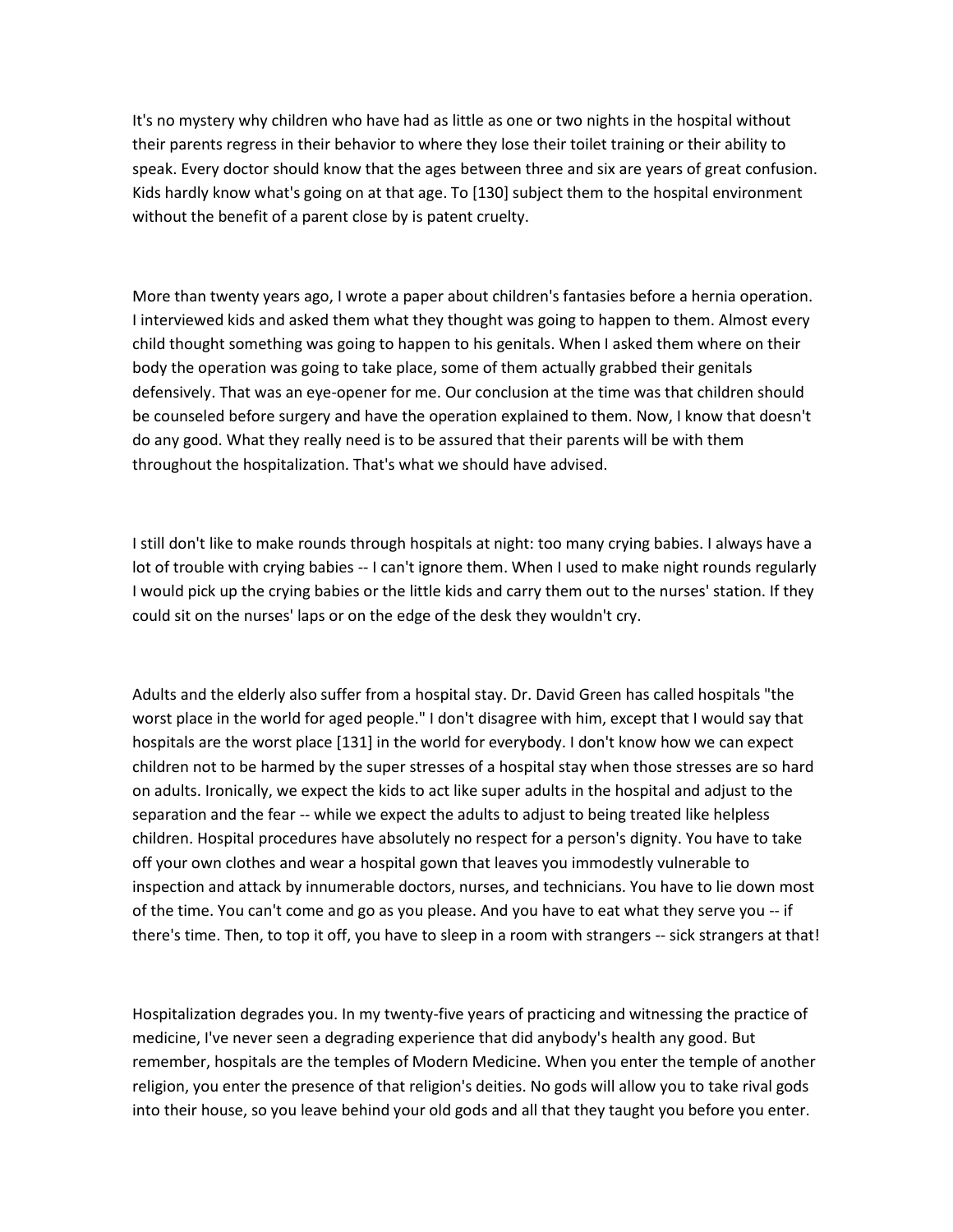It's no mystery why children who have had as little as one or two nights in the hospital without their parents regress in their behavior to where they lose their toilet training or their ability to speak. Every doctor should know that the ages between three and six are years of great confusion. Kids hardly know what's going on at that age. To [130] subject them to the hospital environment without the benefit of a parent close by is patent cruelty.

More than twenty years ago, I wrote a paper about children's fantasies before a hernia operation. I interviewed kids and asked them what they thought was going to happen to them. Almost every child thought something was going to happen to his genitals. When I asked them where on their body the operation was going to take place, some of them actually grabbed their genitals defensively. That was an eye-opener for me. Our conclusion at the time was that children should be counseled before surgery and have the operation explained to them. Now, I know that doesn't do any good. What they really need is to be assured that their parents will be with them throughout the hospitalization. That's what we should have advised.

I still don't like to make rounds through hospitals at night: too many crying babies. I always have a lot of trouble with crying babies -- I can't ignore them. When I used to make night rounds regularly I would pick up the crying babies or the little kids and carry them out to the nurses' station. If they could sit on the nurses' laps or on the edge of the desk they wouldn't cry.

Adults and the elderly also suffer from a hospital stay. Dr. David Green has called hospitals "the worst place in the world for aged people." I don't disagree with him, except that I would say that hospitals are the worst place [131] in the world for everybody. I don't know how we can expect children not to be harmed by the super stresses of a hospital stay when those stresses are so hard on adults. Ironically, we expect the kids to act like super adults in the hospital and adjust to the separation and the fear -- while we expect the adults to adjust to being treated like helpless children. Hospital procedures have absolutely no respect for a person's dignity. You have to take off your own clothes and wear a hospital gown that leaves you immodestly vulnerable to inspection and attack by innumerable doctors, nurses, and technicians. You have to lie down most of the time. You can't come and go as you please. And you have to eat what they serve you -- if there's time. Then, to top it off, you have to sleep in a room with strangers -- sick strangers at that!

Hospitalization degrades you. In my twenty-five years of practicing and witnessing the practice of medicine, I've never seen a degrading experience that did anybody's health any good. But remember, hospitals are the temples of Modern Medicine. When you enter the temple of another religion, you enter the presence of that religion's deities. No gods will allow you to take rival gods into their house, so you leave behind your old gods and all that they taught you before you enter.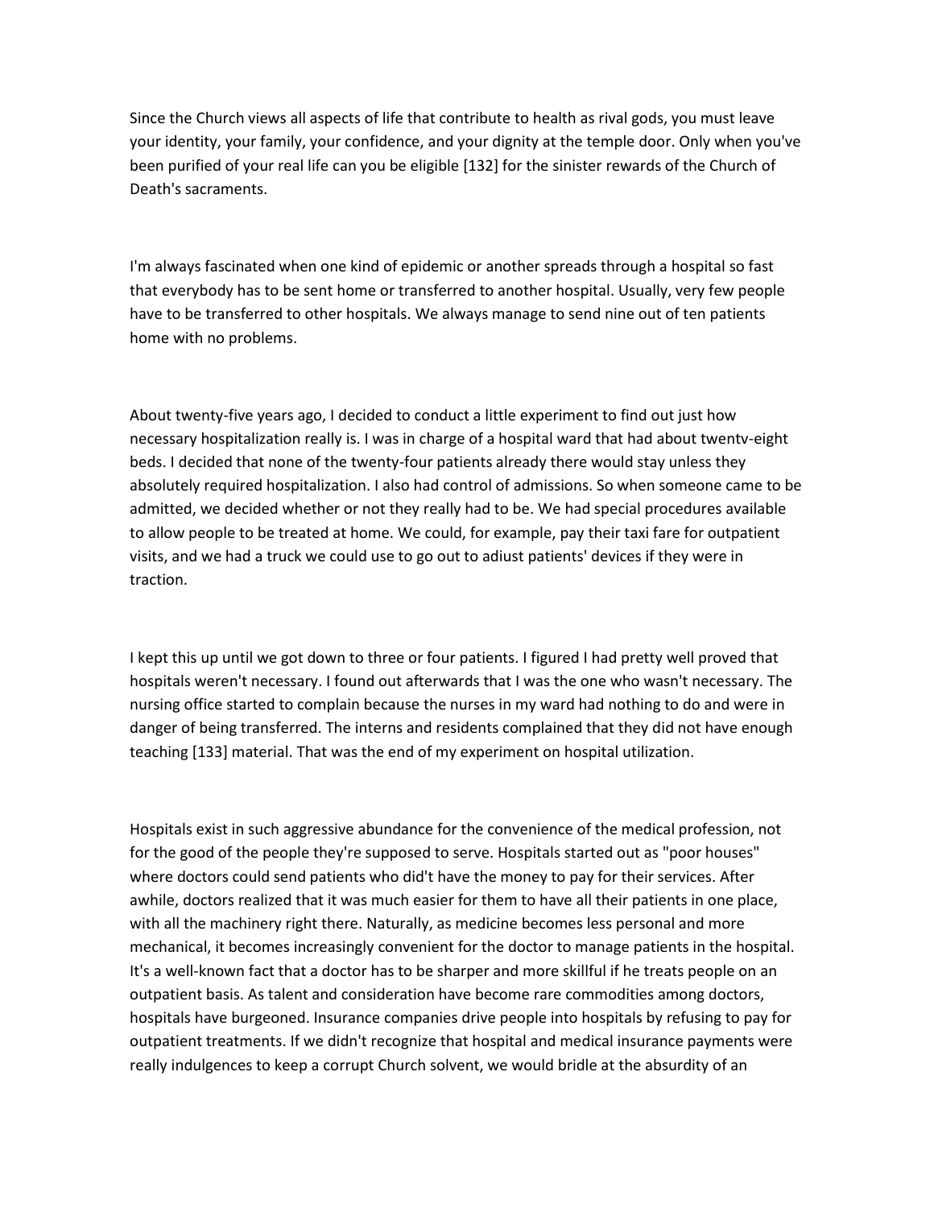Since the Church views all aspects of life that contribute to health as rival gods, you must leave your identity, your family, your confidence, and your dignity at the temple door. Only when you've been purified of your real life can you be eligible [132] for the sinister rewards of the Church of Death's sacraments.

I'm always fascinated when one kind of epidemic or another spreads through a hospital so fast that everybody has to be sent home or transferred to another hospital. Usually, very few people have to be transferred to other hospitals. We always manage to send nine out of ten patients home with no problems.

About twenty-five years ago, I decided to conduct a little experiment to find out just how necessary hospitalization really is. I was in charge of a hospital ward that had about twentv-eight beds. I decided that none of the twenty-four patients already there would stay unless they absolutely required hospitalization. I also had control of admissions. So when someone came to be admitted, we decided whether or not they really had to be. We had special procedures available to allow people to be treated at home. We could, for example, pay their taxi fare for outpatient visits, and we had a truck we could use to go out to adiust patients' devices if they were in traction.

I kept this up until we got down to three or four patients. I figured I had pretty well proved that hospitals weren't necessary. I found out afterwards that I was the one who wasn't necessary. The nursing office started to complain because the nurses in my ward had nothing to do and were in danger of being transferred. The interns and residents complained that they did not have enough teaching [133] material. That was the end of my experiment on hospital utilization.

Hospitals exist in such aggressive abundance for the convenience of the medical profession, not for the good of the people they're supposed to serve. Hospitals started out as "poor houses" where doctors could send patients who didn't have the money to pay for their services. After awhile, doctors realized that it was much easier for them to have all their patients in one place, with all the machinery right there. Naturally, as medicine becomes less personal and more mechanical, it becomes increasingly convenient for the doctor to manage patients in the hospital. It's a well-known fact that a doctor has to be sharper and more skillful if he treats people on an outpatient basis. As talent and consideration have become rare commodities among doctors, hospitals have burgeoned. Insurance companies drive people into hospitals by refusing to pay for outpatient treatments. If we didn't recognize that hospital and medical insurance payments were really indulgences to keep a corrupt Church solvent, we would bridle at the absurdity of an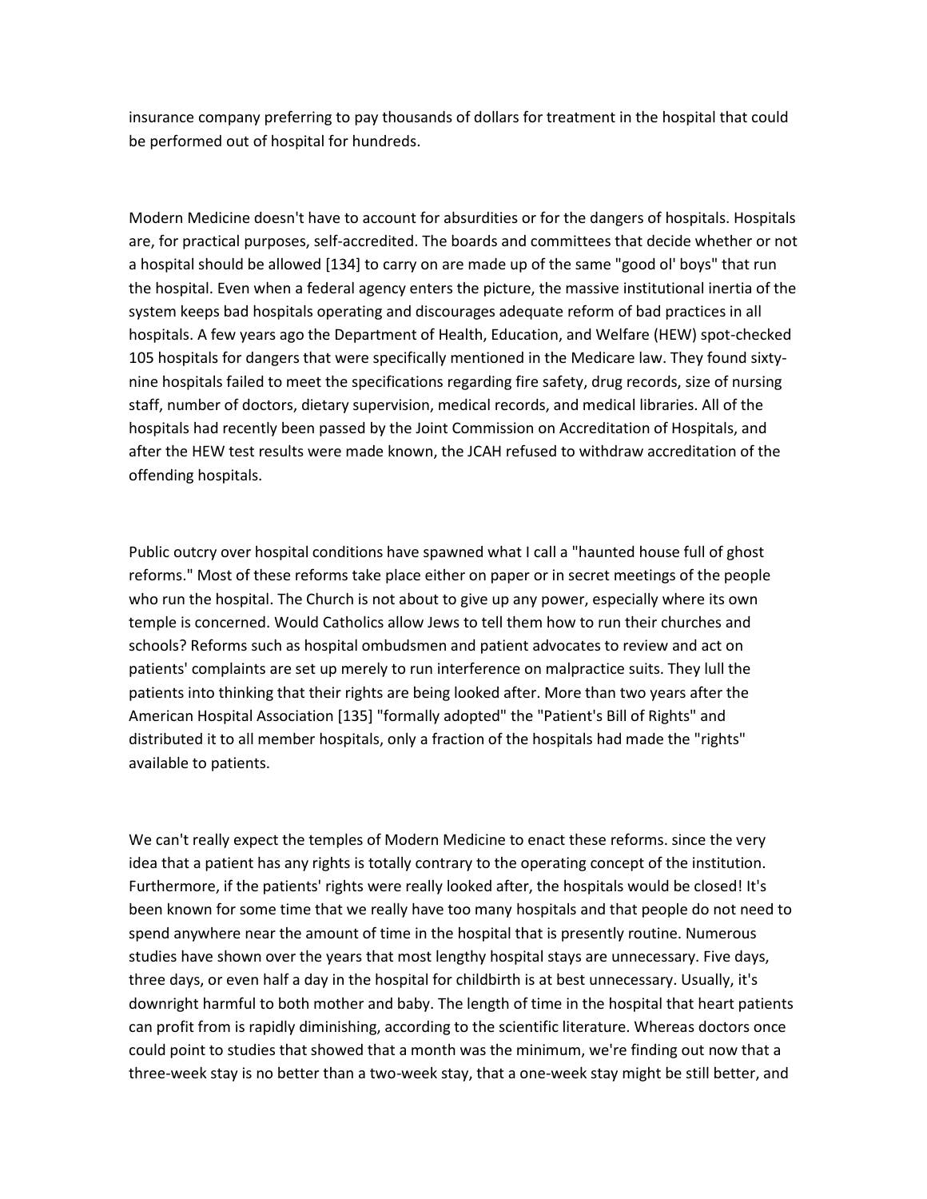insurance company preferring to pay thousands of dollars for treatment in the hospital that could be performed out of hospital for hundreds.

Modern Medicine doesn't have to account for absurdities or for the dangers of hospitals. Hospitals are, for practical purposes, self-accredited. The boards and committees that decide whether or not a hospital should be allowed [134] to carry on are made up of the same "good ol' boys" that run the hospital. Even when a federal agency enters the picture, the massive institutional inertia of the system keeps bad hospitals operating and discourages adequate reform of bad practices in all hospitals. A few years ago the Department of Health, Education, and Welfare (HEW) spot-checked 105 hospitals for dangers that were specifically mentioned in the Medicare law. They found sixty-nine hospitals failed to meet the specifications regarding fire safety, drug records, size of nursing staff, number of doctors, dietary supervision, medical records, and medical libraries. All of the hospitals had recently been passed by the Joint Commission on Accreditation of Hospitals, and after the HEW test results were made known, the JCAH refused to withdraw accreditation of the offending hospitals.

Public outcry over hospital conditions have spawned what I call a "haunted house full of ghost reforms." Most of these reforms take place either on paper or in secret meetings of the people who run the hospital. The Church is not about to give up any power, especially where its own temple is concerned. Would Catholics allow Jews to tell them how to run their churches and schools? Reforms such as hospital ombudsmen and patient advocates to review and act on patients' complaints are set up merely to run interference on malpractice suits. They lull the patients into thinking that their rights are being looked after. More than two years after the American Hospital Association [135] "formally adopted" the "Patient's Bill of Rights" and distributed it to all member hospitals, only a fraction of the hospitals had made the "rights" available to patients.

We can't really expect the temples of Modern Medicine to enact these reforms. since the very idea that a patient has any rights is totally contrary to the operating concept of the institution. Furthermore, if the patients' rights were really looked after, the hospitals would be closed! It's been known for some time that we really have too many hospitals and that people do not need to spend anywhere near the amount of time in the hospital that is presently routine. Numerous studies have shown over the years that most lengthy hospital stays are unnecessary. Five days, three days, or even half a day in the hospital for childbirth is at best unnecessary. Usually, it's downright harmful to both mother and baby. The length of time in the hospital that heart patients can profit from is rapidly diminishing, according to the scientific literature. Whereas doctors once could point to studies that showed that a month was the minimum, we're finding out now that a three-week stay is no better than a two-week stay, that a one-week stay might be still better, and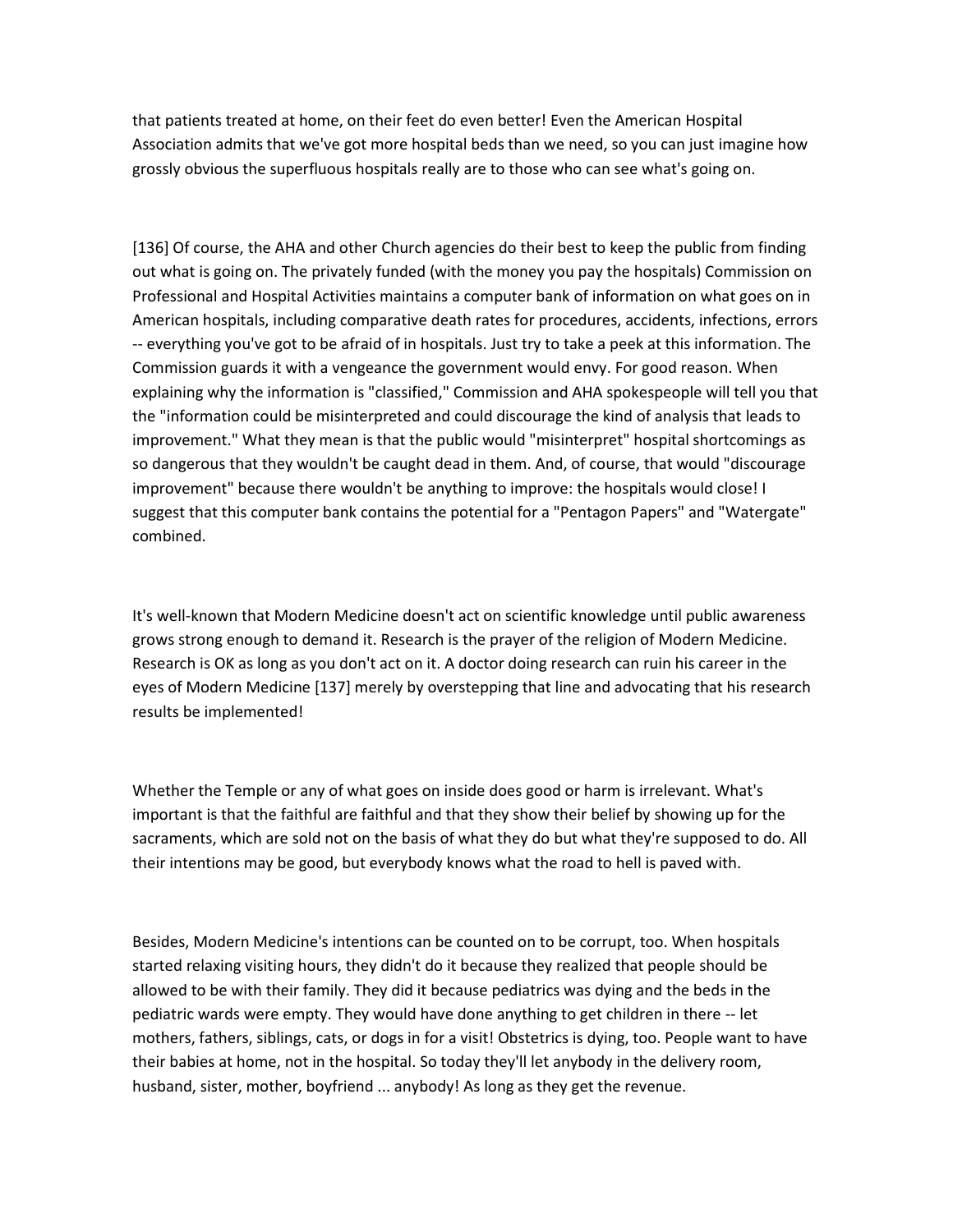that patients treated at home, on their feet do even better! Even the American Hospital Association admits that we've got more hospital beds than we need, so you can just imagine how grossly obvious the superfluous hospitals really are to those who can see what's going on.

[136] Of course, the AHA and other Church agencies do their best to keep the public from finding out what is going on. The privately funded (with the money you pay the hospitals) Commission on Professional and Hospital Activities maintains a computer bank of information on what goes on in American hospitals, including comparative death rates for procedures, accidents, infections, errors -- everything you've got to be afraid of in hospitals. Just try to take a peek at this information. The Commission guards it with a vengeance the government would envy. For good reason. When explaining why the information is "classified," Commission and AHA spokespeople will tell you that the "information could be misinterpreted and could discourage the kind of analysis that leads to improvement." What they mean is that the public would "misinterpret" hospital shortcomings as so dangerous that they wouldn't be caught dead in them. And, of course, that would "discourage improvement" because there wouldn't be anything to improve: the hospitals would close! I suggest that this computer bank contains the potential for a "Pentagon Papers" and "Watergate" combined.

It's well-known that Modern Medicine doesn't act on scientific knowledge until public awareness grows strong enough to demand it. Research is the prayer of the religion of Modern Medicine. Research is OK as long as you don't act on it. A doctor doing research can ruin his career in the eyes of Modern Medicine [137] merely by overstepping that line and advocating that his research results be implemented!

Whether the Temple or any of what goes on inside does good or harm is irrelevant. What's important is that the faithful are faithful and that they show their belief by showing up for the sacraments, which are sold not on the basis of what they do but what they're supposed to do. All their intentions may be good, but everybody knows what the road to hell is paved with.

Besides, Modern Medicine's intentions can be counted on to be corrupt, too. When hospitals started relaxing visiting hours, they didn't do it because they realized that people should be allowed to be with their family. They did it because pediatrics was dying and the beds in the pediatric wards were empty. They would have done anything to get children in there -- let mothers, fathers, siblings, cats, or dogs in for a visit! Obstetrics is dying, too. People want to have their babies at home, not in the hospital. So today they'll let anybody in the delivery room, husband, sister, mother, boyfriend ... anybody! As long as they get the revenue.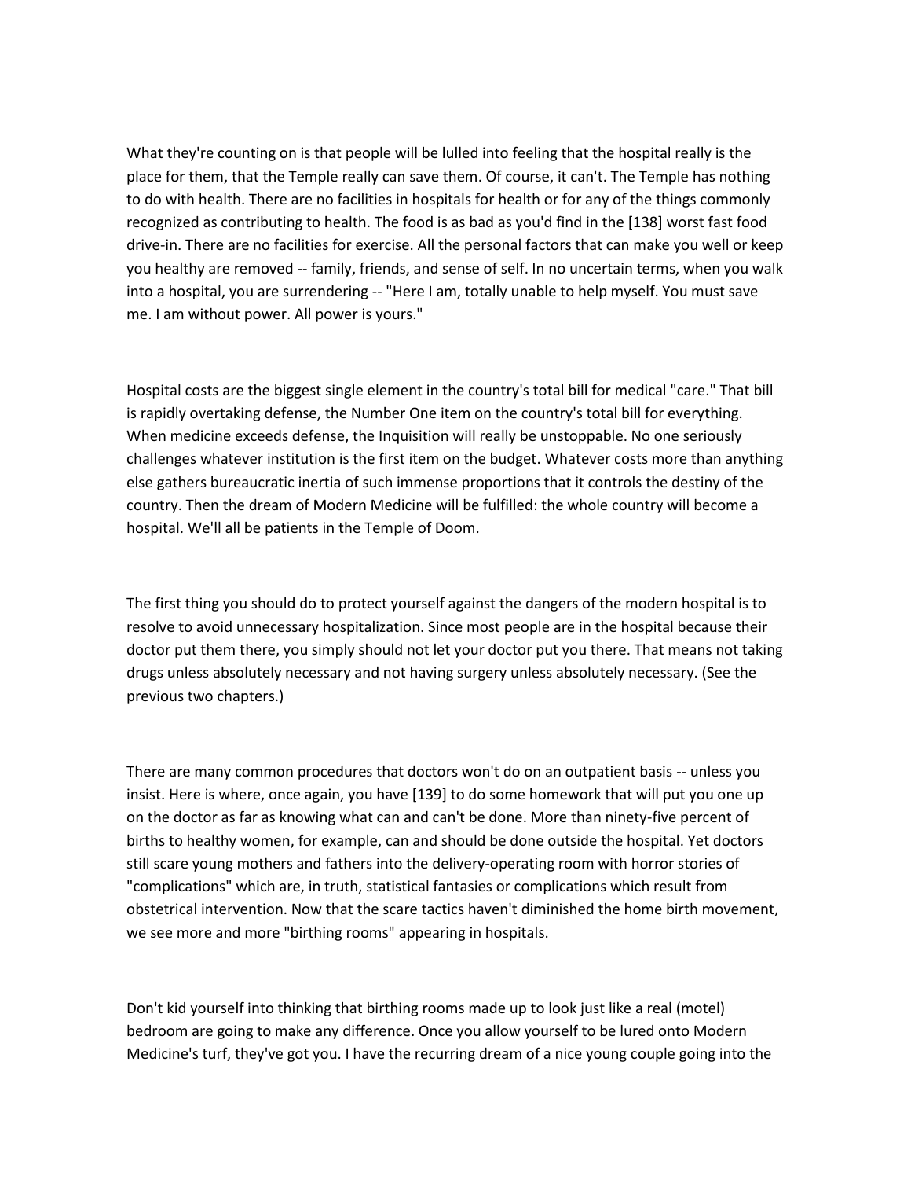What they're counting on is that people will be lulled into feeling that the hospital really is the place for them, that the Temple really can save them. Of course, it can't. The Temple has nothing to do with health. There are no facilities in hospitals for health or for any of the things commonly recognized as contributing to health. The food is as bad as you'd find in the [138] worst fast food drive-in. There are no facilities for exercise. All the personal factors that can make you well or keep you healthy are removed -- family, friends, and sense of self. In no uncertain terms, when you walk into a hospital, you are surrendering -- "Here I am, totally unable to help myself. You must save me. I am without power. All power is yours."

Hospital costs are the biggest single element in the country's total bill for medical "care." That bill is rapidly overtaking defense, the Number One item on the country's total bill for everything. When medicine exceeds defense, the Inquisition will really be unstoppable. No one seriously challenges whatever institution is the first item on the budget. Whatever costs more than anything else gathers bureaucratic inertia of such immense proportions that it controls the destiny of the country. Then the dream of Modern Medicine will be fulfilled: the whole country will become a hospital. We'll all be patients in the Temple of Doom.

The first thing you should do to protect yourself against the dangers of the modern hospital is to resolve to avoid unnecessary hospitalization. Since most people are in the hospital because their doctor put them there, you simply should not let your doctor put you there. That means not taking drugs unless absolutely necessary and not having surgery unless absolutely necessary. (See the previous two chapters.)

There are many common procedures that doctors won't do on an outpatient basis -- unless you insist. Here is where, once again, you have [139] to do some homework that will put you one up on the doctor as far as knowing what can and can't be done. More than ninety-five percent of births to healthy women, for example, can and should be done outside the hospital. Yet doctors still scare young mothers and fathers into the delivery-operating room with horror stories of "complications" which are, in truth, statistical fantasies or complications which result from obstetrical intervention. Now that the scare tactics haven't diminished the home birth movement, we see more and more "birthing rooms" appearing in hospitals.

Don't kid yourself into thinking that birthing rooms made up to look just like a real (motel) bedroom are going to make any difference. Once you allow yourself to be lured onto Modern Medicine's turf, they've got you. I have the recurring dream of a nice young couple going into the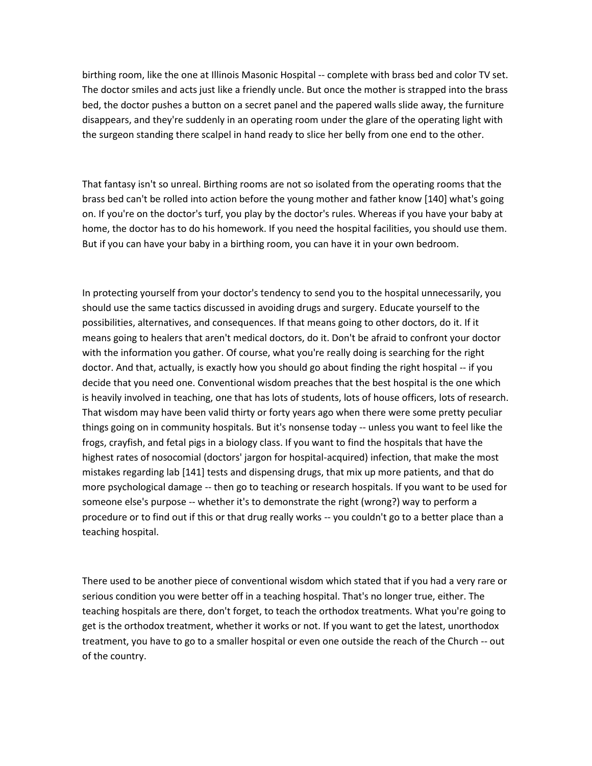birthing room, like the one at Illinois Masonic Hospital -- complete with brass bed and color TV set. The doctor smiles and acts just like a friendly uncle. But once the mother is strapped into the brass bed, the doctor pushes a button on a secret panel and the papered walls slide away, the furniture disappears, and they're suddenly in an operating room under the glare of the operating light with the surgeon standing there scalpel in hand ready to slice her belly from one end to the other.

That fantasy isn't so unreal. Birthing rooms are not so isolated from the operating rooms that the brass bed can't be rolled into action before the young mother and father know [140] what's going on. If you're on the doctor's turf, you play by the doctor's rules. Whereas if you have your baby at home, the doctor has to do his homework. If you need the hospital facilities, you should use them. But if you can have your baby in a birthing room, you can have it in your own bedroom.

In protecting yourself from your doctor's tendency to send you to the hospital unnecessarily, you should use the same tactics discussed in avoiding drugs and surgery. Educate yourself to the possibilities, alternatives, and consequences. If that means going to other doctors, do it. If it means going to healers that aren't medical doctors, do it. Don't be afraid to confront your doctor with the information you gather. Of course, what you're really doing is searching for the right doctor. And that, actually, is exactly how you should go about finding the right hospital -- if you decide that you need one. Conventional wisdom preaches that the best hospital is the one which is heavily involved in teaching, one that has lots of students, lots of house officers, lots of research. That wisdom may have been valid thirty or forty years ago when there were some pretty peculiar things going on in community hospitals. But it's nonsense today -- unless you want to feel like the frogs, crayfish, and fetal pigs in a biology class. If you want to find the hospitals that have the highest rates of nosocomial (doctors' jargon for hospital-acquired) infection, that make the most mistakes regarding lab [141] tests and dispensing drugs, that mix up more patients, and that do more psychological damage -- then go to teaching or research hospitals. If you want to be used for someone else's purpose -- whether it's to demonstrate the right (wrong?) way to perform a procedure or to find out if this or that drug really works -- you couldn't go to a better place than a teaching hospital.

There used to be another piece of conventional wisdom which stated that if you had a very rare or serious condition you were better off in a teaching hospital. That's no longer true, either. The teaching hospitals are there, don't forget, to teach the orthodox treatments. What you're going to get is the orthodox treatment, whether it works or not. If you want to get the latest, unorthodox treatment, you have to go to a smaller hospital or even one outside the reach of the Church -- out of the country.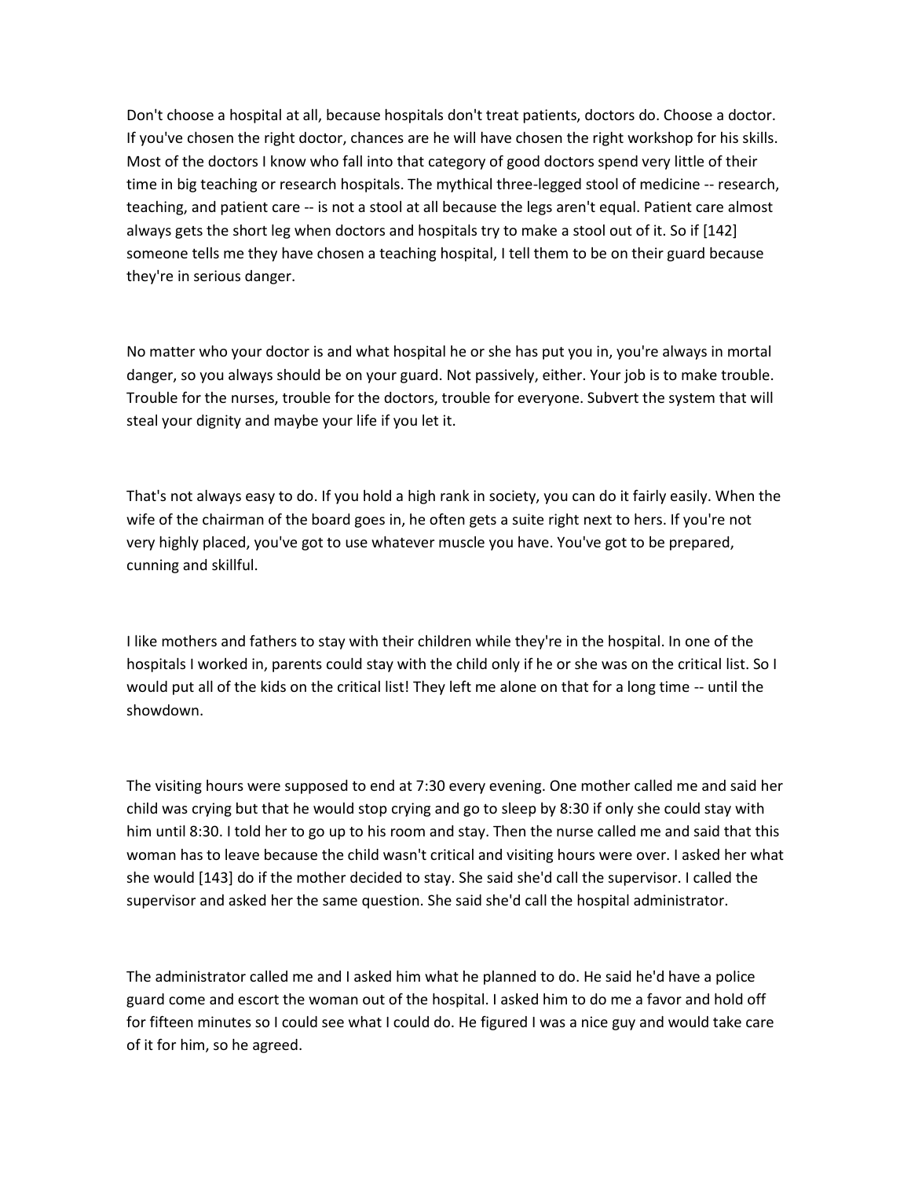Don't choose a hospital at all, because hospitals don't treat patients, doctors do. Choose a doctor. If you've chosen the right doctor, chances are he will have chosen the right workshop for his skills. Most of the doctors I know who fall into that category of good doctors spend very little of their time in big teaching or research hospitals. The mythical three-legged stool of medicine -- research, teaching, and patient care -- is not a stool at all because the legs aren't equal. Patient care almost always gets the short leg when doctors and hospitals try to make a stool out of it. So if [142] someone tells me they have chosen a teaching hospital, I tell them to be on their guard because they're in serious danger.

No matter who your doctor is and what hospital he or she has put you in, you're always in mortal danger, so you always should be on your guard. Not passively, either. Your job is to make trouble. Trouble for the nurses, trouble for the doctors, trouble for everyone. Subvert the system that will steal your dignity and maybe your life if you let it.

That's not always easy to do. If you hold a high rank in society, you can do it fairly easily. When the wife of the chairman of the board goes in, he often gets a suite right next to hers. If you're not very highly placed, you've got to use whatever muscle you have. You've got to be prepared, cunning and skillful.

I like mothers and fathers to stay with their children while they're in the hospital. In one of the hospitals I worked in, parents could stay with the child only if he or she was on the critical list. So I would put all of the kids on the critical list! They left me alone on that for a long time -- until the showdown.

The visiting hours were supposed to end at 7:30 every evening. One mother called me and said her child was crying but that he would stop crying and go to sleep by 8:30 if only she could stay with him until 8:30. I told her to go up to his room and stay. Then the nurse called me and said that this woman has to leave because the child wasn't critical and visiting hours were over. I asked her what she would [143] do if the mother decided to stay. She said she'd call the supervisor. I called the supervisor and asked her the same question. She said she'd call the hospital administrator.

The administrator called me and I asked him what he planned to do. He said he'd have a police guard come and escort the woman out of the hospital. I asked him to do me a favor and hold off for fifteen minutes so I could see what I could do. He figured I was a nice guy and would take care of it for him, so he agreed.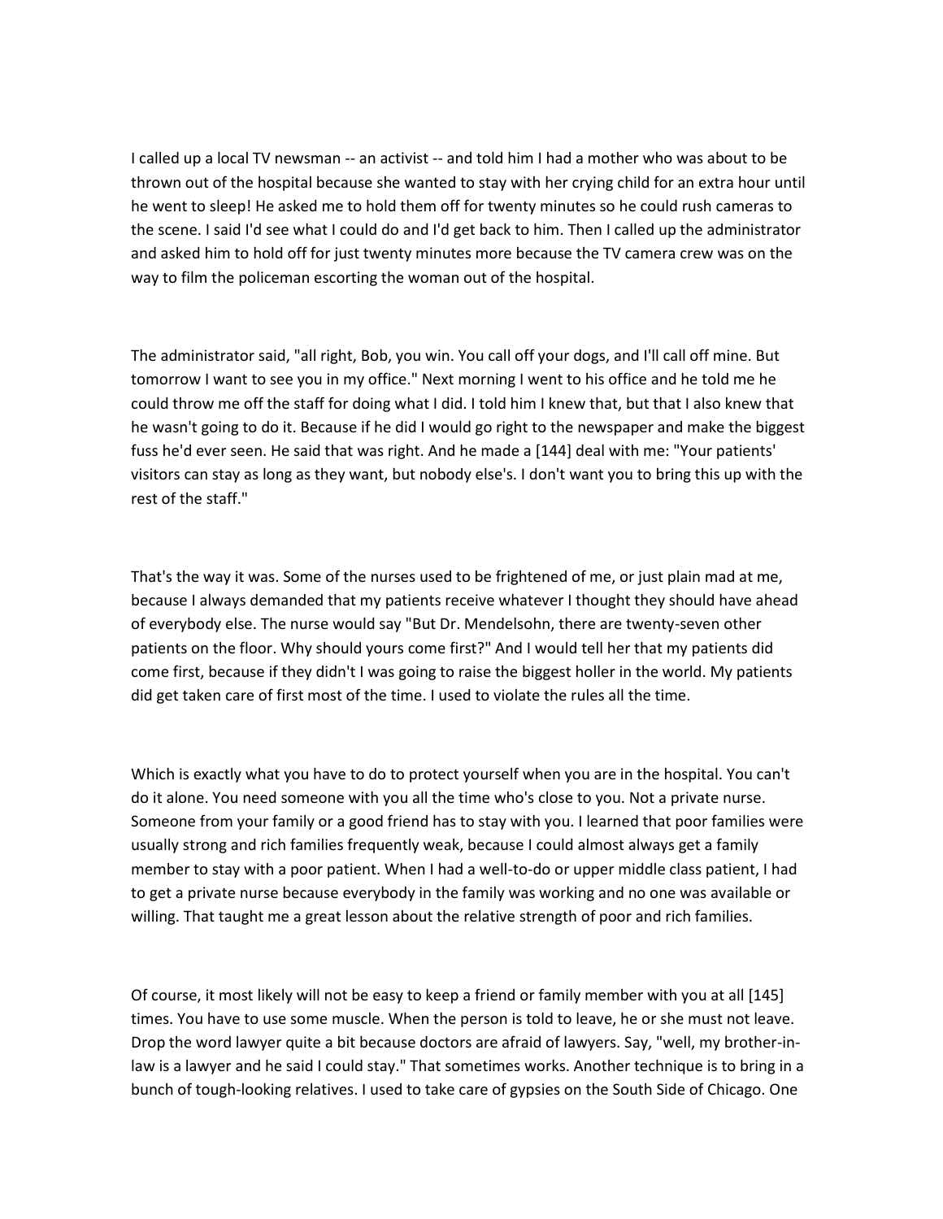I called up a local TV newsman -- an activist -- and told him I had a mother who was about to be thrown out of the hospital because she wanted to stay with her crying child for an extra hour until he went to sleep! He asked me to hold them off for twenty minutes so he could rush cameras to the scene. I said I'd see what I could do and I'd get back to him. Then I called up the administrator and asked him to hold off for just twenty minutes more because the TV camera crew was on the way to film the policeman escorting the woman out of the hospital.

The administrator said, "all right, Bob, you win. You call off your dogs, and I'll call off mine. But tomorrow I want to see you in my office." Next morning I went to his office and he told me he could throw me off the staff for doing what I did. I told him I knew that, but that I also knew that he wasn't going to do it. Because if he did I would go right to the newspaper and make the biggest fuss he'd ever seen. He said that was right. And he made a [144] deal with me: "Your patients' visitors can stay as long as they want, but nobody else's. I don't want you to bring this up with the rest of the staff."

That's the way it was. Some of the nurses used to be frightened of me, or just plain mad at me, because I always demanded that my patients receive whatever I thought they should have ahead of everybody else. The nurse would say "But Dr. Mendelsohn, there are twenty-seven other patients on the floor. Why should yours come first?" And I would tell her that my patients did come first, because if they didn't I was going to raise the biggest holler in the world. My patients did get taken care of first most of the time. I used to violate the rules all the time.

Which is exactly what you have to do to protect yourself when you are in the hospital. You can't do it alone. You need someone with you all the time who's close to you. Not a private nurse. Someone from your family or a good friend has to stay with you. I learned that poor families were usually strong and rich families frequently weak, because I could almost always get a family member to stay with a poor patient. When I had a well-to-do or upper middle class patient, I had to get a private nurse because everybody in the family was working and no one was available or willing. That taught me a great lesson about the relative strength of poor and rich families.

Of course, it most likely will not be easy to keep a friend or family member with you at all [145] times. You have to use some muscle. When the person is told to leave, he or she must not leave. Drop the word lawyer quite a bit because doctors are afraid of lawyers. Say, "well, my brother-in-law is a lawyer and he said I could stay." That sometimes works. Another technique is to bring in a bunch of tough-looking relatives. I used to take care of gypsies on the South Side of Chicago. One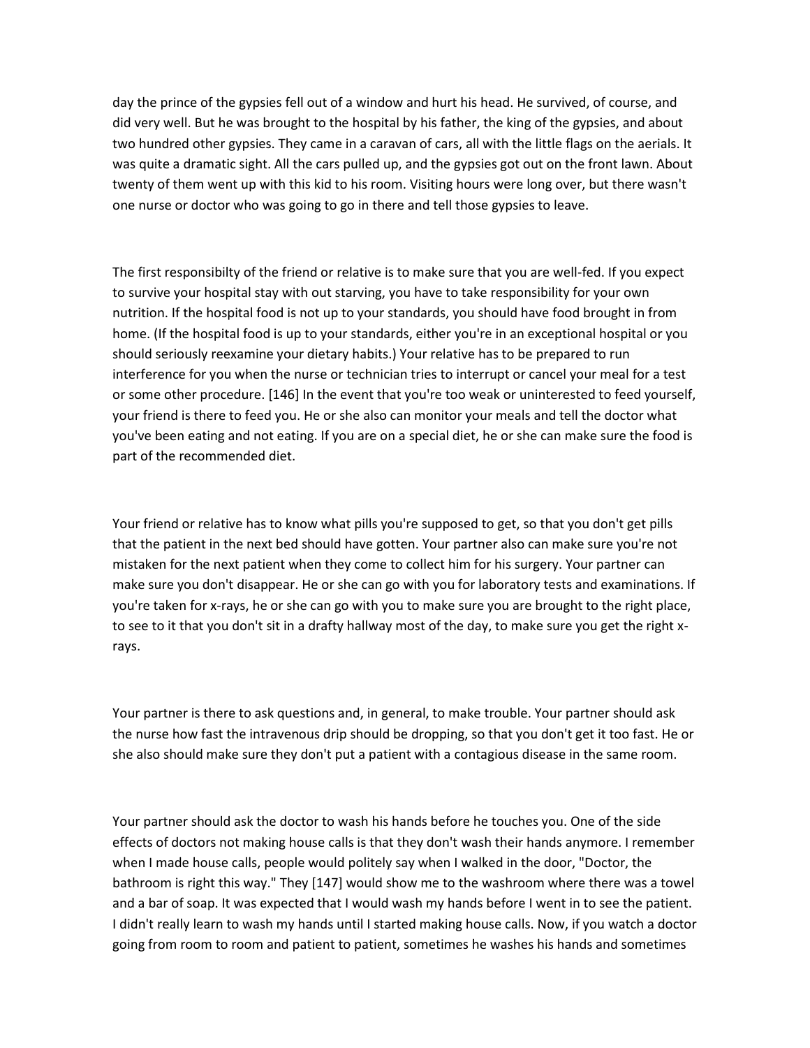day the prince of the gypsies fell out of a window and hurt his head. He survived, of course, and did very well. But he was brought to the hospital by his father, the king of the gypsies, and about two hundred other gypsies. They came in a caravan of cars, all with the little flags on the aerials. It was quite a dramatic sight. All the cars pulled up, and the gypsies got out on the front lawn. About twenty of them went up with this kid to his room. Visiting hours were long over, but there wasn't one nurse or doctor who was going to go in there and tell those gypsies to leave.

The first responsibilty of the friend or relative is to make sure that you are well-fed. If you expect to survive your hospital stay with out starving, you have to take responsibility for your own nutrition. If the hospital food is not up to your standards, you should have food brought in from home. (If the hospital food is up to your standards, either you're in an exceptional hospital or you should seriously reexamine your dietary habits.) Your relative has to be prepared to run interference for you when the nurse or technician tries to interrupt or cancel your meal for a test or some other procedure. [146] In the event that you're too weak or uninterested to feed yourself, your friend is there to feed you. He or she also can monitor your meals and tell the doctor what you've been eating and not eating. If you are on a special diet, he or she can make sure the food is part of the recommended diet.

Your friend or relative has to know what pills you're supposed to get, so that you don't get pills that the patient in the next bed should have gotten. Your partner also can make sure you're not mistaken for the next patient when they come to collect him for his surgery. Your partner can make sure you don't disappear. He or she can go with you for laboratory tests and examinations. If you're taken for x-rays, he or she can go with you to make sure you are brought to the right place, to see to it that you don't sit in a drafty hallway most of the day, to make sure you get the right x-rays.

Your partner is there to ask questions and, in general, to make trouble. Your partner should ask the nurse how fast the intravenous drip should be dropping, so that you don't get it too fast. He or she also should make sure they don't put a patient with a contagious disease in the same room.

Your partner should ask the doctor to wash his hands before he touches you. One of the side effects of doctors not making house calls is that they don't wash their hands anymore. I remember when I made house calls, people would politely say when I walked in the door, "Doctor, the bathroom is right this way." They [147] would show me to the washroom where there was a towel and a bar of soap. It was expected that I would wash my hands before I went in to see the patient. I didn't really learn to wash my hands until I started making house calls. Now, if you watch a doctor going from room to room and patient to patient, sometimes he washes his hands and sometimes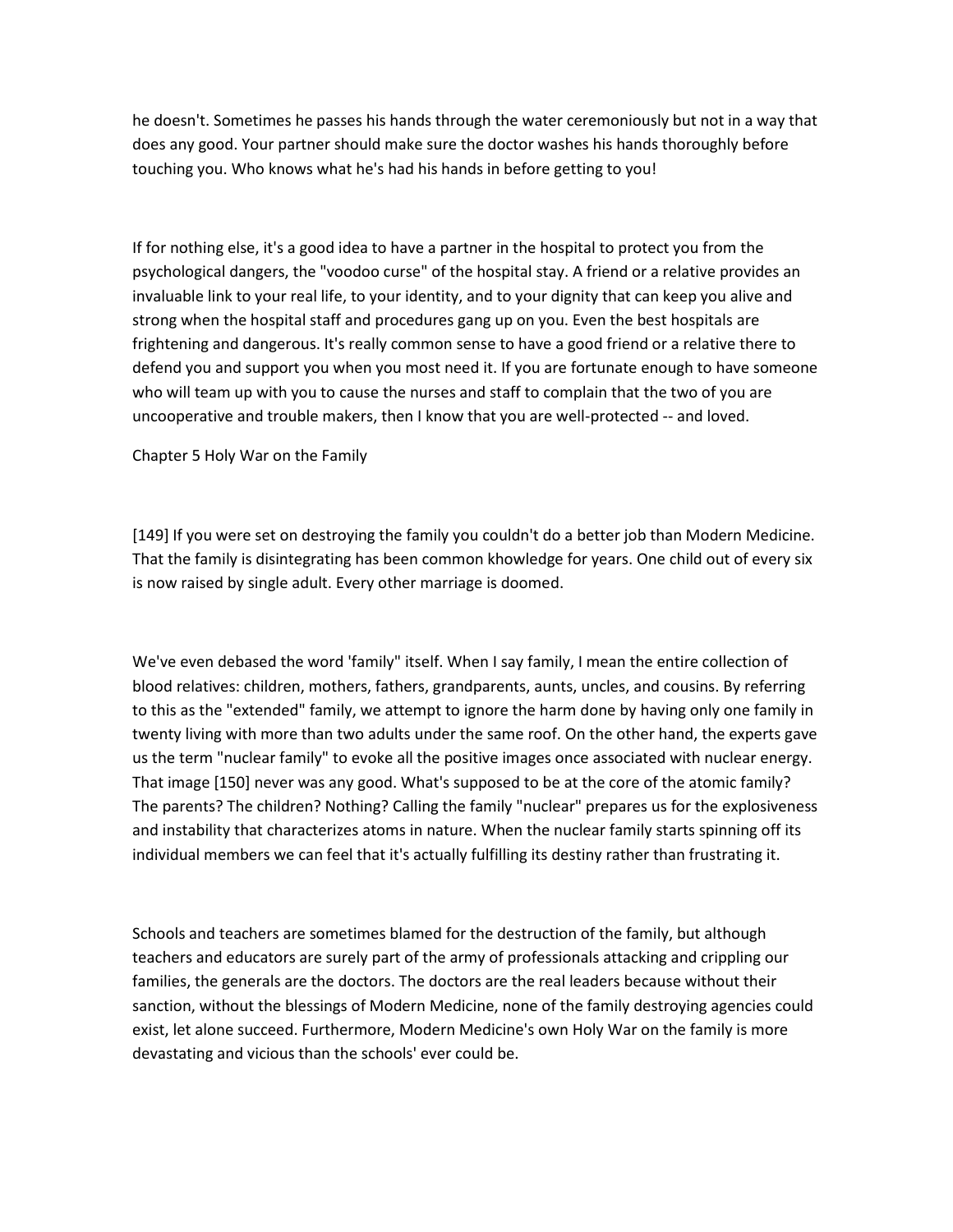he doesn't. Sometimes he passes his hands through the water ceremoniously but not in a way that does any good. Your partner should make sure the doctor washes his hands thoroughly before touching you. Who knows what he's had his hands in before getting to you!

If for nothing else, it's a good idea to have a partner in the hospital to protect you from the psychological dangers, the "voodoo curse" of the hospital stay. A friend or a relative provides an invaluable link to your real life, to your identity, and to your dignity that can keep you alive and strong when the hospital staff and procedures gang up on you. Even the best hospitals are frightening and dangerous. It's really common sense to have a good friend or a relative there to defend you and support you when you most need it. If you are fortunate enough to have someone who will team up with you to cause the nurses and staff to complain that the two of you are uncooperative and trouble makers, then I know that you are well-protected -- and loved.

## Chapter 5 Holy War on the Family

[149] If you were set on destroying the family you couldn't do a better job than Modern Medicine. That the family is disintegrating has been common khowledge for years. One child out of every six is now raised by single adult. Every other marriage is doomed.

We've even debased the word 'family" itself. When I say family, I mean the entire collection of blood relatives: children, mothers, fathers, grandparents, aunts, uncles, and cousins. By referring to this as the "extended" family, we attempt to ignore the harm done by having only one family in twenty living with more than two adults under the same roof. On the other hand, the experts gave us the term "nuclear family" to evoke all the positive images once associated with nuclear energy. That image [150] never was any good. What's supposed to be at the core of the atomic family? The parents? The children? Nothing? Calling the family "nuclear" prepares us for the explosiveness and instability that characterizes atoms in nature. When the nuclear family starts spinning off its individual members we can feel that it's actually fulfilling its destiny rather than frustrating it.

Schools and teachers are sometimes blamed for the destruction of the family, but although teachers and educators are surely part of the army of professionals attacking and crippling our families, the generals are the doctors. The doctors are the real leaders because without their sanction, without the blessings of Modern Medicine, none of the family destroying agencies could exist, let alone succeed. Furthermore, Modern Medicine's own Holy War on the family is more devastating and vicious than the schools' ever could be.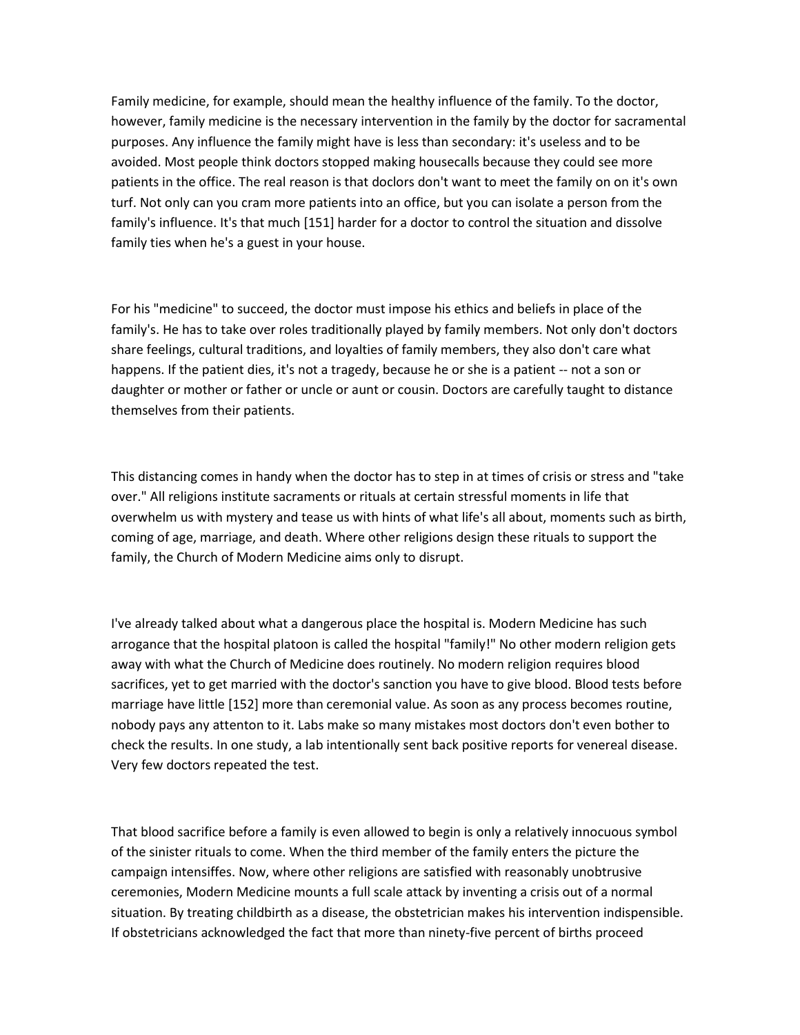Family medicine, for example, should mean the healthy influence of the family. To the doctor, however, family medicine is the necessary intervention in the family by the doctor for sacramental purposes. Any influence the family might have is less than secondary: it's useless and to be avoided. Most people think doctors stopped making housecalls because they could see more patients in the office. The real reason is that doclors don't want to meet the family on on it's own turf. Not only can you cram more patients into an office, but you can isolate a person from the family's influence. It's that much [151] harder for a doctor to control the situation and dissolve family ties when he's a guest in your house.

For his "medicine" to succeed, the doctor must impose his ethics and beliefs in place of the family's. He has to take over roles traditionally played by family members. Not only don't doctors share feelings, cultural traditions, and loyalties of family members, they also don't care what happens. If the patient dies, it's not a tragedy, because he or she is a patient -- not a son or daughter or mother or father or uncle or aunt or cousin. Doctors are carefully taught to distance themselves from their patients.

This distancing comes in handy when the doctor has to step in at times of crisis or stress and "take over." All religions institute sacraments or rituals at certain stressful moments in life that overwhelm us with mystery and tease us with hints of what life's all about, moments such as birth, coming of age, marriage, and death. Where other religions design these rituals to support the family, the Church of Modern Medicine aims only to disrupt.

I've already talked about what a dangerous place the hospital is. Modern Medicine has such arrogance that the hospital platoon is called the hospital "family!" No other modern religion gets away with what the Church of Medicine does routinely. No modern religion requires blood sacrifices, yet to get married with the doctor's sanction you have to give blood. Blood tests before marriage have little [152] more than ceremonial value. As soon as any process becomes routine, nobody pays any attenton to it. Labs make so many mistakes most doctors don't even bother to check the results. In one study, a lab intentionally sent back positive reports for venereal disease. Very few doctors repeated the test.

That blood sacrifice before a family is even allowed to begin is only a relatively innocuous symbol of the sinister rituals to come. When the third member of the family enters the picture the campaign intensiffes. Now, where other religions are satisfied with reasonably unobtrusive ceremonies, Modern Medicine mounts a full scale attack by inventing a crisis out of a normal situation. By treating childbirth as a disease, the obstetrician makes his intervention indispensible. If obstetricians acknowledged the fact that more than ninety-five percent of births proceed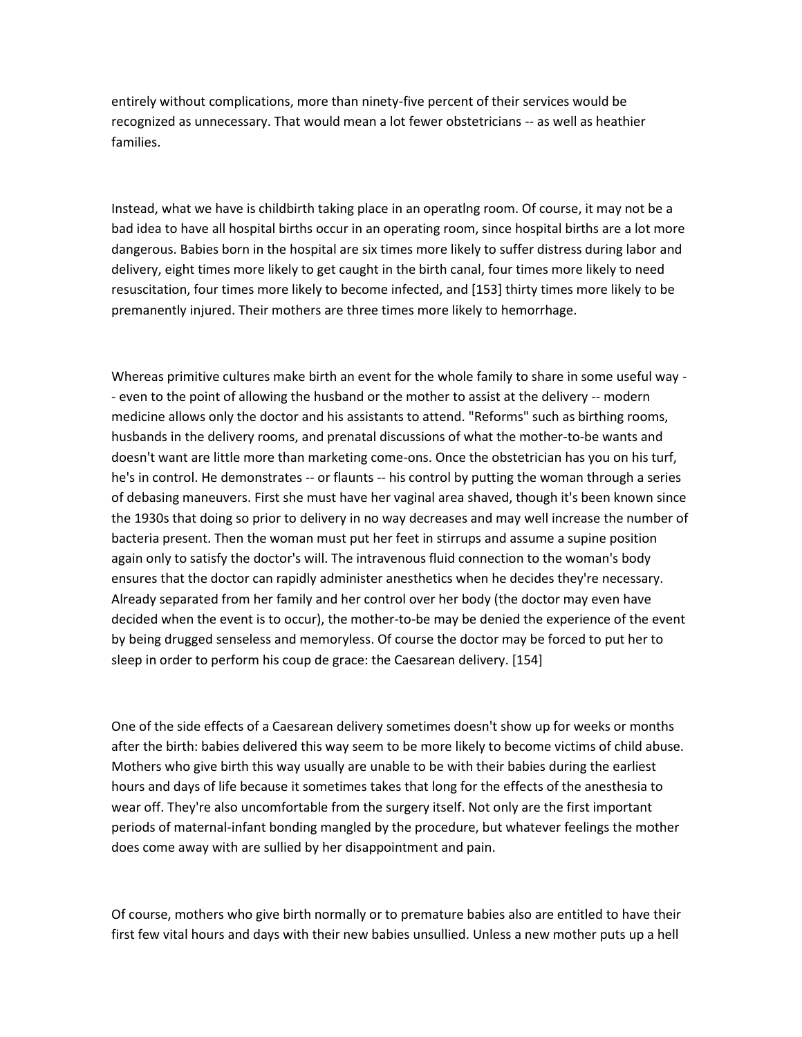entirely without complications, more than ninety-five percent of their services would be recognized as unnecessary. That would mean a lot fewer obstetricians -- as well as heathier families.

Instead, what we have is childbirth taking place in an operatlng room. Of course, it may not be a bad idea to have all hospital births occur in an operating room, since hospital births are a lot more dangerous. Babies born in the hospital are six times more likely to suffer distress during labor and delivery, eight times more likely to get caught in the birth canal, four times more likely to need resuscitation, four times more likely to become infected, and [153] thirty times more likely to be premanently injured. Their mothers are three times more likely to hemorrhage.

Whereas primitive cultures make birth an event for the whole family to share in some useful way -- even to the point of allowing the husband or the mother to assist at the delivery -- modern medicine allows only the doctor and his assistants to attend. "Reforms" such as birthing rooms, husbands in the delivery rooms, and prenatal discussions of what the mother-to-be wants and doesn't want are little more than marketing come-ons. Once the obstetrician has you on his turf, he's in control. He demonstrates -- or flaunts -- his control by putting the woman through a series of debasing maneuvers. First she must have her vaginal area shaved, though it's been known since the 1930s that doing so prior to delivery in no way decreases and may well increase the number of bacteria present. Then the woman must put her feet in stirrups and assume a supine position again only to satisfy the doctor's will. The intravenous fluid connection to the woman's body ensures that the doctor can rapidly administer anesthetics when he decides they're necessary. Already separated from her family and her control over her body (the doctor may even have decided when the event is to occur), the mother-to-be may be denied the experience of the event by being drugged senseless and memoryless. Of course the doctor may be forced to put her to sleep in order to perform his coup de grace: the Caesarean delivery. [154]

One of the side effects of a Caesarean delivery sometimes doesn't show up for weeks or months after the birth: babies delivered this way seem to be more likely to become victims of child abuse. Mothers who give birth this way usually are unable to be with their babies during the earliest hours and days of life because it sometimes takes that long for the effects of the anesthesia to wear off. They're also uncomfortable from the surgery itself. Not only are the first important periods of maternal-infant bonding mangled by the procedure, but whatever feelings the mother does come away with are sullied by her disappointment and pain.

Of course, mothers who give birth normally or to premature babies also are entitled to have their first few vital hours and days with their new babies unsullied. Unless a new mother puts up a hell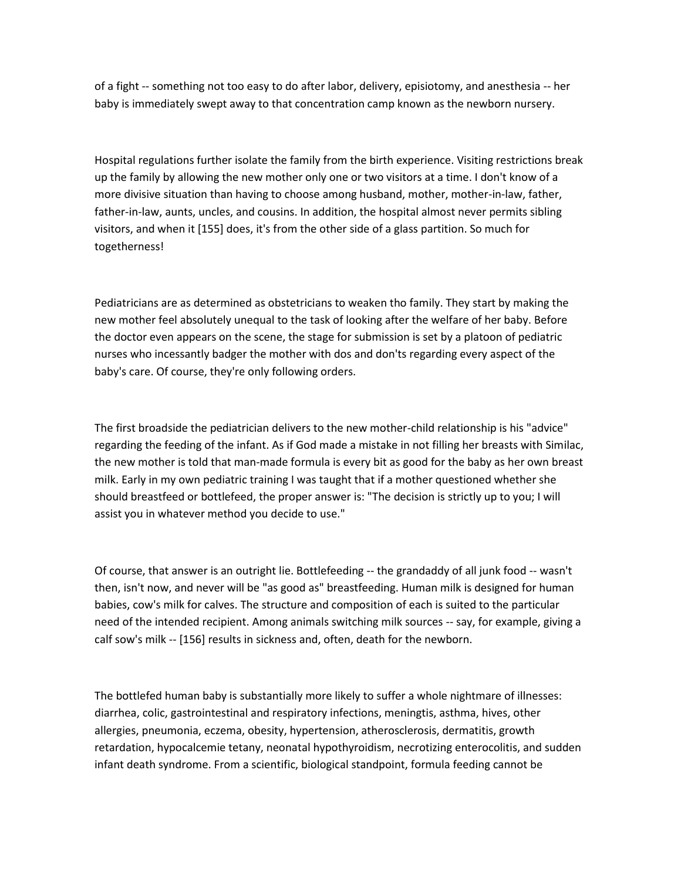of a fight -- something not too easy to do after labor, delivery, episiotomy, and anesthesia -- her baby is immediately swept away to that concentration camp known as the newborn nursery.

Hospital regulations further isolate the family from the birth experience. Visiting restrictions break up the family by allowing the new mother only one or two visitors at a time. I don't know of a more divisive situation than having to choose among husband, mother, mother-in-law, father, father-in-law, aunts, uncles, and cousins. In addition, the hospital almost never permits sibling visitors, and when it [155] does, it's from the other side of a glass partition. So much for togetherness!

Pediatricians are as determined as obstetricians to weaken tho family. They start by making the new mother feel absolutely unequal to the task of looking after the welfare of her baby. Before the doctor even appears on the scene, the stage for submission is set by a platoon of pediatric nurses who incessantly badger the mother with dos and don'ts regarding every aspect of the baby's care. Of course, they're only following orders.

The first broadside the pediatrician delivers to the new mother-child relationship is his "advice" regarding the feeding of the infant. As if God made a mistake in not filling her breasts with Similac, the new mother is told that man-made formula is every bit as good for the baby as her own breast milk. Early in my own pediatric training I was taught that if a mother questioned whether she should breastfeed or bottlefeed, the proper answer is: "The decision is strictly up to you; I will assist you in whatever method you decide to use."

Of course, that answer is an outright lie. Bottlefeeding -- the grandaddy of all junk food -- wasn't then, isn't now, and never will be "as good as" breastfeeding. Human milk is designed for human babies, cow's milk for calves. The structure and composition of each is suited to the particular need of the intended recipient. Among animals switching milk sources -- say, for example, giving a calf sow's milk -- [156] results in sickness and, often, death for the newborn.

The bottlefed human baby is substantially more likely to suffer a whole nightmare of illnesses: diarrhea, colic, gastrointestinal and respiratory infections, meningtis, asthma, hives, other allergies, pneumonia, eczema, obesity, hypertension, atherosclerosis, dermatitis, growth retardation, hypocalcemie tetany, neonatal hypothyroidism, necrotizing enterocolitis, and sudden infant death syndrome. From a scientific, biological standpoint, formula feeding cannot be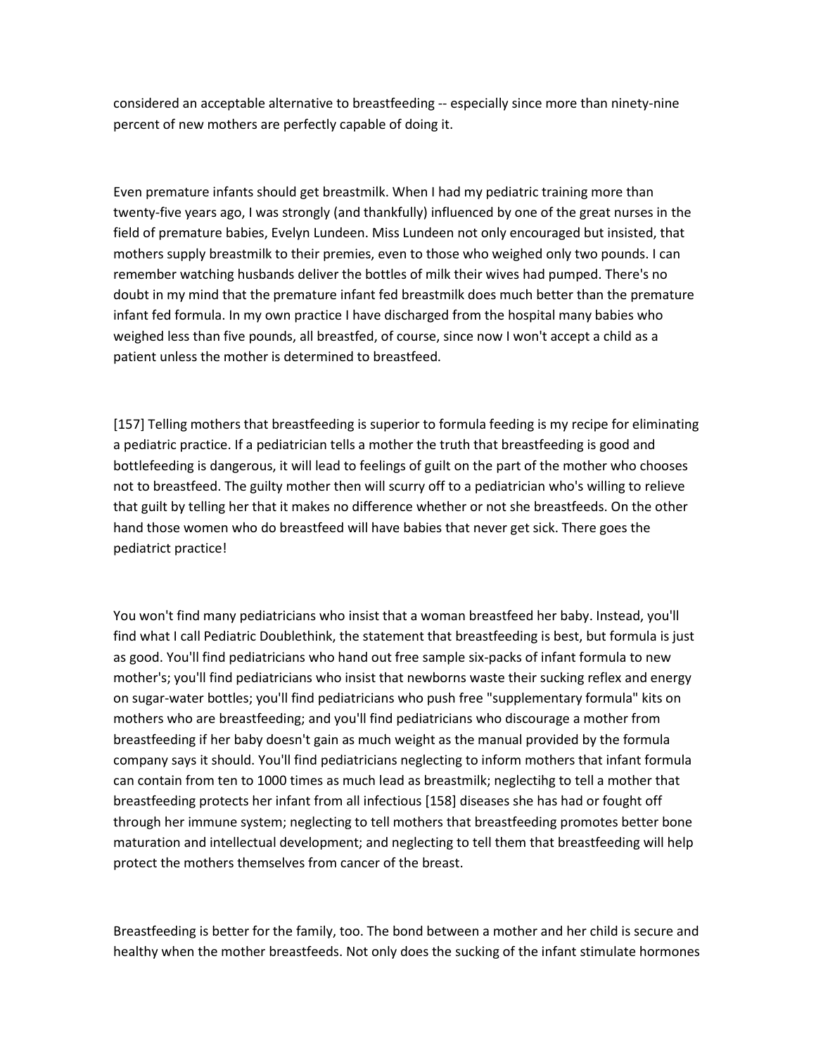considered an acceptable alternative to breastfeeding -- especially since more than ninety-nine percent of new mothers are perfectly capable of doing it.

Even premature infants should get breastmilk. When I had my pediatric training more than twenty-five years ago, I was strongly (and thankfully) influenced by one of the great nurses in the field of premature babies, Evelyn Lundeen. Miss Lundeen not only encouraged but insisted, that mothers supply breastmilk to their premies, even to those who weighed only two pounds. I can remember watching husbands deliver the bottles of milk their wives had pumped. There's no doubt in my mind that the premature infant fed breastmilk does much better than the premature infant fed formula. In my own practice I have discharged from the hospital many babies who weighed less than five pounds, all breastfed, of course, since now I won't accept a child as a patient unless the mother is determined to breastfeed.

[157] Telling mothers that breastfeeding is superior to formula feeding is my recipe for eliminating a pediatric practice. If a pediatrician tells a mother the truth that breastfeeding is good and bottlefeeding is dangerous, it will lead to feelings of guilt on the part of the mother who chooses not to breastfeed. The guilty mother then will scurry off to a pediatrician who's willing to relieve that guilt by telling her that it makes no difference whether or not she breastfeeds. On the other hand those women who do breastfeed will have babies that never get sick. There goes the pediatrict practice!

You won't find many pediatricians who insist that a woman breastfeed her baby. Instead, you'll find what I call Pediatric Doublethink, the statement that breastfeeding is best, but formula is just as good. You'll find pediatricians who hand out free sample six-packs of infant formula to new mother's; you'll find pediatricians who insist that newborns waste their sucking reflex and energy on sugar-water bottles; you'll find pediatricians who push free "supplementary formula" kits on mothers who are breastfeeding; and you'll find pediatricians who discourage a mother from breastfeeding if her baby doesn't gain as much weight as the manual provided by the formula company says it should. You'll find pediatricians neglecting to inform mothers that infant formula can contain from ten to 1000 times as much lead as breastmilk; neglectihg to tell a mother that breastfeeding protects her infant from all infectious [158] diseases she has had or fought off through her immune system; neglecting to tell mothers that breastfeeding promotes better bone maturation and intellectual development; and neglecting to tell them that breastfeeding will help protect the mothers themselves from cancer of the breast.

Breastfeeding is better for the family, too. The bond between a mother and her child is secure and healthy when the mother breastfeeds. Not only does the sucking of the infant stimulate hormones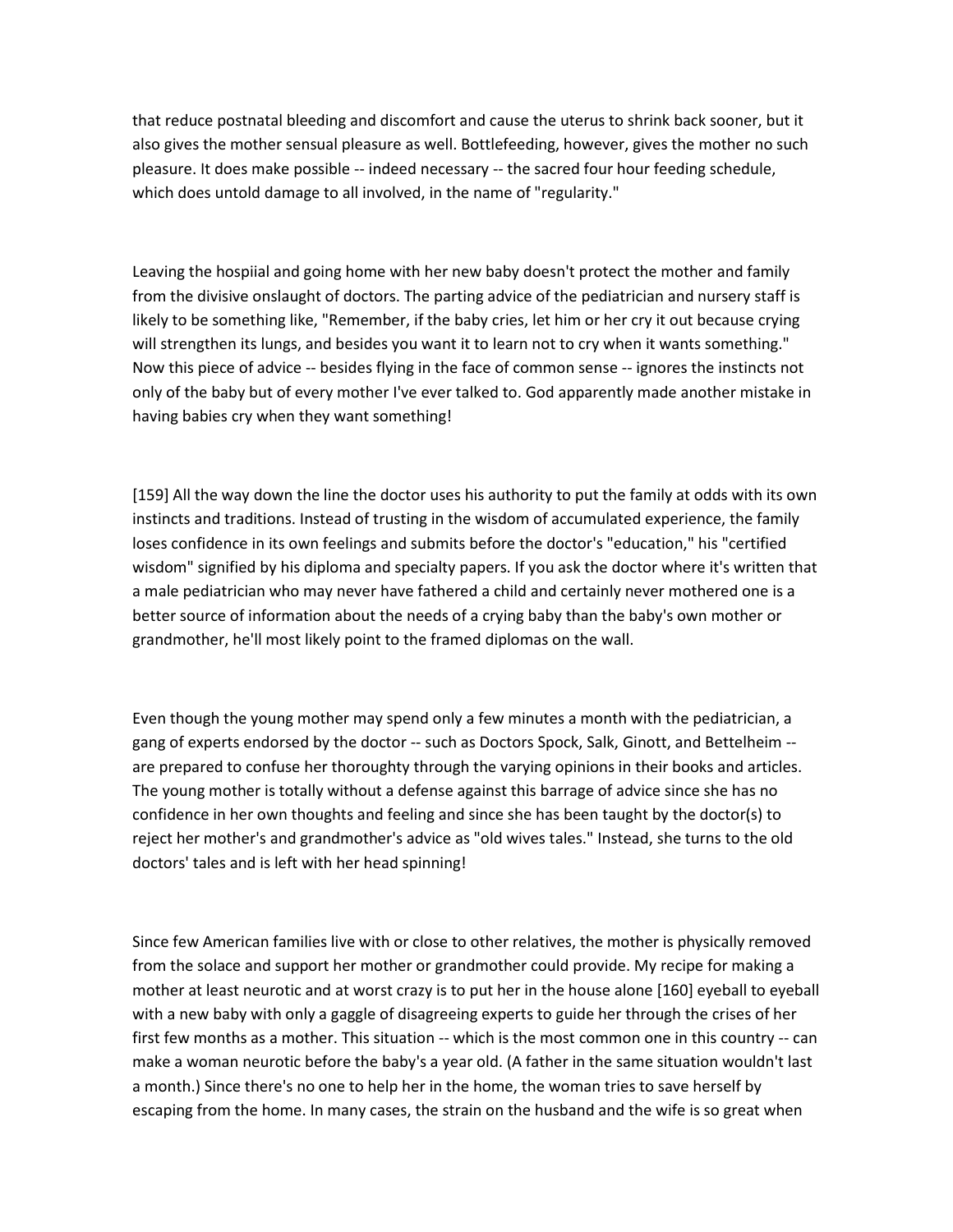that reduce postnatal bleeding and discomfort and cause the uterus to shrink back sooner, but it also gives the mother sensual pleasure as well. Bottlefeeding, however, gives the mother no such pleasure. It does make possible -- indeed necessary -- the sacred four hour feeding schedule, which does untold damage to all involved, in the name of "regularity."

Leaving the hospiial and going home with her new baby doesn't protect the mother and family from the divisive onslaught of doctors. The parting advice of the pediatrician and nursery staff is likely to be something like, "Remember, if the baby cries, let him or her cry it out because crying will strengthen its lungs, and besides you want it to learn not to cry when it wants something." Now this piece of advice -- besides flying in the face of common sense -- ignores the instincts not only of the baby but of every mother I've ever talked to. God apparently made another mistake in having babies cry when they want something!

[159] All the way down the line the doctor uses his authority to put the family at odds with its own instincts and traditions. Instead of trusting in the wisdom of accumulated experience, the family loses confidence in its own feelings and submits before the doctor's "education," his "certified wisdom" signified by his diploma and specialty papers. If you ask the doctor where it's written that a male pediatrician who may never have fathered a child and certainly never mothered one is a better source of information about the needs of a crying baby than the baby's own mother or grandmother, he'll most likely point to the framed diplomas on the wall.

Even though the young mother may spend only a few minutes a month with the pediatrician, a gang of experts endorsed by the doctor -- such as Doctors Spock, Salk, Ginott, and Bettelheim -- are prepared to confuse her thoroughty through the varying opinions in their books and articles. The young mother is totally without a defense against this barrage of advice since she has no confidence in her own thoughts and feeling and since she has been taught by the doctor(s) to reject her mother's and grandmother's advice as "old wives tales." Instead, she turns to the old doctors' tales and is left with her head spinning!

Since few American families live with or close to other relatives, the mother is physically removed from the solace and support her mother or grandmother could provide. My recipe for making a mother at least neurotic and at worst crazy is to put her in the house alone [160] eyeball to eyeball with a new baby with only a gaggle of disagreeing experts to guide her through the crises of her first few months as a mother. This situation -- which is the most common one in this country -- can make a woman neurotic before the baby's a year old. (A father in the same situation wouldn't last a month.) Since there's no one to help her in the home, the woman tries to save herself by escaping from the home. In many cases, the strain on the husband and the wife is so great when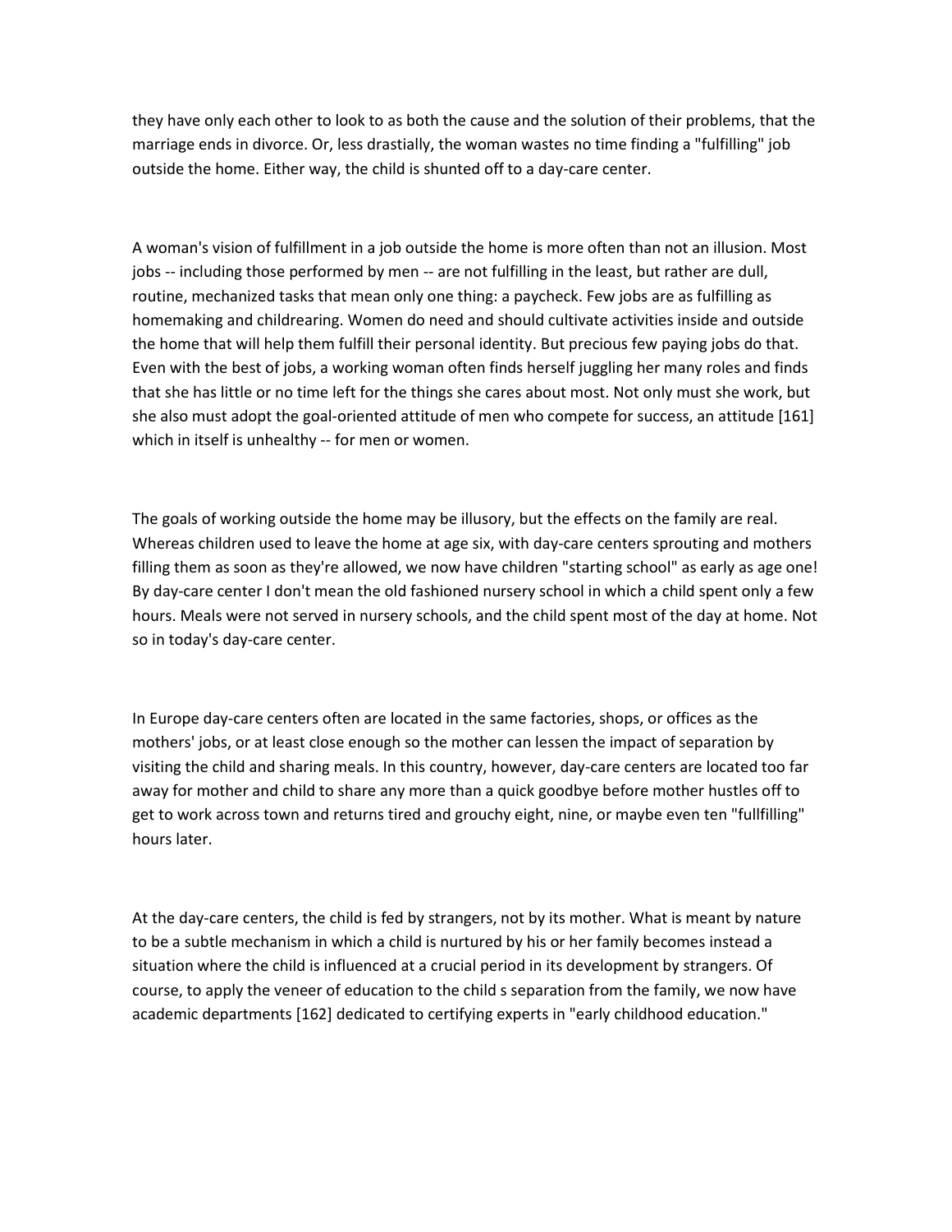they have only each other to look to as both the cause and the solution of their problems, that the marriage ends in divorce. Or, less drastially, the woman wastes no time finding a "fulfilling" job outside the home. Either way, the child is shunted off to a day-care center.

A woman's vision of fulfillment in a job outside the home is more often than not an illusion. Most jobs -- including those performed by men -- are not fulfilling in the least, but rather are dull, routine, mechanized tasks that mean only one thing: a paycheck. Few jobs are as fulfilling as homemaking and childrearing. Women do need and should cultivate activities inside and outside the home that will help them fulfill their personal identity. But precious few paying jobs do that. Even with the best of jobs, a working woman often finds herself juggling her many roles and finds that she has little or no time left for the things she cares about most. Not only must she work, but she also must adopt the goal-oriented attitude of men who compete for success, an attitude [161] which in itself is unhealthy -- for men or women.

The goals of working outside the home may be illusory, but the effects on the family are real. Whereas children used to leave the home at age six, with day-care centers sprouting and mothers filling them as soon as they're allowed, we now have children "starting school" as early as age one! By day-care center I don't mean the old fashioned nursery school in which a child spent only a few hours. Meals were not served in nursery schools, and the child spent most of the day at home. Not so in today's day-care center.

In Europe day-care centers often are located in the same factories, shops, or offices as the mothers' jobs, or at least close enough so the mother can lessen the impact of separation by visiting the child and sharing meals. In this country, however, day-care centers are located too far away for mother and child to share any more than a quick goodbye before mother hustles off to get to work across town and returns tired and grouchy eight, nine, or maybe even ten "fullfilling" hours later.

At the day-care centers, the child is fed by strangers, not by its mother. What is meant by nature to be a subtle mechanism in which a child is nurtured by his or her family becomes instead a situation where the child is influenced at a crucial period in its development by strangers. Of course, to apply the veneer of education to the child s separation from the family, we now have academic departments [162] dedicated to certifying experts in "early childhood education."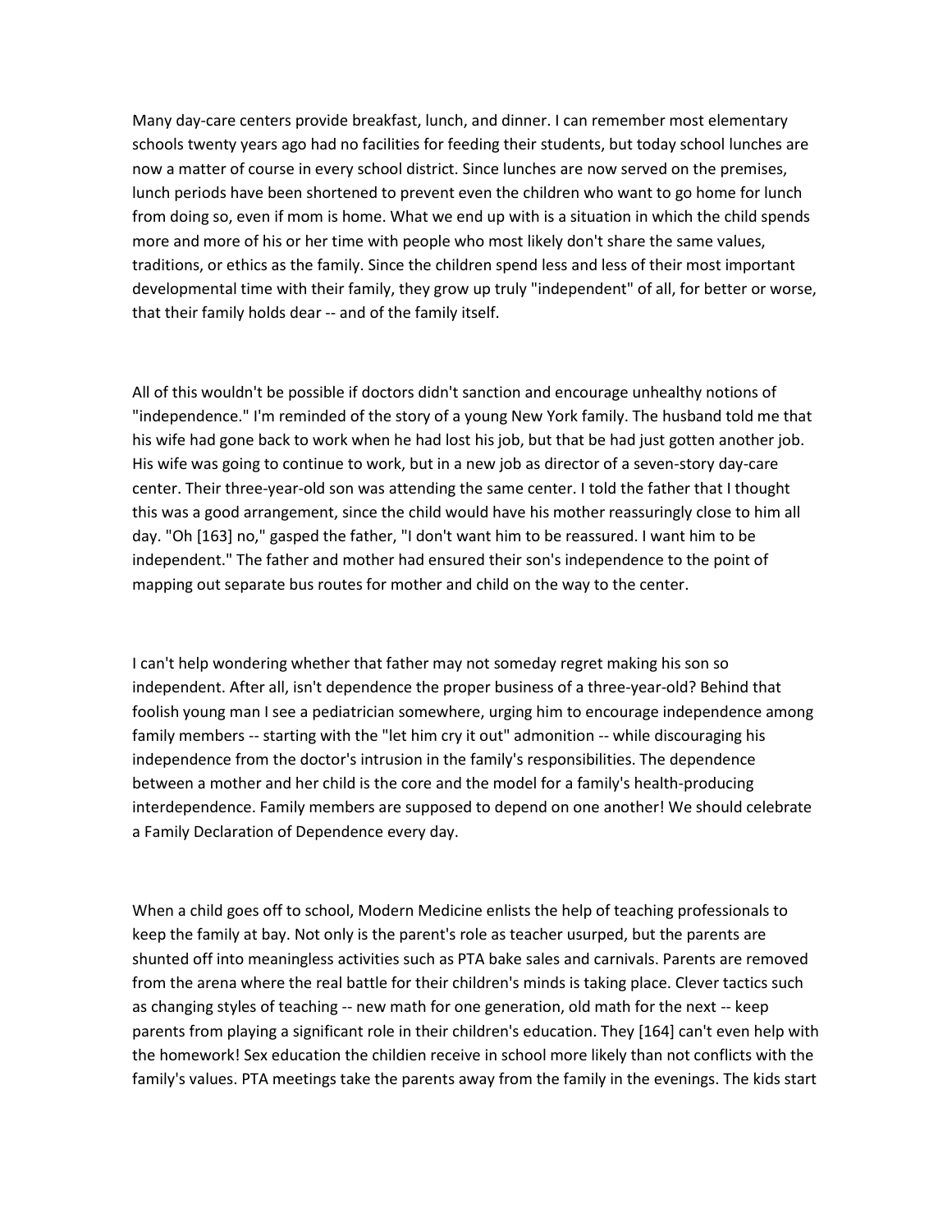Many day-care centers provide breakfast, lunch, and dinner. I can remember most elementary schools twenty years ago had no facilities for feeding their students, but today school lunches are now a matter of course in every school district. Since lunches are now served on the premises, lunch periods have been shortened to prevent even the children who want to go home for lunch from doing so, even if mom is home. What we end up with is a situation in which the child spends more and more of his or her time with people who most likely don't share the same values, traditions, or ethics as the family. Since the children spend less and less of their most important developmental time with their family, they grow up truly "independent" of all, for better or worse, that their family holds dear -- and of the family itself.

All of this wouldn't be possible if doctors didn't sanction and encourage unhealthy notions of "independence." I'm reminded of the story of a young New York family. The husband told me that his wife had gone back to work when he had lost his job, but that be had just gotten another job. His wife was going to continue to work, but in a new job as director of a seven-story day-care center. Their three-year-old son was attending the same center. I told the father that I thought this was a good arrangement, since the child would have his mother reassuringly close to him all day. "Oh [163] no," gasped the father, "I don't want him to be reassured. I want him to be independent." The father and mother had ensured their son's independence to the point of mapping out separate bus routes for mother and child on the way to the center.

I can't help wondering whether that father may not someday regret making his son so independent. After all, isn't dependence the proper business of a three-year-old? Behind that foolish young man I see a pediatrician somewhere, urging him to encourage independence among family members -- starting with the "let him cry it out" admonition -- while discouraging his independence from the doctor's intrusion in the family's responsibilities. The dependence between a mother and her child is the core and the model for a family's health-producing interdependence. Family members are supposed to depend on one another! We should celebrate a Family Declaration of Dependence every day.

When a child goes off to school, Modern Medicine enlists the help of teaching professionals to keep the family at bay. Not only is the parent's role as teacher usurped, but the parents are shunted off into meaningless activities such as PTA bake sales and carnivals. Parents are removed from the arena where the real battle for their children's minds is taking place. Clever tactics such as changing styles of teaching -- new math for one generation, old math for the next -- keep parents from playing a significant role in their children's education. They [164] can't even help with the homework! Sex education the childien receive in school more likely than not conflicts with the family's values. PTA meetings take the parents away from the family in the evenings. The kids start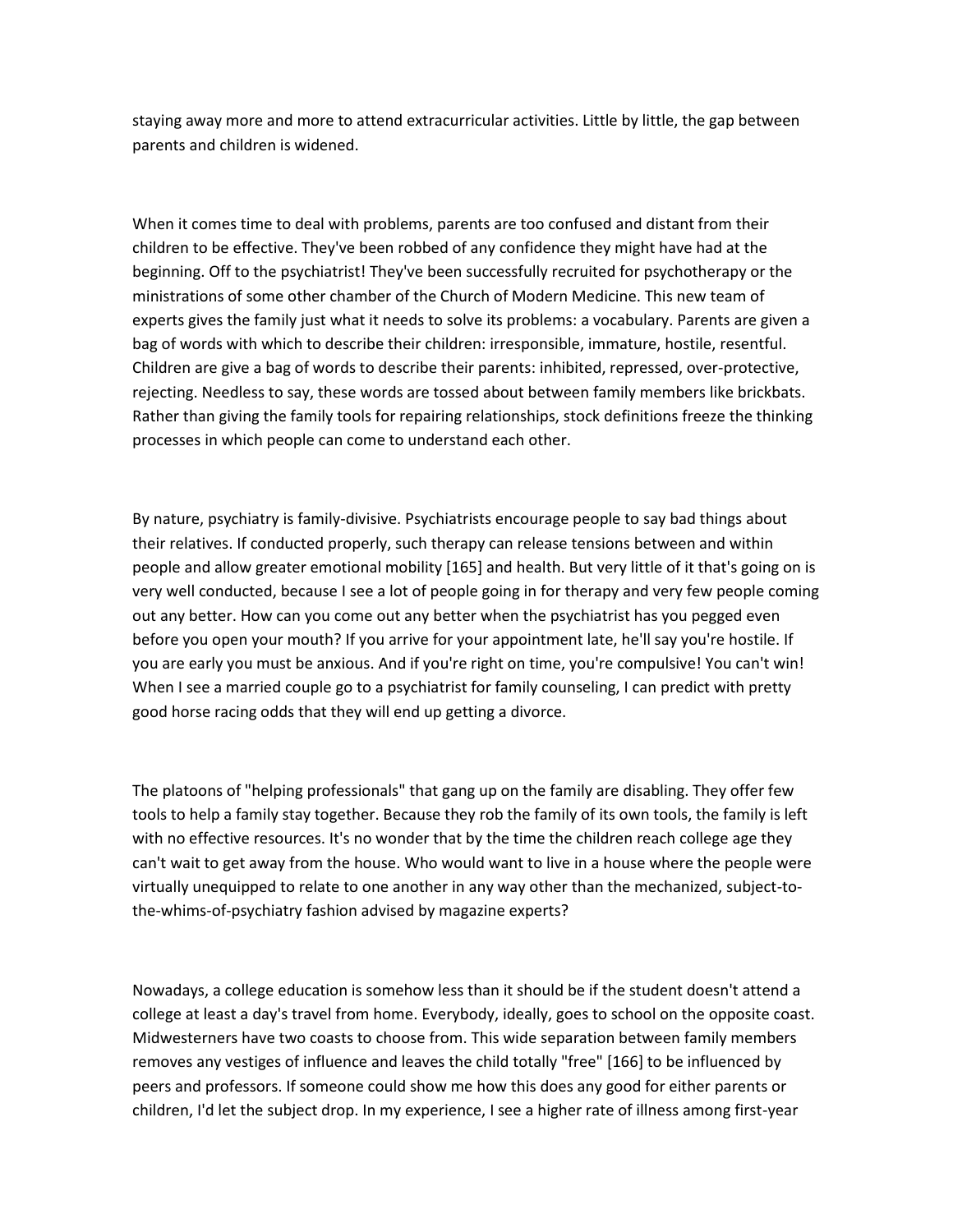staying away more and more to attend extracurricular activities. Little by little, the gap between parents and children is widened.

When it comes time to deal with problems, parents are too confused and distant from their children to be effective. They've been robbed of any confidence they might have had at the beginning. Off to the psychiatrist! They've been successfully recruited for psychotherapy or the ministrations of some other chamber of the Church of Modern Medicine. This new team of experts gives the family just what it needs to solve its problems: a vocabulary. Parents are given a bag of words with which to describe their children: irresponsible, immature, hostile, resentful. Children are give a bag of words to describe their parents: inhibited, repressed, over-protective, rejecting. Needless to say, these words are tossed about between family members like brickbats. Rather than giving the family tools for repairing relationships, stock definitions freeze the thinking processes in which people can come to understand each other.

By nature, psychiatry is family-divisive. Psychiatrists encourage people to say bad things about their relatives. If conducted properly, such therapy can release tensions between and within people and allow greater emotional mobility [165] and health. But very little of it that's going on is very well conducted, because I see a lot of people going in for therapy and very few people coming out any better. How can you come out any better when the psychiatrist has you pegged even before you open your mouth? If you arrive for your appointment late, he'll say you're hostile. If you are early you must be anxious. And if you're right on time, you're compulsive! You can't win! When I see a married couple go to a psychiatrist for family counseling, I can predict with pretty good horse racing odds that they will end up getting a divorce.

The platoons of "helping professionals" that gang up on the family are disabling. They offer few tools to help a family stay together. Because they rob the family of its own tools, the family is left with no effective resources. It's no wonder that by the time the children reach college age they can't wait to get away from the house. Who would want to live in a house where the people were virtually unequipped to relate to one another in any way other than the mechanized, subject-to-the-whims-of-psychiatry fashion advised by magazine experts?

Nowadays, a college education is somehow less than it should be if the student doesn't attend a college at least a day's travel from home. Everybody, ideally, goes to school on the opposite coast. Midwesterners have two coasts to choose from. This wide separation between family members removes any vestiges of influence and leaves the child totally "free" [166] to be influenced by peers and professors. If someone could show me how this does any good for either parents or children, I'd let the subject drop. In my experience, I see a higher rate of illness among first-year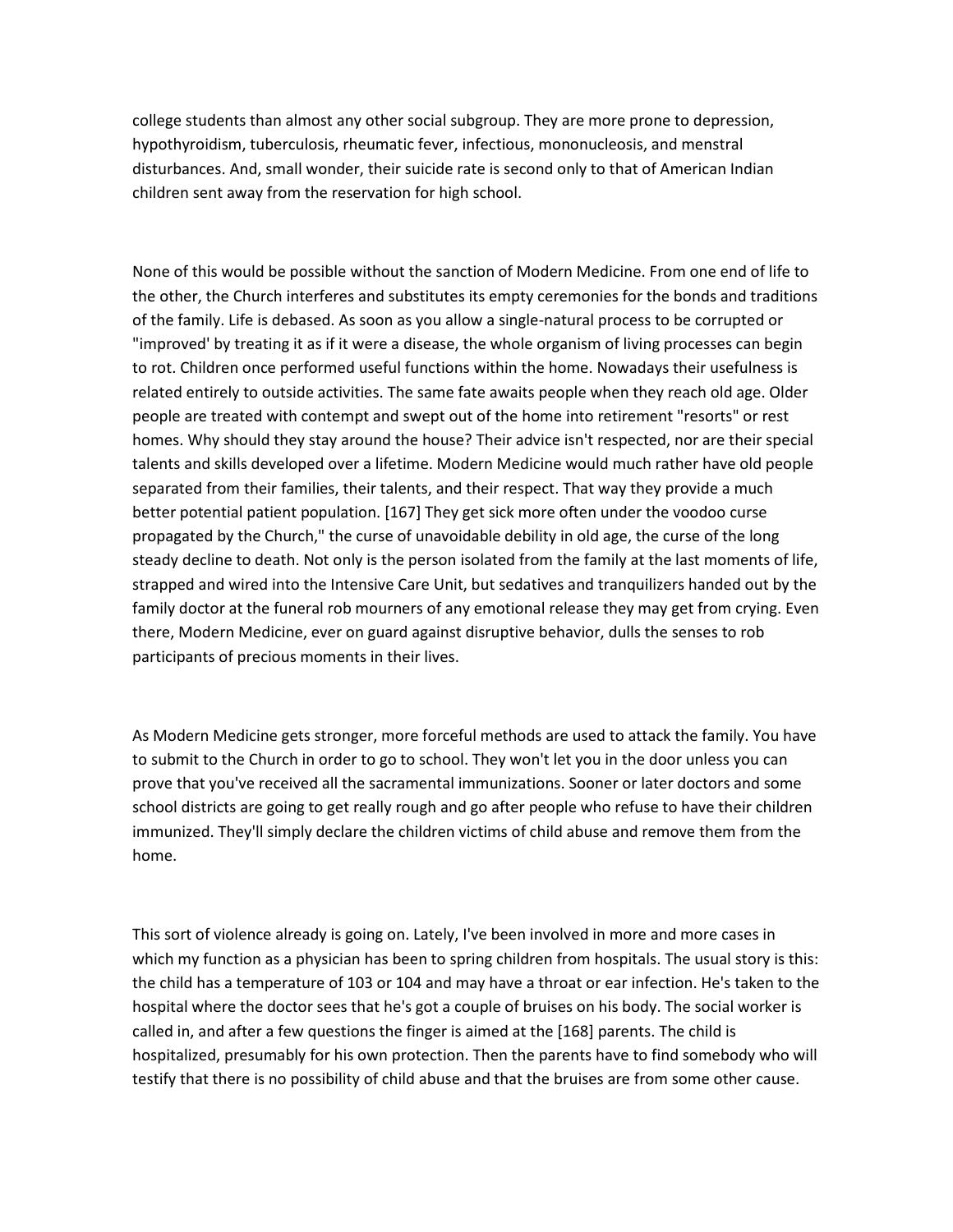college students than almost any other social subgroup. They are more prone to depression, hypothyroidism, tuberculosis, rheumatic fever, infectious, mononucleosis, and menstral disturbances. And, small wonder, their suicide rate is second only to that of American Indian children sent away from the reservation for high school.

None of this would be possible without the sanction of Modern Medicine. From one end of life to the other, the Church interferes and substitutes its empty ceremonies for the bonds and traditions of the family. Life is debased. As soon as you allow a single-natural process to be corrupted or "improved' by treating it as if it were a disease, the whole organism of living processes can begin to rot. Children once performed useful functions within the home. Nowadays their usefulness is related entirely to outside activities. The same fate awaits people when they reach old age. Older people are treated with contempt and swept out of the home into retirement "resorts" or rest homes. Why should they stay around the house? Their advice isn't respected, nor are their special talents and skills developed over a lifetime. Modern Medicine would much rather have old people separated from their families, their talents, and their respect. That way they provide a much better potential patient population. [167] They get sick more often under the voodoo curse propagated by the Church," the curse of unavoidable debility in old age, the curse of the long steady decline to death. Not only is the person isolated from the family at the last moments of life, strapped and wired into the Intensive Care Unit, but sedatives and tranquilizers handed out by the family doctor at the funeral rob mourners of any emotional release they may get from crying. Even there, Modern Medicine, ever on guard against disruptive behavior, dulls the senses to rob participants of precious moments in their lives.

As Modern Medicine gets stronger, more forceful methods are used to attack the family. You have to submit to the Church in order to go to school. They won't let you in the door unless you can prove that you've received all the sacramental immunizations. Sooner or later doctors and some school districts are going to get really rough and go after people who refuse to have their children immunized. They'll simply declare the children victims of child abuse and remove them from the home.

This sort of violence already is going on. Lately, I've been involved in more and more cases in which my function as a physician has been to spring children from hospitals. The usual story is this: the child has a temperature of 103 or 104 and may have a throat or ear infection. He's taken to the hospital where the doctor sees that he's got a couple of bruises on his body. The social worker is called in, and after a few questions the finger is aimed at the [168] parents. The child is hospitalized, presumably for his own protection. Then the parents have to find somebody who will testify that there is no possibility of child abuse and that the bruises are from some other cause.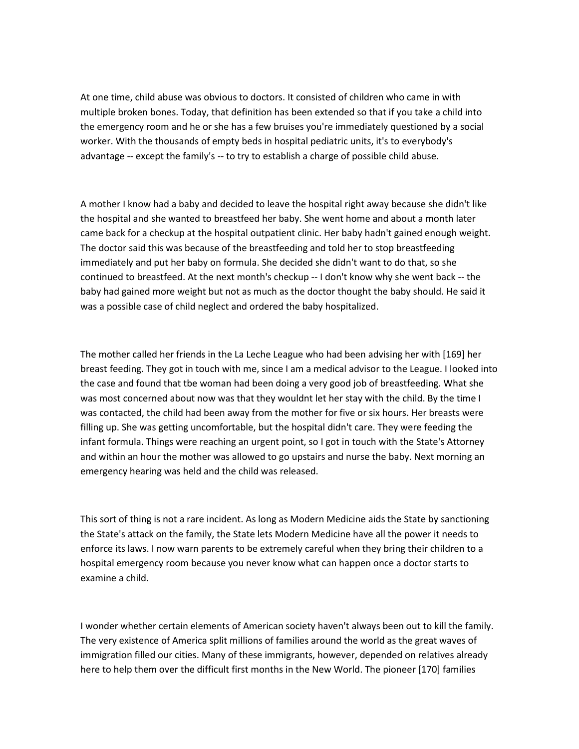At one time, child abuse was obvious to doctors. It consisted of children who came in with multiple broken bones. Today, that definition has been extended so that if you take a child into the emergency room and he or she has a few bruises you're immediately questioned by a social worker. With the thousands of empty beds in hospital pediatric units, it's to everybody's advantage -- except the family's -- to try to establish a charge of possible child abuse.

A mother I know had a baby and decided to leave the hospital right away because she didn't like the hospital and she wanted to breastfeed her baby. She went home and about a month later came back for a checkup at the hospital outpatient clinic. Her baby hadn't gained enough weight. The doctor said this was because of the breastfeeding and told her to stop breastfeeding immediately and put her baby on formula. She decided she didn't want to do that, so she continued to breastfeed. At the next month's checkup -- I don't know why she went back -- the baby had gained more weight but not as much as the doctor thought the baby should. He said it was a possible case of child neglect and ordered the baby hospitalized.

The mother called her friends in the La Leche League who had been advising her with [169] her breast feeding. They got in touch with me, since I am a medical advisor to the League. I looked into the case and found that tbe woman had been doing a very good job of breastfeeding. What she was most concerned about now was that they wouldnt let her stay with the child. By the time I was contacted, the child had been away from the mother for five or six hours. Her breasts were filling up. She was getting uncomfortable, but the hospital didn't care. They were feeding the infant formula. Things were reaching an urgent point, so I got in touch with the State's Attorney and within an hour the mother was allowed to go upstairs and nurse the baby. Next morning an emergency hearing was held and the child was released.

This sort of thing is not a rare incident. As long as Modern Medicine aids the State by sanctioning the State's attack on the family, the State lets Modern Medicine have all the power it needs to enforce its laws. I now warn parents to be extremely careful when they bring their children to a hospital emergency room because you never know what can happen once a doctor starts to examine a child.

I wonder whether certain elements of American society haven't always been out to kill the family. The very existence of America split millions of families around the world as the great waves of immigration filled our cities. Many of these immigrants, however, depended on relatives already here to help them over the difficult first months in the New World. The pioneer [170] families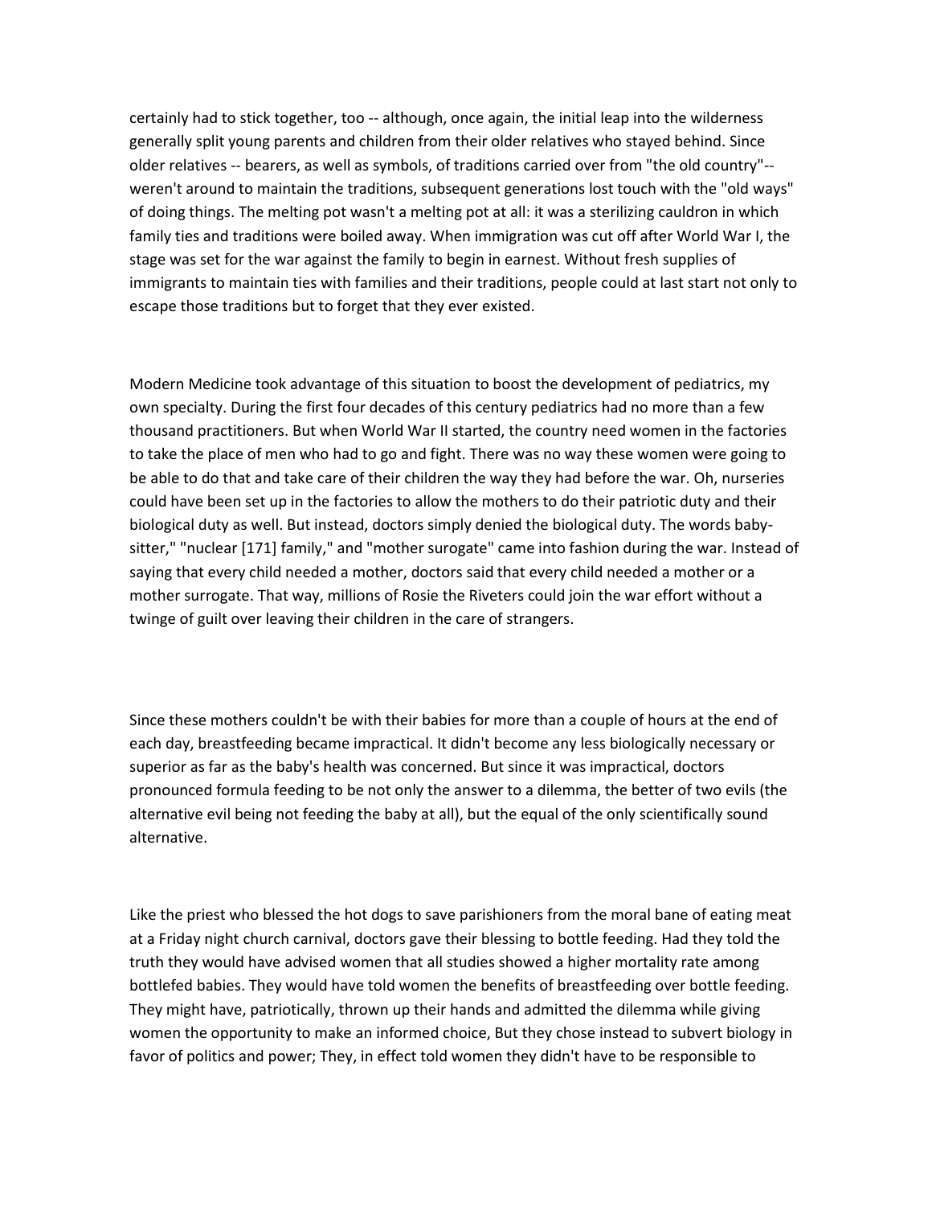certainly had to stick together, too -- although, once again, the initial leap into the wilderness generally split young parents and children from their older relatives who stayed behind. Since older relatives -- bearers, as well as symbols, of traditions carried over from "the old country"-- weren't around to maintain the traditions, subsequent generations lost touch with the "old ways" of doing things. The melting pot wasn't a melting pot at all: it was a sterilizing cauldron in which family ties and traditions were boiled away. When immigration was cut off after World War I, the stage was set for the war against the family to begin in earnest. Without fresh supplies of immigrants to maintain ties with families and their traditions, people could at last start not only to escape those traditions but to forget that they ever existed.

Modern Medicine took advantage of this situation to boost the development of pediatrics, my own specialty. During the first four decades of this century pediatrics had no more than a few thousand practitioners. But when World War II started, the country need women in the factories to take the place of men who had to go and fight. There was no way these women were going to be able to do that and take care of their children the way they had before the war. Oh, nurseries could have been set up in the factories to allow the mothers to do their patriotic duty and their biological duty as well. But instead, doctors simply denied the biological duty. The words baby-sitter," "nuclear [171] family," and "mother surogate" came into fashion during the war. Instead of saying that every child needed a mother, doctors said that every child needed a mother or a mother surrogate. That way, millions of Rosie the Riveters could join the war effort without a twinge of guilt over leaving their children in the care of strangers.

Since these mothers couldn't be with their babies for more than a couple of hours at the end of each day, breastfeeding became impractical. It didn't become any less biologically necessary or superior as far as the baby's health was concerned. But since it was impractical, doctors pronounced formula feeding to be not only the answer to a dilemma, the better of two evils (the alternative evil being not feeding the baby at all), but the equal of the only scientifically sound alternative.

Like the priest who blessed the hot dogs to save parishioners from the moral bane of eating meat at a Friday night church carnival, doctors gave their blessing to bottle feeding. Had they told the truth they would have advised women that all studies showed a higher mortality rate among bottlefed babies. They would have told women the benefits of breastfeeding over bottle feeding. They might have, patriotically, thrown up their hands and admitted the dilemma while giving women the opportunity to make an informed choice, But they chose instead to subvert biology in favor of politics and power; They, in effect told women they didn't have to be responsible to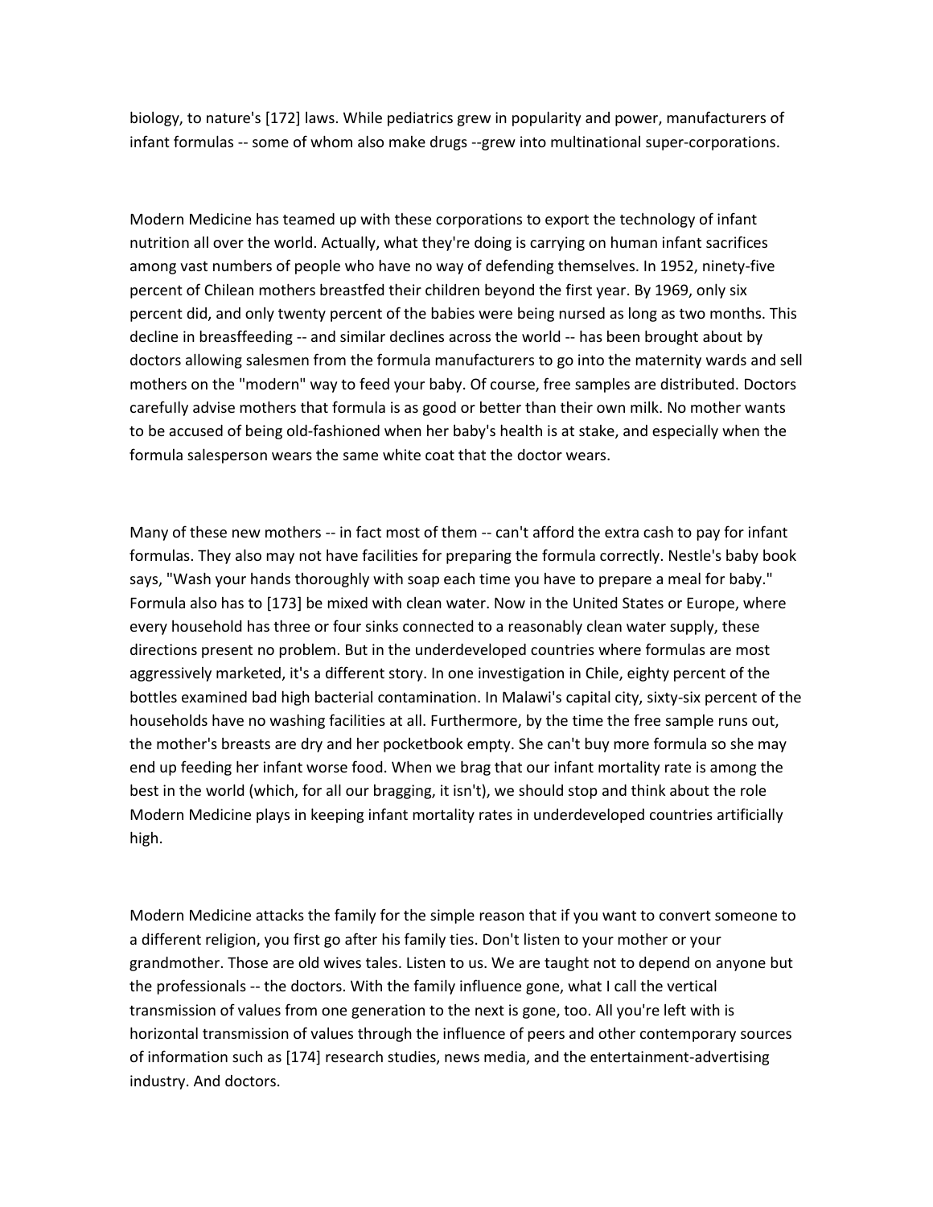biology, to nature's [172] laws. While pediatrics grew in popularity and power, manufacturers of infant formulas -- some of whom also make drugs --grew into multinational super-corporations.

Modern Medicine has teamed up with these corporations to export the technology of infant nutrition all over the world. Actually, what they're doing is carrying on human infant sacrifices among vast numbers of people who have no way of defending themselves. In 1952, ninety-five percent of Chilean mothers breastfed their children beyond the first year. By 1969, only six percent did, and only twenty percent of the babies were being nursed as long as two months. This decline in breasffeeding -- and similar declines across the world -- has been brought about by doctors allowing salesmen from the formula manufacturers to go into the maternity wards and sell mothers on the "modern" way to feed your baby. Of course, free samples are distributed. Doctors carefully advise mothers that formula is as good or better than their own milk. No mother wants to be accused of being old-fashioned when her baby's health is at stake, and especially when the formula salesperson wears the same white coat that the doctor wears.

Many of these new mothers -- in fact most of them -- can't afford the extra cash to pay for infant formulas. They also may not have facilities for preparing the formula correctly. Nestle's baby book says, "Wash your hands thoroughly with soap each time you have to prepare a meal for baby." Formula also has to [173] be mixed with clean water. Now in the United States or Europe, where every household has three or four sinks connected to a reasonably clean water supply, these directions present no problem. But in the underdeveloped countries where formulas are most aggressively marketed, it's a different story. In one investigation in Chile, eighty percent of the bottles examined bad high bacterial contamination. In Malawi's capital city, sixty-six percent of the households have no washing facilities at all. Furthermore, by the time the free sample runs out, the mother's breasts are dry and her pocketbook empty. She can't buy more formula so she may end up feeding her infant worse food. When we brag that our infant mortality rate is among the best in the world (which, for all our bragging, it isn't), we should stop and think about the role Modern Medicine plays in keeping infant mortality rates in underdeveloped countries artificially high.

Modern Medicine attacks the family for the simple reason that if you want to convert someone to a different religion, you first go after his family ties. Don't listen to your mother or your grandmother. Those are old wives tales. Listen to us. We are taught not to depend on anyone but the professionals -- the doctors. With the family influence gone, what I call the vertical transmission of values from one generation to the next is gone, too. All you're left with is horizontal transmission of values through the influence of peers and other contemporary sources of information such as [174] research studies, news media, and the entertainment-advertising industry. And doctors.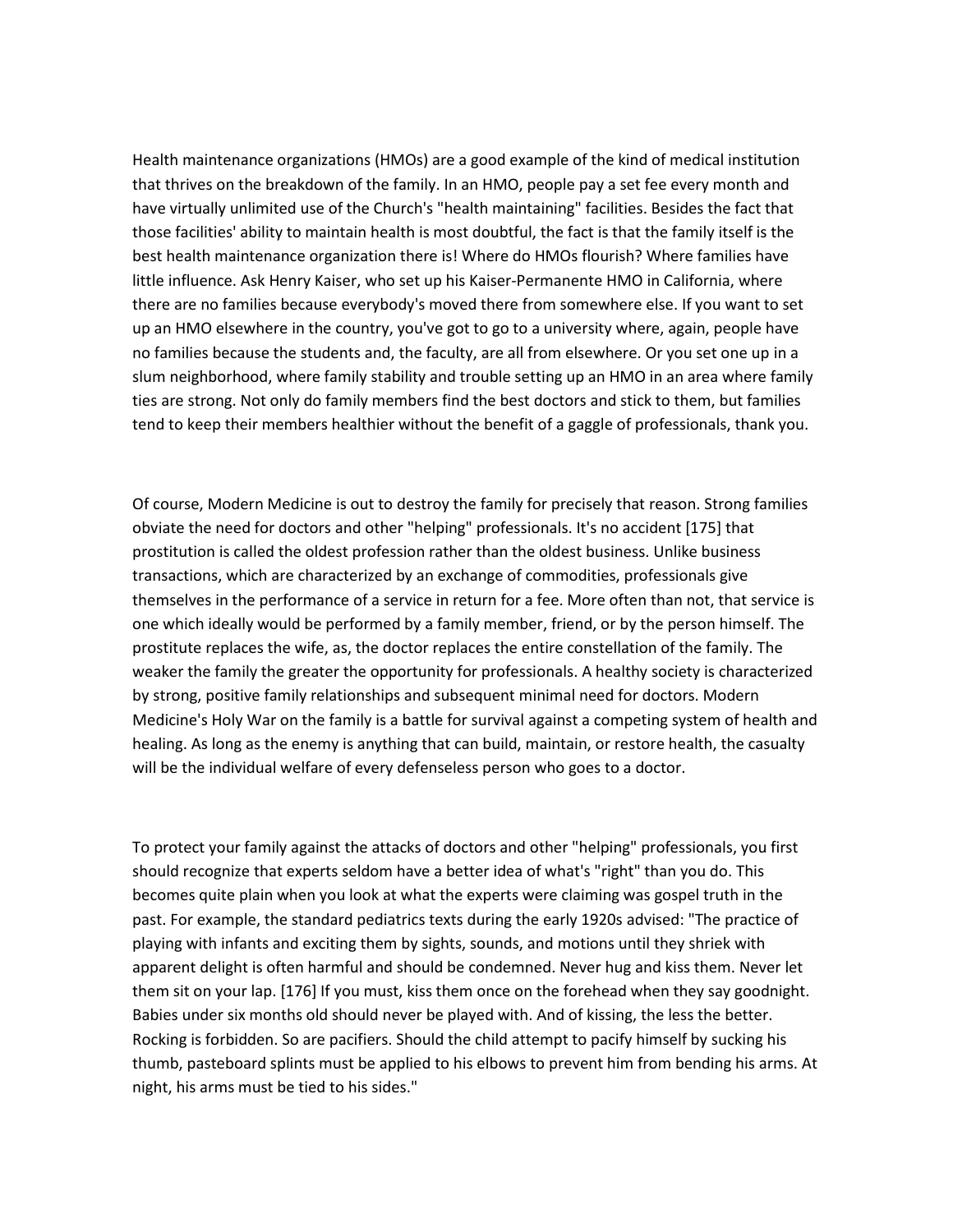Health maintenance organizations (HMOs) are a good example of the kind of medical institution that thrives on the breakdown of the family. In an HMO, people pay a set fee every month and have virtually unlimited use of the Church's "health maintaining" facilities. Besides the fact that those facilities' ability to maintain health is most doubtful, the fact is that the family itself is the best health maintenance organization there is! Where do HMOs flourish? Where families have little influence. Ask Henry Kaiser, who set up his Kaiser-Permanente HMO in California, where there are no families because everybody's moved there from somewhere else. If you want to set up an HMO elsewhere in the country, you've got to go to a university where, again, people have no families because the students and, the faculty, are all from elsewhere. Or you set one up in a slum neighborhood, where family stability and trouble setting up an HMO in an area where family ties are strong. Not only do family members find the best doctors and stick to them, but families tend to keep their members healthier without the benefit of a gaggle of professionals, thank you.

Of course, Modern Medicine is out to destroy the family for precisely that reason. Strong families obviate the need for doctors and other "helping" professionals. It's no accident [175] that prostitution is called the oldest profession rather than the oldest business. Unlike business transactions, which are characterized by an exchange of commodities, professionals give themselves in the performance of a service in return for a fee. More often than not, that service is one which ideally would be performed by a family member, friend, or by the person himself. The prostitute replaces the wife, as, the doctor replaces the entire constellation of the family. The weaker the family the greater the opportunity for professionals. A healthy society is characterized by strong, positive family relationships and subsequent minimal need for doctors. Modern Medicine's Holy War on the family is a battle for survival against a competing system of health and healing. As long as the enemy is anything that can build, maintain, or restore health, the casualty will be the individual welfare of every defenseless person who goes to a doctor.

To protect your family against the attacks of doctors and other "helping" professionals, you first should recognize that experts seldom have a better idea of what's "right" than you do. This becomes quite plain when you look at what the experts were claiming was gospel truth in the past. For example, the standard pediatrics texts during the early 1920s advised: "The practice of playing with infants and exciting them by sights, sounds, and motions until they shriek with apparent delight is often harmful and should be condemned. Never hug and kiss them. Never let them sit on your lap. [176] If you must, kiss them once on the forehead when they say goodnight. Babies under six months old should never be played with. And of kissing, the less the better. Rocking is forbidden. So are pacifiers. Should the child attempt to pacify himself by sucking his thumb, pasteboard splints must be applied to his elbows to prevent him from bending his arms. At night, his arms must be tied to his sides."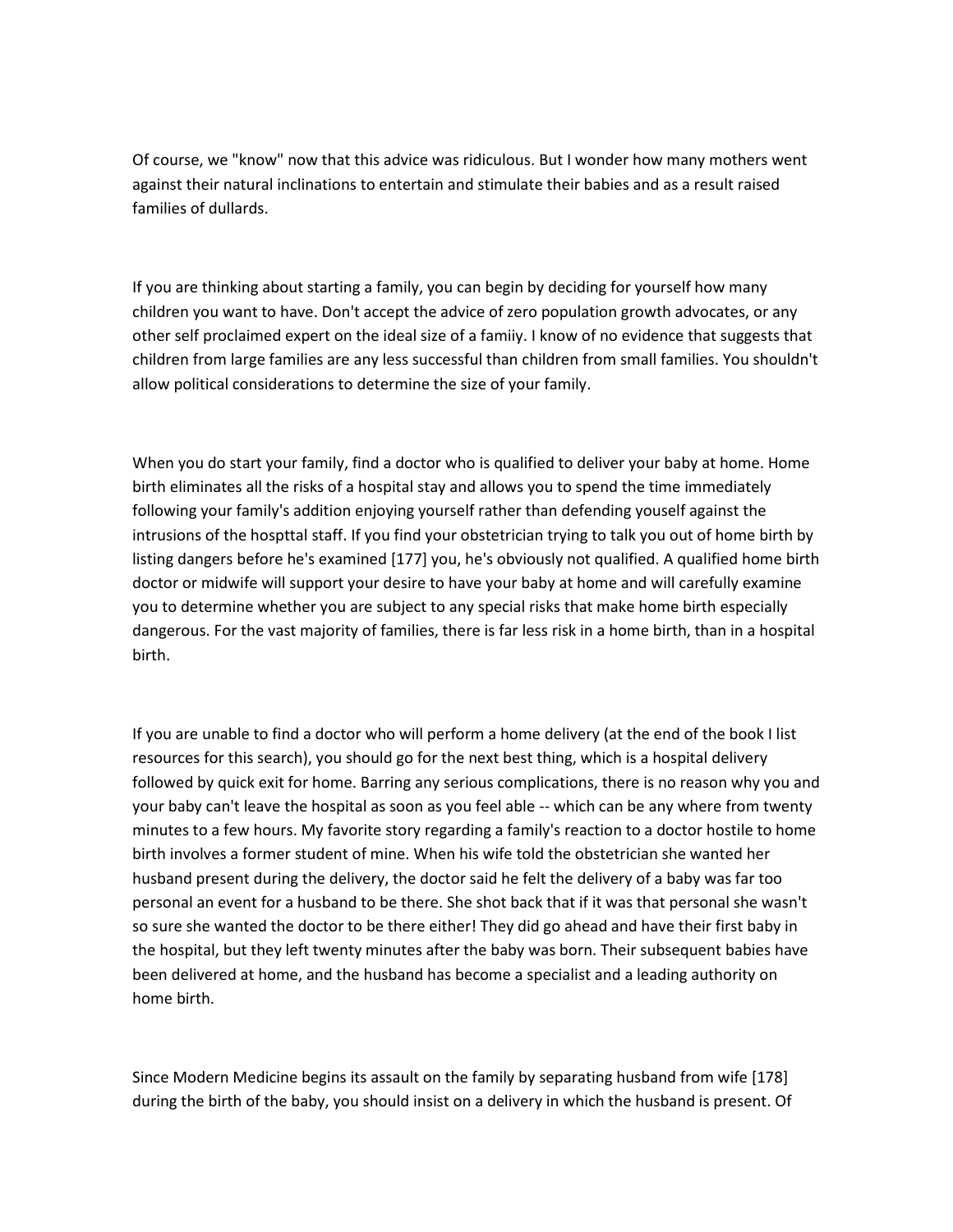Of course, we "know" now that this advice was ridiculous. But I wonder how many mothers went against their natural inclinations to entertain and stimulate their babies and as a result raised families of dullards.

If you are thinking about starting a family, you can begin by deciding for yourself how many children you want to have. Don't accept the advice of zero population growth advocates, or any other self proclaimed expert on the ideal size of a famiiy. I know of no evidence that suggests that children from large families are any less successful than children from small families. You shouldn't allow political considerations to determine the size of your family.

When you do start your family, find a doctor who is qualified to deliver your baby at home. Home birth eliminates all the risks of a hospital stay and allows you to spend the time immediately following your family's addition enjoying yourself rather than defending youself against the intrusions of the hospttal staff. If you find your obstetrician trying to talk you out of home birth by listing dangers before he's examined [177] you, he's obviously not qualified. A qualified home birth doctor or midwife will support your desire to have your baby at home and will carefully examine you to determine whether you are subject to any special risks that make home birth especially dangerous. For the vast majority of families, there is far less risk in a home birth, than in a hospital birth.

If you are unable to find a doctor who will perform a home delivery (at the end of the book I list resources for this search), you should go for the next best thing, which is a hospital delivery followed by quick exit for home. Barring any serious complications, there is no reason why you and your baby can't leave the hospital as soon as you feel able -- which can be any where from twenty minutes to a few hours. My favorite story regarding a family's reaction to a doctor hostile to home birth involves a former student of mine. When his wife told the obstetrician she wanted her husband present during the delivery, the doctor said he felt the delivery of a baby was far too personal an event for a husband to be there. She shot back that if it was that personal she wasn't so sure she wanted the doctor to be there either! They did go ahead and have their first baby in the hospital, but they left twenty minutes after the baby was born. Their subsequent babies have been delivered at home, and the husband has become a specialist and a leading authority on home birth.

Since Modern Medicine begins its assault on the family by separating husband from wife [178] during the birth of the baby, you should insist on a delivery in which the husband is present. Of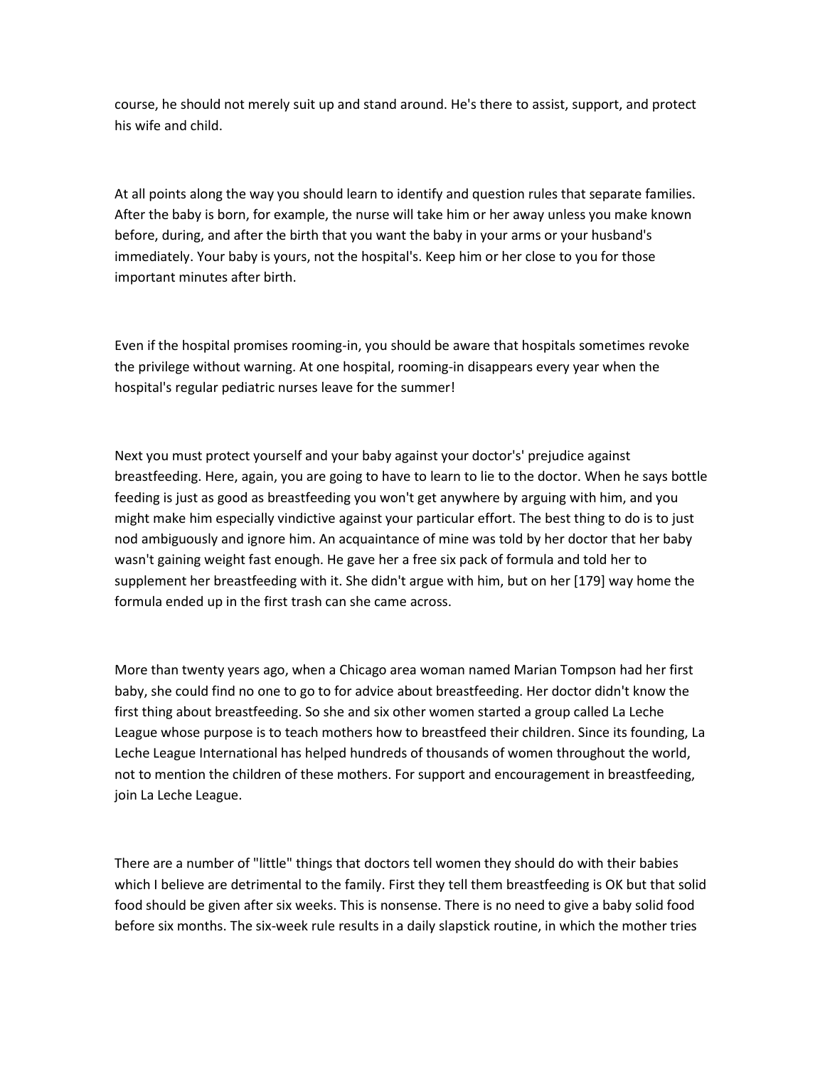course, he should not merely suit up and stand around. He's there to assist, support, and protect his wife and child.

At all points along the way you should learn to identify and question rules that separate families. After the baby is born, for example, the nurse will take him or her away unless you make known before, during, and after the birth that you want the baby in your arms or your husband's immediately. Your baby is yours, not the hospital's. Keep him or her close to you for those important minutes after birth.

Even if the hospital promises rooming-in, you should be aware that hospitals sometimes revoke the privilege without warning. At one hospital, rooming-in disappears every year when the hospital's regular pediatric nurses leave for the summer!

Next you must protect yourself and your baby against your doctor's' prejudice against breastfeeding. Here, again, you are going to have to learn to lie to the doctor. When he says bottle feeding is just as good as breastfeeding you won't get anywhere by arguing with him, and you might make him especially vindictive against your particular effort. The best thing to do is to just nod ambiguously and ignore him. An acquaintance of mine was told by her doctor that her baby wasn't gaining weight fast enough. He gave her a free six pack of formula and told her to supplement her breastfeeding with it. She didn't argue with him, but on her [179] way home the formula ended up in the first trash can she came across.

More than twenty years ago, when a Chicago area woman named Marian Tompson had her first baby, she could find no one to go to for advice about breastfeeding. Her doctor didn't know the first thing about breastfeeding. So she and six other women started a group called La Leche League whose purpose is to teach mothers how to breastfeed their children. Since its founding, La Leche League International has helped hundreds of thousands of women throughout the world, not to mention the children of these mothers. For support and encouragement in breastfeeding, join La Leche League.

There are a number of "little" things that doctors tell women they should do with their babies which I believe are detrimental to the family. First they tell them breastfeeding is OK but that solid food should be given after six weeks. This is nonsense. There is no need to give a baby solid food before six months. The six-week rule results in a daily slapstick routine, in which the mother tries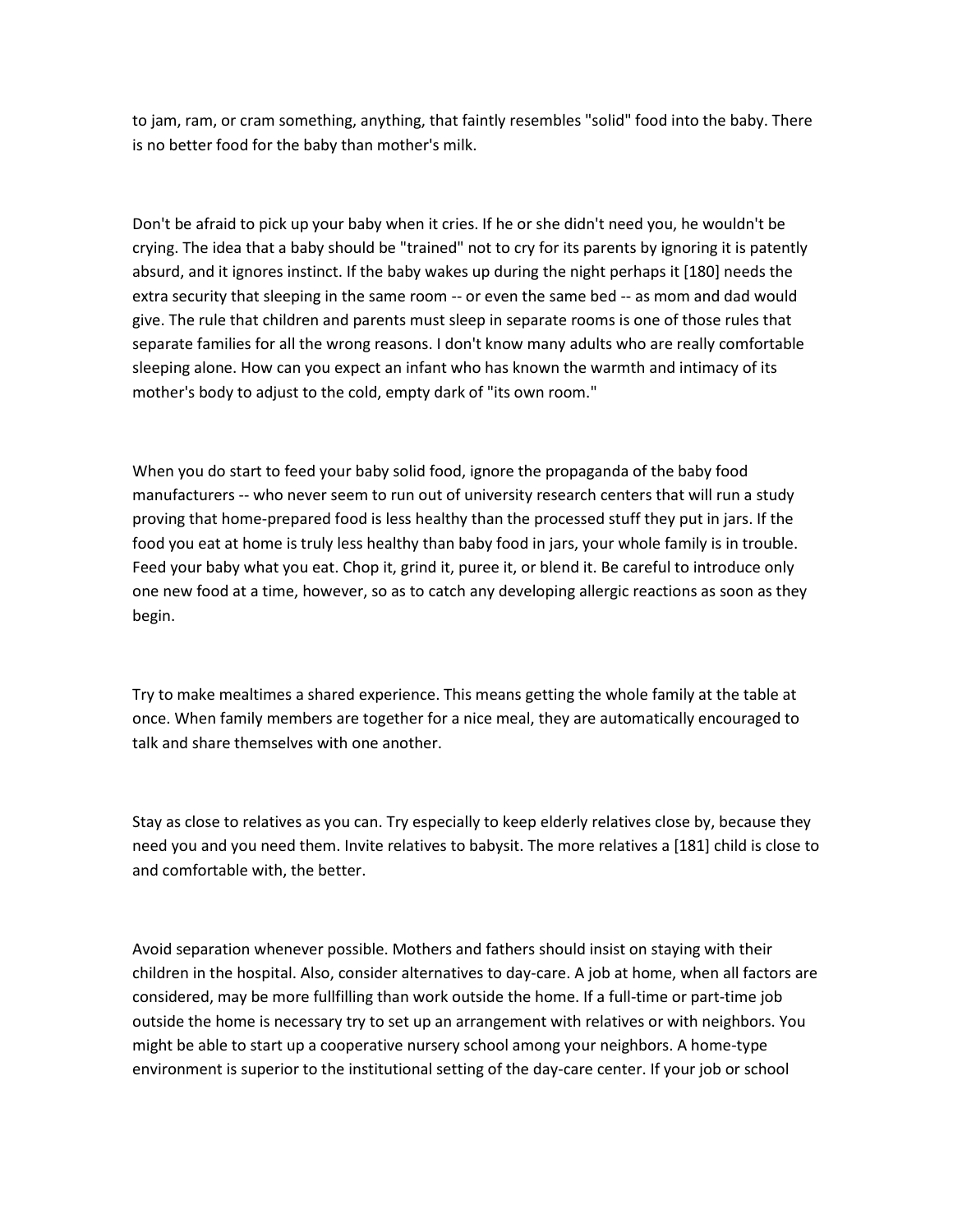to jam, ram, or cram something, anything, that faintly resembles "solid" food into the baby. There is no better food for the baby than mother's milk.

Don't be afraid to pick up your baby when it cries. If he or she didn't need you, he wouldn't be crying. The idea that a baby should be "trained" not to cry for its parents by ignoring it is patently absurd, and it ignores instinct. If the baby wakes up during the night perhaps it [180] needs the extra security that sleeping in the same room -- or even the same bed -- as mom and dad would give. The rule that children and parents must sleep in separate rooms is one of those rules that separate families for all the wrong reasons. I don't know many adults who are really comfortable sleeping alone. How can you expect an infant who has known the warmth and intimacy of its mother's body to adjust to the cold, empty dark of "its own room."

When you do start to feed your baby solid food, ignore the propaganda of the baby food manufacturers -- who never seem to run out of university research centers that will run a study proving that home-prepared food is less healthy than the processed stuff they put in jars. If the food you eat at home is truly less healthy than baby food in jars, your whole family is in trouble. Feed your baby what you eat. Chop it, grind it, puree it, or blend it. Be careful to introduce only one new food at a time, however, so as to catch any developing allergic reactions as soon as they begin.

Try to make mealtimes a shared experience. This means getting the whole family at the table at once. When family members are together for a nice meal, they are automatically encouraged to talk and share themselves with one another.

Stay as close to relatives as you can. Try especially to keep elderly relatives close by, because they need you and you need them. Invite relatives to babysit. The more relatives a [181] child is close to and comfortable with, the better.

Avoid separation whenever possible. Mothers and fathers should insist on staying with their children in the hospital. Also, consider alternatives to day-care. A job at home, when all factors are considered, may be more fullfilling than work outside the home. If a full-time or part-time job outside the home is necessary try to set up an arrangement with relatives or with neighbors. You might be able to start up a cooperative nursery school among your neighbors. A home-type environment is superior to the institutional setting of the day-care center. If your job or school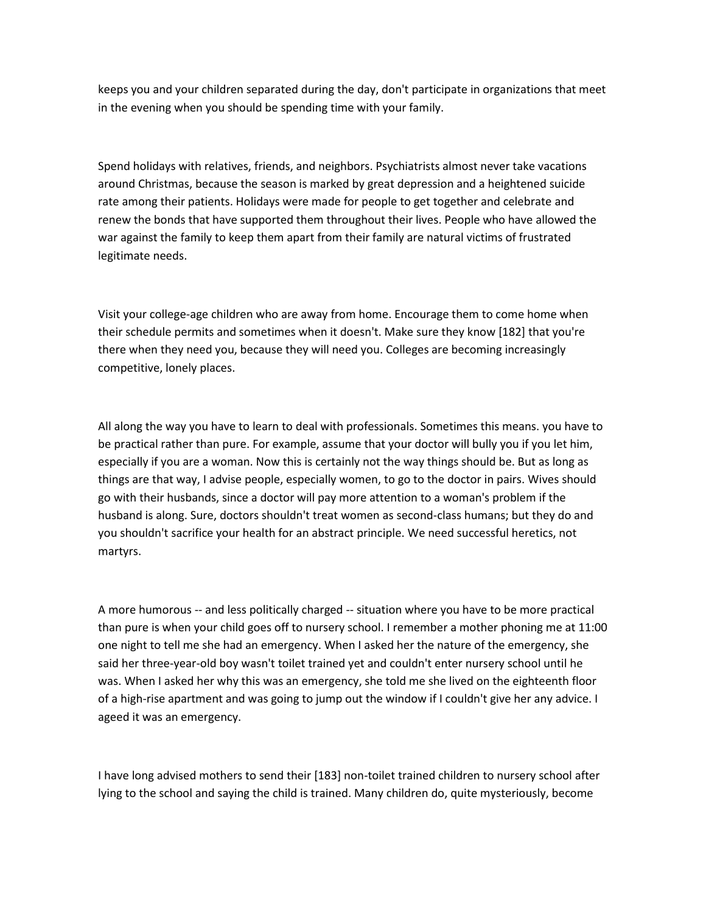keeps you and your children separated during the day, don't participate in organizations that meet in the evening when you should be spending time with your family.

Spend holidays with relatives, friends, and neighbors. Psychiatrists almost never take vacations around Christmas, because the season is marked by great depression and a heightened suicide rate among their patients. Holidays were made for people to get together and celebrate and renew the bonds that have supported them throughout their lives. People who have allowed the war against the family to keep them apart from their family are natural victims of frustrated legitimate needs.

Visit your college-age children who are away from home. Encourage them to come home when their schedule permits and sometimes when it doesn't. Make sure they know [182] that you're there when they need you, because they will need you. Colleges are becoming increasingly competitive, lonely places.

All along the way you have to learn to deal with professionals. Sometimes this means. you have to be practical rather than pure. For example, assume that your doctor will bully you if you let him, especially if you are a woman. Now this is certainly not the way things should be. But as long as things are that way, I advise people, especially women, to go to the doctor in pairs. Wives should go with their husbands, since a doctor will pay more attention to a woman's problem if the husband is along. Sure, doctors shouldn't treat women as second-class humans; but they do and you shouldn't sacrifice your health for an abstract principle. We need successful heretics, not martyrs.

A more humorous -- and less politically charged -- situation where you have to be more practical than pure is when your child goes off to nursery school. I remember a mother phoning me at 11:00 one night to tell me she had an emergency. When I asked her the nature of the emergency, she said her three-year-old boy wasn't toilet trained yet and couldn't enter nursery school until he was. When I asked her why this was an emergency, she told me she lived on the eighteenth floor of a high-rise apartment and was going to jump out the window if I couldn't give her any advice. I ageed it was an emergency.

I have long advised mothers to send their [183] non-toilet trained children to nursery school after lying to the school and saying the child is trained. Many children do, quite mysteriously, become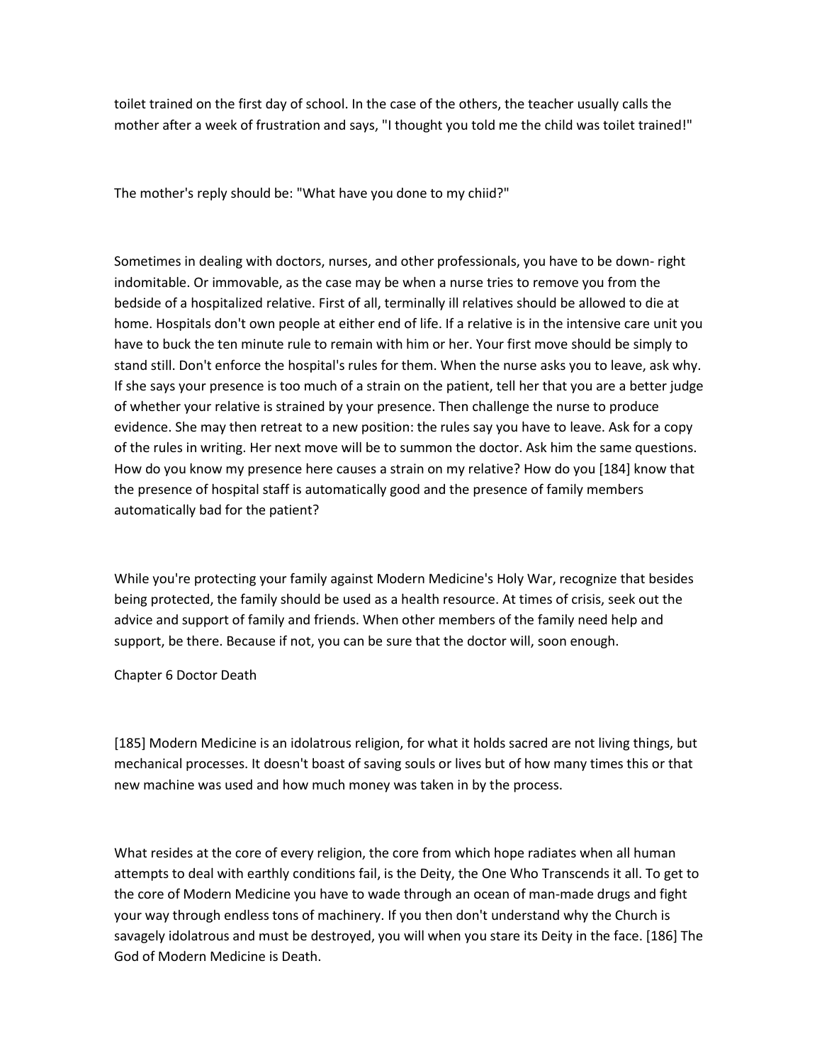toilet trained on the first day of school. In the case of the others, the teacher usually calls the mother after a week of frustration and says, "I thought you told me the child was toilet trained!"

The mother's reply should be: "What have you done to my chiid?"

Sometimes in dealing with doctors, nurses, and other professionals, you have to be down- right indomitable. Or immovable, as the case may be when a nurse tries to remove you from the bedside of a hospitalized relative. First of all, terminally ill relatives should be allowed to die at home. Hospitals don't own people at either end of life. If a relative is in the intensive care unit you have to buck the ten minute rule to remain with him or her. Your first move should be simply to stand still. Don't enforce the hospital's rules for them. When the nurse asks you to leave, ask why. If she says your presence is too much of a strain on the patient, tell her that you are a better judge of whether your relative is strained by your presence. Then challenge the nurse to produce evidence. She may then retreat to a new position: the rules say you have to leave. Ask for a copy of the rules in writing. Her next move will be to summon the doctor. Ask him the same questions. How do you know my presence here causes a strain on my relative? How do you [184] know that the presence of hospital staff is automatically good and the presence of family members automatically bad for the patient?

While you're protecting your family against Modern Medicine's Holy War, recognize that besides being protected, the family should be used as a health resource. At times of crisis, seek out the advice and support of family and friends. When other members of the family need help and support, be there. Because if not, you can be sure that the doctor will, soon enough.

## Chapter 6 Doctor Death

[185] Modern Medicine is an idolatrous religion, for what it holds sacred are not living things, but mechanical processes. It doesn't boast of saving souls or lives but of how many times this or that new machine was used and how much money was taken in by the process.

What resides at the core of every religion, the core from which hope radiates when all human attempts to deal with earthly conditions fail, is the Deity, the One Who Transcends it all. To get to the core of Modern Medicine you have to wade through an ocean of man-made drugs and fight your way through endless tons of machinery. If you then don't understand why the Church is savagely idolatrous and must be destroyed, you will when you stare its Deity in the face. [186] The God of Modern Medicine is Death.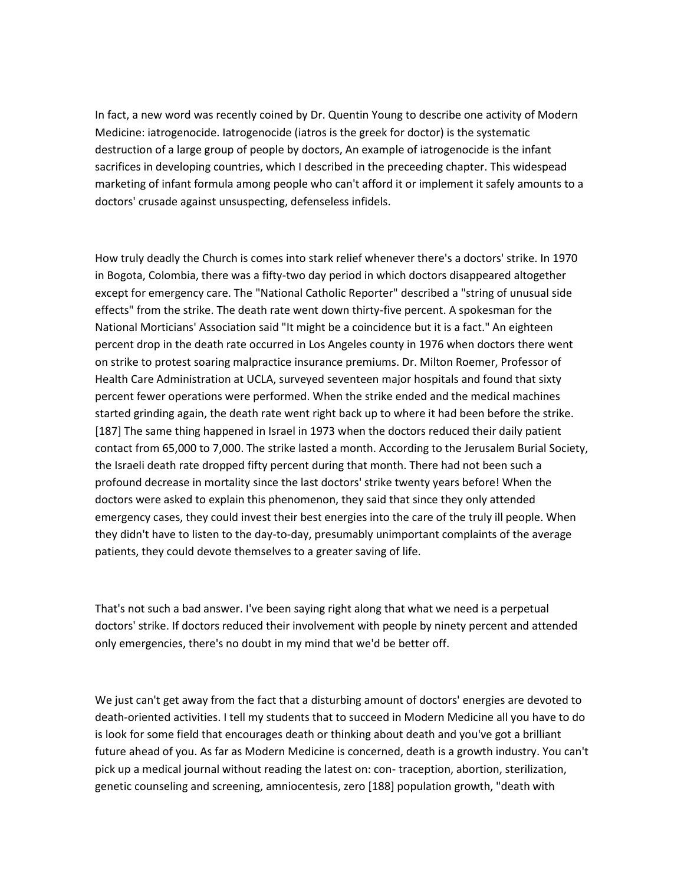In fact, a new word was recently coined by Dr. Quentin Young to describe one activity of Modern Medicine: iatrogenocide. Iatrogenocide (iatros is the greek for doctor) is the systematic destruction of a large group of people by doctors, An example of iatrogenocide is the infant sacrifices in developing countries, which I described in the preceeding chapter. This widespead marketing of infant formula among people who can't afford it or implement it safely amounts to a doctors' crusade against unsuspecting, defenseless infidels.

How truly deadly the Church is comes into stark relief whenever there's a doctors' strike. In 1970 in Bogota, Colombia, there was a fifty-two day period in which doctors disappeared altogether except for emergency care. The "National Catholic Reporter" described a "string of unusual side effects" from the strike. The death rate went down thirty-five percent. A spokesman for the National Morticians' Association said "It might be a coincidence but it is a fact." An eighteen percent drop in the death rate occurred in Los Angeles county in 1976 when doctors there went on strike to protest soaring malpractice insurance premiums. Dr. Milton Roemer, Professor of Health Care Administration at UCLA, surveyed seventeen major hospitals and found that sixty percent fewer operations were performed. When the strike ended and the medical machines started grinding again, the death rate went right back up to where it had been before the strike. [187] The same thing happened in Israel in 1973 when the doctors reduced their daily patient contact from 65,000 to 7,000. The strike lasted a month. According to the Jerusalem Burial Society, the Israeli death rate dropped fifty percent during that month. There had not been such a profound decrease in mortality since the last doctors' strike twenty years before! When the doctors were asked to explain this phenomenon, they said that since they only attended emergency cases, they could invest their best energies into the care of the truly ill people. When they didn't have to listen to the day-to-day, presumably unimportant complaints of the average patients, they could devote themselves to a greater saving of life.

That's not such a bad answer. I've been saying right along that what we need is a perpetual doctors' strike. If doctors reduced their involvement with people by ninety percent and attended only emergencies, there's no doubt in my mind that we'd be better off.

We just can't get away from the fact that a disturbing amount of doctors' energies are devoted to death-oriented activities. I tell my students that to succeed in Modern Medicine all you have to do is look for some field that encourages death or thinking about death and you've got a brilliant future ahead of you. As far as Modern Medicine is concerned, death is a growth industry. You can't pick up a medical journal without reading the latest on: con- traception, abortion, sterilization, genetic counseling and screening, amniocentesis, zero [188] population growth, "death with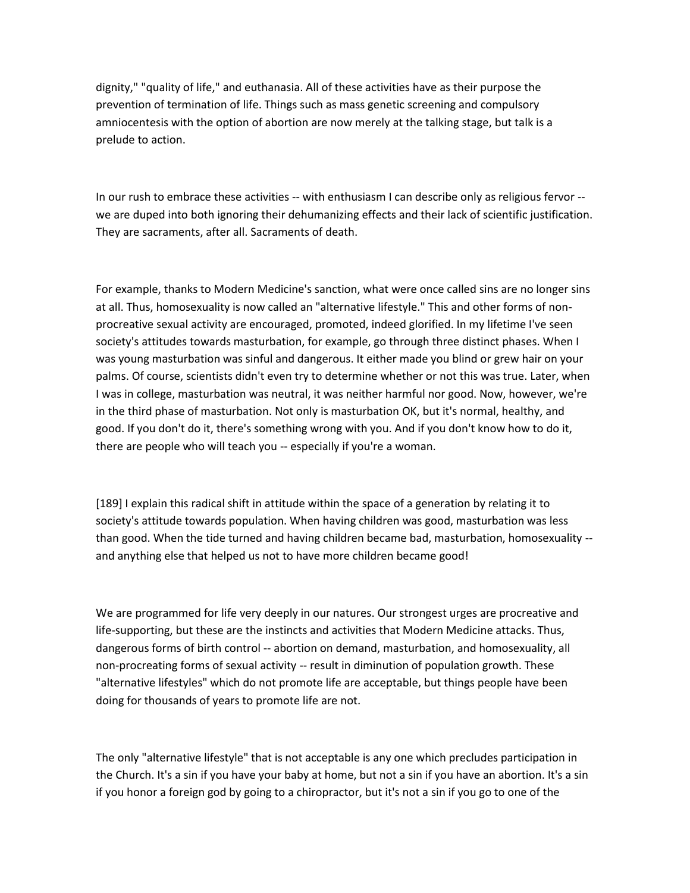dignity," "quality of life," and euthanasia. All of these activities have as their purpose the prevention of termination of life. Things such as mass genetic screening and compulsory amniocentesis with the option of abortion are now merely at the talking stage, but talk is a prelude to action.

In our rush to embrace these activities -- with enthusiasm I can describe only as religious fervor -- we are duped into both ignoring their dehumanizing effects and their lack of scientific justification. They are sacraments, after all. Sacraments of death.

For example, thanks to Modern Medicine's sanction, what were once called sins are no longer sins at all. Thus, homosexuality is now called an "alternative lifestyle." This and other forms of non-procreative sexual activity are encouraged, promoted, indeed glorified. In my lifetime I've seen society's attitudes towards masturbation, for example, go through three distinct phases. When I was young masturbation was sinful and dangerous. It either made you blind or grew hair on your palms. Of course, scientists didn't even try to determine whether or not this was true. Later, when I was in college, masturbation was neutral, it was neither harmful nor good. Now, however, we're in the third phase of masturbation. Not only is masturbation OK, but it's normal, healthy, and good. If you don't do it, there's something wrong with you. And if you don't know how to do it, there are people who will teach you -- especially if you're a woman.

[189] I explain this radical shift in attitude within the space of a generation by relating it to society's attitude towards population. When having children was good, masturbation was less than good. When the tide turned and having children became bad, masturbation, homosexuality -- and anything else that helped us not to have more children became good!

We are programmed for life very deeply in our natures. Our strongest urges are procreative and life-supporting, but these are the instincts and activities that Modern Medicine attacks. Thus, dangerous forms of birth control -- abortion on demand, masturbation, and homosexuality, all non-procreating forms of sexual activity -- result in diminution of population growth. These "alternative lifestyles" which do not promote life are acceptable, but things people have been doing for thousands of years to promote life are not.

The only "alternative lifestyle" that is not acceptable is any one which precludes participation in the Church. It's a sin if you have your baby at home, but not a sin if you have an abortion. It's a sin if you honor a foreign god by going to a chiropractor, but it's not a sin if you go to one of the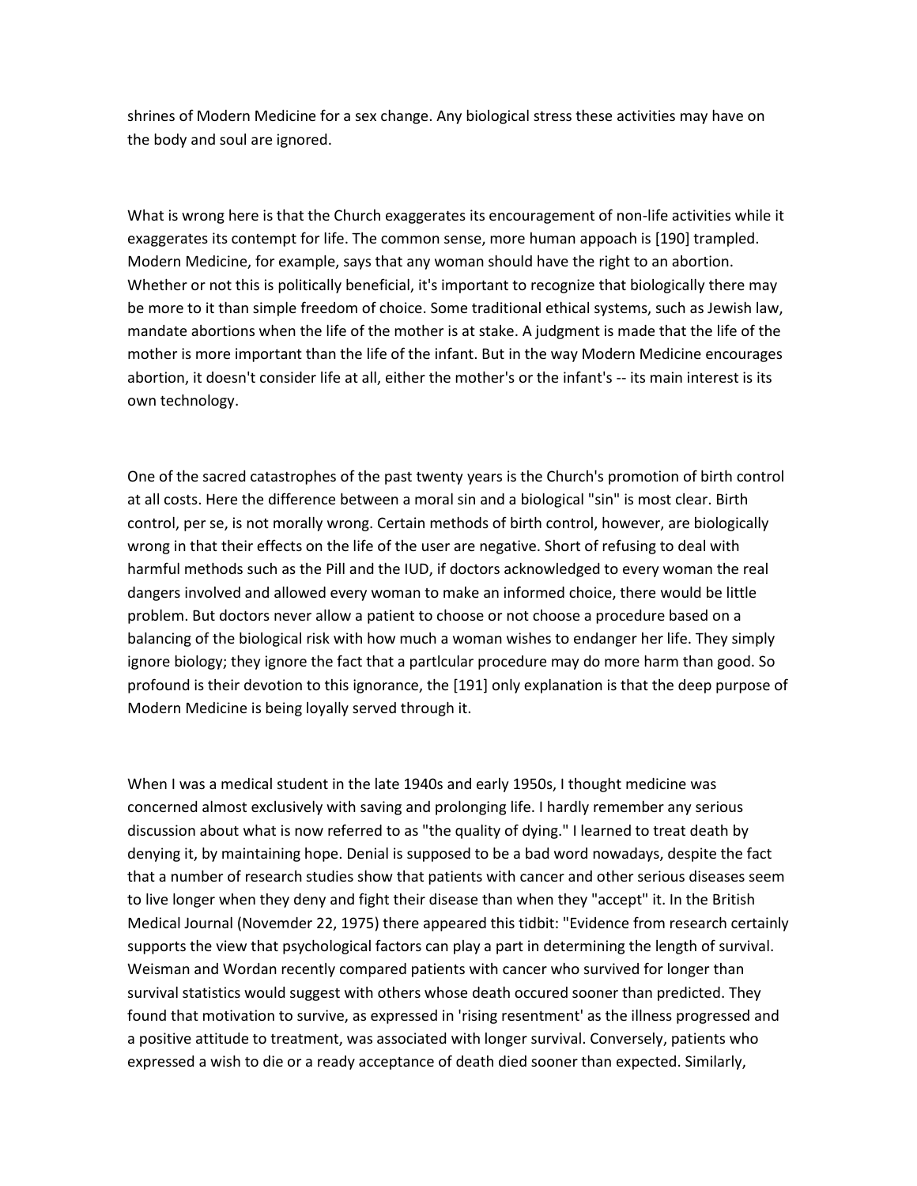shrines of Modern Medicine for a sex change. Any biological stress these activities may have on the body and soul are ignored.

What is wrong here is that the Church exaggerates its encouragement of non-life activities while it exaggerates its contempt for life. The common sense, more human appoach is [190] trampled. Modern Medicine, for example, says that any woman should have the right to an abortion. Whether or not this is politically beneficial, it's important to recognize that biologically there may be more to it than simple freedom of choice. Some traditional ethical systems, such as Jewish law, mandate abortions when the life of the mother is at stake. A judgment is made that the life of the mother is more important than the life of the infant. But in the way Modern Medicine encourages abortion, it doesn't consider life at all, either the mother's or the infant's -- its main interest is its own technology.

One of the sacred catastrophes of the past twenty years is the Church's promotion of birth control at all costs. Here the difference between a moral sin and a biological "sin" is most clear. Birth control, per se, is not morally wrong. Certain methods of birth control, however, are biologically wrong in that their effects on the life of the user are negative. Short of refusing to deal with harmful methods such as the Pill and the IUD, if doctors acknowledged to every woman the real dangers involved and allowed every woman to make an informed choice, there would be little problem. But doctors never allow a patient to choose or not choose a procedure based on a balancing of the biological risk with how much a woman wishes to endanger her life. They simply ignore biology; they ignore the fact that a partlcular procedure may do more harm than good. So profound is their devotion to this ignorance, the [191] only explanation is that the deep purpose of Modern Medicine is being loyally served through it.

When I was a medical student in the late 1940s and early 1950s, I thought medicine was concerned almost exclusively with saving and prolonging life. I hardly remember any serious discussion about what is now referred to as "the quality of dying." I learned to treat death by denying it, by maintaining hope. Denial is supposed to be a bad word nowadays, despite the fact that a number of research studies show that patients with cancer and other serious diseases seem to live longer when they deny and fight their disease than when they "accept" it. In the British Medical Journal (Novemder 22, 1975) there appeared this tidbit: "Evidence from research certainly supports the view that psychological factors can play a part in determining the length of survival. Weisman and Wordan recently compared patients with cancer who survived for longer than survival statistics would suggest with others whose death occured sooner than predicted. They found that motivation to survive, as expressed in 'rising resentment' as the illness progressed and a positive attitude to treatment, was associated with longer survival. Conversely, patients who expressed a wish to die or a ready acceptance of death died sooner than expected. Similarly,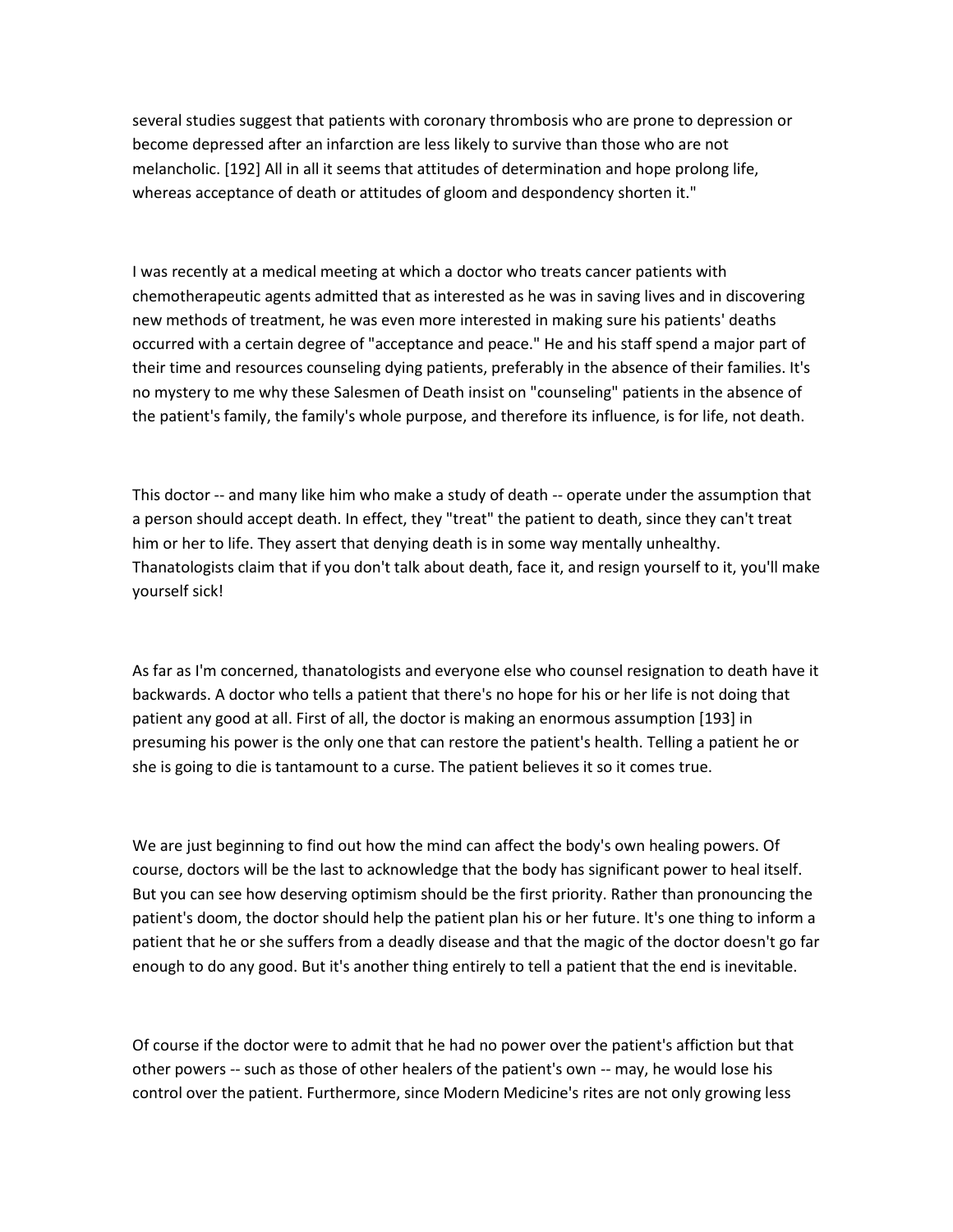several studies suggest that patients with coronary thrombosis who are prone to depression or become depressed after an infarction are less likely to survive than those who are not melancholic. [192] All in all it seems that attitudes of determination and hope prolong life, whereas acceptance of death or attitudes of gloom and despondency shorten it."

I was recently at a medical meeting at which a doctor who treats cancer patients with chemotherapeutic agents admitted that as interested as he was in saving lives and in discovering new methods of treatment, he was even more interested in making sure his patients' deaths occurred with a certain degree of "acceptance and peace." He and his staff spend a major part of their time and resources counseling dying patients, preferably in the absence of their families. It's no mystery to me why these Salesmen of Death insist on "counseling" patients in the absence of the patient's family, the family's whole purpose, and therefore its influence, is for life, not death.

This doctor -- and many like him who make a study of death -- operate under the assumption that a person should accept death. In effect, they "treat" the patient to death, since they can't treat him or her to life. They assert that denying death is in some way mentally unhealthy. Thanatologists claim that if you don't talk about death, face it, and resign yourself to it, you'll make yourself sick!

As far as I'm concerned, thanatologists and everyone else who counsel resignation to death have it backwards. A doctor who tells a patient that there's no hope for his or her life is not doing that patient any good at all. First of all, the doctor is making an enormous assumption [193] in presuming his power is the only one that can restore the patient's health. Telling a patient he or she is going to die is tantamount to a curse. The patient believes it so it comes true.

We are just beginning to find out how the mind can affect the body's own healing powers. Of course, doctors will be the last to acknowledge that the body has significant power to heal itself. But you can see how deserving optimism should be the first priority. Rather than pronouncing the patient's doom, the doctor should help the patient plan his or her future. It's one thing to inform a patient that he or she suffers from a deadly disease and that the magic of the doctor doesn't go far enough to do any good. But it's another thing entirely to tell a patient that the end is inevitable.

Of course if the doctor were to admit that he had no power over the patient's affiction but that other powers -- such as those of other healers of the patient's own -- may, he would lose his control over the patient. Furthermore, since Modern Medicine's rites are not only growing less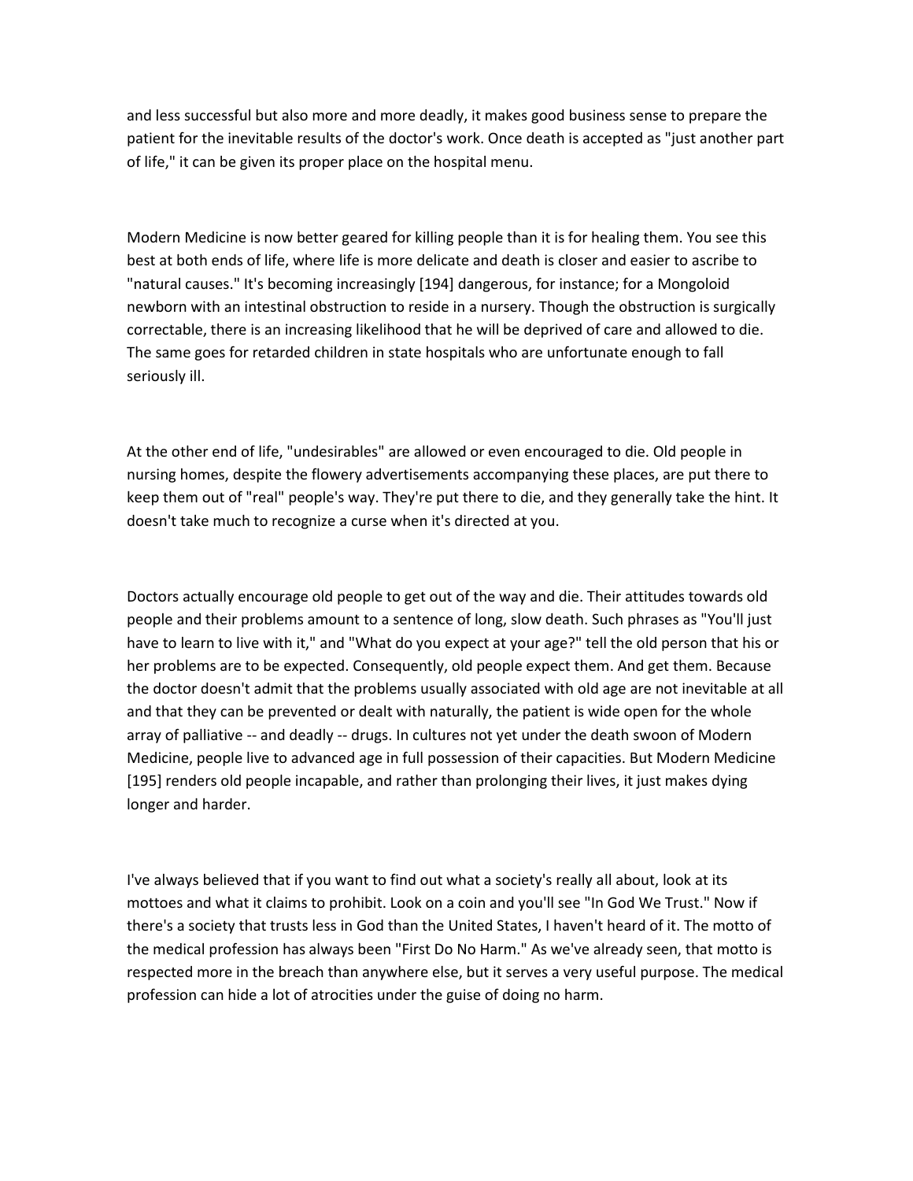and less successful but also more and more deadly, it makes good business sense to prepare the patient for the inevitable results of the doctor's work. Once death is accepted as "just another part of life," it can be given its proper place on the hospital menu.

Modern Medicine is now better geared for killing people than it is for healing them. You see this best at both ends of life, where life is more delicate and death is closer and easier to ascribe to "natural causes." It's becoming increasingly [194] dangerous, for instance; for a Mongoloid newborn with an intestinal obstruction to reside in a nursery. Though the obstruction is surgically correctable, there is an increasing likelihood that he will be deprived of care and allowed to die. The same goes for retarded children in state hospitals who are unfortunate enough to fall seriously ill.

At the other end of life, "undesirables" are allowed or even encouraged to die. Old people in nursing homes, despite the flowery advertisements accompanying these places, are put there to keep them out of "real" people's way. They're put there to die, and they generally take the hint. It doesn't take much to recognize a curse when it's directed at you.

Doctors actually encourage old people to get out of the way and die. Their attitudes towards old people and their problems amount to a sentence of long, slow death. Such phrases as "You'll just have to learn to live with it," and "What do you expect at your age?" tell the old person that his or her problems are to be expected. Consequently, old people expect them. And get them. Because the doctor doesn't admit that the problems usually associated with old age are not inevitable at all and that they can be prevented or dealt with naturally, the patient is wide open for the whole array of palliative -- and deadly -- drugs. In cultures not yet under the death swoon of Modern Medicine, people live to advanced age in full possession of their capacities. But Modern Medicine [195] renders old people incapable, and rather than prolonging their lives, it just makes dying longer and harder.

I've always believed that if you want to find out what a society's really all about, look at its mottoes and what it claims to prohibit. Look on a coin and you'll see "In God We Trust." Now if there's a society that trusts less in God than the United States, I haven't heard of it. The motto of the medical profession has always been "First Do No Harm." As we've already seen, that motto is respected more in the breach than anywhere else, but it serves a very useful purpose. The medical profession can hide a lot of atrocities under the guise of doing no harm.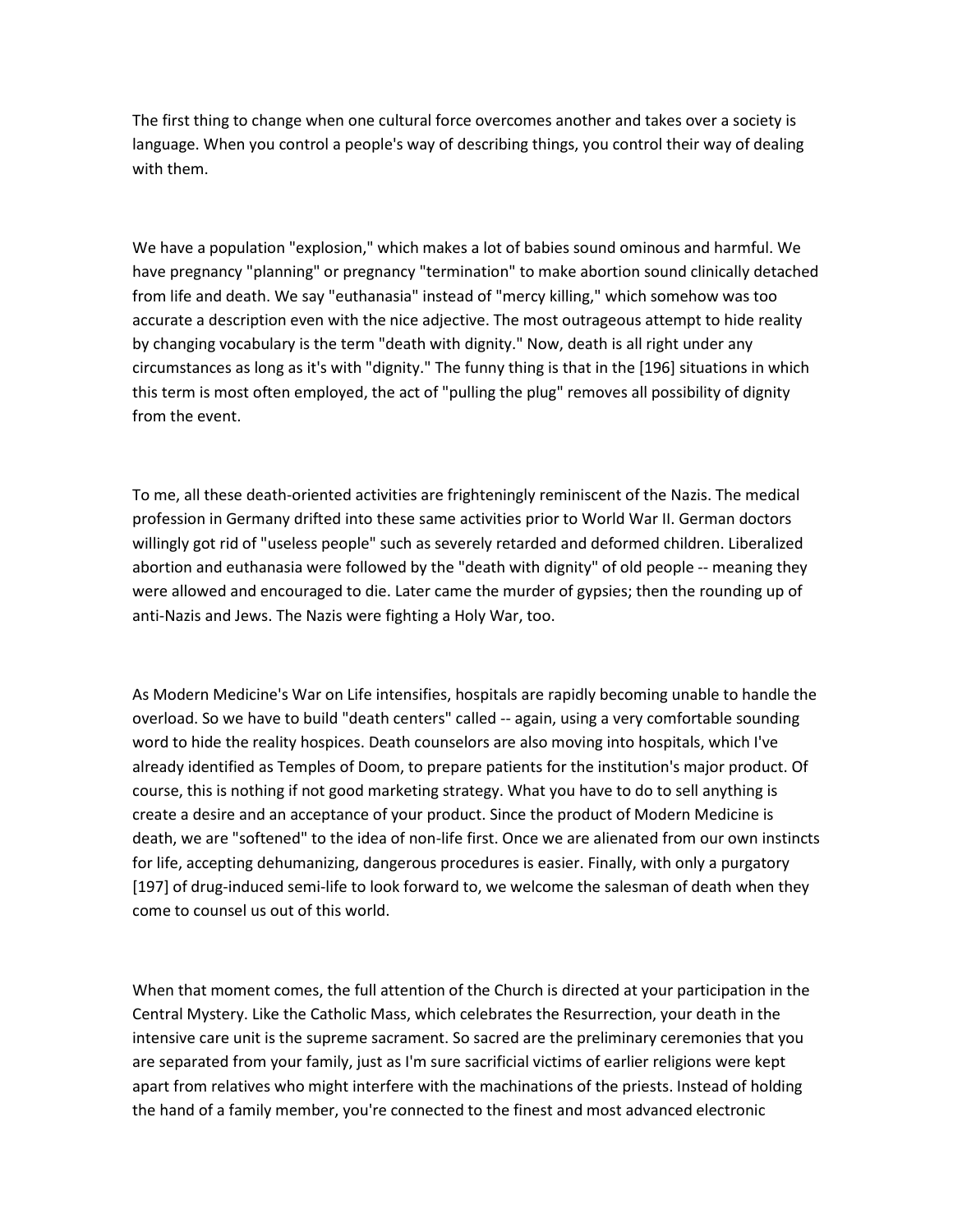The first thing to change when one cultural force overcomes another and takes over a society is language. When you control a people's way of describing things, you control their way of dealing with them.

We have a population "explosion," which makes a lot of babies sound ominous and harmful. We have pregnancy "planning" or pregnancy "termination" to make abortion sound clinically detached from life and death. We say "euthanasia" instead of "mercy killing," which somehow was too accurate a description even with the nice adjective. The most outrageous attempt to hide reality by changing vocabulary is the term "death with dignity." Now, death is all right under any circumstances as long as it's with "dignity." The funny thing is that in the [196] situations in which this term is most often employed, the act of "pulling the plug" removes all possibility of dignity from the event.

To me, all these death-oriented activities are frighteningly reminiscent of the Nazis. The medical profession in Germany drifted into these same activities prior to World War II. German doctors willingly got rid of "useless people" such as severely retarded and deformed children. Liberalized abortion and euthanasia were followed by the "death with dignity" of old people -- meaning they were allowed and encouraged to die. Later came the murder of gypsies; then the rounding up of anti-Nazis and Jews. The Nazis were fighting a Holy War, too.

As Modern Medicine's War on Life intensifies, hospitals are rapidly becoming unable to handle the overload. So we have to build "death centers" called -- again, using a very comfortable sounding word to hide the reality hospices. Death counselors are also moving into hospitals, which I've already identified as Temples of Doom, to prepare patients for the institution's major product. Of course, this is nothing if not good marketing strategy. What you have to do to sell anything is create a desire and an acceptance of your product. Since the product of Modern Medicine is death, we are "softened" to the idea of non-life first. Once we are alienated from our own instincts for life, accepting dehumanizing, dangerous procedures is easier. Finally, with only a purgatory [197] of drug-induced semi-life to look forward to, we welcome the salesman of death when they come to counsel us out of this world.

When that moment comes, the full attention of the Church is directed at your participation in the Central Mystery. Like the Catholic Mass, which celebrates the Resurrection, your death in the intensive care unit is the supreme sacrament. So sacred are the preliminary ceremonies that you are separated from your family, just as I'm sure sacrificial victims of earlier religions were kept apart from relatives who might interfere with the machinations of the priests. Instead of holding the hand of a family member, you're connected to the finest and most advanced electronic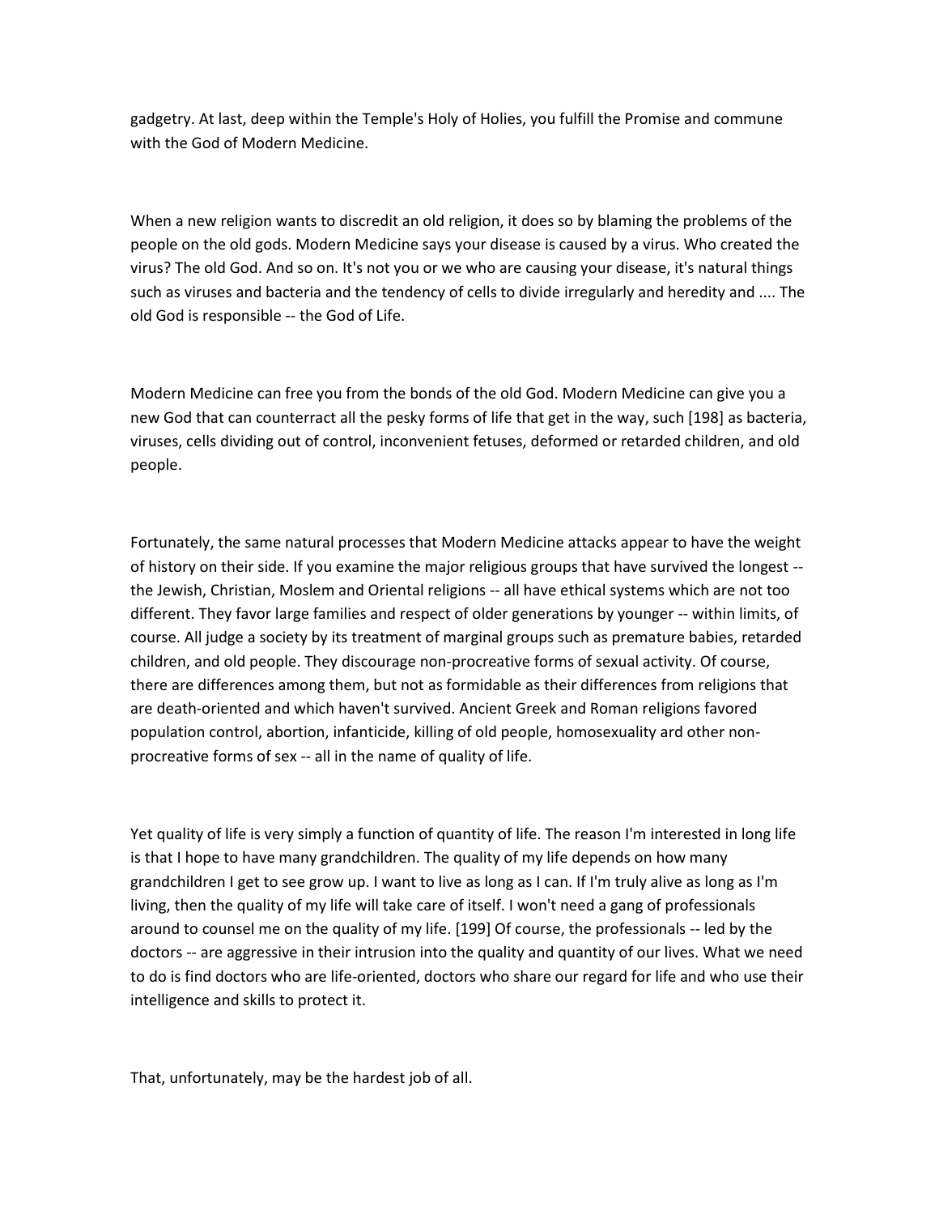gadgetry. At last, deep within the Temple's Holy of Holies, you fulfill the Promise and commune with the God of Modern Medicine.

When a new religion wants to discredit an old religion, it does so by blaming the problems of the people on the old gods. Modern Medicine says your disease is caused by a virus. Who created the virus? The old God. And so on. It's not you or we who are causing your disease, it's natural things such as viruses and bacteria and the tendency of cells to divide irregularly and heredity and .... The old God is responsible -- the God of Life.

Modern Medicine can free you from the bonds of the old God. Modern Medicine can give you a new God that can counterract all the pesky forms of life that get in the way, such [198] as bacteria, viruses, cells dividing out of control, inconvenient fetuses, deformed or retarded children, and old people.

Fortunately, the same natural processes that Modern Medicine attacks appear to have the weight of history on their side. If you examine the major religious groups that have survived the longest -- the Jewish, Christian, Moslem and Oriental religions -- all have ethical systems which are not too different. They favor large families and respect of older generations by younger -- within limits, of course. All judge a society by its treatment of marginal groups such as premature babies, retarded children, and old people. They discourage non-procreative forms of sexual activity. Of course, there are differences among them, but not as formidable as their differences from religions that are death-oriented and which haven't survived. Ancient Greek and Roman religions favored population control, abortion, infanticide, killing of old people, homosexuality ard other non-procreative forms of sex -- all in the name of quality of life.

Yet quality of life is very simply a function of quantity of life. The reason I'm interested in long life is that I hope to have many grandchildren. The quality of my life depends on how many grandchildren I get to see grow up. I want to live as long as I can. If I'm truly alive as long as I'm living, then the quality of my life will take care of itself. I won't need a gang of professionals around to counsel me on the quality of my life. [199] Of course, the professionals -- led by the doctors -- are aggressive in their intrusion into the quality and quantity of our lives. What we need to do is find doctors who are life-oriented, doctors who share our regard for life and who use their intelligence and skills to protect it.

That, unfortunately, may be the hardest job of all.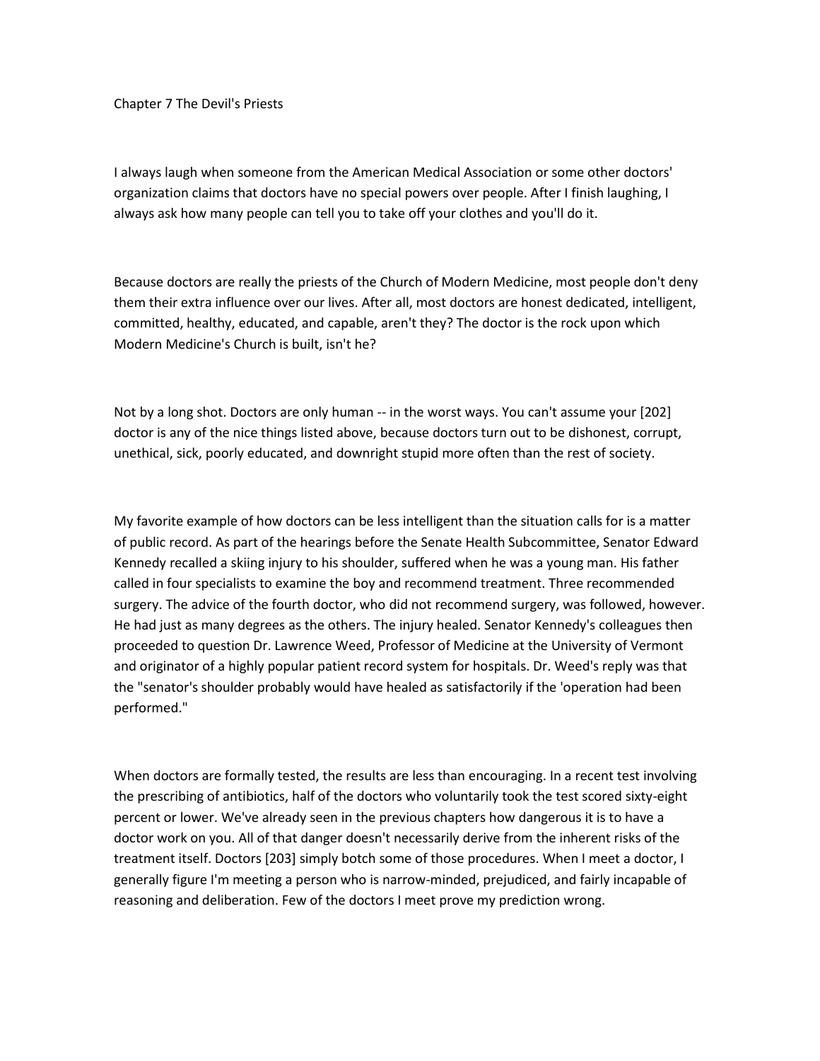# Chapter 7 The Devil's Priests

I always laugh when someone from the American Medical Association or some other doctors' organization claims that doctors have no special powers over people. After I finish laughing, I always ask how many people can tell you to take off your clothes and you'll do it.

Because doctors are really the priests of the Church of Modern Medicine, most people don't deny them their extra influence over our lives. After all, most doctors are honest dedicated, intelligent, committed, healthy, educated, and capable, aren't they? The doctor is the rock upon which Modern Medicine's Church is built, isn't he?

Not by a long shot. Doctors are only human -- in the worst ways. You can't assume your [202] doctor is any of the nice things listed above, because doctors turn out to be dishonest, corrupt, unethical, sick, poorly educated, and downright stupid more often than the rest of society.

My favorite example of how doctors can be less intelligent than the situation calls for is a matter of public record. As part of the hearings before the Senate Health Subcommittee, Senator Edward Kennedy recalled a skiing injury to his shoulder, suffered when he was a young man. His father called in four specialists to examine the boy and recommend treatment. Three recommended surgery. The advice of the fourth doctor, who did not recommend surgery, was followed, however. He had just as many degrees as the others. The injury healed. Senator Kennedy's colleagues then proceeded to question Dr. Lawrence Weed, Professor of Medicine at the University of Vermont and originator of a highly popular patient record system for hospitals. Dr. Weed's reply was that the "senator's shoulder probably would have healed as satisfactorily if the 'operation had been performed."

When doctors are formally tested, the results are less than encouraging. In a recent test involving the prescribing of antibiotics, half of the doctors who voluntarily took the test scored sixty-eight percent or lower. We've already seen in the previous chapters how dangerous it is to have a doctor work on you. All of that danger doesn't necessarily derive from the inherent risks of the treatment itself. Doctors [203] simply botch some of those procedures. When I meet a doctor, I generally figure I'm meeting a person who is narrow-minded, prejudiced, and fairly incapable of reasoning and deliberation. Few of the doctors I meet prove my prediction wrong.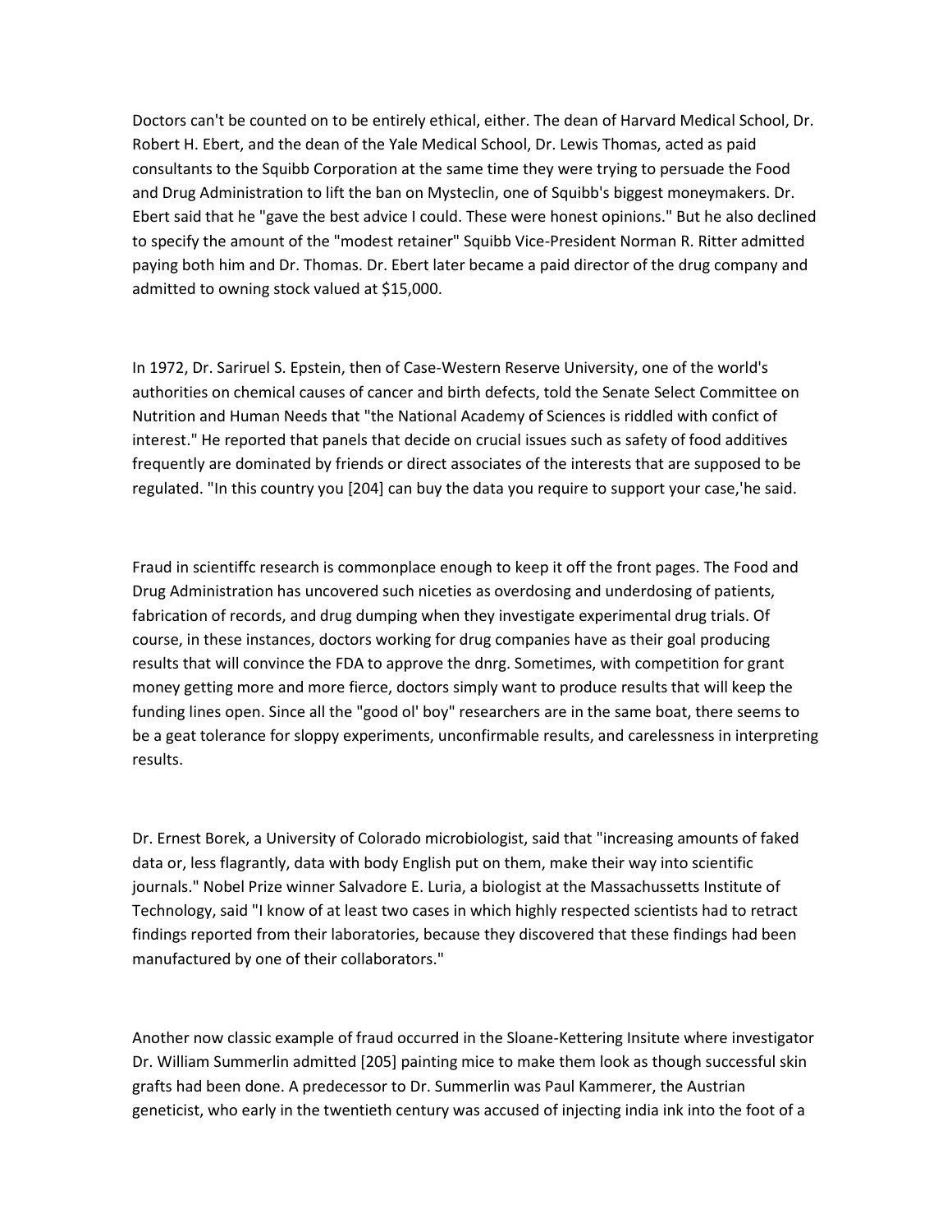Doctors can't be counted on to be entirely ethical, either. The dean of Harvard Medical School, Dr. Robert H. Ebert, and the dean of the Yale Medical School, Dr. Lewis Thomas, acted as paid consultants to the Squibb Corporation at the same time they were trying to persuade the Food and Drug Administration to lift the ban on Mysteclin, one of Squibb's biggest moneymakers. Dr. Ebert said that he "gave the best advice I could. These were honest opinions." But he also declined to specify the amount of the "modest retainer" Squibb Vice-President Norman R. Ritter admitted paying both him and Dr. Thomas. Dr. Ebert later became a paid director of the drug company and admitted to owning stock valued at $15,000.

In 1972, Dr. Sariruel S. Epstein, then of Case-Western Reserve University, one of the world's authorities on chemical causes of cancer and birth defects, told the Senate Select Committee on Nutrition and Human Needs that "the National Academy of Sciences is riddled with confict of interest." He reported that panels that decide on crucial issues such as safety of food additives frequently are dominated by friends or direct associates of the interests that are supposed to be regulated. "In this country you [204] can buy the data you require to support your case,'he said.

Fraud in scientiffc research is commonplace enough to keep it off the front pages. The Food and Drug Administration has uncovered such niceties as overdosing and underdosing of patients, fabrication of records, and drug dumping when they investigate experimental drug trials. Of course, in these instances, doctors working for drug companies have as their goal producing results that will convince the FDA to approve the dnrg. Sometimes, with competition for grant money getting more and more fierce, doctors simply want to produce results that will keep the funding lines open. Since all the "good ol' boy" researchers are in the same boat, there seems to be a geat tolerance for sloppy experiments, unconfirmable results, and carelessness in interpreting results.

Dr. Ernest Borek, a University of Colorado microbiologist, said that "increasing amounts of faked data or, less flagrantly, data with body English put on them, make their way into scientific journals." Nobel Prize winner Salvadore E. Luria, a biologist at the Massachussetts Institute of Technology, said "I know of at least two cases in which highly respected scientists had to retract findings reported from their laboratories, because they discovered that these findings had been manufactured by one of their collaborators."

Another now classic example of fraud occurred in the Sloane-Kettering Insitute where investigator Dr. William Summerlin admitted [205] painting mice to make them look as though successful skin grafts had been done. A predecessor to Dr. Summerlin was Paul Kammerer, the Austrian geneticist, who early in the twentieth century was accused of injecting india ink into the foot of a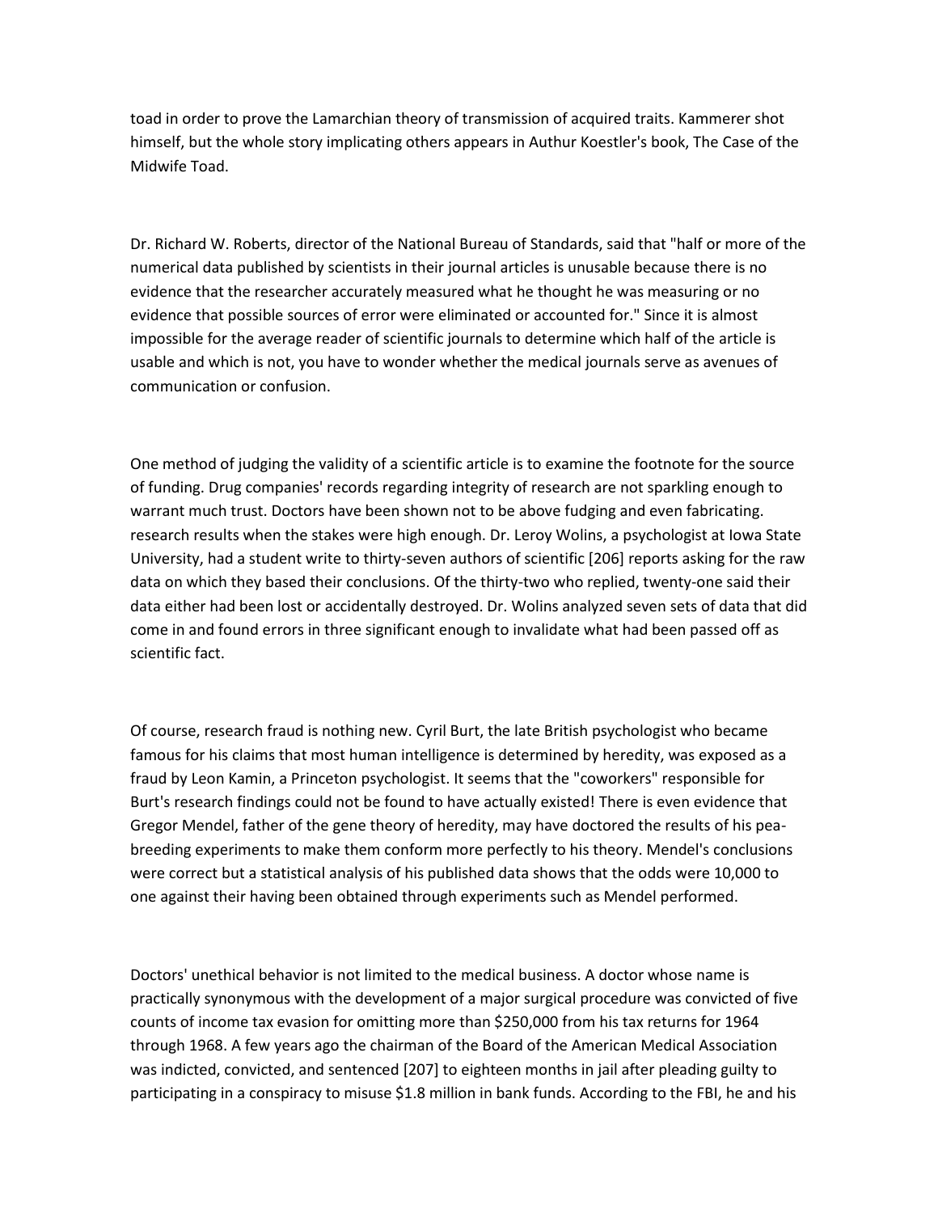toad in order to prove the Lamarchian theory of transmission of acquired traits. Kammerer shot himself, but the whole story implicating others appears in Authur Koestler's book, The Case of the Midwife Toad.

Dr. Richard W. Roberts, director of the National Bureau of Standards, said that "half or more of the numerical data published by scientists in their journal articles is unusable because there is no evidence that the researcher accurately measured what he thought he was measuring or no evidence that possible sources of error were eliminated or accounted for." Since it is almost impossible for the average reader of scientific journals to determine which half of the article is usable and which is not, you have to wonder whether the medical journals serve as avenues of communication or confusion.

One method of judging the validity of a scientific article is to examine the footnote for the source of funding. Drug companies' records regarding integrity of research are not sparkling enough to warrant much trust. Doctors have been shown not to be above fudging and even fabricating. research results when the stakes were high enough. Dr. Leroy Wolins, a psychologist at Iowa State University, had a student write to thirty-seven authors of scientific [206] reports asking for the raw data on which they based their conclusions. Of the thirty-two who replied, twenty-one said their data either had been lost or accidentally destroyed. Dr. Wolins analyzed seven sets of data that did come in and found errors in three significant enough to invalidate what had been passed off as scientific fact.

Of course, research fraud is nothing new. Cyril Burt, the late British psychologist who became famous for his claims that most human intelligence is determined by heredity, was exposed as a fraud by Leon Kamin, a Princeton psychologist. It seems that the "coworkers" responsible for Burt's research findings could not be found to have actually existed! There is even evidence that Gregor Mendel, father of the gene theory of heredity, may have doctored the results of his pea-breeding experiments to make them conform more perfectly to his theory. Mendel's conclusions were correct but a statistical analysis of his published data shows that the odds were 10,000 to one against their having been obtained through experiments such as Mendel performed.

Doctors' unethical behavior is not limited to the medical business. A doctor whose name is practically synonymous with the development of a major surgical procedure was convicted of five counts of income tax evasion for omitting more than $250,000 from his tax returns for 1964 through 1968. A few years ago the chairman of the Board of the American Medical Association was indicted, convicted, and sentenced [207] to eighteen months in jail after pleading guilty to participating in a conspiracy to misuse $1.8 million in bank funds. According to the FBI, he and his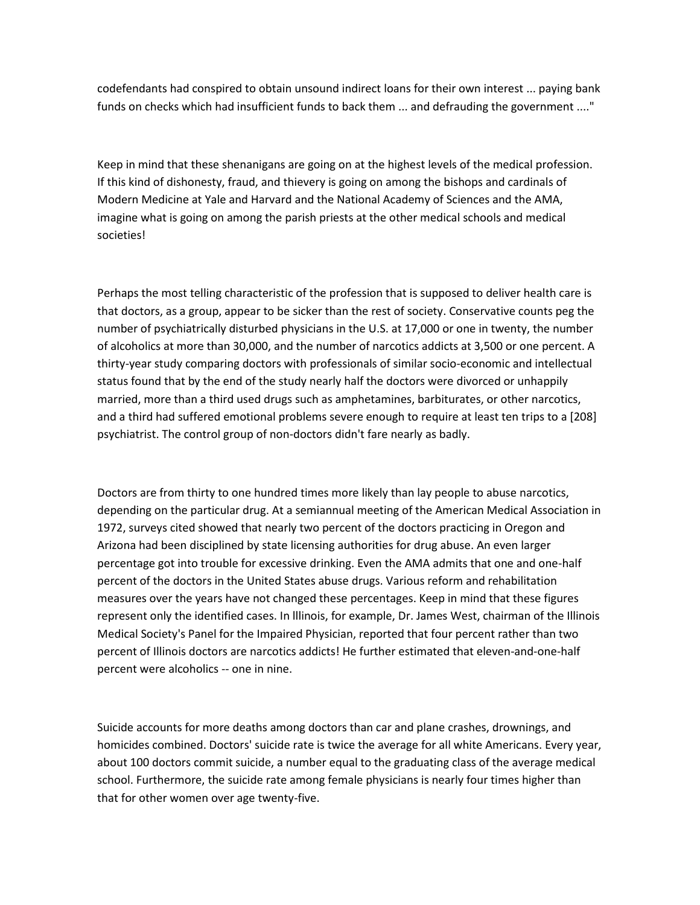codefendants had conspired to obtain unsound indirect loans for their own interest ... paying bank funds on checks which had insufficient funds to back them ... and defrauding the government ...."

Keep in mind that these shenanigans are going on at the highest levels of the medical profession. If this kind of dishonesty, fraud, and thievery is going on among the bishops and cardinals of Modern Medicine at Yale and Harvard and the National Academy of Sciences and the AMA, imagine what is going on among the parish priests at the other medical schools and medical societies!

Perhaps the most telling characteristic of the profession that is supposed to deliver health care is that doctors, as a group, appear to be sicker than the rest of society. Conservative counts peg the number of psychiatrically disturbed physicians in the U.S. at 17,000 or one in twenty, the number of alcoholics at more than 30,000, and the number of narcotics addicts at 3,500 or one percent. A thirty-year study comparing doctors with professionals of similar socio-economic and intellectual status found that by the end of the study nearly half the doctors were divorced or unhappily married, more than a third used drugs such as amphetamines, barbiturates, or other narcotics, and a third had suffered emotional problems severe enough to require at least ten trips to a [208] psychiatrist. The control group of non-doctors didn't fare nearly as badly.

Doctors are from thirty to one hundred times more likely than lay people to abuse narcotics, depending on the particular drug. At a semiannual meeting of the American Medical Association in 1972, surveys cited showed that nearly two percent of the doctors practicing in Oregon and Arizona had been disciplined by state licensing authorities for drug abuse. An even larger percentage got into trouble for excessive drinking. Even the AMA admits that one and one-half percent of the doctors in the United States abuse drugs. Various reform and rehabilitation measures over the years have not changed these percentages. Keep in mind that these figures represent only the identified cases. In Illinois, for example, Dr. James West, chairman of the Illinois Medical Society's Panel for the Impaired Physician, reported that four percent rather than two percent of Illinois doctors are narcotics addicts! He further estimated that eleven-and-one-half percent were alcoholics -- one in nine.

Suicide accounts for more deaths among doctors than car and plane crashes, drownings, and homicides combined. Doctors' suicide rate is twice the average for all white Americans. Every year, about 100 doctors commit suicide, a number equal to the graduating class of the average medical school. Furthermore, the suicide rate among female physicians is nearly four times higher than that for other women over age twenty-five.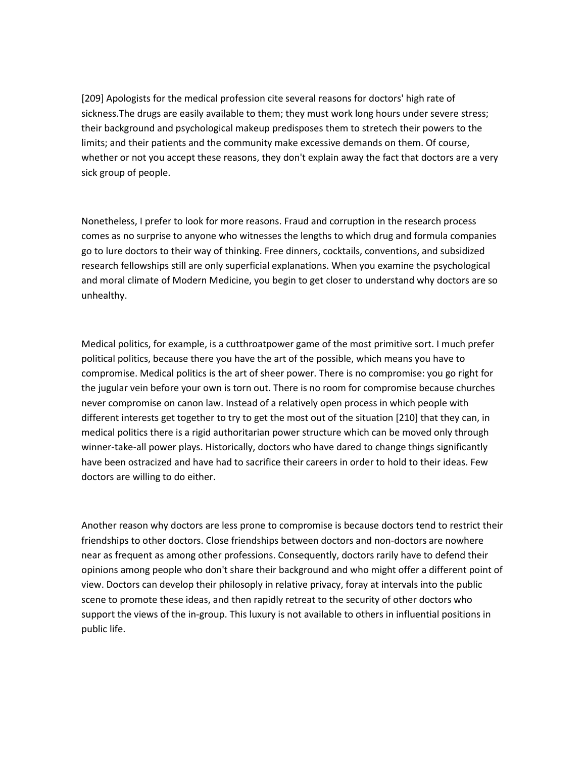[209] Apologists for the medical profession cite several reasons for doctors' high rate of sickness.The drugs are easily available to them; they must work long hours under severe stress; their background and psychological makeup predisposes them to stretech their powers to the limits; and their patients and the community make excessive demands on them. Of course, whether or not you accept these reasons, they don't explain away the fact that doctors are a very sick group of people.

Nonetheless, I prefer to look for more reasons. Fraud and corruption in the research process comes as no surprise to anyone who witnesses the lengths to which drug and formula companies go to lure doctors to their way of thinking. Free dinners, cocktails, conventions, and subsidized research fellowships still are only superficial explanations. When you examine the psychological and moral climate of Modern Medicine, you begin to get closer to understand why doctors are so unhealthy.

Medical politics, for example, is a cutthroatpower game of the most primitive sort. I much prefer political politics, because there you have the art of the possible, which means you have to compromise. Medical politics is the art of sheer power. There is no compromise: you go right for the jugular vein before your own is torn out. There is no room for compromise because churches never compromise on canon law. Instead of a relatively open process in which people with different interests get together to try to get the most out of the situation [210] that they can, in medical politics there is a rigid authoritarian power structure which can be moved only through winner-take-all power plays. Historically, doctors who have dared to change things significantly have been ostracized and have had to sacrifice their careers in order to hold to their ideas. Few doctors are willing to do either.

Another reason why doctors are less prone to compromise is because doctors tend to restrict their friendships to other doctors. Close friendships between doctors and non-doctors are nowhere near as frequent as among other professions. Consequently, doctors rarily have to defend their opinions among people who don't share their background and who might offer a different point of view. Doctors can develop their philosopy in relative privacy, foray at intervals into the public scene to promote these ideas, and then rapidly retreat to the security of other doctors who support the views of the in-group. This luxury is not available to others in influential positions in public life.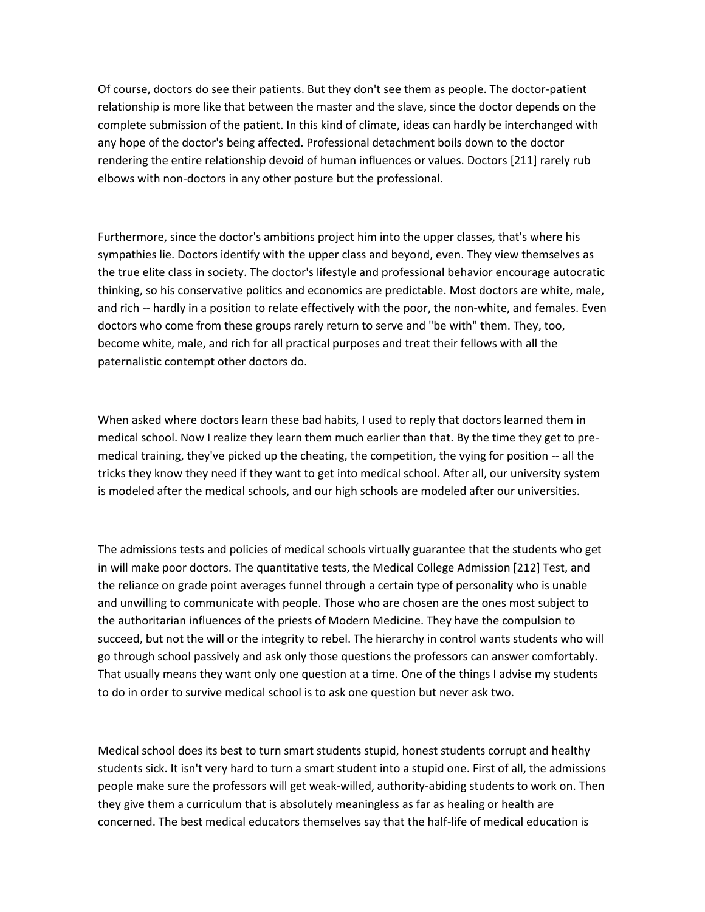Of course, doctors do see their patients. But they don't see them as people. The doctor-patient relationship is more like that between the master and the slave, since the doctor depends on the complete submission of the patient. In this kind of climate, ideas can hardly be interchanged with any hope of the doctor's being affected. Professional detachment boils down to the doctor rendering the entire relationship devoid of human influences or values. Doctors [211] rarely rub elbows with non-doctors in any other posture but the professional.

Furthermore, since the doctor's ambitions project him into the upper classes, that's where his sympathies lie. Doctors identify with the upper class and beyond, even. They view themselves as the true elite class in society. The doctor's lifestyle and professional behavior encourage autocratic thinking, so his conservative politics and economics are predictable. Most doctors are white, male, and rich -- hardly in a position to relate effectively with the poor, the non-white, and females. Even doctors who come from these groups rarely return to serve and "be with" them. They, too, become white, male, and rich for all practical purposes and treat their fellows with all the paternalistic contempt other doctors do.

When asked where doctors learn these bad habits, I used to reply that doctors learned them in medical school. Now I realize they learn them much earlier than that. By the time they get to pre-medical training, they've picked up the cheating, the competition, the vying for position -- all the tricks they know they need if they want to get into medical school. After all, our university system is modeled after the medical schools, and our high schools are modeled after our universities.

The admissions tests and policies of medical schools virtually guarantee that the students who get in will make poor doctors. The quantitative tests, the Medical College Admission [212] Test, and the reliance on grade point averages funnel through a certain type of personality who is unable and unwilling to communicate with people. Those who are chosen are the ones most subject to the authoritarian influences of the priests of Modern Medicine. They have the compulsion to succeed, but not the will or the integrity to rebel. The hierarchy in control wants students who will go through school passively and ask only those questions the professors can answer comfortably. That usually means they want only one question at a time. One of the things I advise my students to do in order to survive medical school is to ask one question but never ask two.

Medical school does its best to turn smart students stupid, honest students corrupt and healthy students sick. It isn't very hard to turn a smart student into a stupid one. First of all, the admissions people make sure the professors will get weak-willed, authority-abiding students to work on. Then they give them a curriculum that is absolutely meaningless as far as healing or health are concerned. The best medical educators themselves say that the half-life of medical education is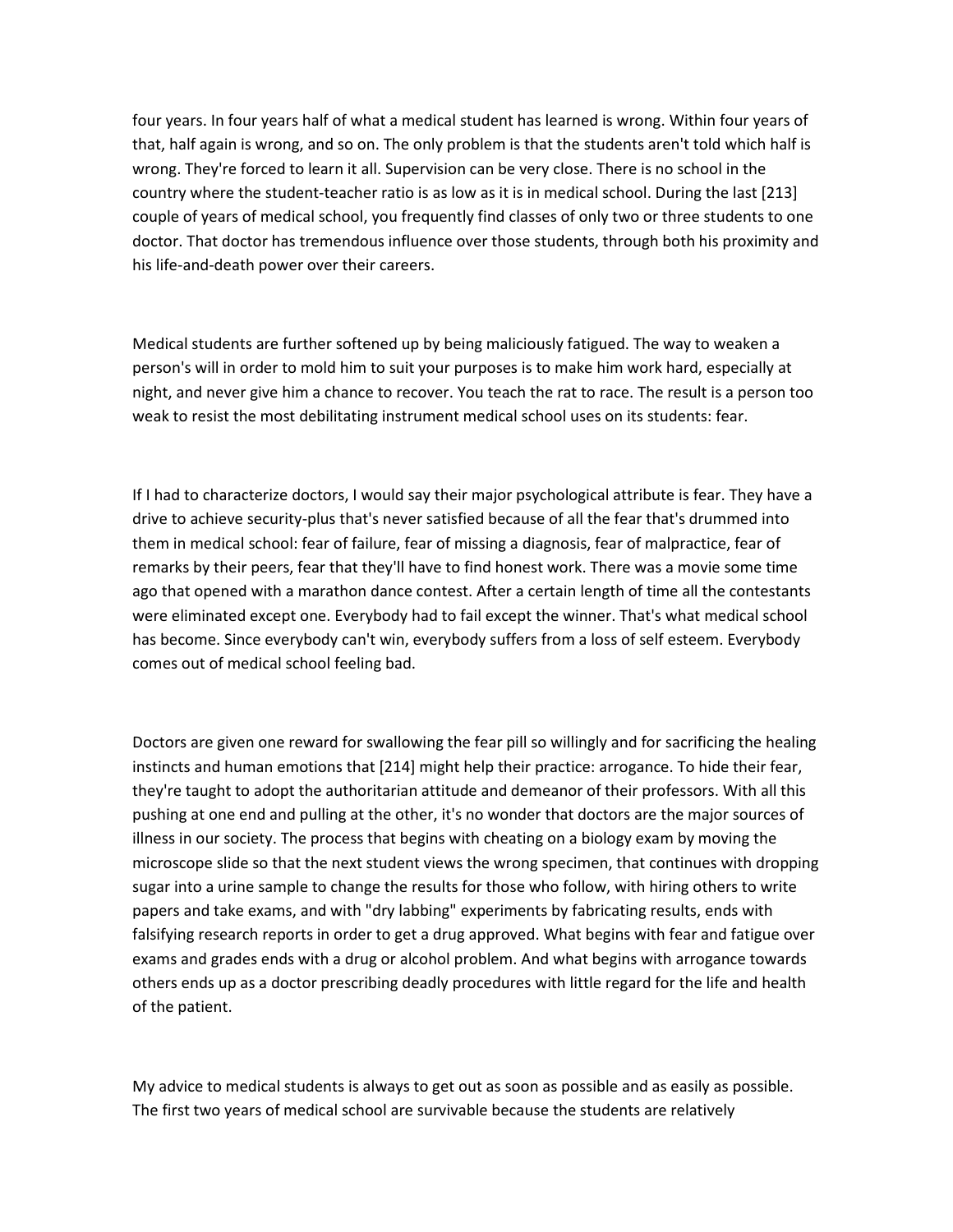four years. In four years half of what a medical student has learned is wrong. Within four years of that, half again is wrong, and so on. The only problem is that the students aren't told which half is wrong. They're forced to learn it all. Supervision can be very close. There is no school in the country where the student-teacher ratio is as low as it is in medical school. During the last [213] couple of years of medical school, you frequently find classes of only two or three students to one doctor. That doctor has tremendous influence over those students, through both his proximity and his life-and-death power over their careers.

Medical students are further softened up by being maliciously fatigued. The way to weaken a person's will in order to mold him to suit your purposes is to make him work hard, especially at night, and never give him a chance to recover. You teach the rat to race. The result is a person too weak to resist the most debilitating instrument medical school uses on its students: fear.

If I had to characterize doctors, I would say their major psychological attribute is fear. They have a drive to achieve security-plus that's never satisfied because of all the fear that's drummed into them in medical school: fear of failure, fear of missing a diagnosis, fear of malpractice, fear of remarks by their peers, fear that they'll have to find honest work. There was a movie some time ago that opened with a marathon dance contest. After a certain length of time all the contestants were eliminated except one. Everybody had to fail except the winner. That's what medical school has become. Since everybody can't win, everybody suffers from a loss of self esteem. Everybody comes out of medical school feeling bad.

Doctors are given one reward for swallowing the fear pill so willingly and for sacrificing the healing instincts and human emotions that [214] might help their practice: arrogance. To hide their fear, they're taught to adopt the authoritarian attitude and demeanor of their professors. With all this pushing at one end and pulling at the other, it's no wonder that doctors are the major sources of illness in our society. The process that begins with cheating on a biology exam by moving the microscope slide so that the next student views the wrong specimen, that continues with dropping sugar into a urine sample to change the results for those who follow, with hiring others to write papers and take exams, and with "dry labbing" experiments by fabricating results, ends with falsifying research reports in order to get a drug approved. What begins with fear and fatigue over exams and grades ends with a drug or alcohol problem. And what begins with arrogance towards others ends up as a doctor prescribing deadly procedures with little regard for the life and health of the patient.

My advice to medical students is always to get out as soon as possible and as easily as possible. The first two years of medical school are survivable because the students are relatively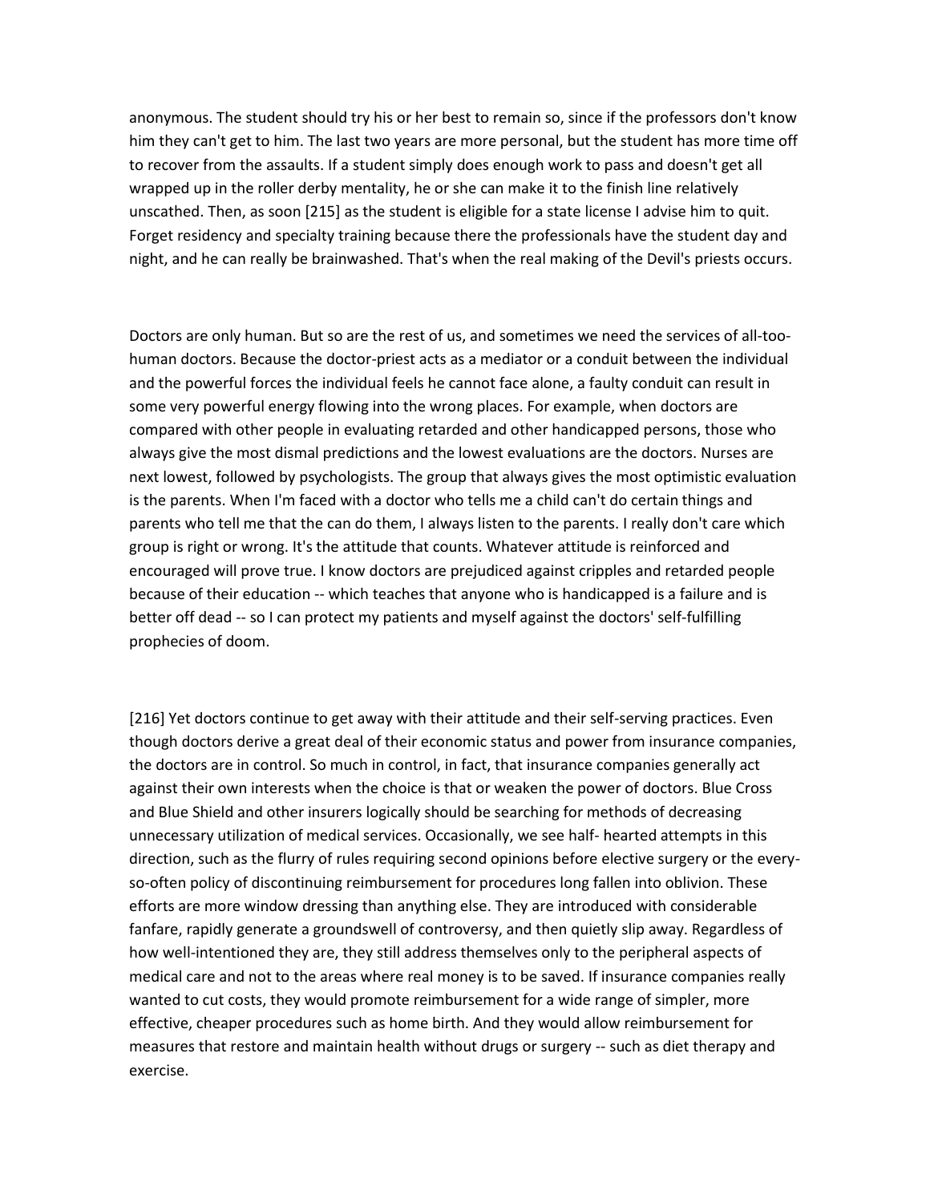anonymous. The student should try his or her best to remain so, since if the professors don't know him they can't get to him. The last two years are more personal, but the student has more time off to recover from the assaults. If a student simply does enough work to pass and doesn't get all wrapped up in the roller derby mentality, he or she can make it to the finish line relatively unscathed. Then, as soon [215] as the student is eligible for a state license I advise him to quit. Forget residency and specialty training because there the professionals have the student day and night, and he can really be brainwashed. That's when the real making of the Devil's priests occurs.

Doctors are only human. But so are the rest of us, and sometimes we need the services of all-too-human doctors. Because the doctor-priest acts as a mediator or a conduit between the individual and the powerful forces the individual feels he cannot face alone, a faulty conduit can result in some very powerful energy flowing into the wrong places. For example, when doctors are compared with other people in evaluating retarded and other handicapped persons, those who always give the most dismal predictions and the lowest evaluations are the doctors. Nurses are next lowest, followed by psychologists. The group that always gives the most optimistic evaluation is the parents. When I'm faced with a doctor who tells me a child can't do certain things and parents who tell me that the can do them, I always listen to the parents. I really don't care which group is right or wrong. It's the attitude that counts. Whatever attitude is reinforced and encouraged will prove true. I know doctors are prejudiced against cripples and retarded people because of their education -- which teaches that anyone who is handicapped is a failure and is better off dead -- so I can protect my patients and myself against the doctors' self-fulfilling prophecies of doom.

[216] Yet doctors continue to get away with their attitude and their self-serving practices. Even though doctors derive a great deal of their economic status and power from insurance companies, the doctors are in control. So much in control, in fact, that insurance companies generally act against their own interests when the choice is that or weaken the power of doctors. Blue Cross and Blue Shield and other insurers logically should be searching for methods of decreasing unnecessary utilization of medical services. Occasionally, we see half- hearted attempts in this direction, such as the flurry of rules requiring second opinions before elective surgery or the every-so-often policy of discontinuing reimbursement for procedures long fallen into oblivion. These efforts are more window dressing than anything else. They are introduced with considerable fanfare, rapidly generate a groundswell of controversy, and then quietly slip away. Regardless of how well-intentioned they are, they still address themselves only to the peripheral aspects of medical care and not to the areas where real money is to be saved. If insurance companies really wanted to cut costs, they would promote reimbursement for a wide range of simpler, more effective, cheaper procedures such as home birth. And they would allow reimbursement for measures that restore and maintain health without drugs or surgery -- such as diet therapy and exercise.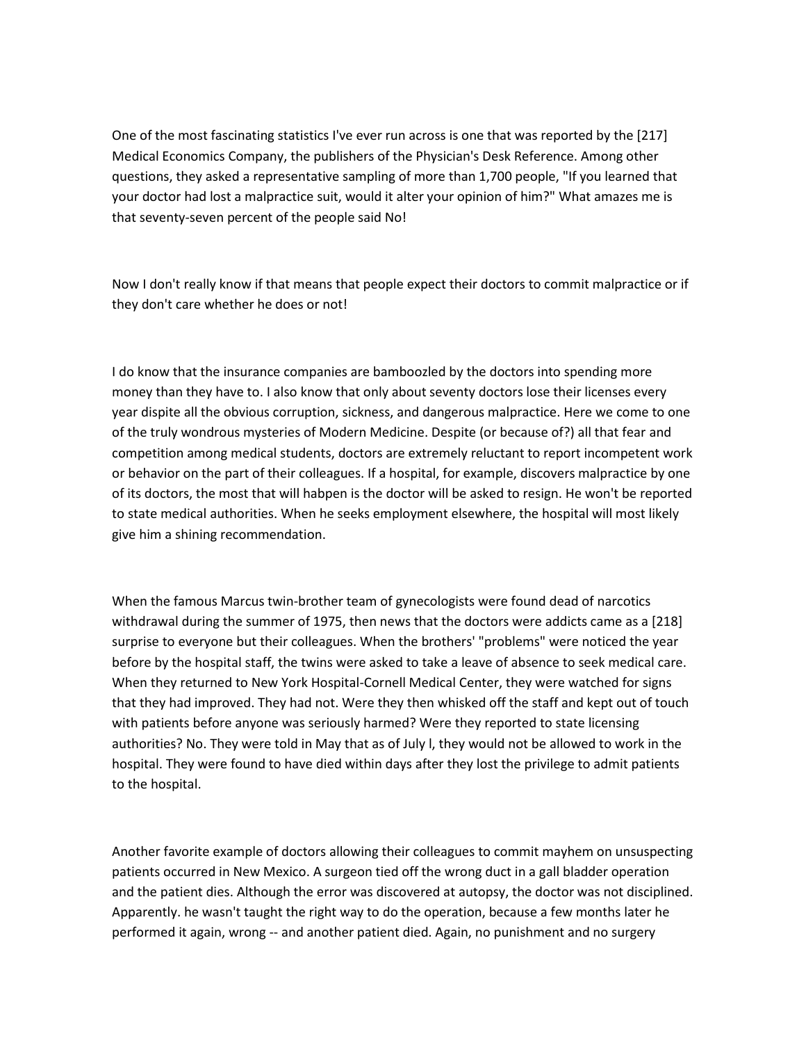One of the most fascinating statistics I've ever run across is one that was reported by the [217] Medical Economics Company, the publishers of the Physician's Desk Reference. Among other questions, they asked a representative sampling of more than 1,700 people, "If you learned that your doctor had lost a malpractice suit, would it alter your opinion of him?" What amazes me is that seventy-seven percent of the people said No!

Now I don't really know if that means that people expect their doctors to commit malpractice or if they don't care whether he does or not!

I do know that the insurance companies are bamboozled by the doctors into spending more money than they have to. I also know that only about seventy doctors lose their licenses every year dispite all the obvious corruption, sickness, and dangerous malpractice. Here we come to one of the truly wondrous mysteries of Modern Medicine. Despite (or because of?) all that fear and competition among medical students, doctors are extremely reluctant to report incompetent work or behavior on the part of their colleagues. If a hospital, for example, discovers malpractice by one of its doctors, the most that will habpen is the doctor will be asked to resign. He won't be reported to state medical authorities. When he seeks employment elsewhere, the hospital will most likely give him a shining recommendation.

When the famous Marcus twin-brother team of gynecologists were found dead of narcotics withdrawal during the summer of 1975, then news that the doctors were addicts came as a [218] surprise to everyone but their colleagues. When the brothers' "problems" were noticed the year before by the hospital staff, the twins were asked to take a leave of absence to seek medical care. When they returned to New York Hospital-Cornell Medical Center, they were watched for signs that they had improved. They had not. Were they then whisked off the staff and kept out of touch with patients before anyone was seriously harmed? Were they reported to state licensing authorities? No. They were told in May that as of July l, they would not be allowed to work in the hospital. They were found to have died within days after they lost the privilege to admit patients to the hospital.

Another favorite example of doctors allowing their colleagues to commit mayhem on unsuspecting patients occurred in New Mexico. A surgeon tied off the wrong duct in a gall bladder operation and the patient dies. Although the error was discovered at autopsy, the doctor was not disciplined. Apparently. he wasn't taught the right way to do the operation, because a few months later he performed it again, wrong -- and another patient died. Again, no punishment and no surgery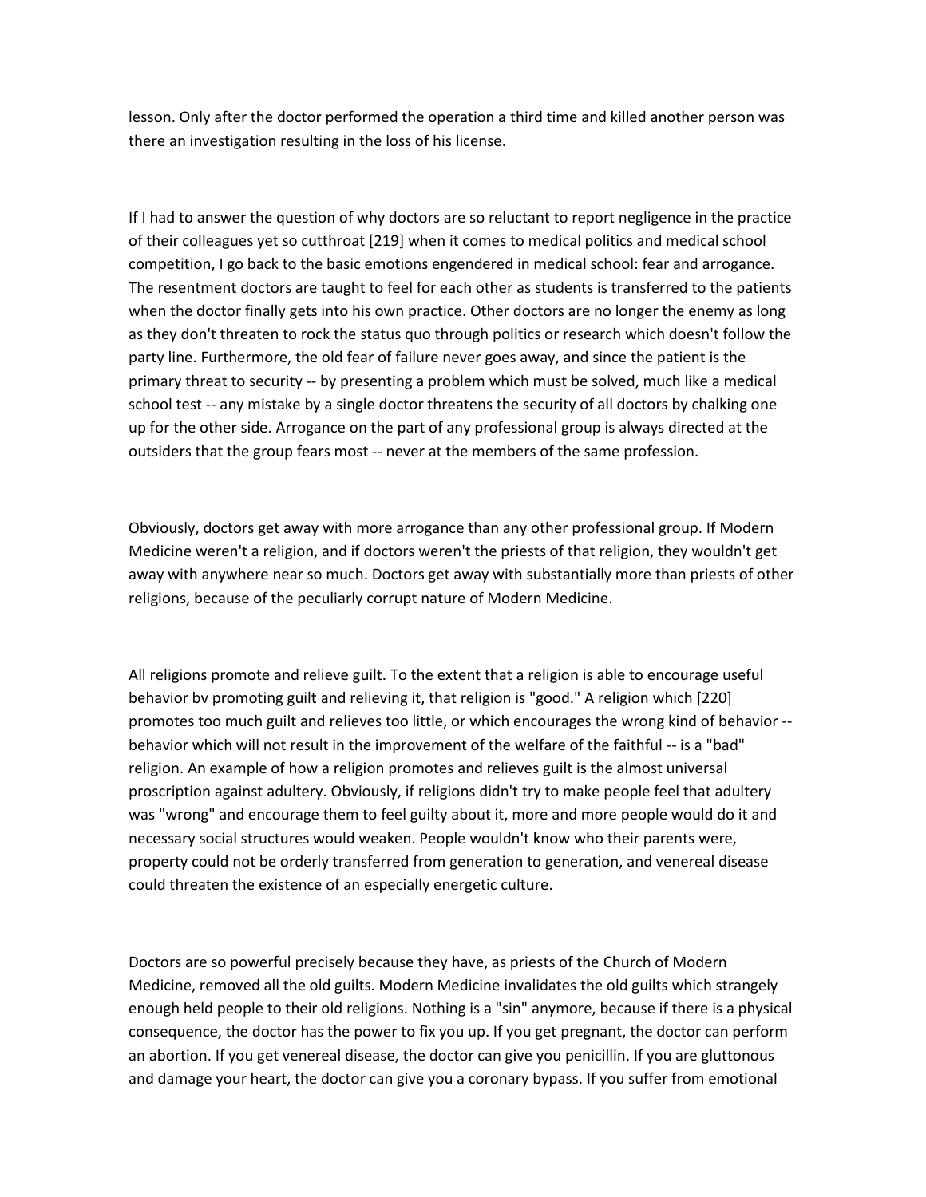lesson. Only after the doctor performed the operation a third time and killed another person was there an investigation resulting in the loss of his license.

If I had to answer the question of why doctors are so reluctant to report negligence in the practice of their colleagues yet so cutthroat [219] when it comes to medical politics and medical school competition, I go back to the basic emotions engendered in medical school: fear and arrogance. The resentment doctors are taught to feel for each other as students is transferred to the patients when the doctor finally gets into his own practice. Other doctors are no longer the enemy as long as they don't threaten to rock the status quo through politics or research which doesn't follow the party line. Furthermore, the old fear of failure never goes away, and since the patient is the primary threat to security -- by presenting a problem which must be solved, much like a medical school test -- any mistake by a single doctor threatens the security of all doctors by chalking one up for the other side. Arrogance on the part of any professional group is always directed at the outsiders that the group fears most -- never at the members of the same profession.

Obviously, doctors get away with more arrogance than any other professional group. If Modern Medicine weren't a religion, and if doctors weren't the priests of that religion, they wouldn't get away with anywhere near so much. Doctors get away with substantially more than priests of other religions, because of the peculiarly corrupt nature of Modern Medicine.

All religions promote and relieve guilt. To the extent that a religion is able to encourage useful behavior bv promoting guilt and relieving it, that religion is "good." A religion which [220] promotes too much guilt and relieves too little, or which encourages the wrong kind of behavior -- behavior which will not result in the improvement of the welfare of the faithful -- is a "bad" religion. An example of how a religion promotes and relieves guilt is the almost universal proscription against adultery. Obviously, if religions didn't try to make people feel that adultery was "wrong" and encourage them to feel guilty about it, more and more people would do it and necessary social structures would weaken. People wouldn't know who their parents were, property could not be orderly transferred from generation to generation, and venereal disease could threaten the existence of an especially energetic culture.

Doctors are so powerful precisely because they have, as priests of the Church of Modern Medicine, removed all the old guilts. Modern Medicine invalidates the old guilts which strangely enough held people to their old religions. Nothing is a "sin" anymore, because if there is a physical consequence, the doctor has the power to fix you up. If you get pregnant, the doctor can perform an abortion. If you get venereal disease, the doctor can give you penicillin. If you are gluttonous and damage your heart, the doctor can give you a coronary bypass. If you suffer from emotional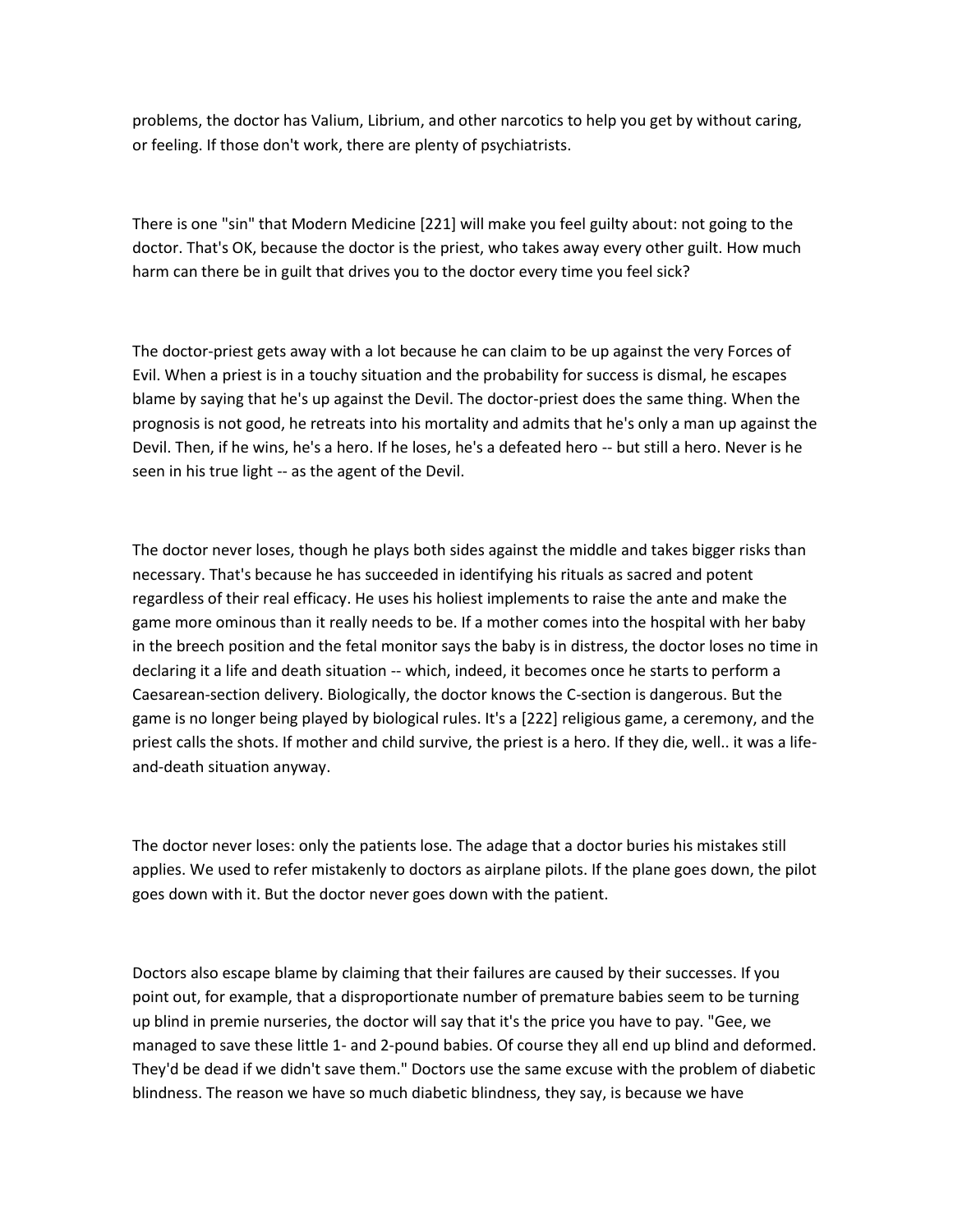problems, the doctor has Valium, Librium, and other narcotics to help you get by without caring, or feeling. If those don't work, there are plenty of psychiatrists.

There is one "sin" that Modern Medicine [221] will make you feel guilty about: not going to the doctor. That's OK, because the doctor is the priest, who takes away every other guilt. How much harm can there be in guilt that drives you to the doctor every time you feel sick?

The doctor-priest gets away with a lot because he can claim to be up against the very Forces of Evil. When a priest is in a touchy situation and the probability for success is dismal, he escapes blame by saying that he's up against the Devil. The doctor-priest does the same thing. When the prognosis is not good, he retreats into his mortality and admits that he's only a man up against the Devil. Then, if he wins, he's a hero. If he loses, he's a defeated hero -- but still a hero. Never is he seen in his true light -- as the agent of the Devil.

The doctor never loses, though he plays both sides against the middle and takes bigger risks than necessary. That's because he has succeeded in identifying his rituals as sacred and potent regardless of their real efficacy. He uses his holiest implements to raise the ante and make the game more ominous than it really needs to be. If a mother comes into the hospital with her baby in the breech position and the fetal monitor says the baby is in distress, the doctor loses no time in declaring it a life and death situation -- which, indeed, it becomes once he starts to perform a Caesarean-section delivery. Biologically, the doctor knows the C-section is dangerous. But the game is no longer being played by biological rules. It's a [222] religious game, a ceremony, and the priest calls the shots. If mother and child survive, the priest is a hero. If they die, well.. it was a life-and-death situation anyway.

The doctor never loses: only the patients lose. The adage that a doctor buries his mistakes still applies. We used to refer mistakenly to doctors as airplane pilots. If the plane goes down, the pilot goes down with it. But the doctor never goes down with the patient.

Doctors also escape blame by claiming that their failures are caused by their successes. If you point out, for example, that a disproportionate number of premature babies seem to be turning up blind in premie nurseries, the doctor will say that it's the price you have to pay. "Gee, we managed to save these little 1- and 2-pound babies. Of course they all end up blind and deformed. They'd be dead if we didn't save them." Doctors use the same excuse with the problem of diabetic blindness. The reason we have so much diabetic blindness, they say, is because we have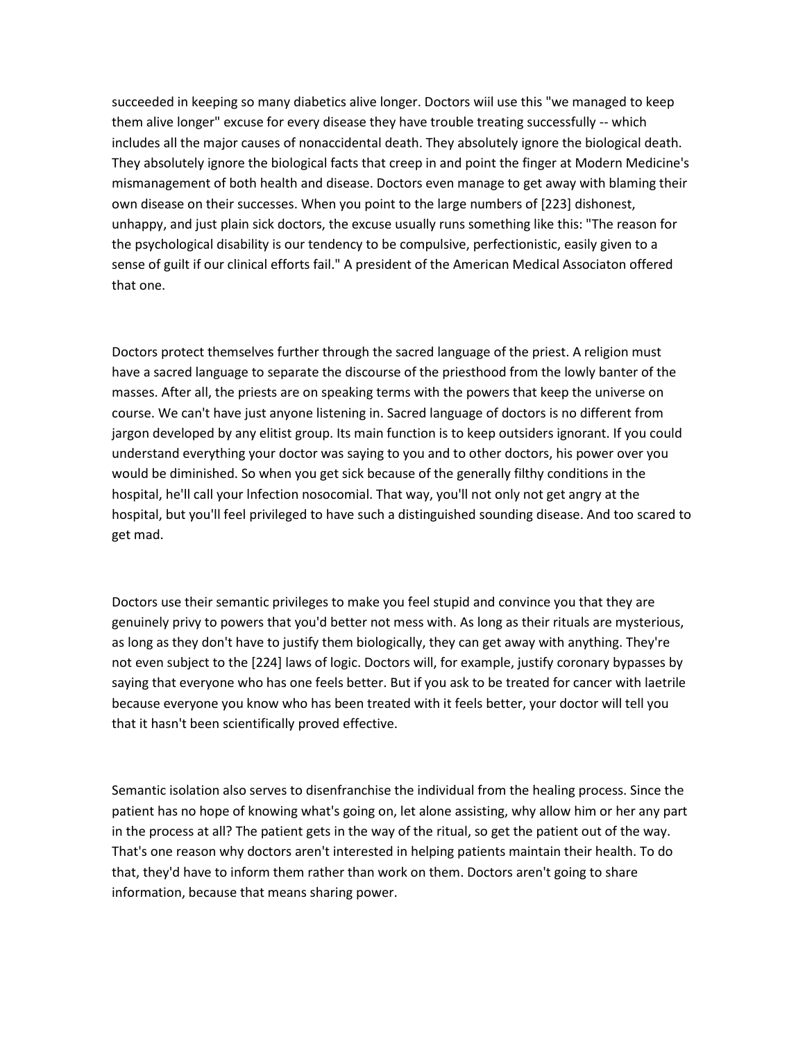succeeded in keeping so many diabetics alive longer. Doctors wiil use this "we managed to keep them alive longer" excuse for every disease they have trouble treating successfully -- which includes all the major causes of nonaccidental death. They absolutely ignore the biological death. They absolutely ignore the biological facts that creep in and point the finger at Modern Medicine's mismanagement of both health and disease. Doctors even manage to get away with blaming their own disease on their successes. When you point to the large numbers of [223] dishonest, unhappy, and just plain sick doctors, the excuse usually runs something like this: "The reason for the psychological disability is our tendency to be compulsive, perfectionistic, easily given to a sense of guilt if our clinical efforts fail." A president of the American Medical Associaton offered that one.

Doctors protect themselves further through the sacred language of the priest. A religion must have a sacred language to separate the discourse of the priesthood from the lowly banter of the masses. After all, the priests are on speaking terms with the powers that keep the universe on course. We can't have just anyone listening in. Sacred language of doctors is no different from jargon developed by any elitist group. Its main function is to keep outsiders ignorant. If you could understand everything your doctor was saying to you and to other doctors, his power over you would be diminished. So when you get sick because of the generally filthy conditions in the hospital, he'll call your lnfection nosocomial. That way, you'll not only not get angry at the hospital, but you'll feel privileged to have such a distinguished sounding disease. And too scared to get mad.

Doctors use their semantic privileges to make you feel stupid and convince you that they are genuinely privy to powers that you'd better not mess with. As long as their rituals are mysterious, as long as they don't have to justify them biologically, they can get away with anything. They're not even subject to the [224] laws of logic. Doctors will, for example, justify coronary bypasses by saying that everyone who has one feels better. But if you ask to be treated for cancer with laetrile because everyone you know who has been treated with it feels better, your doctor will tell you that it hasn't been scientifically proved effective.

Semantic isolation also serves to disenfranchise the individual from the healing process. Since the patient has no hope of knowing what's going on, let alone assisting, why allow him or her any part in the process at all? The patient gets in the way of the ritual, so get the patient out of the way. That's one reason why doctors aren't interested in helping patients maintain their health. To do that, they'd have to inform them rather than work on them. Doctors aren't going to share information, because that means sharing power.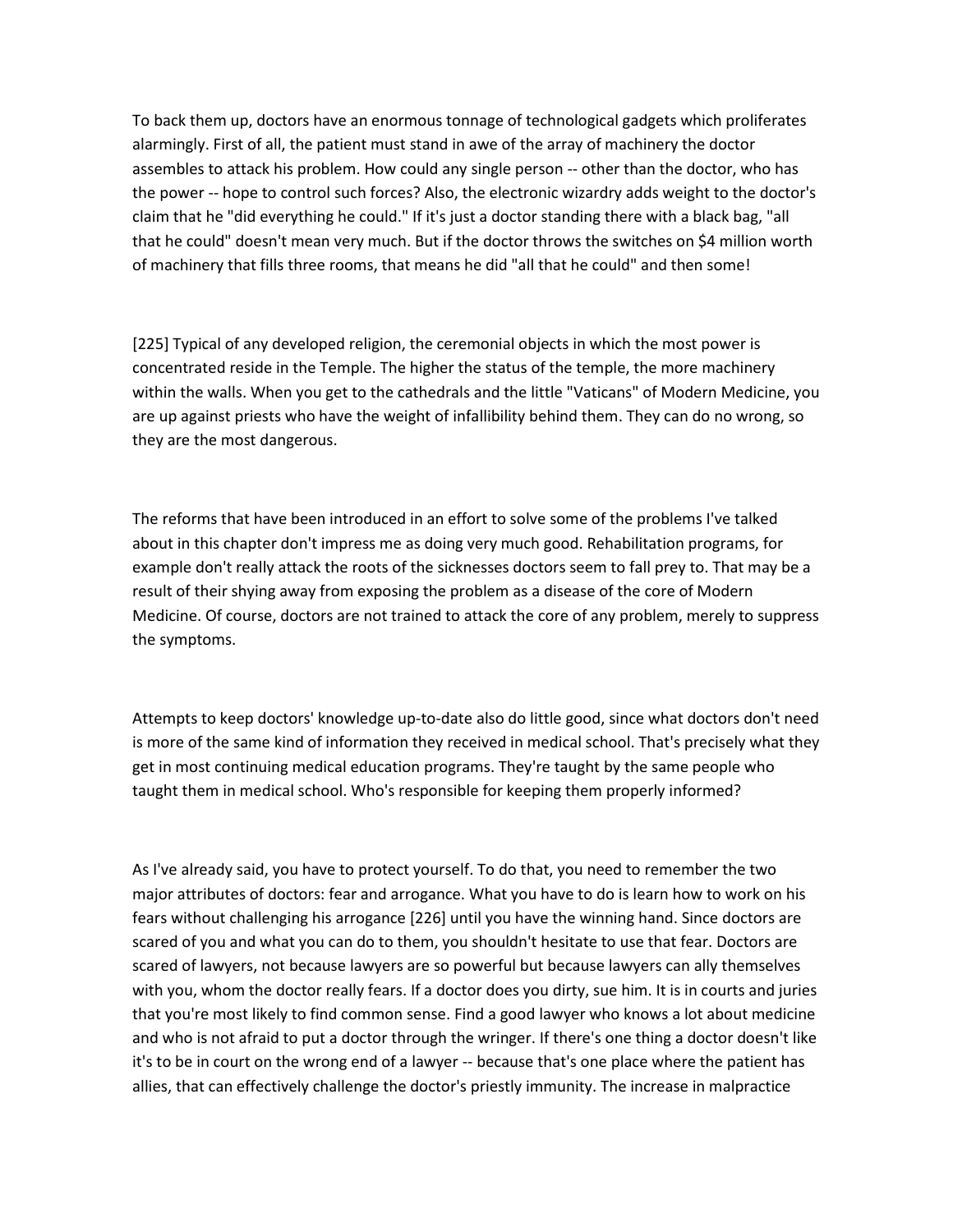To back them up, doctors have an enormous tonnage of technological gadgets which proliferates alarmingly. First of all, the patient must stand in awe of the array of machinery the doctor assembles to attack his problem. How could any single person -- other than the doctor, who has the power -- hope to control such forces? Also, the electronic wizardry adds weight to the doctor's claim that he "did everything he could." If it's just a doctor standing there with a black bag, "all that he could" doesn't mean very much. But if the doctor throws the switches on $4 million worth of machinery that fills three rooms, that means he did "all that he could" and then some!

[225] Typical of any developed religion, the ceremonial objects in which the most power is concentrated reside in the Temple. The higher the status of the temple, the more machinery within the walls. When you get to the cathedrals and the little "Vaticans" of Modern Medicine, you are up against priests who have the weight of infallibility behind them. They can do no wrong, so they are the most dangerous.

The reforms that have been introduced in an effort to solve some of the problems I've talked about in this chapter don't impress me as doing very much good. Rehabilitation programs, for example don't really attack the roots of the sicknesses doctors seem to fall prey to. That may be a result of their shying away from exposing the problem as a disease of the core of Modern Medicine. Of course, doctors are not trained to attack the core of any problem, merely to suppress the symptoms.

Attempts to keep doctors' knowledge up-to-date also do little good, since what doctors don't need is more of the same kind of information they received in medical school. That's precisely what they get in most continuing medical education programs. They're taught by the same people who taught them in medical school. Who's responsible for keeping them properly informed?

As I've already said, you have to protect yourself. To do that, you need to remember the two major attributes of doctors: fear and arrogance. What you have to do is learn how to work on his fears without challenging his arrogance [226] until you have the winning hand. Since doctors are scared of you and what you can do to them, you shouldn't hesitate to use that fear. Doctors are scared of lawyers, not because lawyers are so powerful but because lawyers can ally themselves with you, whom the doctor really fears. If a doctor does you dirty, sue him. It is in courts and juries that you're most likely to find common sense. Find a good lawyer who knows a lot about medicine and who is not afraid to put a doctor through the wringer. If there's one thing a doctor doesn't like it's to be in court on the wrong end of a lawyer -- because that's one place where the patient has allies, that can effectively challenge the doctor's priestly immunity. The increase in malpractice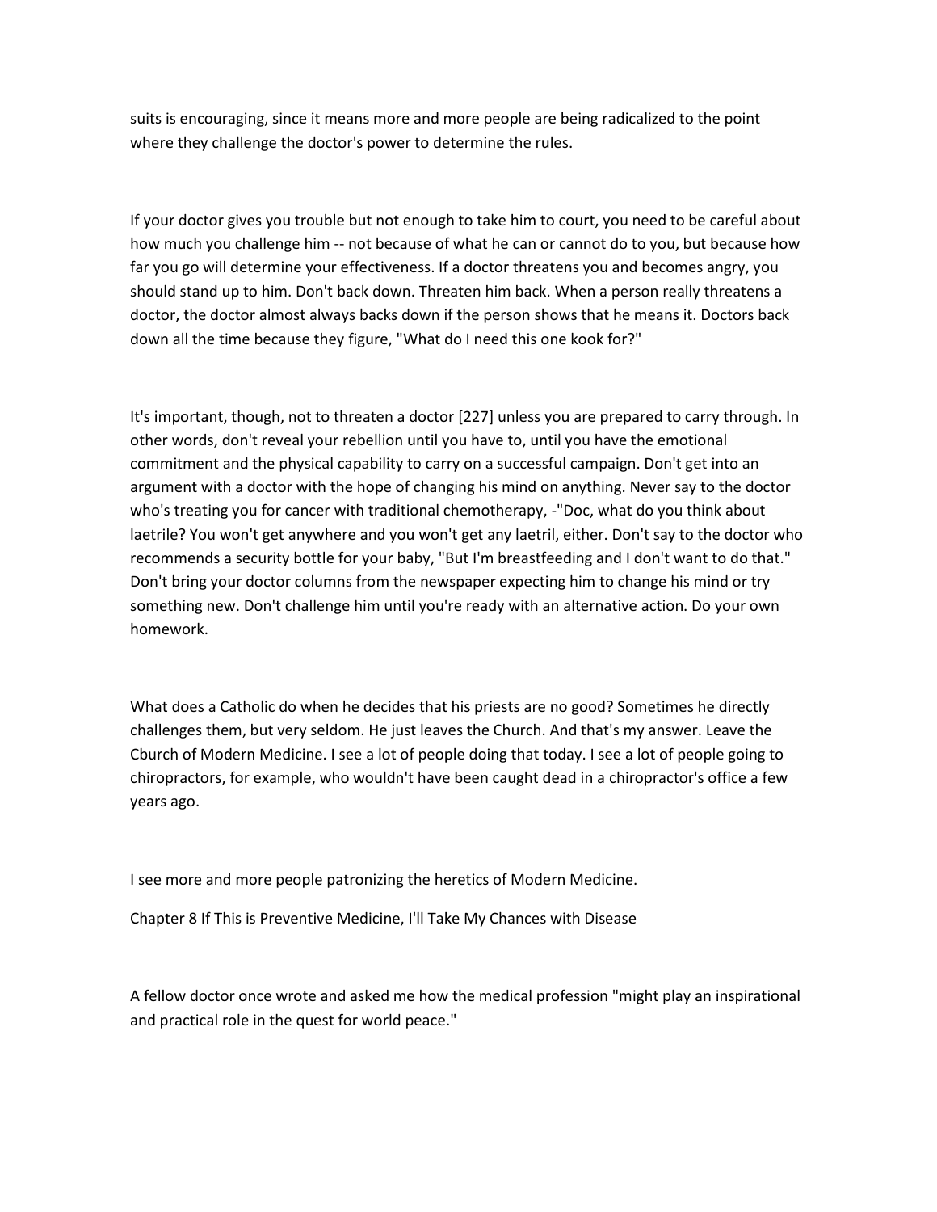suits is encouraging, since it means more and more people are being radicalized to the point where they challenge the doctor's power to determine the rules.

If your doctor gives you trouble but not enough to take him to court, you need to be careful about how much you challenge him -- not because of what he can or cannot do to you, but because how far you go will determine your effectiveness. If a doctor threatens you and becomes angry, you should stand up to him. Don't back down. Threaten him back. When a person really threatens a doctor, the doctor almost always backs down if the person shows that he means it. Doctors back down all the time because they figure, "What do I need this one kook for?"

It's important, though, not to threaten a doctor [227] unless you are prepared to carry through. In other words, don't reveal your rebellion until you have to, until you have the emotional commitment and the physical capability to carry on a successful campaign. Don't get into an argument with a doctor with the hope of changing his mind on anything. Never say to the doctor who's treating you for cancer with traditional chemotherapy, -"Doc, what do you think about laetrile? You won't get anywhere and you won't get any laetril, either. Don't say to the doctor who recommends a security bottle for your baby, "But I'm breastfeeding and I don't want to do that." Don't bring your doctor columns from the newspaper expecting him to change his mind or try something new. Don't challenge him until you're ready with an alternative action. Do your own homework.

What does a Catholic do when he decides that his priests are no good? Sometimes he directly challenges them, but very seldom. He just leaves the Church. And that's my answer. Leave the Cburch of Modern Medicine. I see a lot of people doing that today. I see a lot of people going to chiropractors, for example, who wouldn't have been caught dead in a chiropractor's office a few years ago.

I see more and more people patronizing the heretics of Modern Medicine.

## Chapter 8 If This is Preventive Medicine, I'll Take My Chances with Disease

A fellow doctor once wrote and asked me how the medical profession "might play an inspirational and practical role in the quest for world peace."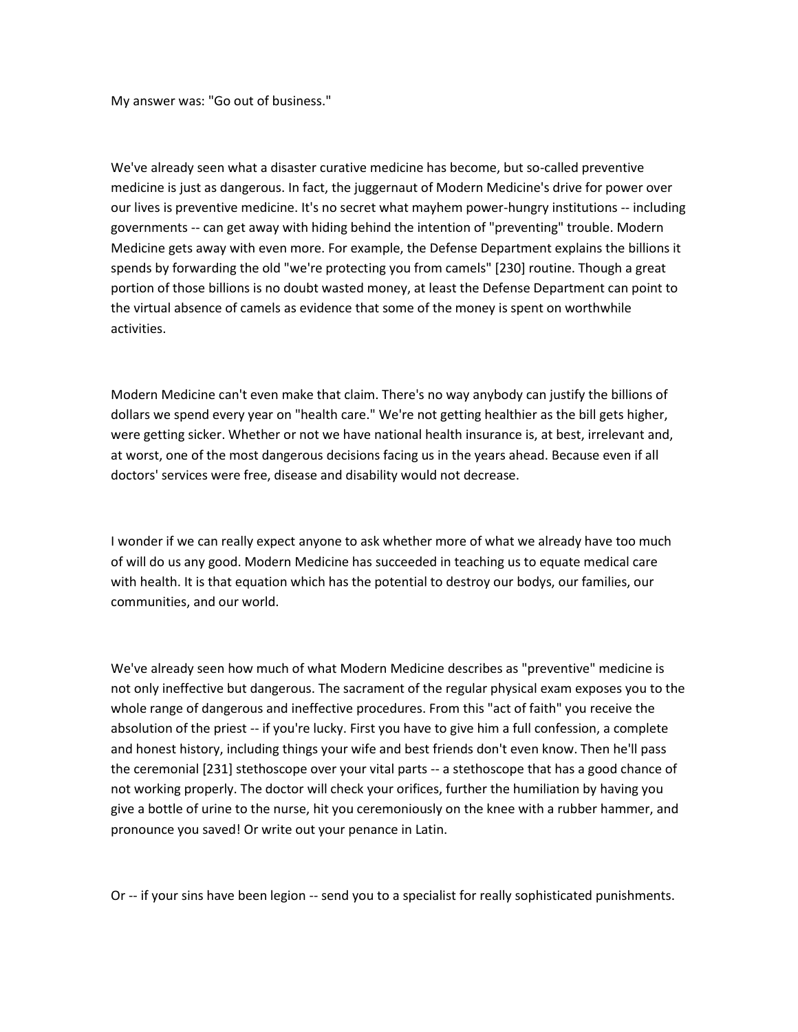My answer was: "Go out of business."

We've already seen what a disaster curative medicine has become, but so-called preventive medicine is just as dangerous. In fact, the juggernaut of Modern Medicine's drive for power over our lives is preventive medicine. It's no secret what mayhem power-hungry institutions -- including governments -- can get away with hiding behind the intention of "preventing" trouble. Modern Medicine gets away with even more. For example, the Defense Department explains the billions it spends by forwarding the old "we're protecting you from camels" [230] routine. Though a great portion of those billions is no doubt wasted money, at least the Defense Department can point to the virtual absence of camels as evidence that some of the money is spent on worthwhile activities.

Modern Medicine can't even make that claim. There's no way anybody can justify the billions of dollars we spend every year on "health care." We're not getting healthier as the bill gets higher, were getting sicker. Whether or not we have national health insurance is, at best, irrelevant and, at worst, one of the most dangerous decisions facing us in the years ahead. Because even if all doctors' services were free, disease and disability would not decrease.

I wonder if we can really expect anyone to ask whether more of what we already have too much of will do us any good. Modern Medicine has succeeded in teaching us to equate medical care with health. It is that equation which has the potential to destroy our bodys, our families, our communities, and our world.

We've already seen how much of what Modern Medicine describes as "preventive" medicine is not only ineffective but dangerous. The sacrament of the regular physical exam exposes you to the whole range of dangerous and ineffective procedures. From this "act of faith" you receive the absolution of the priest -- if you're lucky. First you have to give him a full confession, a complete and honest history, including things your wife and best friends don't even know. Then he'll pass the ceremonial [231] stethoscope over your vital parts -- a stethoscope that has a good chance of not working properly. The doctor will check your orifices, further the humiliation by having you give a bottle of urine to the nurse, hit you ceremoniously on the knee with a rubber hammer, and pronounce you saved! Or write out your penance in Latin.

Or -- if your sins have been legion -- send you to a specialist for really sophisticated punishments.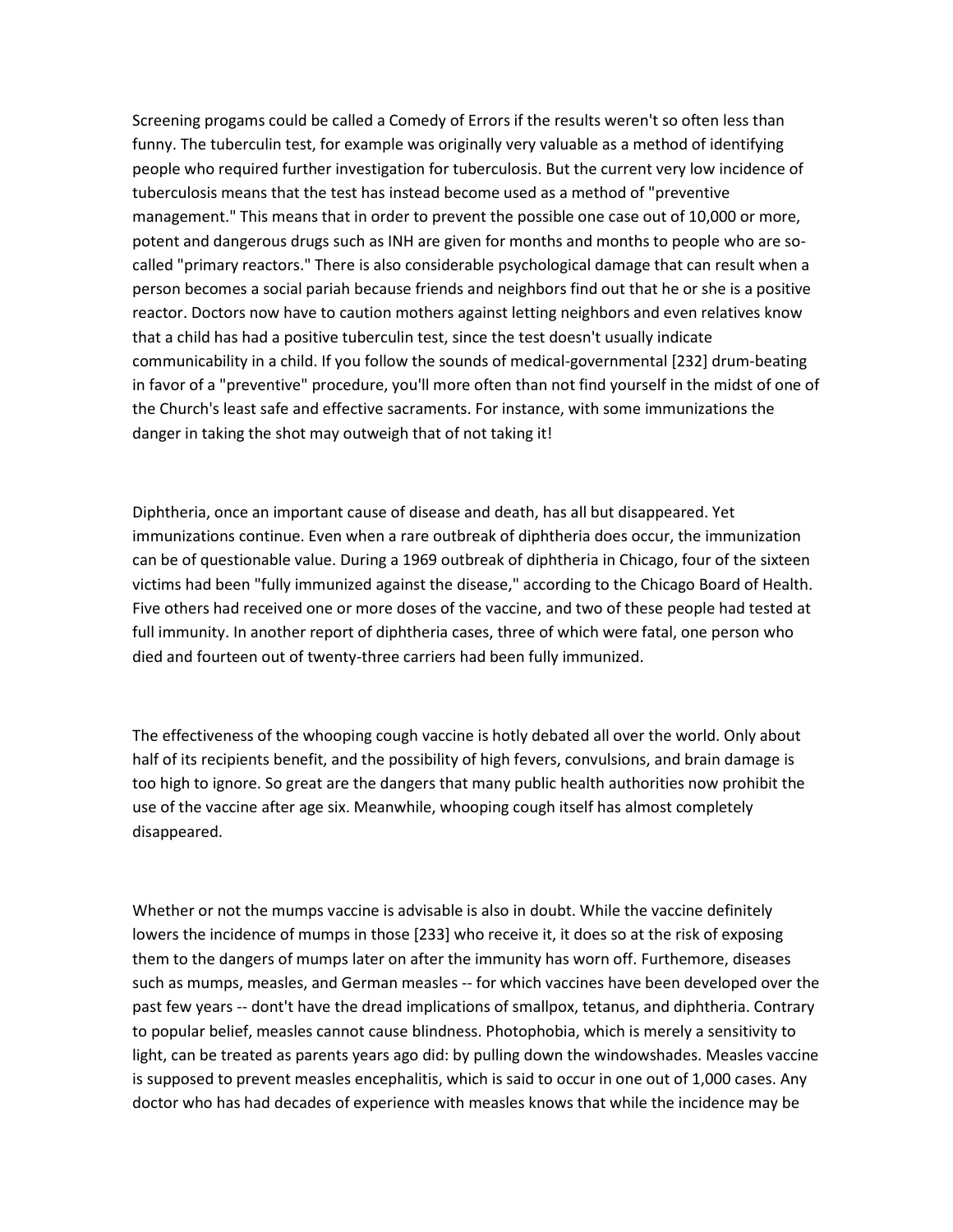Screening progams could be called a Comedy of Errors if the results weren't so often less than funny. The tuberculin test, for example was originally very valuable as a method of identifying people who required further investigation for tuberculosis. But the current very low incidence of tuberculosis means that the test has instead become used as a method of "preventive management." This means that in order to prevent the possible one case out of 10,000 or more, potent and dangerous drugs such as INH are given for months and months to people who are so-called "primary reactors." There is also considerable psychological damage that can result when a person becomes a social pariah because friends and neighbors find out that he or she is a positive reactor. Doctors now have to caution mothers against letting neighbors and even relatives know that a child has had a positive tuberculin test, since the test doesn't usually indicate communicability in a child. If you follow the sounds of medical-governmental [232] drum-beating in favor of a "preventive" procedure, you'll more often than not find yourself in the midst of one of the Church's least safe and effective sacraments. For instance, with some immunizations the danger in taking the shot may outweigh that of not taking it!

Diphtheria, once an important cause of disease and death, has all but disappeared. Yet immunizations continue. Even when a rare outbreak of diphtheria does occur, the immunization can be of questionable value. During a 1969 outbreak of diphtheria in Chicago, four of the sixteen victims had been "fully immunized against the disease," according to the Chicago Board of Health. Five others had received one or more doses of the vaccine, and two of these people had tested at full immunity. In another report of diphtheria cases, three of which were fatal, one person who died and fourteen out of twenty-three carriers had been fully immunized.

The effectiveness of the whooping cough vaccine is hotly debated all over the world. Only about half of its recipients benefit, and the possibility of high fevers, convulsions, and brain damage is too high to ignore. So great are the dangers that many public health authorities now prohibit the use of the vaccine after age six. Meanwhile, whooping cough itself has almost completely disappeared.

Whether or not the mumps vaccine is advisable is also in doubt. While the vaccine definitely lowers the incidence of mumps in those [233] who receive it, it does so at the risk of exposing them to the dangers of mumps later on after the immunity has worn off. Furthermore, diseases such as mumps, measles, and German measles -- for which vaccines have been developed over the past few years -- dont't have the dread implications of smallpox, tetanus, and diphtheria. Contrary to popular belief, measles cannot cause blindness. Photophobia, which is merely a sensitivity to light, can be treated as parents years ago did: by pulling down the windowshades. Measles vaccine is supposed to prevent measles encephalitis, which is said to occur in one out of 1,000 cases. Any doctor who has had decades of experience with measles knows that while the incidence may be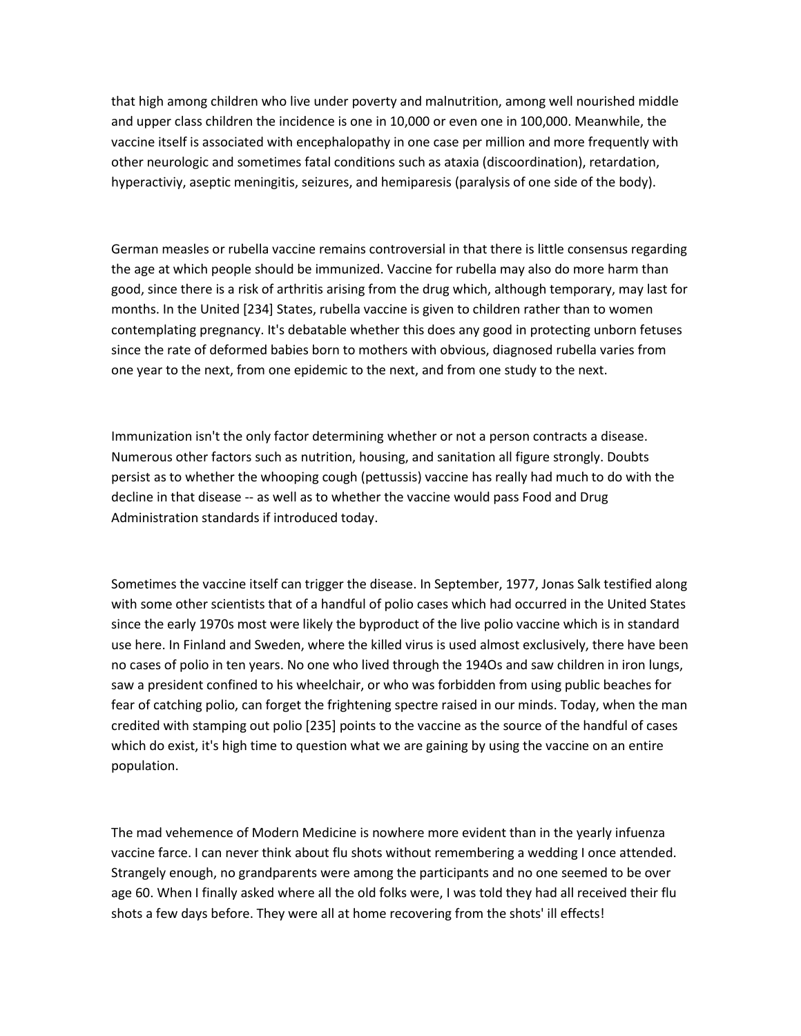that high among children who live under poverty and malnutrition, among well nourished middle and upper class children the incidence is one in 10,000 or even one in 100,000. Meanwhile, the vaccine itself is associated with encephalopathy in one case per million and more frequently with other neurologic and sometimes fatal conditions such as ataxia (discoordination), retardation, hyperactiviy, aseptic meningitis, seizures, and hemiparesis (paralysis of one side of the body).

German measles or rubella vaccine remains controversial in that there is little consensus regarding the age at which people should be immunized. Vaccine for rubella may also do more harm than good, since there is a risk of arthritis arising from the drug which, although temporary, may last for months. In the United [234] States, rubella vaccine is given to children rather than to women contemplating pregnancy. It's debatable whether this does any good in protecting unborn fetuses since the rate of deformed babies born to mothers with obvious, diagnosed rubella varies from one year to the next, from one epidemic to the next, and from one study to the next.

Immunization isn't the only factor determining whether or not a person contracts a disease. Numerous other factors such as nutrition, housing, and sanitation all figure strongly. Doubts persist as to whether the whooping cough (pettussis) vaccine has really had much to do with the decline in that disease -- as well as to whether the vaccine would pass Food and Drug Administration standards if introduced today.

Sometimes the vaccine itself can trigger the disease. In September, 1977, Jonas Salk testified along with some other scientists that of a handful of polio cases which had occurred in the United States since the early 1970s most were likely the byproduct of the live polio vaccine which is in standard use here. In Finland and Sweden, where the killed virus is used almost exclusively, there have been no cases of polio in ten years. No one who lived through the 194Os and saw children in iron lungs, saw a president confined to his wheelchair, or who was forbidden from using public beaches for fear of catching polio, can forget the frightening spectre raised in our minds. Today, when the man credited with stamping out polio [235] points to the vaccine as the source of the handful of cases which do exist, it's high time to question what we are gaining by using the vaccine on an entire population.

The mad vehemence of Modern Medicine is nowhere more evident than in the yearly infuenza vaccine farce. I can never think about flu shots without remembering a wedding I once attended. Strangely enough, no grandparents were among the participants and no one seemed to be over age 60. When I finally asked where all the old folks were, I was told they had all received their flu shots a few days before. They were all at home recovering from the shots' ill effects!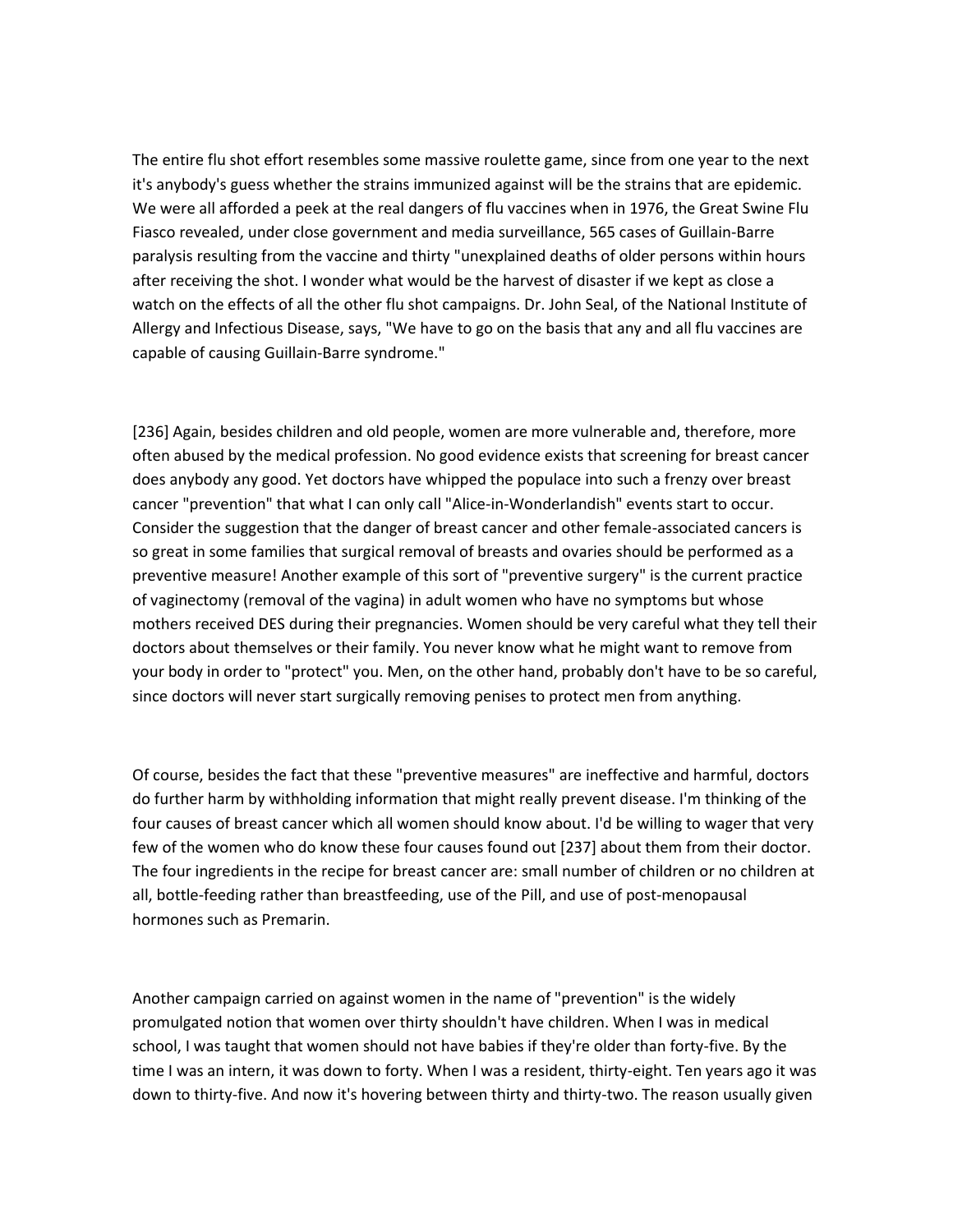The entire flu shot effort resembles some massive roulette game, since from one year to the next it's anybody's guess whether the strains immunized against will be the strains that are epidemic. We were all afforded a peek at the real dangers of flu vaccines when in 1976, the Great Swine Flu Fiasco revealed, under close government and media surveillance, 565 cases of Guillain-Barre paralysis resulting from the vaccine and thirty "unexplained deaths of older persons within hours after receiving the shot. I wonder what would be the harvest of disaster if we kept as close a watch on the effects of all the other flu shot campaigns. Dr. John Seal, of the National Institute of Allergy and Infectious Disease, says, "We have to go on the basis that any and all flu vaccines are capable of causing Guillain-Barre syndrome."

[236] Again, besides children and old people, women are more vulnerable and, therefore, more often abused by the medical profession. No good evidence exists that screening for breast cancer does anybody any good. Yet doctors have whipped the populace into such a frenzy over breast cancer "prevention" that what I can only call "Alice-in-Wonderlandish" events start to occur. Consider the suggestion that the danger of breast cancer and other female-associated cancers is so great in some families that surgical removal of breasts and ovaries should be performed as a preventive measure! Another example of this sort of "preventive surgery" is the current practice of vaginectomy (removal of the vagina) in adult women who have no symptoms but whose mothers received DES during their pregnancies. Women should be very careful what they tell their doctors about themselves or their family. You never know what he might want to remove from your body in order to "protect" you. Men, on the other hand, probably don't have to be so careful, since doctors will never start surgically removing penises to protect men from anything.

Of course, besides the fact that these "preventive measures" are ineffective and harmful, doctors do further harm by withholding information that might really prevent disease. I'm thinking of the four causes of breast cancer which all women should know about. I'd be willing to wager that very few of the women who do know these four causes found out [237] about them from their doctor. The four ingredients in the recipe for breast cancer are: small number of children or no children at all, bottle-feeding rather than breastfeeding, use of the Pill, and use of post-menopausal hormones such as Premarin.

Another campaign carried on against women in the name of "prevention" is the widely promulgated notion that women over thirty shouldn't have children. When I was in medical school, I was taught that women should not have babies if they're older than forty-five. By the time I was an intern, it was down to forty. When I was a resident, thirty-eight. Ten years ago it was down to thirty-five. And now it's hovering between thirty and thirty-two. The reason usually given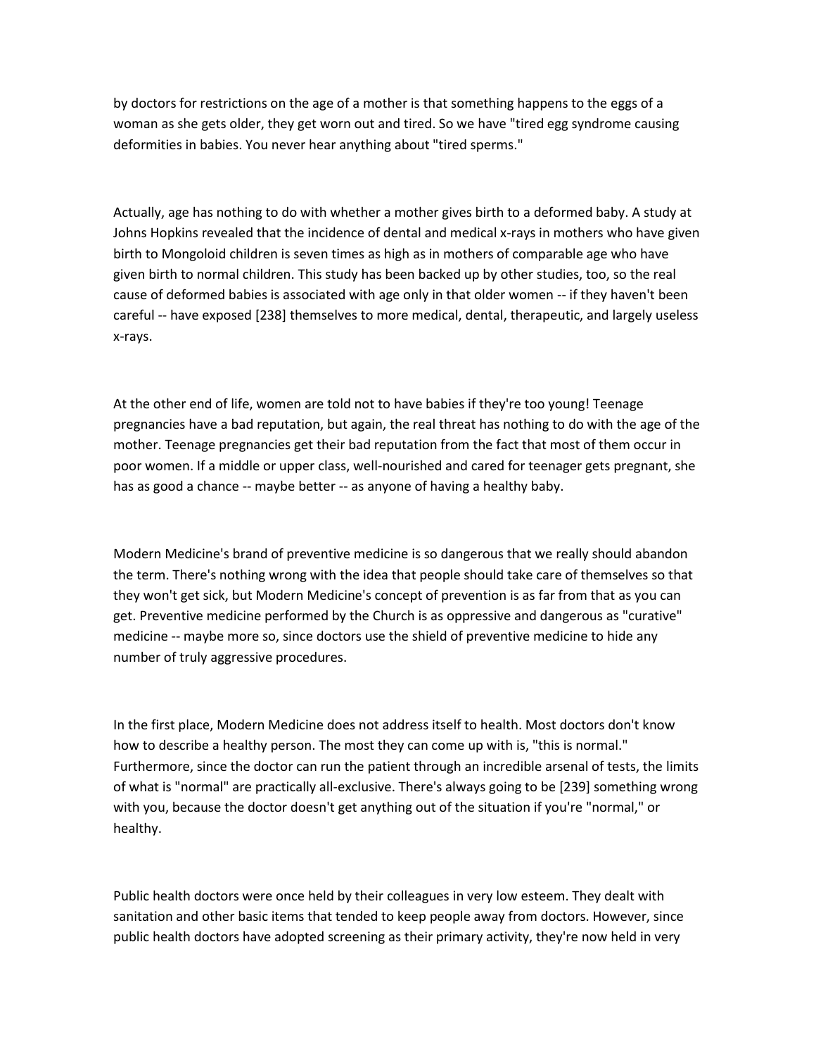by doctors for restrictions on the age of a mother is that something happens to the eggs of a woman as she gets older, they get worn out and tired. So we have "tired egg syndrome causing deformities in babies. You never hear anything about "tired sperms."

Actually, age has nothing to do with whether a mother gives birth to a deformed baby. A study at Johns Hopkins revealed that the incidence of dental and medical x-rays in mothers who have given birth to Mongoloid children is seven times as high as in mothers of comparable age who have given birth to normal children. This study has been backed up by other studies, too, so the real cause of deformed babies is associated with age only in that older women -- if they haven't been careful -- have exposed [238] themselves to more medical, dental, therapeutic, and largely useless x-rays.

At the other end of life, women are told not to have babies if they're too young! Teenage pregnancies have a bad reputation, but again, the real threat has nothing to do with the age of the mother. Teenage pregnancies get their bad reputation from the fact that most of them occur in poor women. If a middle or upper class, well-nourished and cared for teenager gets pregnant, she has as good a chance -- maybe better -- as anyone of having a healthy baby.

Modern Medicine's brand of preventive medicine is so dangerous that we really should abandon the term. There's nothing wrong with the idea that people should take care of themselves so that they won't get sick, but Modern Medicine's concept of prevention is as far from that as you can get. Preventive medicine performed by the Church is as oppressive and dangerous as "curative" medicine -- maybe more so, since doctors use the shield of preventive medicine to hide any number of truly aggressive procedures.

In the first place, Modern Medicine does not address itself to health. Most doctors don't know how to describe a healthy person. The most they can come up with is, "this is normal." Furthermore, since the doctor can run the patient through an incredible arsenal of tests, the limits of what is "normal" are practically all-exclusive. There's always going to be [239] something wrong with you, because the doctor doesn't get anything out of the situation if you're "normal," or healthy.

Public health doctors were once held by their colleagues in very low esteem. They dealt with sanitation and other basic items that tended to keep people away from doctors. However, since public health doctors have adopted screening as their primary activity, they're now held in very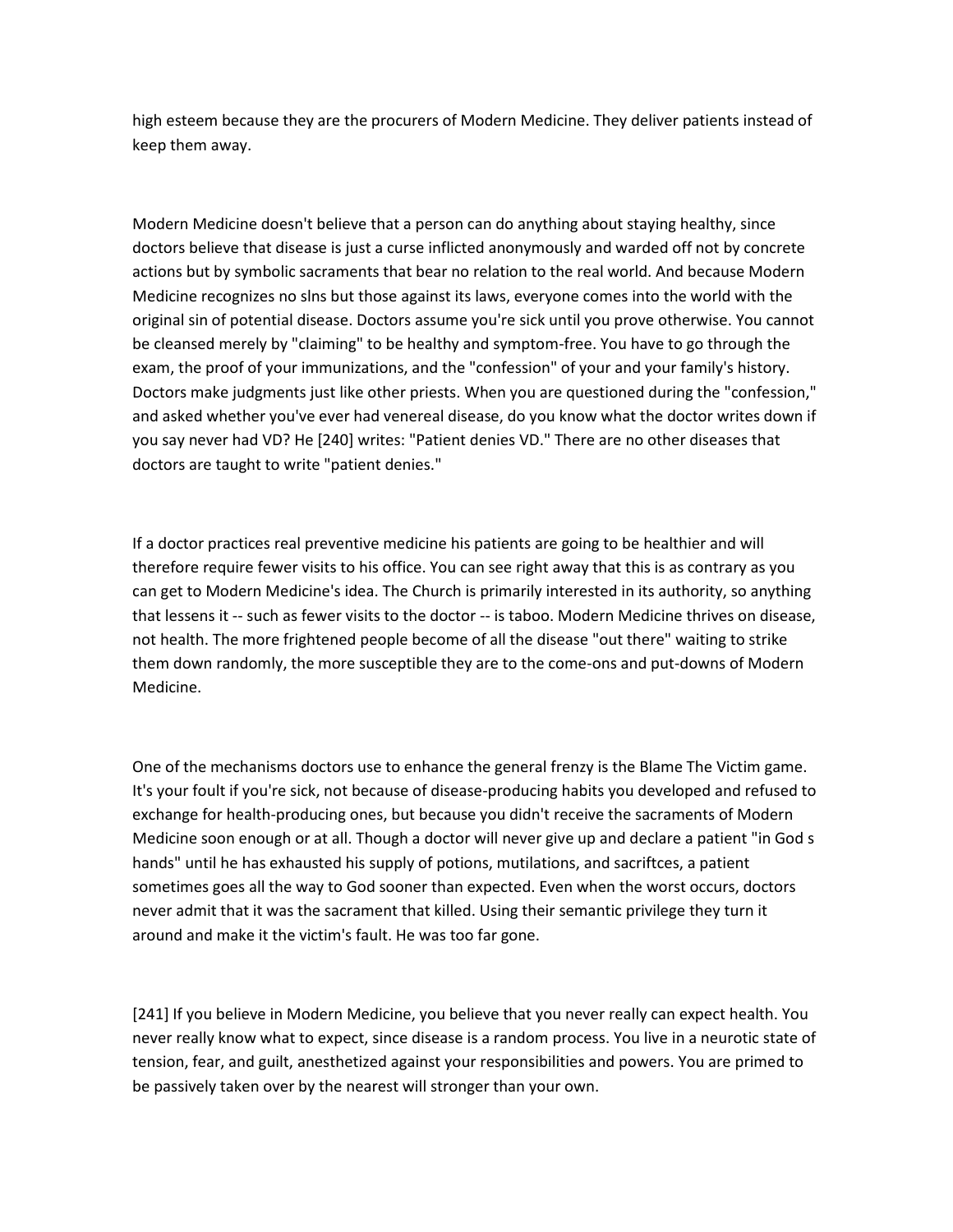high esteem because they are the procurers of Modern Medicine. They deliver patients instead of keep them away.

Modern Medicine doesn't believe that a person can do anything about staying healthy, since doctors believe that disease is just a curse inflicted anonymously and warded off not by concrete actions but by symbolic sacraments that bear no relation to the real world. And because Modern Medicine recognizes no slns but those against its laws, everyone comes into the world with the original sin of potential disease. Doctors assume you're sick until you prove otherwise. You cannot be cleansed merely by "claiming" to be healthy and symptom-free. You have to go through the exam, the proof of your immunizations, and the "confession" of your and your family's history. Doctors make judgments just like other priests. When you are questioned during the "confession," and asked whether you've ever had venereal disease, do you know what the doctor writes down if you say never had VD? He [240] writes: "Patient denies VD." There are no other diseases that doctors are taught to write "patient denies."

If a doctor practices real preventive medicine his patients are going to be healthier and will therefore require fewer visits to his office. You can see right away that this is as contrary as you can get to Modern Medicine's idea. The Church is primarily interested in its authority, so anything that lessens it -- such as fewer visits to the doctor -- is taboo. Modern Medicine thrives on disease, not health. The more frightened people become of all the disease "out there" waiting to strike them down randomly, the more susceptible they are to the come-ons and put-downs of Modern Medicine.

One of the mechanisms doctors use to enhance the general frenzy is the Blame The Victim game. It's your foult if you're sick, not because of disease-producing habits you developed and refused to exchange for health-producing ones, but because you didn't receive the sacraments of Modern Medicine soon enough or at all. Though a doctor will never give up and declare a patient "in God s hands" until he has exhausted his supply of potions, mutilations, and sacriftces, a patient sometimes goes all the way to God sooner than expected. Even when the worst occurs, doctors never admit that it was the sacrament that killed. Using their semantic privilege they turn it around and make it the victim's fault. He was too far gone.

[241] If you believe in Modern Medicine, you believe that you never really can expect health. You never really know what to expect, since disease is a random process. You live in a neurotic state of tension, fear, and guilt, anesthetized against your responsibilities and powers. You are primed to be passively taken over by the nearest will stronger than your own.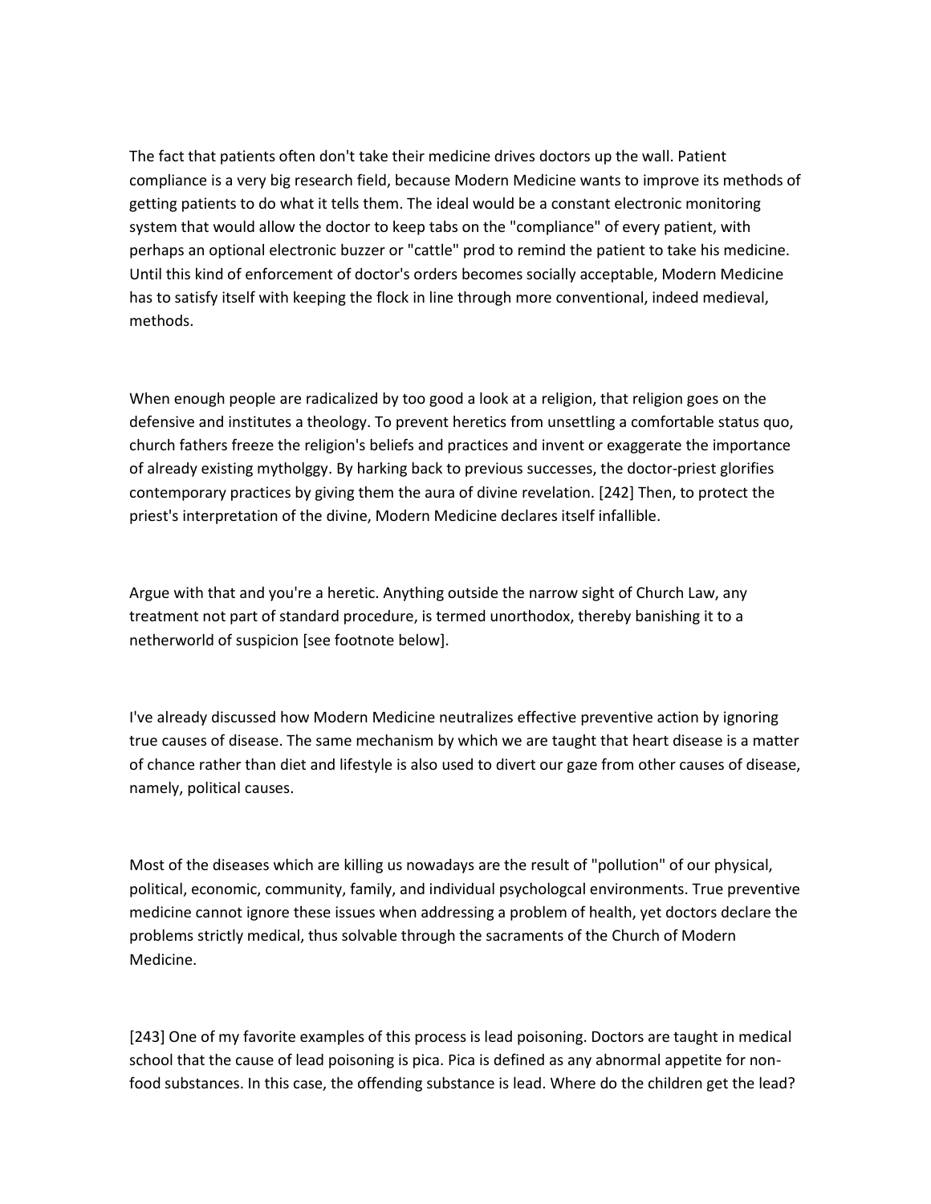The fact that patients often don't take their medicine drives doctors up the wall. Patient compliance is a very big research field, because Modern Medicine wants to improve its methods of getting patients to do what it tells them. The ideal would be a constant electronic monitoring system that would allow the doctor to keep tabs on the "compliance" of every patient, with perhaps an optional electronic buzzer or "cattle" prod to remind the patient to take his medicine. Until this kind of enforcement of doctor's orders becomes socially acceptable, Modern Medicine has to satisfy itself with keeping the flock in line through more conventional, indeed medieval, methods.

When enough people are radicalized by too good a look at a religion, that religion goes on the defensive and institutes a theology. To prevent heretics from unsettling a comfortable status quo, church fathers freeze the religion's beliefs and practices and invent or exaggerate the importance of already existing mytholggy. By harking back to previous successes, the doctor-priest glorifies contemporary practices by giving them the aura of divine revelation. [242] Then, to protect the priest's interpretation of the divine, Modern Medicine declares itself infallible.

Argue with that and you're a heretic. Anything outside the narrow sight of Church Law, any treatment not part of standard procedure, is termed unorthodox, thereby banishing it to a netherworld of suspicion [see footnote below].

I've already discussed how Modern Medicine neutralizes effective preventive action by ignoring true causes of disease. The same mechanism by which we are taught that heart disease is a matter of chance rather than diet and lifestyle is also used to divert our gaze from other causes of disease, namely, political causes.

Most of the diseases which are killing us nowadays are the result of "pollution" of our physical, political, economic, community, family, and individual psychologcal environments. True preventive medicine cannot ignore these issues when addressing a problem of health, yet doctors declare the problems strictly medical, thus solvable through the sacraments of the Church of Modern Medicine.

[243] One of my favorite examples of this process is lead poisoning. Doctors are taught in medical school that the cause of lead poisoning is pica. Pica is defined as any abnormal appetite for non-food substances. In this case, the offending substance is lead. Where do the children get the lead?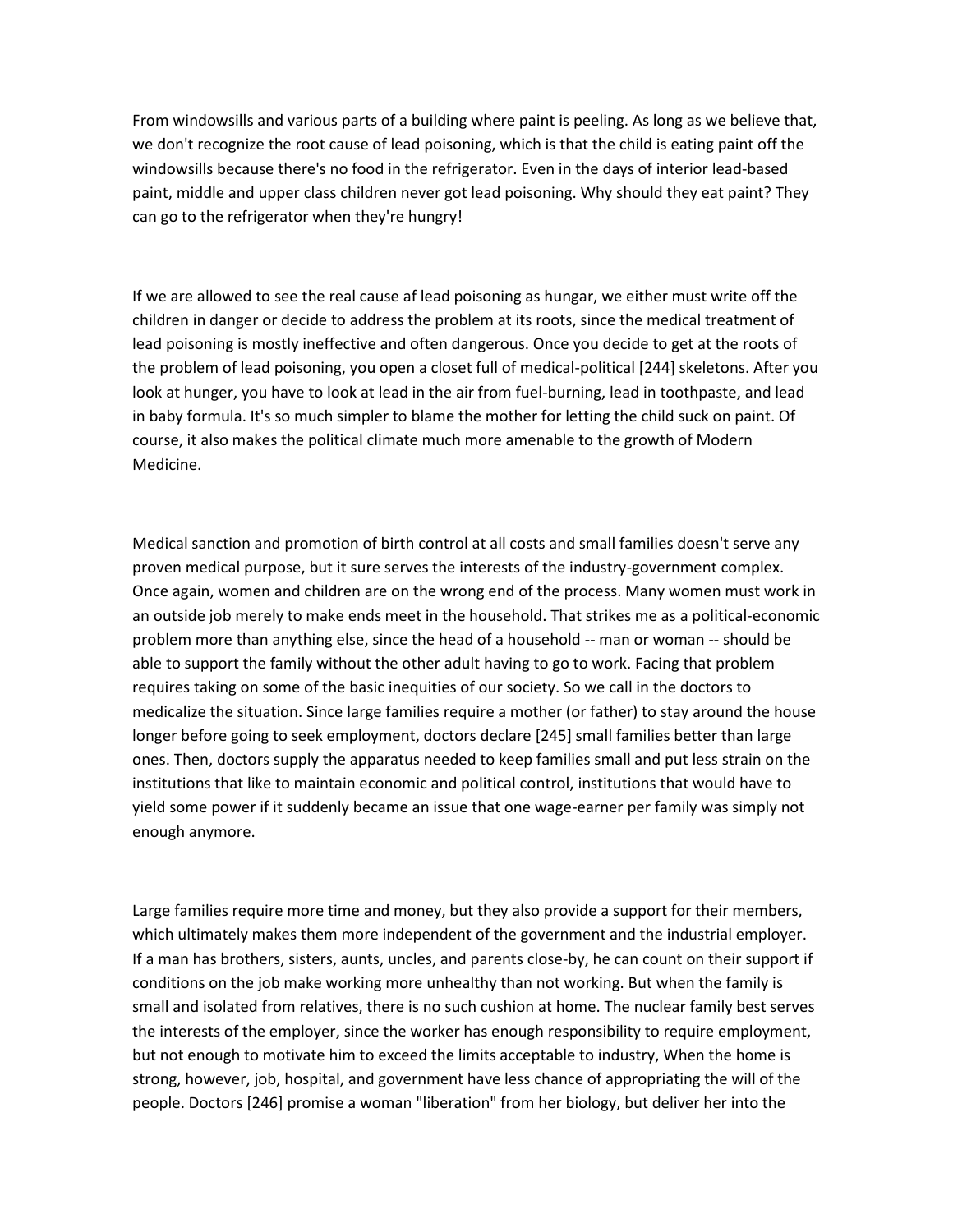From windowsills and various parts of a building where paint is peeling. As long as we believe that, we don't recognize the root cause of lead poisoning, which is that the child is eating paint off the windowsills because there's no food in the refrigerator. Even in the days of interior lead-based paint, middle and upper class children never got lead poisoning. Why should they eat paint? They can go to the refrigerator when they're hungry!

If we are allowed to see the real cause af lead poisoning as hungar, we either must write off the children in danger or decide to address the problem at its roots, since the medical treatment of lead poisoning is mostly ineffective and often dangerous. Once you decide to get at the roots of the problem of lead poisoning, you open a closet full of medical-political [244] skeletons. After you look at hunger, you have to look at lead in the air from fuel-burning, lead in toothpaste, and lead in baby formula. It's so much simpler to blame the mother for letting the child suck on paint. Of course, it also makes the political climate much more amenable to the growth of Modern Medicine.

Medical sanction and promotion of birth control at all costs and small families doesn't serve any proven medical purpose, but it sure serves the interests of the industry-government complex. Once again, women and children are on the wrong end of the process. Many women must work in an outside job merely to make ends meet in the household. That strikes me as a political-economic problem more than anything else, since the head of a household -- man or woman -- should be able to support the family without the other adult having to go to work. Facing that problem requires taking on some of the basic inequities of our society. So we call in the doctors to medicalize the situation. Since large families require a mother (or father) to stay around the house longer before going to seek employment, doctors declare [245] small families better than large ones. Then, doctors supply the apparatus needed to keep families small and put less strain on the institutions that like to maintain economic and political control, institutions that would have to yield some power if it suddenly became an issue that one wage-earner per family was simply not enough anymore.

Large families require more time and money, but they also provide a support for their members, which ultimately makes them more independent of the government and the industrial employer. If a man has brothers, sisters, aunts, uncles, and parents close-by, he can count on their support if conditions on the job make working more unhealthy than not working. But when the family is small and isolated from relatives, there is no such cushion at home. The nuclear family best serves the interests of the employer, since the worker has enough responsibility to require employment, but not enough to motivate him to exceed the limits acceptable to industry, When the home is strong, however, job, hospital, and government have less chance of appropriating the will of the people. Doctors [246] promise a woman "liberation" from her biology, but deliver her into the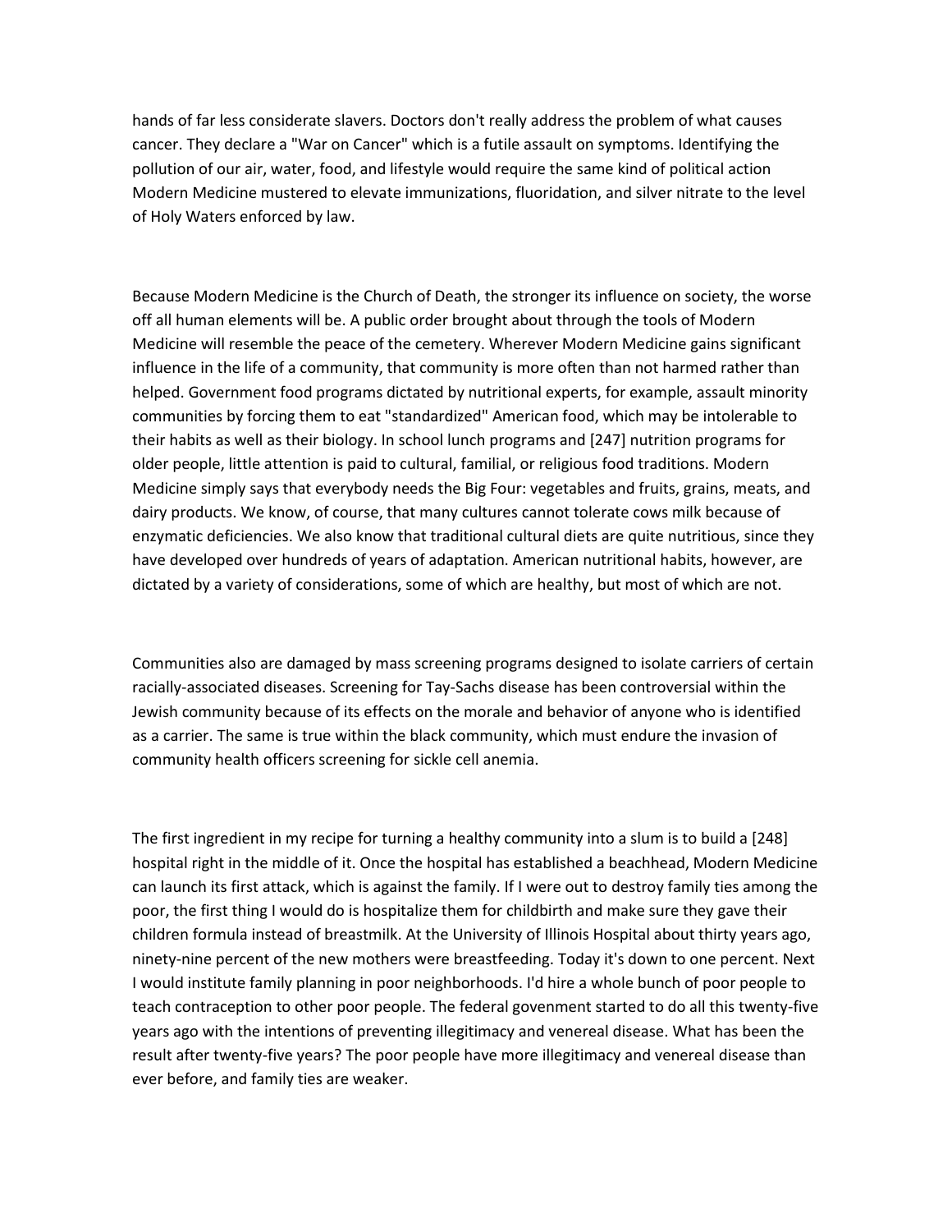hands of far less considerate slavers. Doctors don't really address the problem of what causes cancer. They declare a "War on Cancer" which is a futile assault on symptoms. Identifying the pollution of our air, water, food, and lifestyle would require the same kind of political action Modern Medicine mustered to elevate immunizations, fluoridation, and silver nitrate to the level of Holy Waters enforced by law.

Because Modern Medicine is the Church of Death, the stronger its influence on society, the worse off all human elements will be. A public order brought about through the tools of Modern Medicine will resemble the peace of the cemetery. Wherever Modern Medicine gains significant influence in the life of a community, that community is more often than not harmed rather than helped. Government food programs dictated by nutritional experts, for example, assault minority communities by forcing them to eat "standardized" American food, which may be intolerable to their habits as well as their biology. In school lunch programs and [247] nutrition programs for older people, little attention is paid to cultural, familial, or religious food traditions. Modern Medicine simply says that everybody needs the Big Four: vegetables and fruits, grains, meats, and dairy products. We know, of course, that many cultures cannot tolerate cows milk because of enzymatic deficiencies. We also know that traditional cultural diets are quite nutritious, since they have developed over hundreds of years of adaptation. American nutritional habits, however, are dictated by a variety of considerations, some of which are healthy, but most of which are not.

Communities also are damaged by mass screening programs designed to isolate carriers of certain racially-associated diseases. Screening for Tay-Sachs disease has been controversial within the Jewish community because of its effects on the morale and behavior of anyone who is identified as a carrier. The same is true within the black community, which must endure the invasion of community health officers screening for sickle cell anemia.

The first ingredient in my recipe for turning a healthy community into a slum is to build a [248] hospital right in the middle of it. Once the hospital has established a beachhead, Modern Medicine can launch its first attack, which is against the family. If I were out to destroy family ties among the poor, the first thing I would do is hospitalize them for childbirth and make sure they gave their children formula instead of breastmilk. At the University of Illinois Hospital about thirty years ago, ninety-nine percent of the new mothers were breastfeeding. Today it's down to one percent. Next I would institute family planning in poor neighborhoods. I'd hire a whole bunch of poor people to teach contraception to other poor people. The federal govenment started to do all this twenty-five years ago with the intentions of preventing illegitimacy and venereal disease. What has been the result after twenty-five years? The poor people have more illegitimacy and venereal disease than ever before, and family ties are weaker.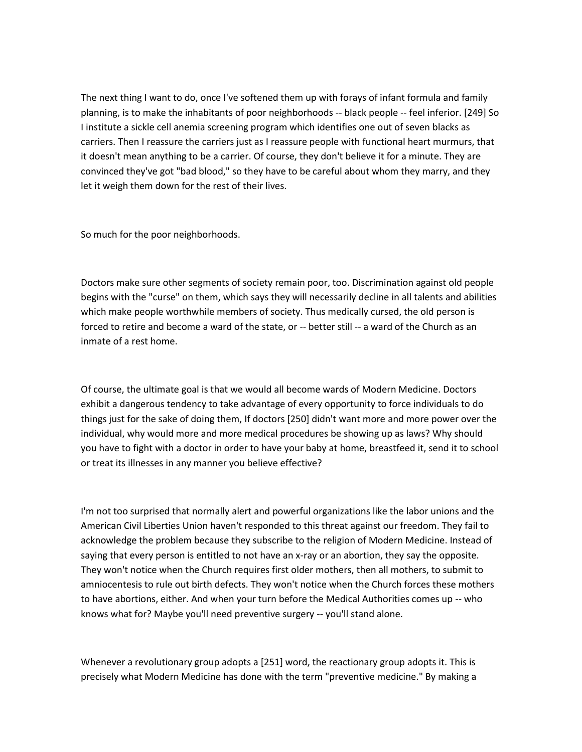The next thing I want to do, once I've softened them up with forays of infant formula and family planning, is to make the inhabitants of poor neighborhoods -- black people -- feel inferior. [249] So I institute a sickle cell anemia screening program which identifies one out of seven blacks as carriers. Then I reassure the carriers just as I reassure people with functional heart murmurs, that it doesn't mean anything to be a carrier. Of course, they don't believe it for a minute. They are convinced they've got "bad blood," so they have to be careful about whom they marry, and they let it weigh them down for the rest of their lives.

So much for the poor neighborhoods.

Doctors make sure other segments of society remain poor, too. Discrimination against old people begins with the "curse" on them, which says they will necessarily decline in all talents and abilities which make people worthwhile members of society. Thus medically cursed, the old person is forced to retire and become a ward of the state, or -- better still -- a ward of the Church as an inmate of a rest home.

Of course, the ultimate goal is that we would all become wards of Modern Medicine. Doctors exhibit a dangerous tendency to take advantage of every opportunity to force individuals to do things just for the sake of doing them, If doctors [250] didn't want more and more power over the individual, why would more and more medical procedures be showing up as laws? Why should you have to fight with a doctor in order to have your baby at home, breastfeed it, send it to school or treat its illnesses in any manner you believe effective?

I'm not too surprised that normally alert and powerful organizations like the labor unions and the American Civil Liberties Union haven't responded to this threat against our freedom. They fail to acknowledge the problem because they subscribe to the religion of Modern Medicine. Instead of saying that every person is entitled to not have an x-ray or an abortion, they say the opposite. They won't notice when the Church requires first older mothers, then all mothers, to submit to amniocentesis to rule out birth defects. They won't notice when the Church forces these mothers to have abortions, either. And when your turn before the Medical Authorities comes up -- who knows what for? Maybe you'll need preventive surgery -- you'll stand alone.

Whenever a revolutionary group adopts a [251] word, the reactionary group adopts it. This is precisely what Modern Medicine has done with the term "preventive medicine." By making a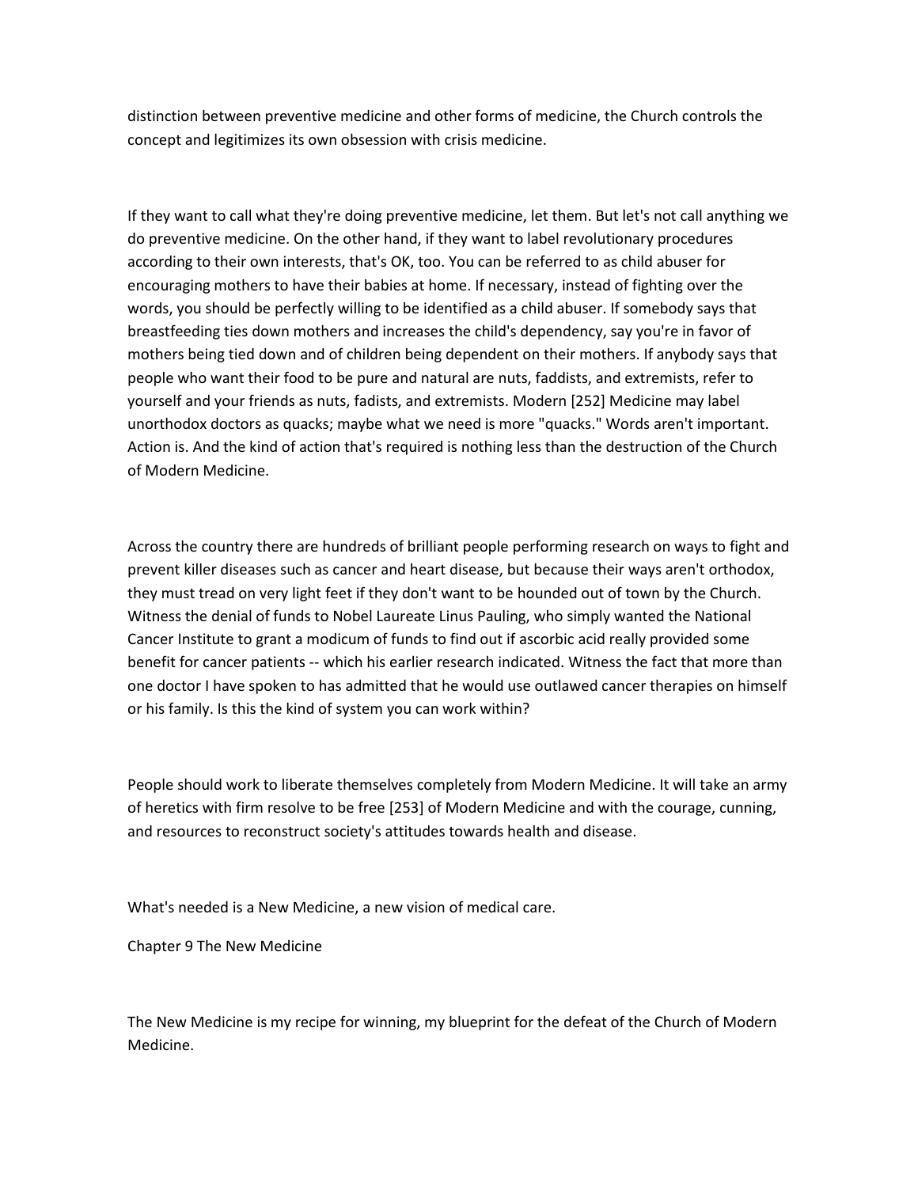distinction between preventive medicine and other forms of medicine, the Church controls the concept and legitimizes its own obsession with crisis medicine.

If they want to call what they're doing preventive medicine, let them. But let's not call anything we do preventive medicine. On the other hand, if they want to label revolutionary procedures according to their own interests, that's OK, too. You can be referred to as child abuser for encouraging mothers to have their babies at home. If necessary, instead of fighting over the words, you should be perfectly willing to be identified as a child abuser. If somebody says that breastfeeding ties down mothers and increases the child's dependency, say you're in favor of mothers being tied down and of children being dependent on their mothers. If anybody says that people who want their food to be pure and natural are nuts, faddists, and extremists, refer to yourself and your friends as nuts, fadists, and extremists. Modern [252] Medicine may label unorthodox doctors as quacks; maybe what we need is more "quacks." Words aren't important. Action is. And the kind of action that's required is nothing less than the destruction of the Church of Modern Medicine.

Across the country there are hundreds of brilliant people performing research on ways to fight and prevent killer diseases such as cancer and heart disease, but because their ways aren't orthodox, they must tread on very light feet if they don't want to be hounded out of town by the Church. Witness the denial of funds to Nobel Laureate Linus Pauling, who simply wanted the National Cancer Institute to grant a modicum of funds to find out if ascorbic acid really provided some benefit for cancer patients -- which his earlier research indicated. Witness the fact that more than one doctor I have spoken to has admitted that he would use outlawed cancer therapies on himself or his family. Is this the kind of system you can work within?

People should work to liberate themselves completely from Modern Medicine. It will take an army of heretics with firm resolve to be free [253] of Modern Medicine and with the courage, cunning, and resources to reconstruct society's attitudes towards health and disease.

What's needed is a New Medicine, a new vision of medical care.

# Chapter 9 The New Medicine

The New Medicine is my recipe for winning, my blueprint for the defeat of the Church of Modern Medicine.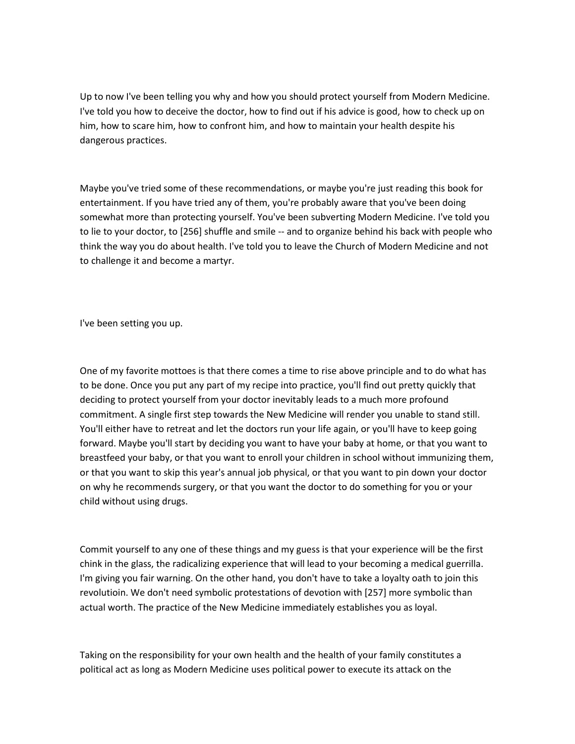Up to now I've been telling you why and how you should protect yourself from Modern Medicine. I've told you how to deceive the doctor, how to find out if his advice is good, how to check up on him, how to scare him, how to confront him, and how to maintain your health despite his dangerous practices.

Maybe you've tried some of these recommendations, or maybe you're just reading this book for entertainment. If you have tried any of them, you're probably aware that you've been doing somewhat more than protecting yourself. You've been subverting Modern Medicine. I've told you to lie to your doctor, to [256] shuffle and smile -- and to organize behind his back with people who think the way you do about health. I've told you to leave the Church of Modern Medicine and not to challenge it and become a martyr.

I've been setting you up.

One of my favorite mottoes is that there comes a time to rise above principle and to do what has to be done. Once you put any part of my recipe into practice, you'll find out pretty quickly that deciding to protect yourself from your doctor inevitably leads to a much more profound commitment. A single first step towards the New Medicine will render you unable to stand still. You'll either have to retreat and let the doctors run your life again, or you'll have to keep going forward. Maybe you'll start by deciding you want to have your baby at home, or that you want to breastfeed your baby, or that you want to enroll your children in school without immunizing them, or that you want to skip this year's annual job physical, or that you want to pin down your doctor on why he recommends surgery, or that you want the doctor to do something for you or your child without using drugs.

Commit yourself to any one of these things and my guess is that your experience will be the first chink in the glass, the radicalizing experience that will lead to your becoming a medical guerrilla. I'm giving you fair warning. On the other hand, you don't have to take a loyalty oath to join this revolutioin. We don't need symbolic protestations of devotion with [257] more symbolic than actual worth. The practice of the New Medicine immediately establishes you as loyal.

Taking on the responsibility for your own health and the health of your family constitutes a political act as long as Modern Medicine uses political power to execute its attack on the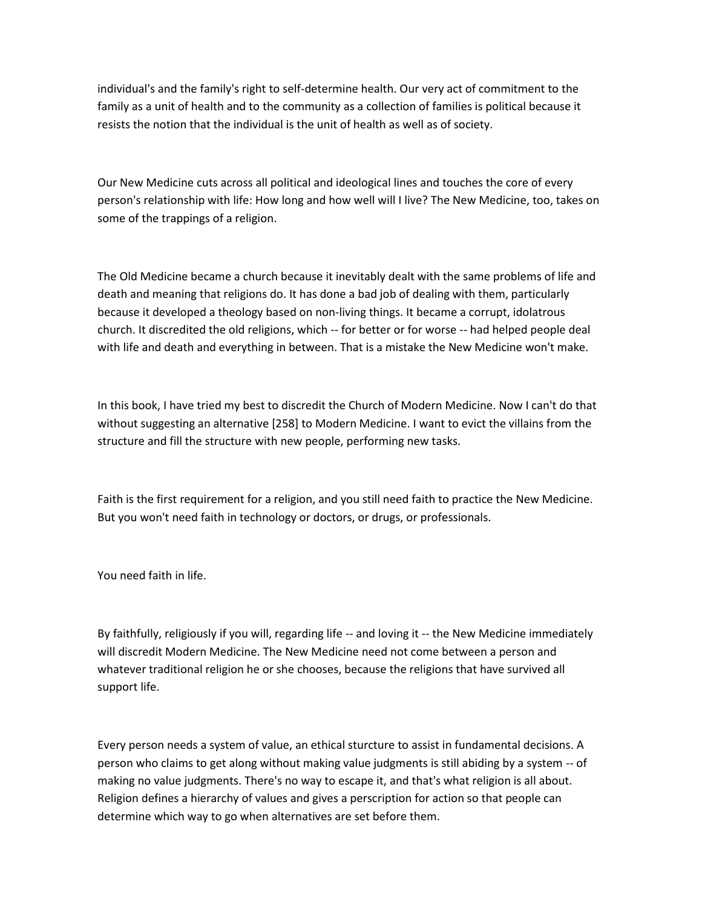individual's and the family's right to self-determine health. Our very act of commitment to the family as a unit of health and to the community as a collection of families is political because it resists the notion that the individual is the unit of health as well as of society.

Our New Medicine cuts across all political and ideological lines and touches the core of every person's relationship with life: How long and how well will I live? The New Medicine, too, takes on some of the trappings of a religion.

The Old Medicine became a church because it inevitably dealt with the same problems of life and death and meaning that religions do. It has done a bad job of dealing with them, particularly because it developed a theology based on non-living things. It became a corrupt, idolatrous church. It discredited the old religions, which -- for better or for worse -- had helped people deal with life and death and everything in between. That is a mistake the New Medicine won't make.

In this book, I have tried my best to discredit the Church of Modern Medicine. Now I can't do that without suggesting an alternative [258] to Modern Medicine. I want to evict the villains from the structure and fill the structure with new people, performing new tasks.

Faith is the first requirement for a religion, and you still need faith to practice the New Medicine. But you won't need faith in technology or doctors, or drugs, or professionals.

You need faith in life.

By faithfully, religiously if you will, regarding life -- and loving it -- the New Medicine immediately will discredit Modern Medicine. The New Medicine need not come between a person and whatever traditional religion he or she chooses, because the religions that have survived all support life.

Every person needs a system of value, an ethical sturcture to assist in fundamental decisions. A person who claims to get along without making value judgments is still abiding by a system -- of making no value judgments. There's no way to escape it, and that's what religion is all about. Religion defines a hierarchy of values and gives a perscription for action so that people can determine which way to go when alternatives are set before them.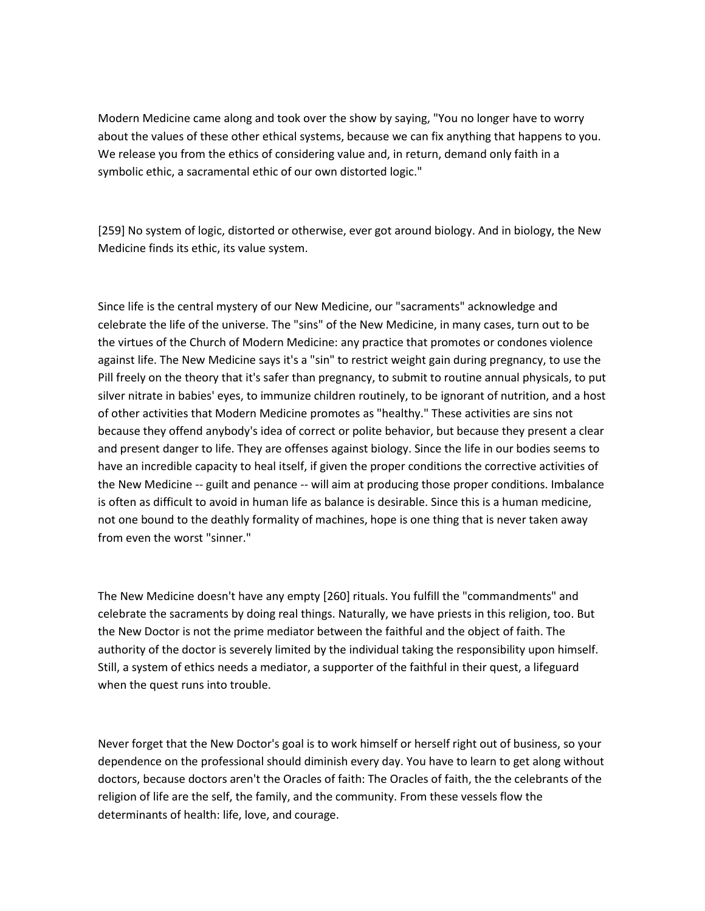Modern Medicine came along and took over the show by saying, "You no longer have to worry about the values of these other ethical systems, because we can fix anything that happens to you. We release you from the ethics of considering value and, in return, demand only faith in a symbolic ethic, a sacramental ethic of our own distorted logic."

[259] No system of logic, distorted or otherwise, ever got around biology. And in biology, the New Medicine finds its ethic, its value system.

Since life is the central mystery of our New Medicine, our "sacraments" acknowledge and celebrate the life of the universe. The "sins" of the New Medicine, in many cases, turn out to be the virtues of the Church of Modern Medicine: any practice that promotes or condones violence against life. The New Medicine says it's a "sin" to restrict weight gain during pregnancy, to use the Pill freely on the theory that it's safer than pregnancy, to submit to routine annual physicals, to put silver nitrate in babies' eyes, to immunize children routinely, to be ignorant of nutrition, and a host of other activities that Modern Medicine promotes as "healthy." These activities are sins not because they offend anybody's idea of correct or polite behavior, but because they present a clear and present danger to life. They are offenses against biology. Since the life in our bodies seems to have an incredible capacity to heal itself, if given the proper conditions the corrective activities of the New Medicine -- guilt and penance -- will aim at producing those proper conditions. Imbalance is often as difficult to avoid in human life as balance is desirable. Since this is a human medicine, not one bound to the deathly formality of machines, hope is one thing that is never taken away from even the worst "sinner."

The New Medicine doesn't have any empty [260] rituals. You fulfill the "commandments" and celebrate the sacraments by doing real things. Naturally, we have priests in this religion, too. But the New Doctor is not the prime mediator between the faithful and the object of faith. The authority of the doctor is severely limited by the individual taking the responsibility upon himself. Still, a system of ethics needs a mediator, a supporter of the faithful in their quest, a lifeguard when the quest runs into trouble.

Never forget that the New Doctor's goal is to work himself or herself right out of business, so your dependence on the professional should diminish every day. You have to learn to get along without doctors, because doctors aren't the Oracles of faith: The Oracles of faith, the the celebrants of the religion of life are the self, the family, and the community. From these vessels flow the determinants of health: life, love, and courage.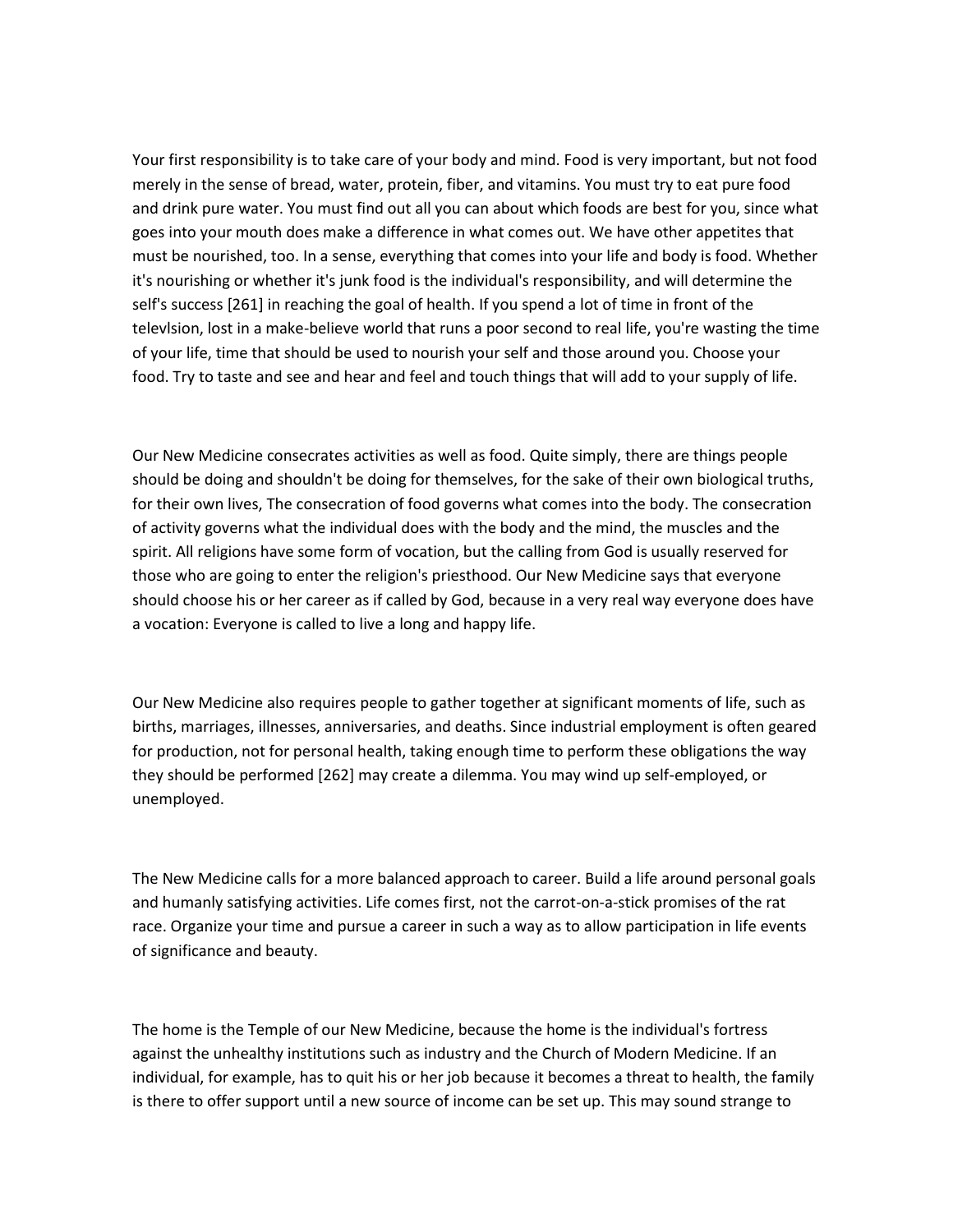Your first responsibility is to take care of your body and mind. Food is very important, but not food merely in the sense of bread, water, protein, fiber, and vitamins. You must try to eat pure food and drink pure water. You must find out all you can about which foods are best for you, since what goes into your mouth does make a difference in what comes out. We have other appetites that must be nourished, too. In a sense, everything that comes into your life and body is food. Whether it's nourishing or whether it's junk food is the individual's responsibility, and will determine the self's success [261] in reaching the goal of health. If you spend a lot of time in front of the televlsion, lost in a make-believe world that runs a poor second to real life, you're wasting the time of your life, time that should be used to nourish your self and those around you. Choose your food. Try to taste and see and hear and feel and touch things that will add to your supply of life.

Our New Medicine consecrates activities as well as food. Quite simply, there are things people should be doing and shouldn't be doing for themselves, for the sake of their own biological truths, for their own lives, The consecration of food governs what comes into the body. The consecration of activity governs what the individual does with the body and the mind, the muscles and the spirit. All religions have some form of vocation, but the calling from God is usually reserved for those who are going to enter the religion's priesthood. Our New Medicine says that everyone should choose his or her career as if called by God, because in a very real way everyone does have a vocation: Everyone is called to live a long and happy life.

Our New Medicine also requires people to gather together at significant moments of life, such as births, marriages, illnesses, anniversaries, and deaths. Since industrial employment is often geared for production, not for personal health, taking enough time to perform these obligations the way they should be performed [262] may create a dilemma. You may wind up self-employed, or unemployed.

The New Medicine calls for a more balanced approach to career. Build a life around personal goals and humanly satisfying activities. Life comes first, not the carrot-on-a-stick promises of the rat race. Organize your time and pursue a career in such a way as to allow participation in life events of significance and beauty.

The home is the Temple of our New Medicine, because the home is the individual's fortress against the unhealthy institutions such as industry and the Church of Modern Medicine. If an individual, for example, has to quit his or her job because it becomes a threat to health, the family is there to offer support until a new source of income can be set up. This may sound strange to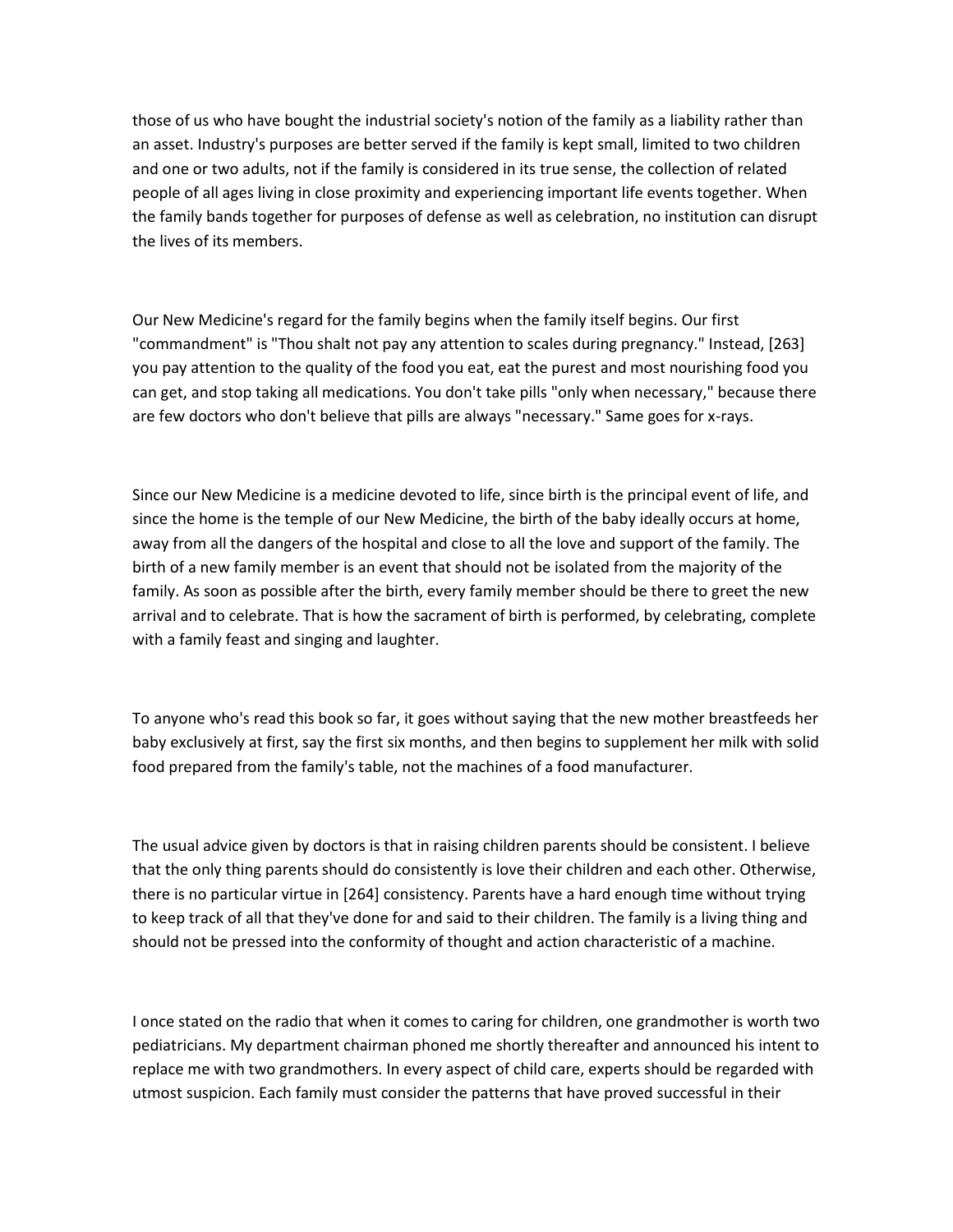those of us who have bought the industrial society's notion of the family as a liability rather than an asset. Industry's purposes are better served if the family is kept small, limited to two children and one or two adults, not if the family is considered in its true sense, the collection of related people of all ages living in close proximity and experiencing important life events together. When the family bands together for purposes of defense as well as celebration, no institution can disrupt the lives of its members.

Our New Medicine's regard for the family begins when the family itself begins. Our first "commandment" is "Thou shalt not pay any attention to scales during pregnancy." Instead, [263] you pay attention to the quality of the food you eat, eat the purest and most nourishing food you can get, and stop taking all medications. You don't take pills "only when necessary," because there are few doctors who don't believe that pills are always "necessary." Same goes for x-rays.

Since our New Medicine is a medicine devoted to life, since birth is the principal event of life, and since the home is the temple of our New Medicine, the birth of the baby ideally occurs at home, away from all the dangers of the hospital and close to all the love and support of the family. The birth of a new family member is an event that should not be isolated from the majority of the family. As soon as possible after the birth, every family member should be there to greet the new arrival and to celebrate. That is how the sacrament of birth is performed, by celebrating, complete with a family feast and singing and laughter.

To anyone who's read this book so far, it goes without saying that the new mother breastfeeds her baby exclusively at first, say the first six months, and then begins to supplement her milk with solid food prepared from the family's table, not the machines of a food manufacturer.

The usual advice given by doctors is that in raising children parents should be consistent. I believe that the only thing parents should do consistently is love their children and each other. Otherwise, there is no particular virtue in [264] consistency. Parents have a hard enough time without trying to keep track of all that they've done for and said to their children. The family is a living thing and should not be pressed into the conformity of thought and action characteristic of a machine.

I once stated on the radio that when it comes to caring for children, one grandmother is worth two pediatricians. My department chairman phoned me shortly thereafter and announced his intent to replace me with two grandmothers. In every aspect of child care, experts should be regarded with utmost suspicion. Each family must consider the patterns that have proved successful in their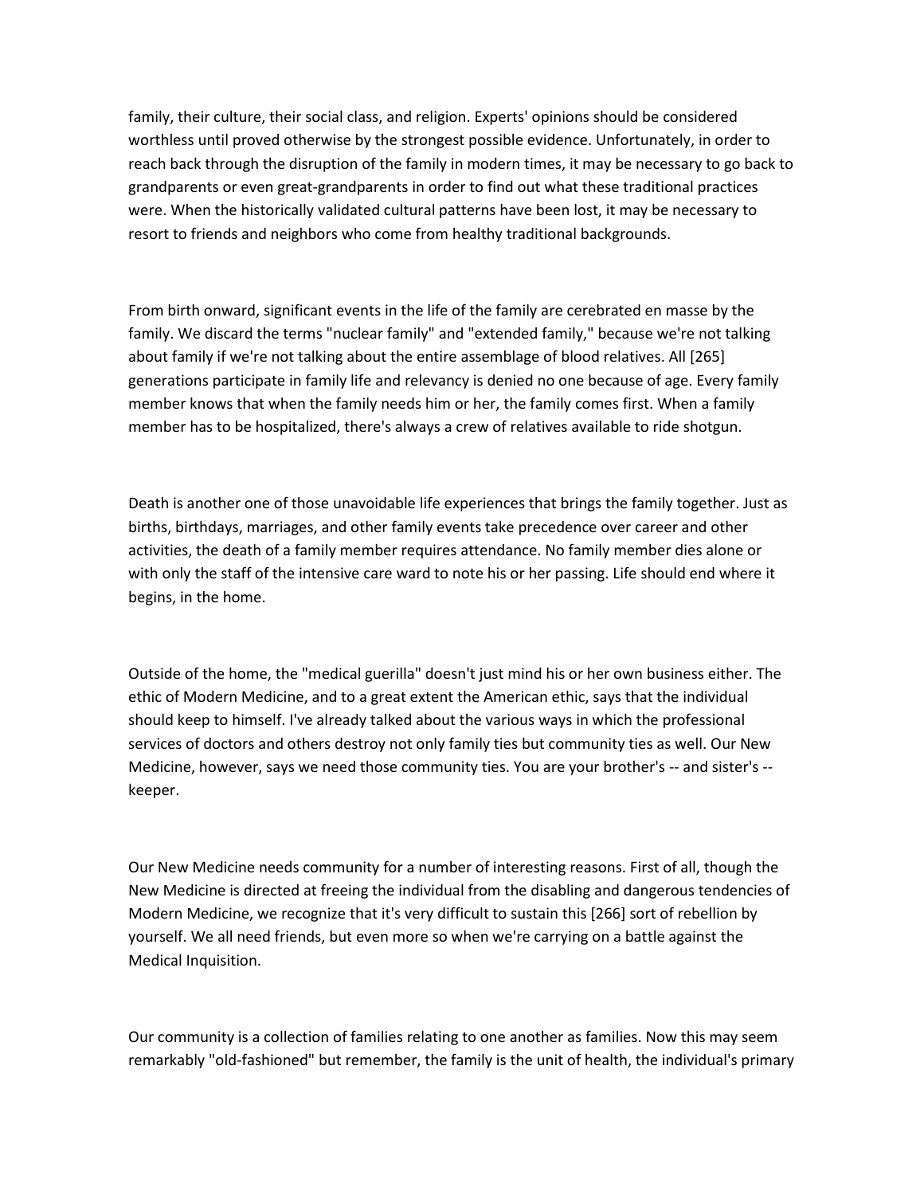family, their culture, their social class, and religion. Experts' opinions should be considered worthless until proved otherwise by the strongest possible evidence. Unfortunately, in order to reach back through the disruption of the family in modern times, it may be necessary to go back to grandparents or even great-grandparents in order to find out what these traditional practices were. When the historically validated cultural patterns have been lost, it may be necessary to resort to friends and neighbors who come from healthy traditional backgrounds.

From birth onward, significant events in the life of the family are cerebrated en masse by the family. We discard the terms "nuclear family" and "extended family," because we're not talking about family if we're not talking about the entire assemblage of blood relatives. All [265] generations participate in family life and relevancy is denied no one because of age. Every family member knows that when the family needs him or her, the family comes first. When a family member has to be hospitalized, there's always a crew of relatives available to ride shotgun.

Death is another one of those unavoidable life experiences that brings the family together. Just as births, birthdays, marriages, and other family events take precedence over career and other activities, the death of a family member requires attendance. No family member dies alone or with only the staff of the intensive care ward to note his or her passing. Life should end where it begins, in the home.

Outside of the home, the "medical guerilla" doesn't just mind his or her own business either. The ethic of Modern Medicine, and to a great extent the American ethic, says that the individual should keep to himself. I've already talked about the various ways in which the professional services of doctors and others destroy not only family ties but community ties as well. Our New Medicine, however, says we need those community ties. You are your brother's -- and sister's -- keeper.

Our New Medicine needs community for a number of interesting reasons. First of all, though the New Medicine is directed at freeing the individual from the disabling and dangerous tendencies of Modern Medicine, we recognize that it's very difficult to sustain this [266] sort of rebellion by yourself. We all need friends, but even more so when we're carrying on a battle against the Medical Inquisition.

Our community is a collection of families relating to one another as families. Now this may seem remarkably "old-fashioned" but remember, the family is the unit of health, the individual's primary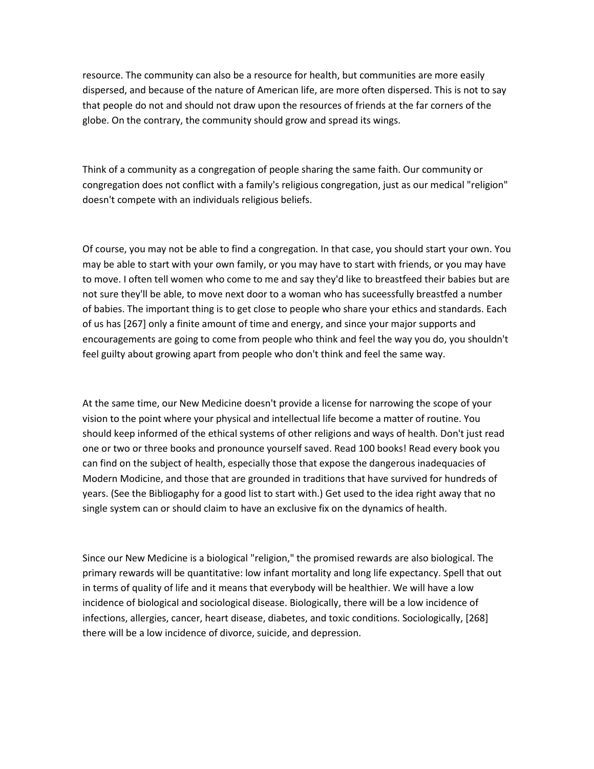resource. The community can also be a resource for health, but communities are more easily dispersed, and because of the nature of American life, are more often dispersed. This is not to say that people do not and should not draw upon the resources of friends at the far corners of the globe. On the contrary, the community should grow and spread its wings.

Think of a community as a congregation of people sharing the same faith. Our community or congregation does not conflict with a family's religious congregation, just as our medical "religion" doesn't compete with an individuals religious beliefs.

Of course, you may not be able to find a congregation. In that case, you should start your own. You may be able to start with your own family, or you may have to start with friends, or you may have to move. I often tell women who come to me and say they'd like to breastfeed their babies but are not sure they'll be able, to move next door to a woman who has suceessfully breastfed a number of babies. The important thing is to get close to people who share your ethics and standards. Each of us has [267] only a finite amount of time and energy, and since your major supports and encouragements are going to come from people who think and feel the way you do, you shouldn't feel guilty about growing apart from people who don't think and feel the same way.

At the same time, our New Medicine doesn't provide a license for narrowing the scope of your vision to the point where your physical and intellectual life become a matter of routine. You should keep informed of the ethical systems of other religions and ways of health. Don't just read one or two or three books and pronounce yourself saved. Read 100 books! Read every book you can find on the subject of health, especially those that expose the dangerous inadequacies of Modern Modicine, and those that are grounded in traditions that have survived for hundreds of years. (See the Bibliogaphy for a good list to start with.) Get used to the idea right away that no single system can or should claim to have an exclusive fix on the dynamics of health.

Since our New Medicine is a biological "religion," the promised rewards are also biological. The primary rewards will be quantitative: low infant mortality and long life expectancy. Spell that out in terms of quality of life and it means that everybody will be healthier. We will have a low incidence of biological and sociological disease. Biologically, there will be a low incidence of infections, allergies, cancer, heart disease, diabetes, and toxic conditions. Sociologically, [268] there will be a low incidence of divorce, suicide, and depression.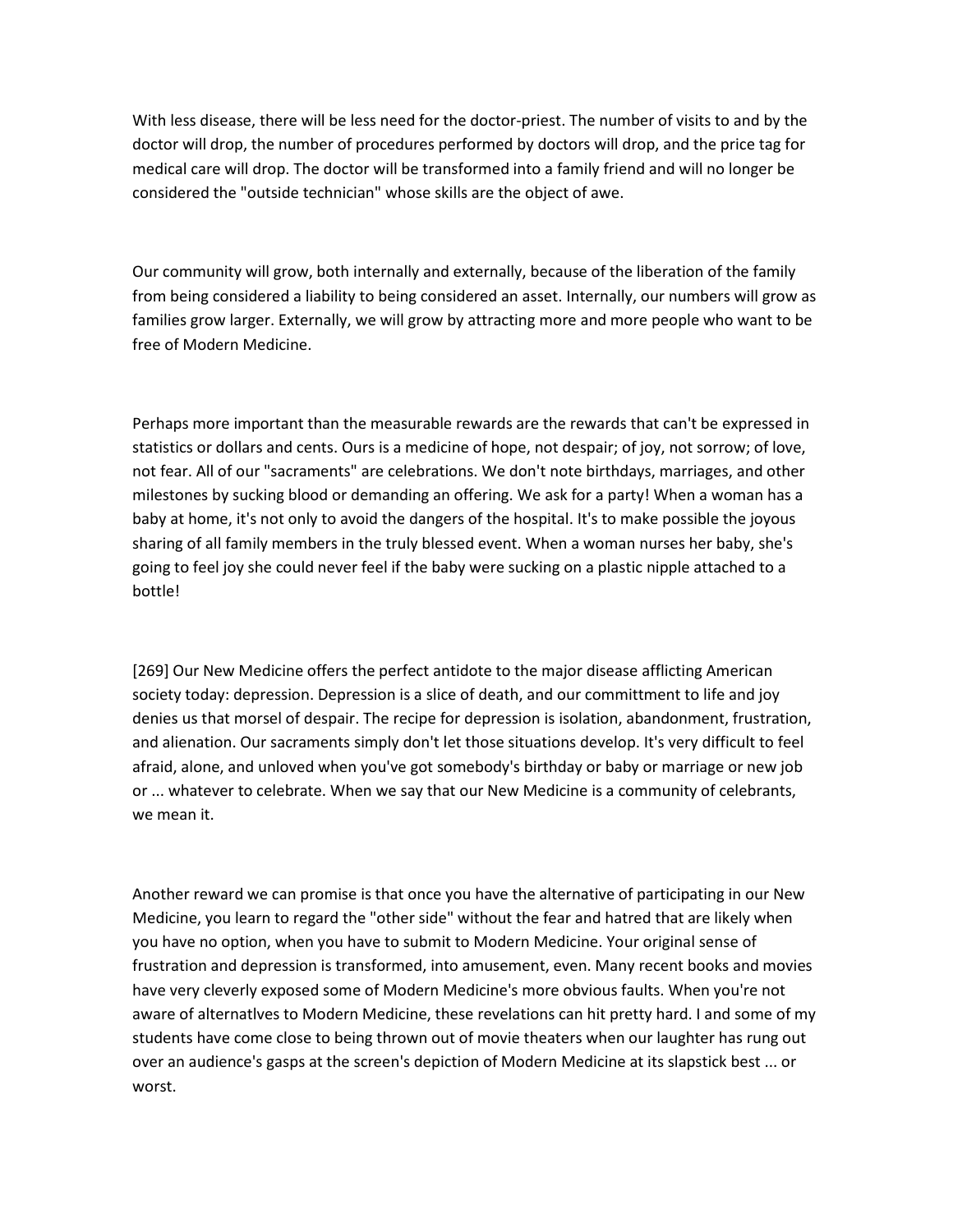With less disease, there will be less need for the doctor-priest. The number of visits to and by the doctor will drop, the number of procedures performed by doctors will drop, and the price tag for medical care will drop. The doctor will be transformed into a family friend and will no longer be considered the "outside technician" whose skills are the object of awe.

Our community will grow, both internally and externally, because of the liberation of the family from being considered a liability to being considered an asset. Internally, our numbers will grow as families grow larger. Externally, we will grow by attracting more and more people who want to be free of Modern Medicine.

Perhaps more important than the measurable rewards are the rewards that can't be expressed in statistics or dollars and cents. Ours is a medicine of hope, not despair; of joy, not sorrow; of love, not fear. All of our "sacraments" are celebrations. We don't note birthdays, marriages, and other milestones by sucking blood or demanding an offering. We ask for a party! When a woman has a baby at home, it's not only to avoid the dangers of the hospital. It's to make possible the joyous sharing of all family members in the truly blessed event. When a woman nurses her baby, she's going to feel joy she could never feel if the baby were sucking on a plastic nipple attached to a bottle!

[269] Our New Medicine offers the perfect antidote to the major disease afflicting American society today: depression. Depression is a slice of death, and our committment to life and joy denies us that morsel of despair. The recipe for depression is isolation, abandonment, frustration, and alienation. Our sacraments simply don't let those situations develop. It's very difficult to feel afraid, alone, and unloved when you've got somebody's birthday or baby or marriage or new job or ... whatever to celebrate. When we say that our New Medicine is a community of celebrants, we mean it.

Another reward we can promise is that once you have the alternative of participating in our New Medicine, you learn to regard the "other side" without the fear and hatred that are likely when you have no option, when you have to submit to Modern Medicine. Your original sense of frustration and depression is transformed, into amusement, even. Many recent books and movies have very cleverly exposed some of Modern Medicine's more obvious faults. When you're not aware of alternatlves to Modern Medicine, these revelations can hit pretty hard. I and some of my students have come close to being thrown out of movie theaters when our laughter has rung out over an audience's gasps at the screen's depiction of Modern Medicine at its slapstick best ... or worst.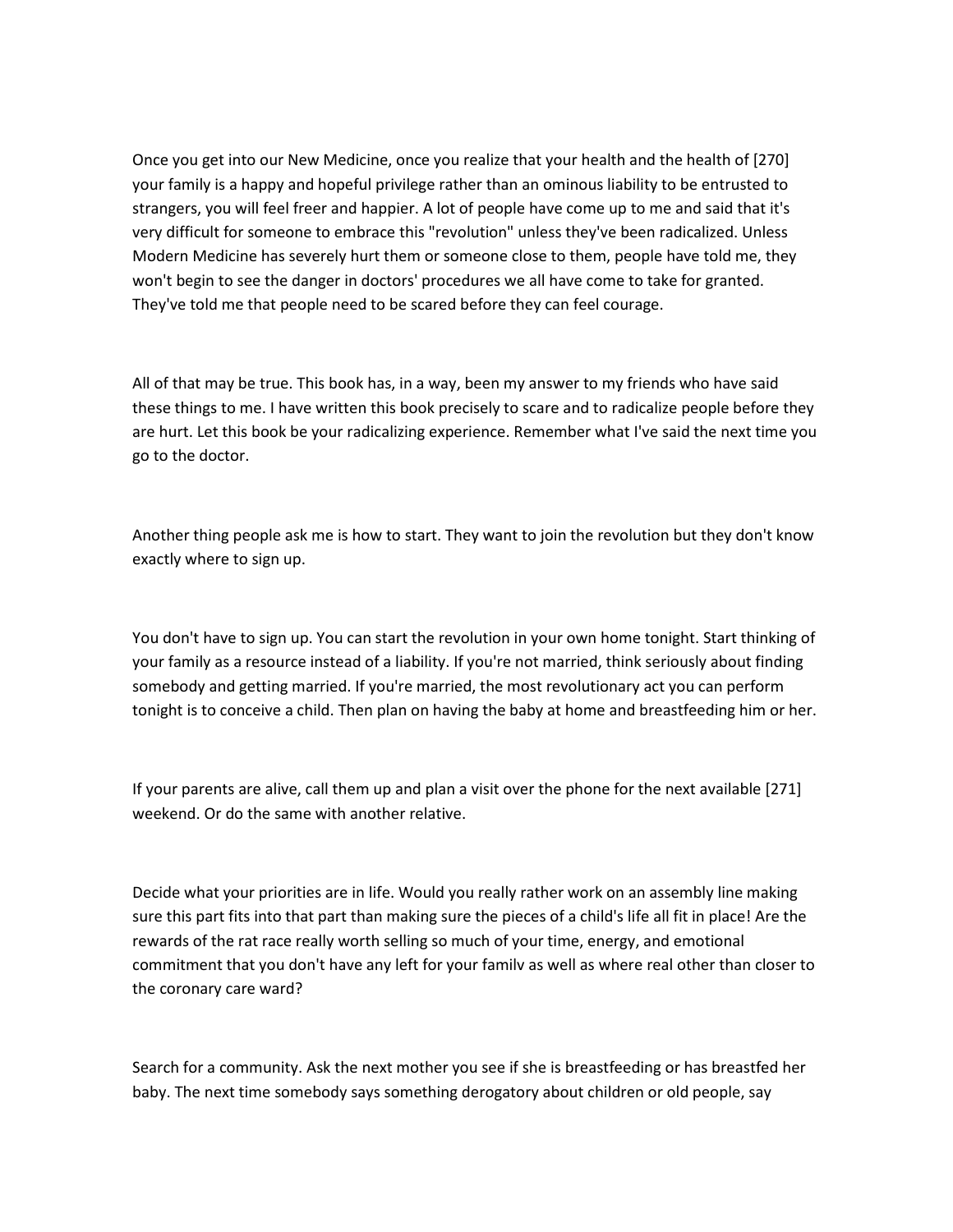Once you get into our New Medicine, once you realize that your health and the health of [270] your family is a happy and hopeful privilege rather than an ominous liability to be entrusted to strangers, you will feel freer and happier. A lot of people have come up to me and said that it's very difficult for someone to embrace this "revolution" unless they've been radicalized. Unless Modern Medicine has severely hurt them or someone close to them, people have told me, they won't begin to see the danger in doctors' procedures we all have come to take for granted. They've told me that people need to be scared before they can feel courage.

All of that may be true. This book has, in a way, been my answer to my friends who have said these things to me. I have written this book precisely to scare and to radicalize people before they are hurt. Let this book be your radicalizing experience. Remember what I've said the next time you go to the doctor.

Another thing people ask me is how to start. They want to join the revolution but they don't know exactly where to sign up.

You don't have to sign up. You can start the revolution in your own home tonight. Start thinking of your family as a resource instead of a liability. If you're not married, think seriously about finding somebody and getting married. If you're married, the most revolutionary act you can perform tonight is to conceive a child. Then plan on having the baby at home and breastfeeding him or her.

If your parents are alive, call them up and plan a visit over the phone for the next available [271] weekend. Or do the same with another relative.

Decide what your priorities are in life. Would you really rather work on an assembly line making sure this part fits into that part than making sure the pieces of a child's life all fit in place! Are the rewards of the rat race really worth selling so much of your time, energy, and emotional commitment that you don't have any left for your familv as well as where real other than closer to the coronary care ward?

Search for a community. Ask the next mother you see if she is breastfeeding or has breastfed her baby. The next time somebody says something derogatory about children or old people, say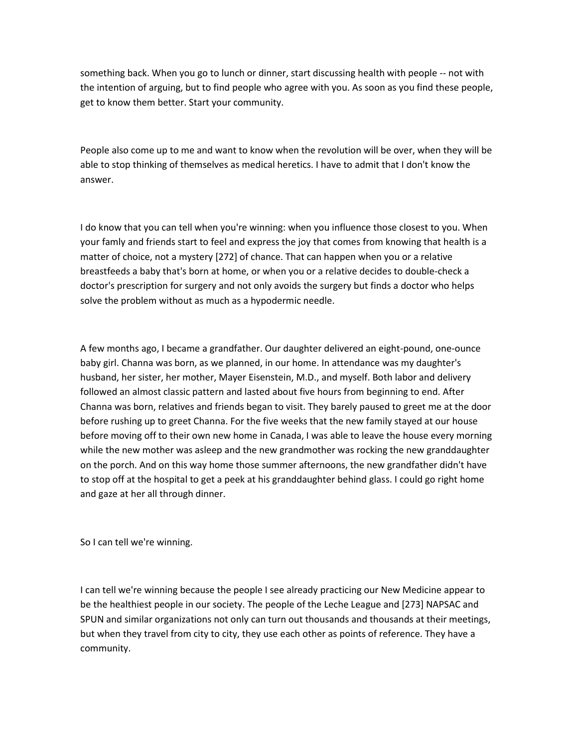something back. When you go to lunch or dinner, start discussing health with people -- not with the intention of arguing, but to find people who agree with you. As soon as you find these people, get to know them better. Start your community.

People also come up to me and want to know when the revolution will be over, when they will be able to stop thinking of themselves as medical heretics. I have to admit that I don't know the answer.

I do know that you can tell when you're winning: when you influence those closest to you. When your famly and friends start to feel and express the joy that comes from knowing that health is a matter of choice, not a mystery [272] of chance. That can happen when you or a relative breastfeeds a baby that's born at home, or when you or a relative decides to double-check a doctor's prescription for surgery and not only avoids the surgery but finds a doctor who helps solve the problem without as much as a hypodermic needle.

A few months ago, I became a grandfather. Our daughter delivered an eight-pound, one-ounce baby girl. Channa was born, as we planned, in our home. In attendance was my daughter's husband, her sister, her mother, Mayer Eisenstein, M.D., and myself. Both labor and delivery followed an almost classic pattern and lasted about five hours from beginning to end. After Channa was born, relatives and friends began to visit. They barely paused to greet me at the door before rushing up to greet Channa. For the five weeks that the new family stayed at our house before moving off to their own new home in Canada, I was able to leave the house every morning while the new mother was asleep and the new grandmother was rocking the new granddaughter on the porch. And on this way home those summer afternoons, the new grandfather didn't have to stop off at the hospital to get a peek at his granddaughter behind glass. I could go right home and gaze at her all through dinner.

So I can tell we're winning.

I can tell we're winning because the people I see already practicing our New Medicine appear to be the healthiest people in our society. The people of the Leche League and [273] NAPSAC and SPUN and similar organizations not only can turn out thousands and thousands at their meetings, but when they travel from city to city, they use each other as points of reference. They have a community.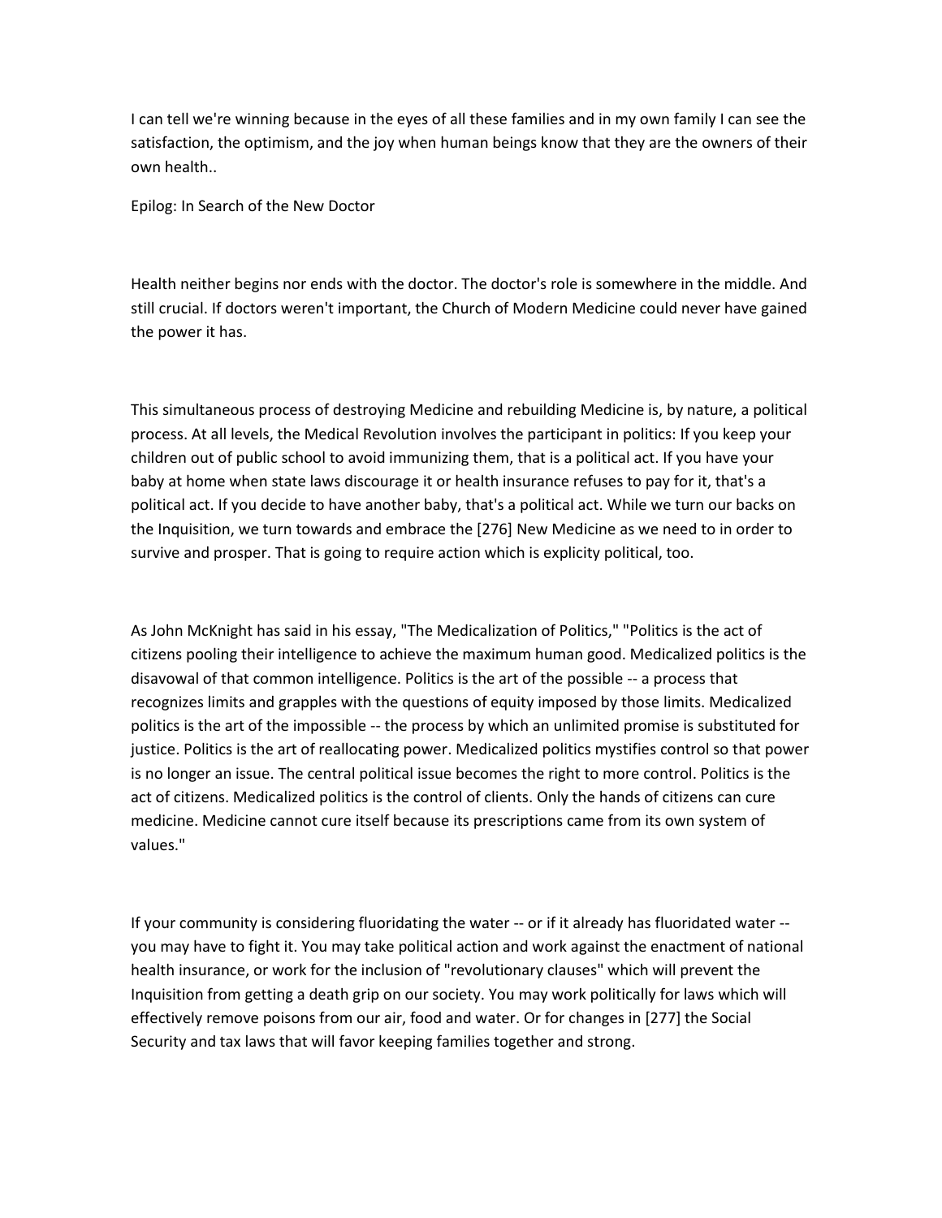I can tell we're winning because in the eyes of all these families and in my own family I can see the satisfaction, the optimism, and the joy when human beings know that they are the owners of their own health..

## Epilog: In Search of the New Doctor

Health neither begins nor ends with the doctor. The doctor's role is somewhere in the middle. And still crucial. If doctors weren't important, the Church of Modern Medicine could never have gained the power it has.

This simultaneous process of destroying Medicine and rebuilding Medicine is, by nature, a political process. At all levels, the Medical Revolution involves the participant in politics: If you keep your children out of public school to avoid immunizing them, that is a political act. If you have your baby at home when state laws discourage it or health insurance refuses to pay for it, that's a political act. If you decide to have another baby, that's a political act. While we turn our backs on the Inquisition, we turn towards and embrace the [276] New Medicine as we need to in order to survive and prosper. That is going to require action which is explicity political, too.

As John McKnight has said in his essay, "The Medicalization of Politics," "Politics is the act of citizens pooling their intelligence to achieve the maximum human good. Medicalized politics is the disavowal of that common intelligence. Politics is the art of the possible -- a process that recognizes limits and grapples with the questions of equity imposed by those limits. Medicalized politics is the art of the impossible -- the process by which an unlimited promise is substituted for justice. Politics is the art of reallocating power. Medicalized politics mystifies control so that power is no longer an issue. The central political issue becomes the right to more control. Politics is the act of citizens. Medicalized politics is the control of clients. Only the hands of citizens can cure medicine. Medicine cannot cure itself because its prescriptions came from its own system of values."

If your community is considering fluoridating the water -- or if it already has fluoridated water -- you may have to fight it. You may take political action and work against the enactment of national health insurance, or work for the inclusion of "revolutionary clauses" which will prevent the Inquisition from getting a death grip on our society. You may work politically for laws which will effectively remove poisons from our air, food and water. Or for changes in [277] the Social Security and tax laws that will favor keeping families together and strong.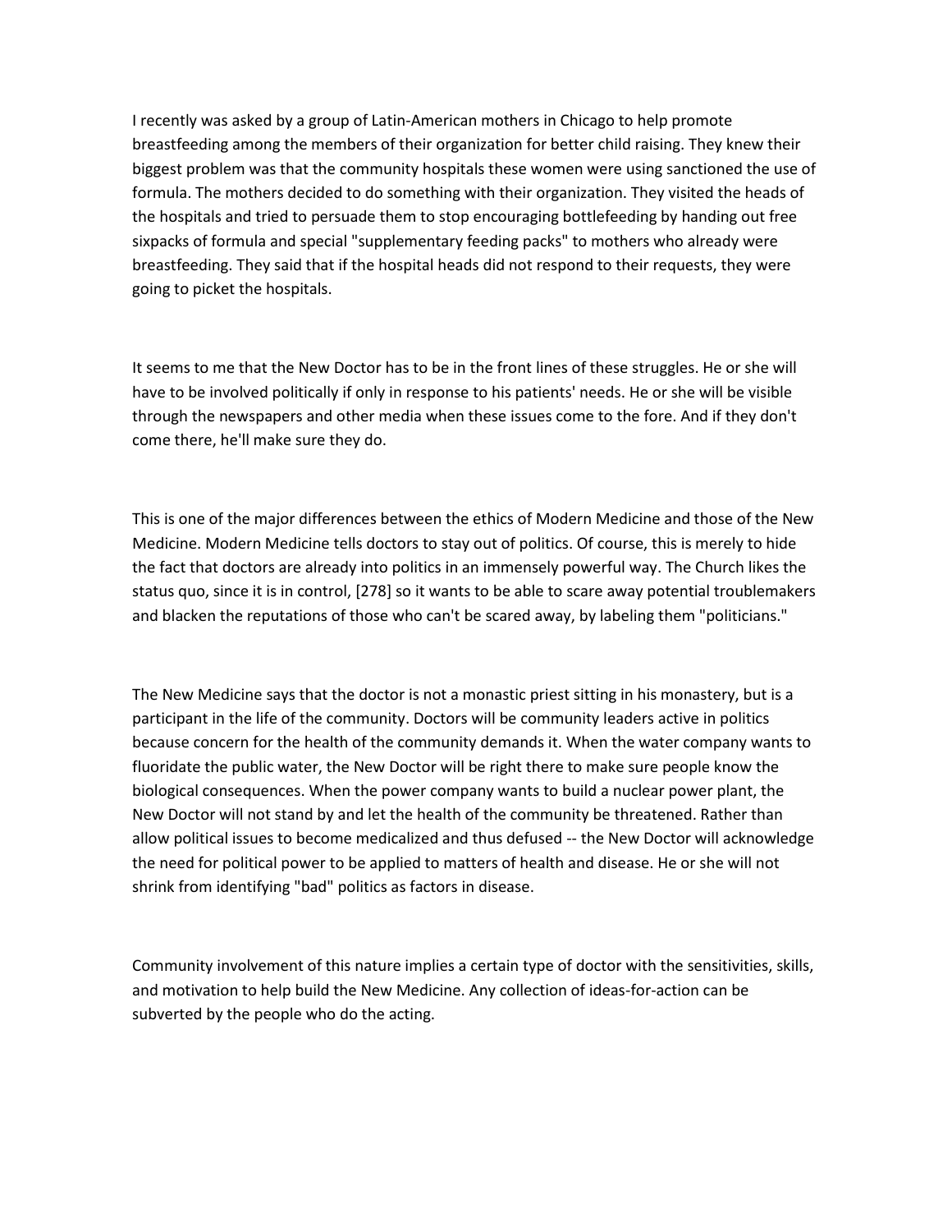I recently was asked by a group of Latin-American mothers in Chicago to help promote breastfeeding among the members of their organization for better child raising. They knew their biggest problem was that the community hospitals these women were using sanctioned the use of formula. The mothers decided to do something with their organization. They visited the heads of the hospitals and tried to persuade them to stop encouraging bottlefeeding by handing out free sixpacks of formula and special "supplementary feeding packs" to mothers who already were breastfeeding. They said that if the hospital heads did not respond to their requests, they were going to picket the hospitals.

It seems to me that the New Doctor has to be in the front lines of these struggles. He or she will have to be involved politically if only in response to his patients' needs. He or she will be visible through the newspapers and other media when these issues come to the fore. And if they don't come there, he'll make sure they do.

This is one of the major differences between the ethics of Modern Medicine and those of the New Medicine. Modern Medicine tells doctors to stay out of politics. Of course, this is merely to hide the fact that doctors are already into politics in an immensely powerful way. The Church likes the status quo, since it is in control, [278] so it wants to be able to scare away potential troublemakers and blacken the reputations of those who can't be scared away, by labeling them "politicians."

The New Medicine says that the doctor is not a monastic priest sitting in his monastery, but is a participant in the life of the community. Doctors will be community leaders active in politics because concern for the health of the community demands it. When the water company wants to fluoridate the public water, the New Doctor will be right there to make sure people know the biological consequences. When the power company wants to build a nuclear power plant, the New Doctor will not stand by and let the health of the community be threatened. Rather than allow political issues to become medicalized and thus defused -- the New Doctor will acknowledge the need for political power to be applied to matters of health and disease. He or she will not shrink from identifying "bad" politics as factors in disease.

Community involvement of this nature implies a certain type of doctor with the sensitivities, skills, and motivation to help build the New Medicine. Any collection of ideas-for-action can be subverted by the people who do the acting.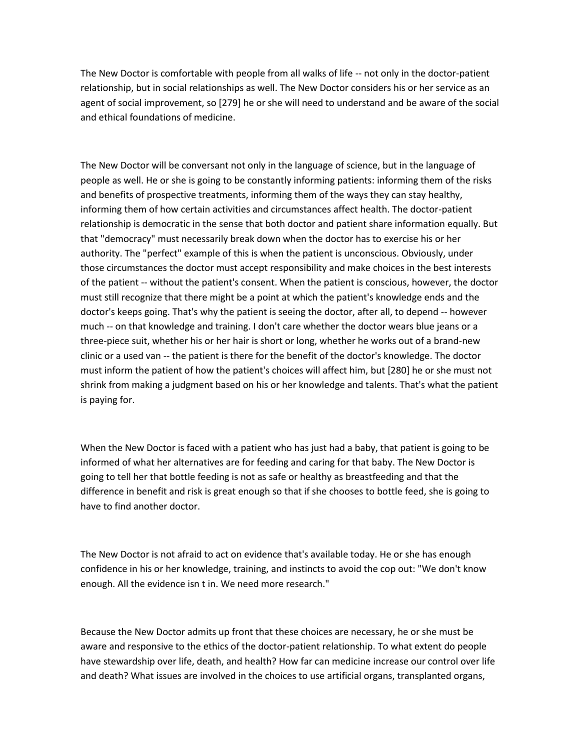The New Doctor is comfortable with people from all walks of life -- not only in the doctor-patient relationship, but in social relationships as well. The New Doctor considers his or her service as an agent of social improvement, so [279] he or she will need to understand and be aware of the social and ethical foundations of medicine.

The New Doctor will be conversant not only in the language of science, but in the language of people as well. He or she is going to be constantly informing patients: informing them of the risks and benefits of prospective treatments, informing them of the ways they can stay healthy, informing them of how certain activities and circumstances affect health. The doctor-patient relationship is democratic in the sense that both doctor and patient share information equally. But that "democracy" must necessarily break down when the doctor has to exercise his or her authority. The "perfect" example of this is when the patient is unconscious. Obviously, under those circumstances the doctor must accept responsibility and make choices in the best interests of the patient -- without the patient's consent. When the patient is conscious, however, the doctor must still recognize that there might be a point at which the patient's knowledge ends and the doctor's keeps going. That's why the patient is seeing the doctor, after all, to depend -- however much -- on that knowledge and training. I don't care whether the doctor wears blue jeans or a three-piece suit, whether his or her hair is short or long, whether he works out of a brand-new clinic or a used van -- the patient is there for the benefit of the doctor's knowledge. The doctor must inform the patient of how the patient's choices will affect him, but [280] he or she must not shrink from making a judgment based on his or her knowledge and talents. That's what the patient is paying for.

When the New Doctor is faced with a patient who has just had a baby, that patient is going to be informed of what her alternatives are for feeding and caring for that baby. The New Doctor is going to tell her that bottle feeding is not as safe or healthy as breastfeeding and that the difference in benefit and risk is great enough so that if she chooses to bottle feed, she is going to have to find another doctor.

The New Doctor is not afraid to act on evidence that's available today. He or she has enough confidence in his or her knowledge, training, and instincts to avoid the cop out: "We don't know enough. All the evidence isn t in. We need more research."

Because the New Doctor admits up front that these choices are necessary, he or she must be aware and responsive to the ethics of the doctor-patient relationship. To what extent do people have stewardship over life, death, and health? How far can medicine increase our control over life and death? What issues are involved in the choices to use artificial organs, transplanted organs,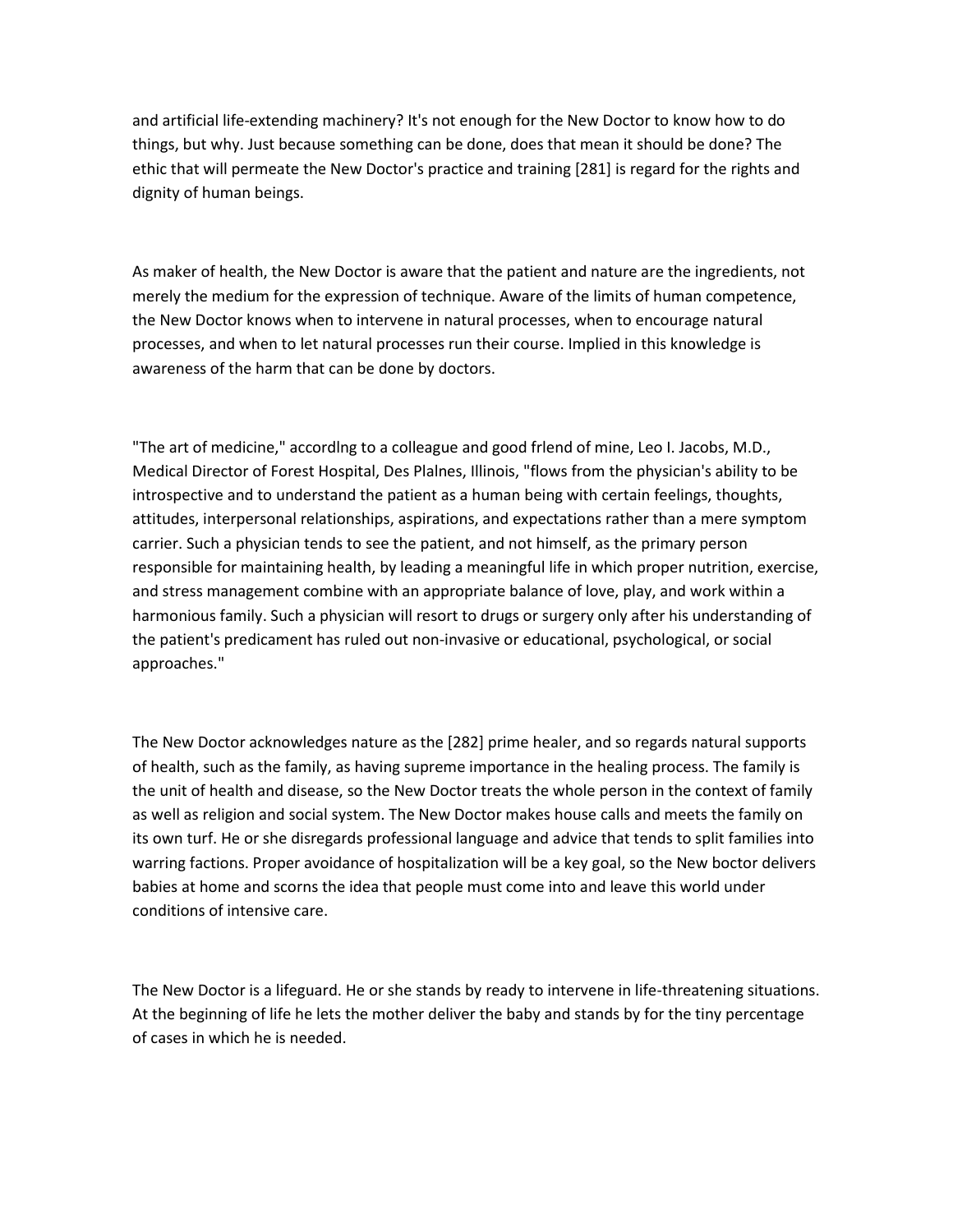and artificial life-extending machinery? It's not enough for the New Doctor to know how to do things, but why. Just because something can be done, does that mean it should be done? The ethic that will permeate the New Doctor's practice and training [281] is regard for the rights and dignity of human beings.

As maker of health, the New Doctor is aware that the patient and nature are the ingredients, not merely the medium for the expression of technique. Aware of the limits of human competence, the New Doctor knows when to intervene in natural processes, when to encourage natural processes, and when to let natural processes run their course. Implied in this knowledge is awareness of the harm that can be done by doctors.

"The art of medicine," accordlng to a colleague and good frlend of mine, Leo I. Jacobs, M.D., Medical Director of Forest Hospital, Des Plalnes, Illinois, "flows from the physician's ability to be introspective and to understand the patient as a human being with certain feelings, thoughts, attitudes, interpersonal relationships, aspirations, and expectations rather than a mere symptom carrier. Such a physician tends to see the patient, and not himself, as the primary person responsible for maintaining health, by leading a meaningful life in which proper nutrition, exercise, and stress management combine with an appropriate balance of love, play, and work within a harmonious family. Such a physician will resort to drugs or surgery only after his understanding of the patient's predicament has ruled out non-invasive or educational, psychological, or social approaches."

The New Doctor acknowledges nature as the [282] prime healer, and so regards natural supports of health, such as the family, as having supreme importance in the healing process. The family is the unit of health and disease, so the New Doctor treats the whole person in the context of family as well as religion and social system. The New Doctor makes house calls and meets the family on its own turf. He or she disregards professional language and advice that tends to split families into warring factions. Proper avoidance of hospitalization will be a key goal, so the New boctor delivers babies at home and scorns the idea that people must come into and leave this world under conditions of intensive care.

The New Doctor is a lifeguard. He or she stands by ready to intervene in life-threatening situations. At the beginning of life he lets the mother deliver the baby and stands by for the tiny percentage of cases in which he is needed.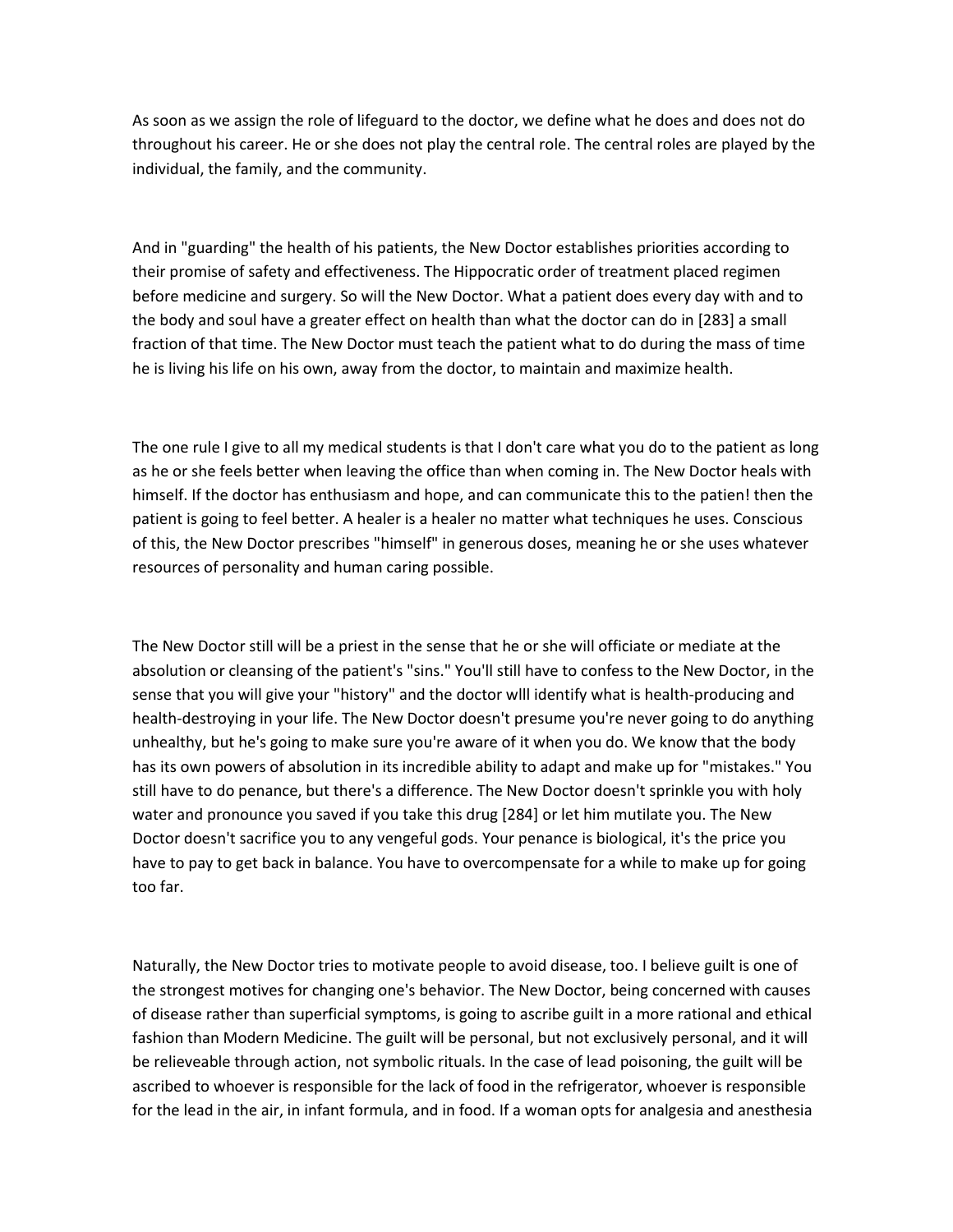As soon as we assign the role of lifeguard to the doctor, we define what he does and does not do throughout his career. He or she does not play the central role. The central roles are played by the individual, the family, and the community.

And in "guarding" the health of his patients, the New Doctor establishes priorities according to their promise of safety and effectiveness. The Hippocratic order of treatment placed regimen before medicine and surgery. So will the New Doctor. What a patient does every day with and to the body and soul have a greater effect on health than what the doctor can do in [283] a small fraction of that time. The New Doctor must teach the patient what to do during the mass of time he is living his life on his own, away from the doctor, to maintain and maximize health.

The one rule I give to all my medical students is that I don't care what you do to the patient as long as he or she feels better when leaving the office than when coming in. The New Doctor heals with himself. If the doctor has enthusiasm and hope, and can communicate this to the patien! then the patient is going to feel better. A healer is a healer no matter what techniques he uses. Conscious of this, the New Doctor prescribes "himself" in generous doses, meaning he or she uses whatever resources of personality and human caring possible.

The New Doctor still will be a priest in the sense that he or she will officiate or mediate at the absolution or cleansing of the patient's "sins." You'll still have to confess to the New Doctor, in the sense that you will give your "history" and the doctor wlll identify what is health-producing and health-destroying in your life. The New Doctor doesn't presume you're never going to do anything unhealthy, but he's going to make sure you're aware of it when you do. We know that the body has its own powers of absolution in its incredible ability to adapt and make up for "mistakes." You still have to do penance, but there's a difference. The New Doctor doesn't sprinkle you with holy water and pronounce you saved if you take this drug [284] or let him mutilate you. The New Doctor doesn't sacrifice you to any vengeful gods. Your penance is biological, it's the price you have to pay to get back in balance. You have to overcompensate for a while to make up for going too far.

Naturally, the New Doctor tries to motivate people to avoid disease, too. I believe guilt is one of the strongest motives for changing one's behavior. The New Doctor, being concerned with causes of disease rather than superficial symptoms, is going to ascribe guilt in a more rational and ethical fashion than Modern Medicine. The guilt will be personal, but not exclusively personal, and it will be relieveable through action, not symbolic rituals. In the case of lead poisoning, the guilt will be ascribed to whoever is responsible for the lack of food in the refrigerator, whoever is responsible for the lead in the air, in infant formula, and in food. If a woman opts for analgesia and anesthesia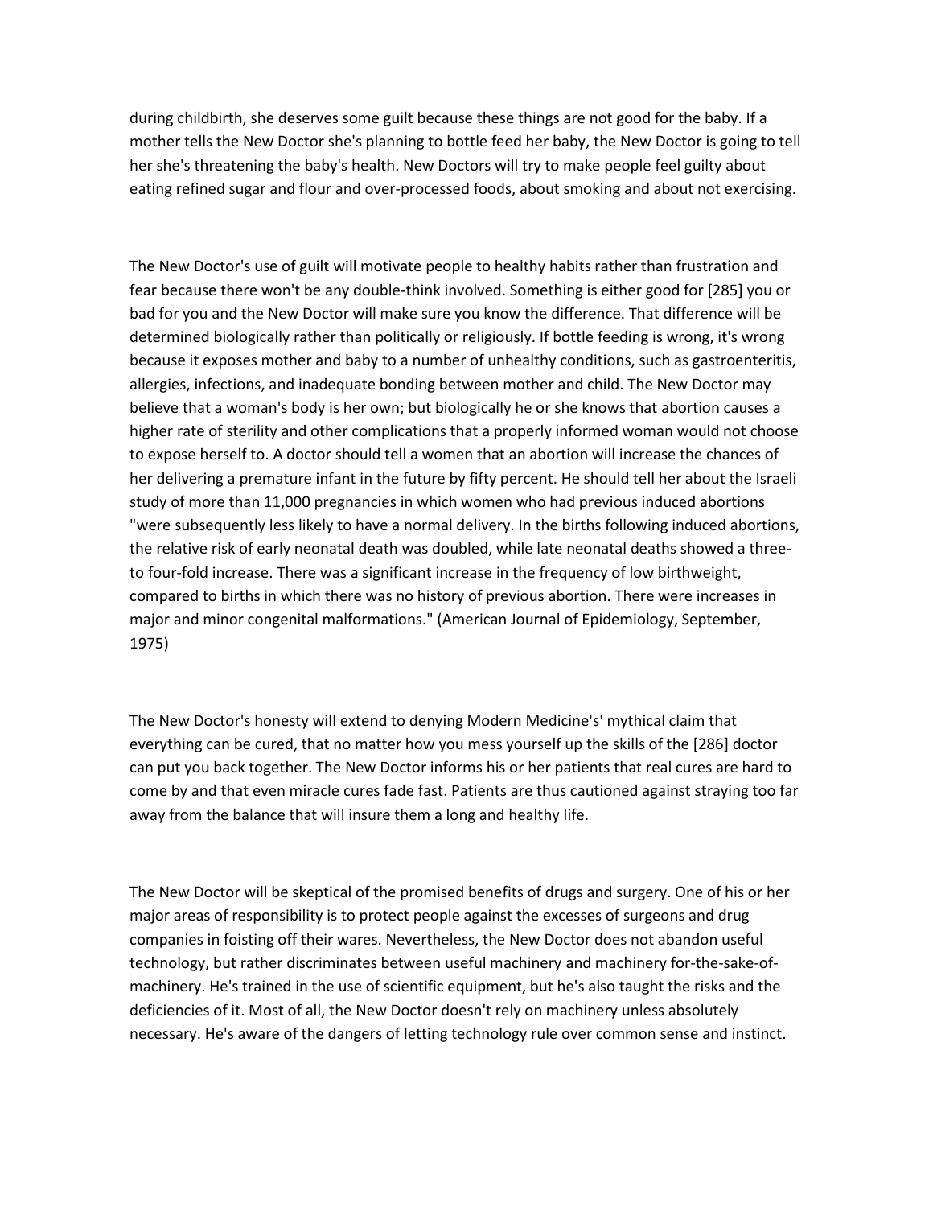during childbirth, she deserves some guilt because these things are not good for the baby. If a mother tells the New Doctor she's planning to bottle feed her baby, the New Doctor is going to tell her she's threatening the baby's health. New Doctors will try to make people feel guilty about eating refined sugar and flour and over-processed foods, about smoking and about not exercising.

The New Doctor's use of guilt will motivate people to healthy habits rather than frustration and fear because there won't be any double-think involved. Something is either good for [285] you or bad for you and the New Doctor will make sure you know the difference. That difference will be determined biologically rather than politically or religiously. If bottle feeding is wrong, it's wrong because it exposes mother and baby to a number of unhealthy conditions, such as gastroenteritis, allergies, infections, and inadequate bonding between mother and child. The New Doctor may believe that a woman's body is her own; but biologically he or she knows that abortion causes a higher rate of sterility and other complications that a properly informed woman would not choose to expose herself to. A doctor should tell a women that an abortion will increase the chances of her delivering a premature infant in the future by fifty percent. He should tell her about the Israeli study of more than 11,000 pregnancies in which women who had previous induced abortions "were subsequently less likely to have a normal delivery. In the births following induced abortions, the relative risk of early neonatal death was doubled, while late neonatal deaths showed a three- to four-fold increase. There was a significant increase in the frequency of low birthweight, compared to births in which there was no history of previous abortion. There were increases in major and minor congenital malformations." (American Journal of Epidemiology, September, 1975)

The New Doctor's honesty will extend to denying Modern Medicine's' mythical claim that everything can be cured, that no matter how you mess yourself up the skills of the [286] doctor can put you back together. The New Doctor informs his or her patients that real cures are hard to come by and that even miracle cures fade fast. Patients are thus cautioned against straying too far away from the balance that will insure them a long and healthy life.

The New Doctor will be skeptical of the promised benefits of drugs and surgery. One of his or her major areas of responsibility is to protect people against the excesses of surgeons and drug companies in foisting off their wares. Nevertheless, the New Doctor does not abandon useful technology, but rather discriminates between useful machinery and machinery for-the-sake-of-machinery. He's trained in the use of scientific equipment, but he's also taught the risks and the deficiencies of it. Most of all, the New Doctor doesn't rely on machinery unless absolutely necessary. He's aware of the dangers of letting technology rule over common sense and instinct.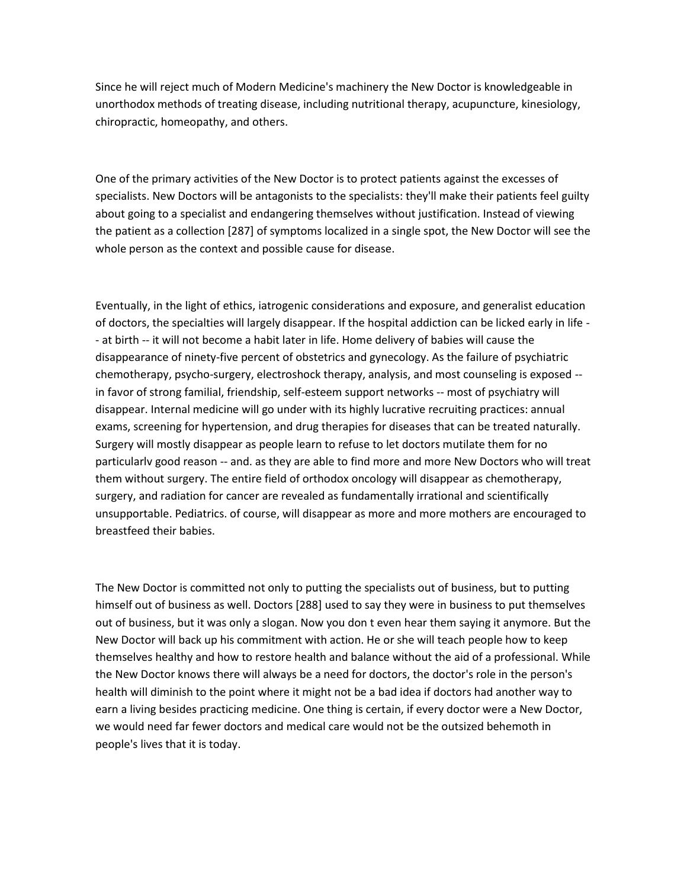Since he will reject much of Modern Medicine's machinery the New Doctor is knowledgeable in unorthodox methods of treating disease, including nutritional therapy, acupuncture, kinesiology, chiropractic, homeopathy, and others.

One of the primary activities of the New Doctor is to protect patients against the excesses of specialists. New Doctors will be antagonists to the specialists: they'll make their patients feel guilty about going to a specialist and endangering themselves without justification. Instead of viewing the patient as a collection [287] of symptoms localized in a single spot, the New Doctor will see the whole person as the context and possible cause for disease.

Eventually, in the light of ethics, iatrogenic considerations and exposure, and generalist education of doctors, the specialties will largely disappear. If the hospital addiction can be licked early in life -- at birth -- it will not become a habit later in life. Home delivery of babies will cause the disappearance of ninety-five percent of obstetrics and gynecology. As the failure of psychiatric chemotherapy, psycho-surgery, electroshock therapy, analysis, and most counseling is exposed -- in favor of strong familial, friendship, self-esteem support networks -- most of psychiatry will disappear. Internal medicine will go under with its highly lucrative recruiting practices: annual exams, screening for hypertension, and drug therapies for diseases that can be treated naturally. Surgery will mostly disappear as people learn to refuse to let doctors mutilate them for no particularlv good reason -- and. as they are able to find more and more New Doctors who will treat them without surgery. The entire field of orthodox oncology will disappear as chemotherapy, surgery, and radiation for cancer are revealed as fundamentally irrational and scientifically unsupportable. Pediatrics. of course, will disappear as more and more mothers are encouraged to breastfeed their babies.

The New Doctor is committed not only to putting the specialists out of business, but to putting himself out of business as well. Doctors [288] used to say they were in business to put themselves out of business, but it was only a slogan. Now you don t even hear them saying it anymore. But the New Doctor will back up his commitment with action. He or she will teach people how to keep themselves healthy and how to restore health and balance without the aid of a professional. While the New Doctor knows there will always be a need for doctors, the doctor's role in the person's health will diminish to the point where it might not be a bad idea if doctors had another way to earn a living besides practicing medicine. One thing is certain, if every doctor were a New Doctor, we would need far fewer doctors and medical care would not be the outsized behemoth in people's lives that it is today.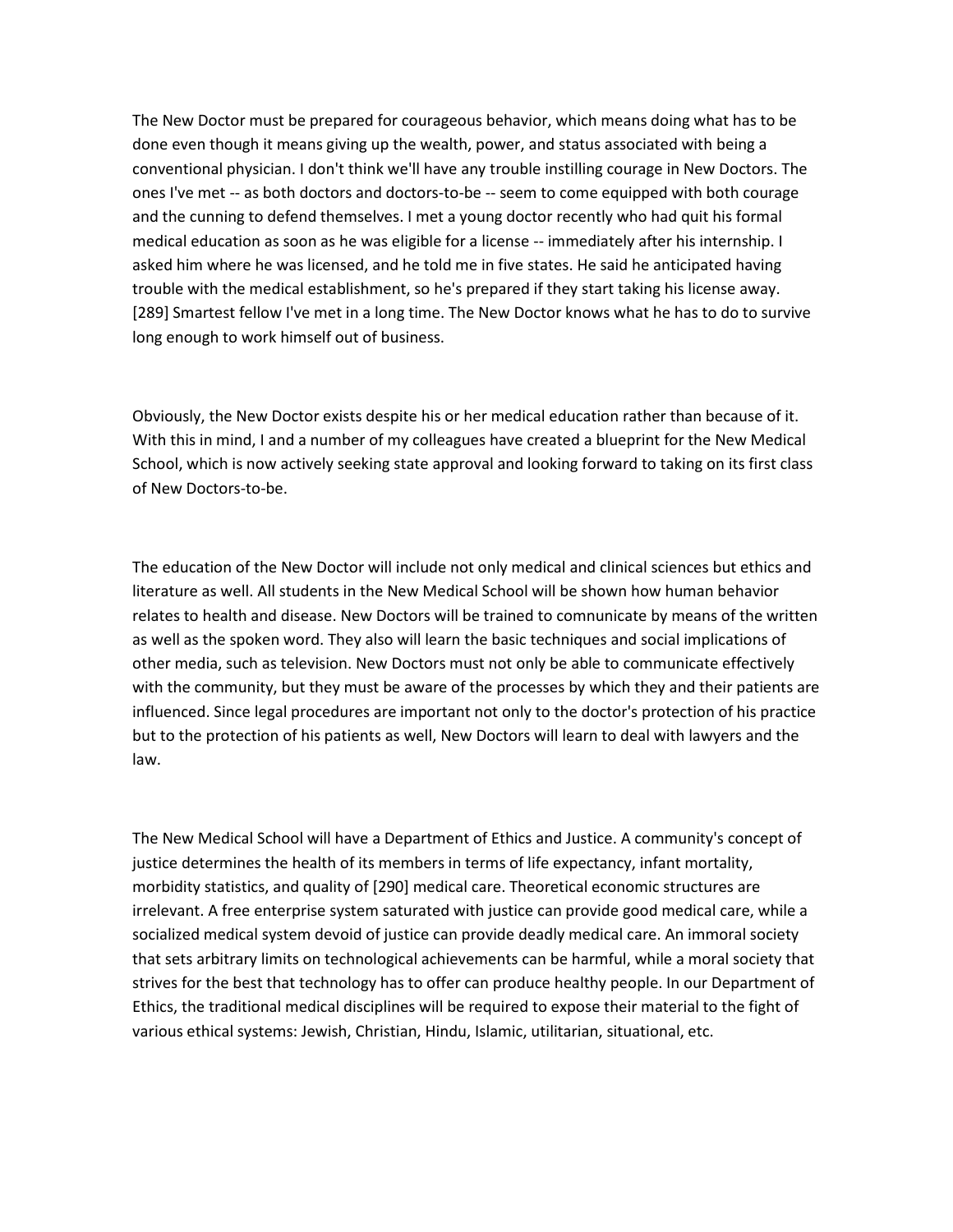The New Doctor must be prepared for courageous behavior, which means doing what has to be done even though it means giving up the wealth, power, and status associated with being a conventional physician. I don't think we'll have any trouble instilling courage in New Doctors. The ones I've met -- as both doctors and doctors-to-be -- seem to come equipped with both courage and the cunning to defend themselves. I met a young doctor recently who had quit his formal medical education as soon as he was eligible for a license -- immediately after his internship. I asked him where he was licensed, and he told me in five states. He said he anticipated having trouble with the medical establishment, so he's prepared if they start taking his license away. [289] Smartest fellow I've met in a long time. The New Doctor knows what he has to do to survive long enough to work himself out of business.

Obviously, the New Doctor exists despite his or her medical education rather than because of it. With this in mind, I and a number of my colleagues have created a blueprint for the New Medical School, which is now actively seeking state approval and looking forward to taking on its first class of New Doctors-to-be.

The education of the New Doctor will include not only medical and clinical sciences but ethics and literature as well. All students in the New Medical School will be shown how human behavior relates to health and disease. New Doctors will be trained to comnunicate by means of the written as well as the spoken word. They also will learn the basic techniques and social implications of other media, such as television. New Doctors must not only be able to communicate effectively with the community, but they must be aware of the processes by which they and their patients are influenced. Since legal procedures are important not only to the doctor's protection of his practice but to the protection of his patients as well, New Doctors will learn to deal with lawyers and the law.

The New Medical School will have a Department of Ethics and Justice. A community's concept of justice determines the health of its members in terms of life expectancy, infant mortality, morbidity statistics, and quality of [290] medical care. Theoretical economic structures are irrelevant. A free enterprise system saturated with justice can provide good medical care, while a socialized medical system devoid of justice can provide deadly medical care. An immoral society that sets arbitrary limits on technological achievements can be harmful, while a moral society that strives for the best that technology has to offer can produce healthy people. In our Department of Ethics, the traditional medical disciplines will be required to expose their material to the fight of various ethical systems: Jewish, Christian, Hindu, Islamic, utilitarian, situational, etc.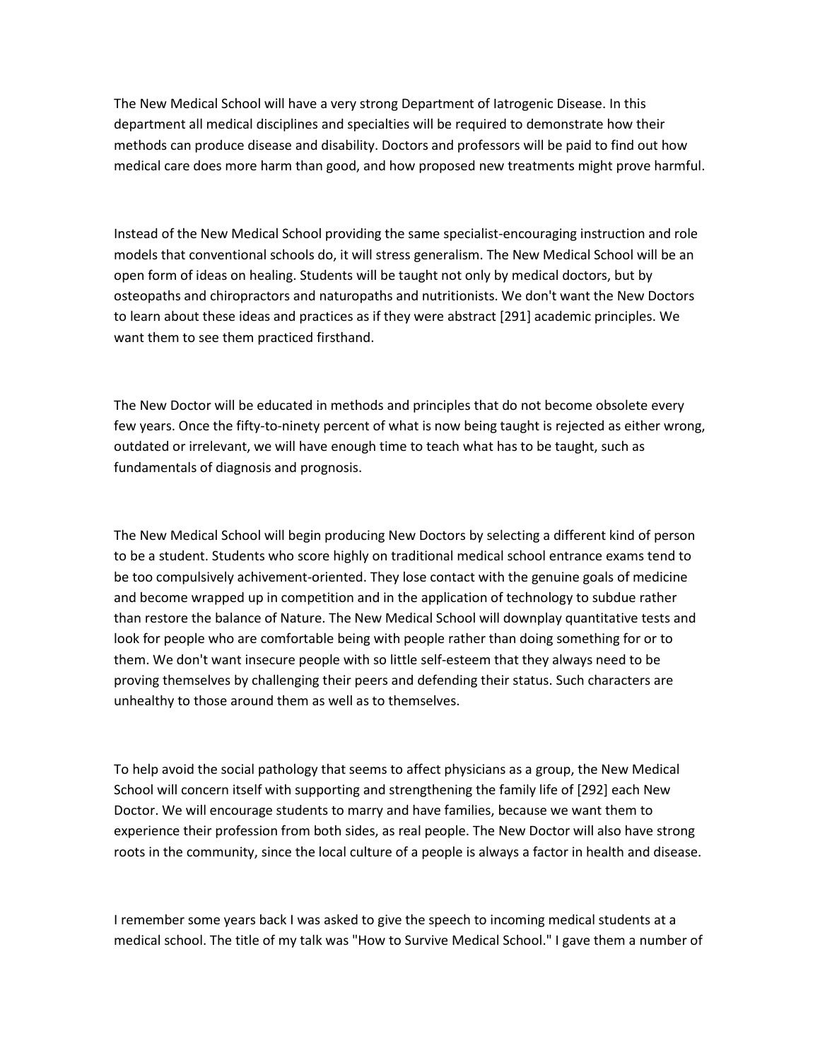The New Medical School will have a very strong Department of Iatrogenic Disease. In this department all medical disciplines and specialties will be required to demonstrate how their methods can produce disease and disability. Doctors and professors will be paid to find out how medical care does more harm than good, and how proposed new treatments might prove harmful.

Instead of the New Medical School providing the same specialist-encouraging instruction and role models that conventional schools do, it will stress generalism. The New Medical School will be an open form of ideas on healing. Students will be taught not only by medical doctors, but by osteopaths and chiropractors and naturopaths and nutritionists. We don't want the New Doctors to learn about these ideas and practices as if they were abstract [291] academic principles. We want them to see them practiced firsthand.

The New Doctor will be educated in methods and principles that do not become obsolete every few years. Once the fifty-to-ninety percent of what is now being taught is rejected as either wrong, outdated or irrelevant, we will have enough time to teach what has to be taught, such as fundamentals of diagnosis and prognosis.

The New Medical School will begin producing New Doctors by selecting a different kind of person to be a student. Students who score highly on traditional medical school entrance exams tend to be too compulsively achivement-oriented. They lose contact with the genuine goals of medicine and become wrapped up in competition and in the application of technology to subdue rather than restore the balance of Nature. The New Medical School will downplay quantitative tests and look for people who are comfortable being with people rather than doing something for or to them. We don't want insecure people with so little self-esteem that they always need to be proving themselves by challenging their peers and defending their status. Such characters are unhealthy to those around them as well as to themselves.

To help avoid the social pathology that seems to affect physicians as a group, the New Medical School will concern itself with supporting and strengthening the family life of [292] each New Doctor. We will encourage students to marry and have families, because we want them to experience their profession from both sides, as real people. The New Doctor will also have strong roots in the community, since the local culture of a people is always a factor in health and disease.

I remember some years back I was asked to give the speech to incoming medical students at a medical school. The title of my talk was "How to Survive Medical School." I gave them a number of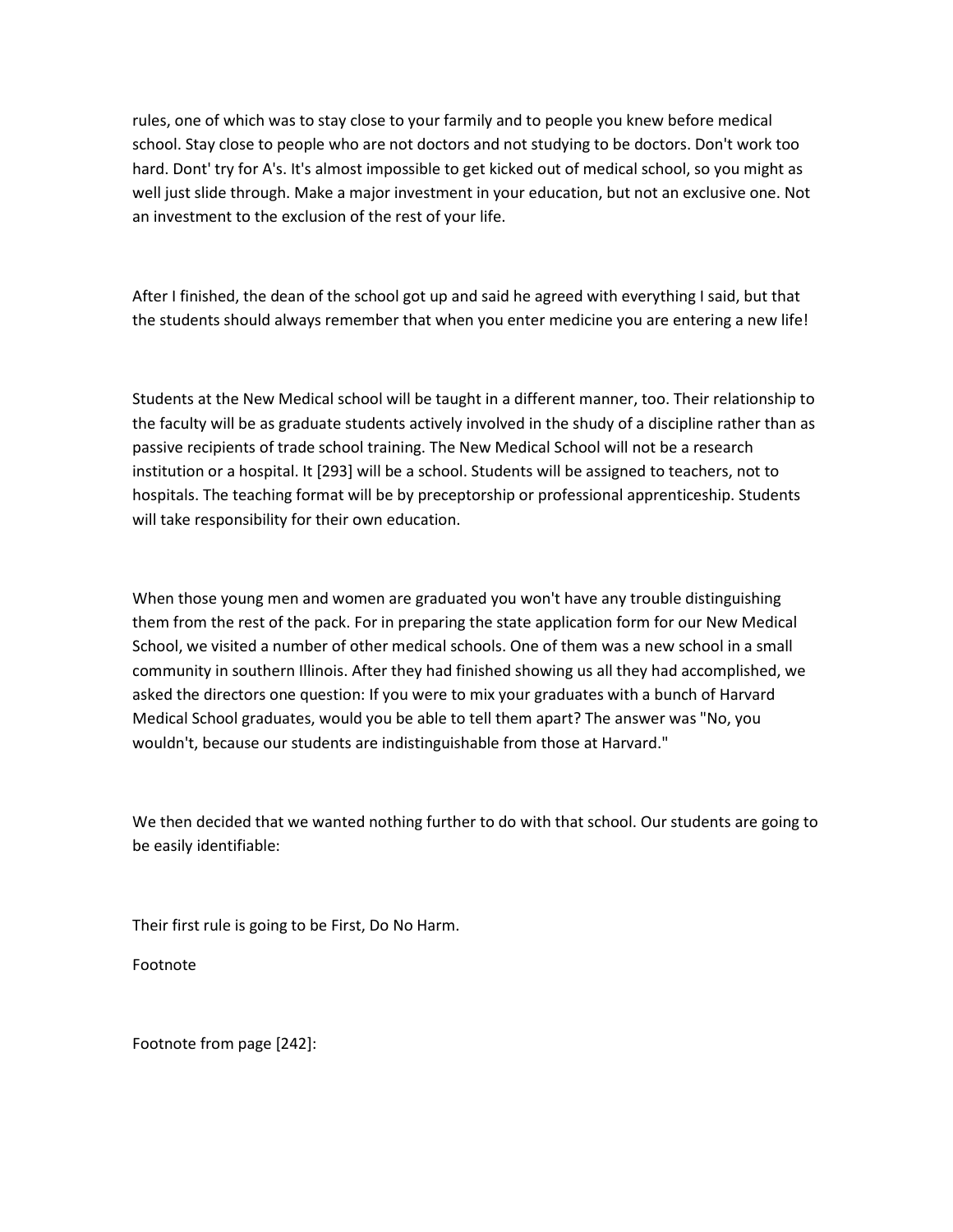rules, one of which was to stay close to your farmily and to people you knew before medical school. Stay close to people who are not doctors and not studying to be doctors. Don't work too hard. Dont' try for A's. It's almost impossible to get kicked out of medical school, so you might as well just slide through. Make a major investment in your education, but not an exclusive one. Not an investment to the exclusion of the rest of your life.

After I finished, the dean of the school got up and said he agreed with everything I said, but that the students should always remember that when you enter medicine you are entering a new life!

Students at the New Medical school will be taught in a different manner, too. Their relationship to the faculty will be as graduate students actively involved in the shudy of a discipline rather than as passive recipients of trade school training. The New Medical School will not be a research institution or a hospital. It [293] will be a school. Students will be assigned to teachers, not to hospitals. The teaching format will be by preceptorship or professional apprenticeship. Students will take responsibility for their own education.

When those young men and women are graduated you won't have any trouble distinguishing them from the rest of the pack. For in preparing the state application form for our New Medical School, we visited a number of other medical schools. One of them was a new school in a small community in southern Illinois. After they had finished showing us all they had accomplished, we asked the directors one question: If you were to mix your graduates with a bunch of Harvard Medical School graduates, would you be able to tell them apart? The answer was "No, you wouldn't, because our students are indistinguishable from those at Harvard."

We then decided that we wanted nothing further to do with that school. Our students are going to be easily identifiable:

Their first rule is going to be First, Do No Harm.

Footnote

Footnote from page [242]: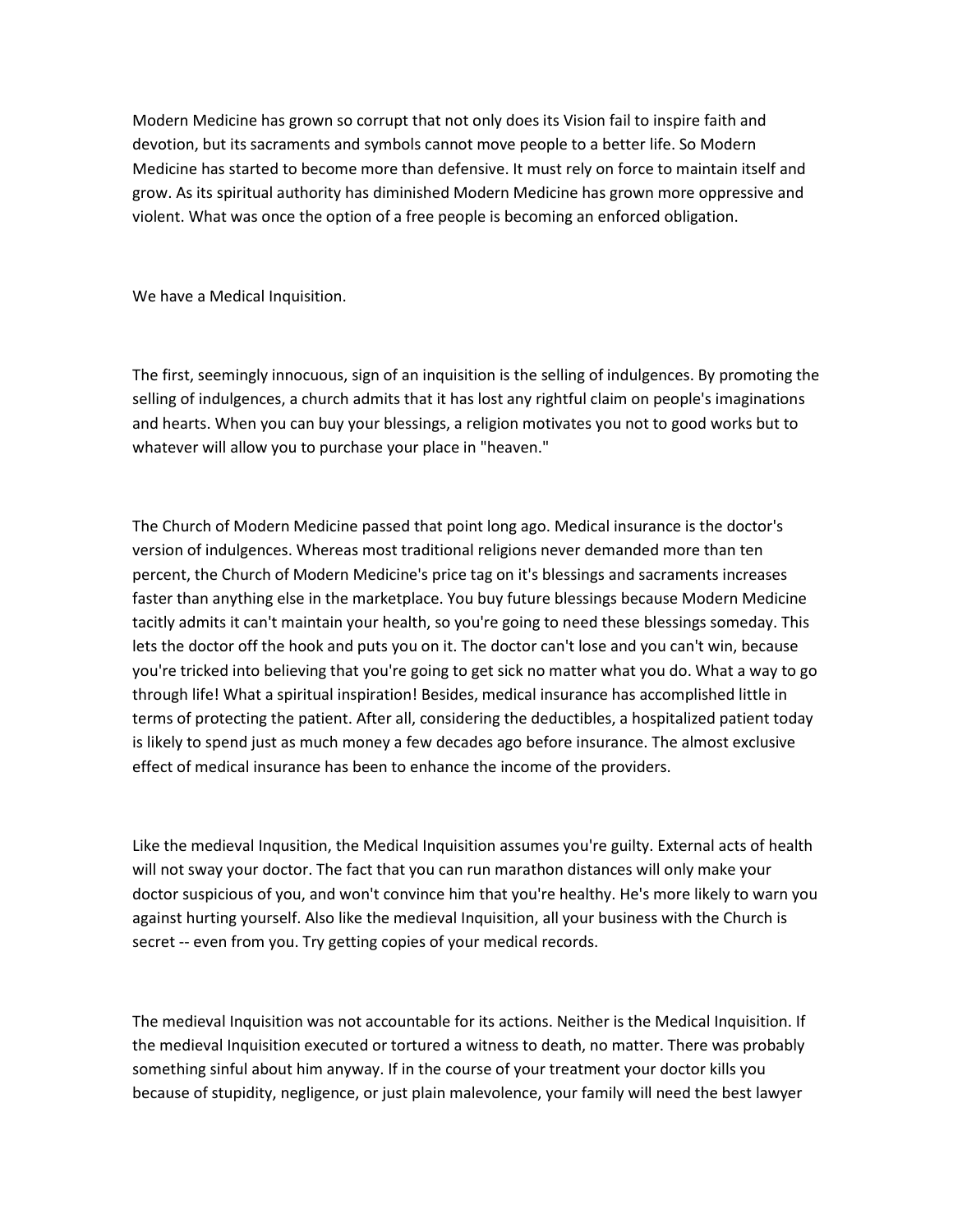Modern Medicine has grown so corrupt that not only does its Vision fail to inspire faith and devotion, but its sacraments and symbols cannot move people to a better life. So Modern Medicine has started to become more than defensive. It must rely on force to maintain itself and grow. As its spiritual authority has diminished Modern Medicine has grown more oppressive and violent. What was once the option of a free people is becoming an enforced obligation.

We have a Medical Inquisition.

The first, seemingly innocuous, sign of an inquisition is the selling of indulgences. By promoting the selling of indulgences, a church admits that it has lost any rightful claim on people's imaginations and hearts. When you can buy your blessings, a religion motivates you not to good works but to whatever will allow you to purchase your place in "heaven."

The Church of Modern Medicine passed that point long ago. Medical insurance is the doctor's version of indulgences. Whereas most traditional religions never demanded more than ten percent, the Church of Modern Medicine's price tag on it's blessings and sacraments increases faster than anything else in the marketplace. You buy future blessings because Modern Medicine tacitly admits it can't maintain your health, so you're going to need these blessings someday. This lets the doctor off the hook and puts you on it. The doctor can't lose and you can't win, because you're tricked into believing that you're going to get sick no matter what you do. What a way to go through life! What a spiritual inspiration! Besides, medical insurance has accomplished little in terms of protecting the patient. After all, considering the deductibles, a hospitalized patient today is likely to spend just as much money a few decades ago before insurance. The almost exclusive effect of medical insurance has been to enhance the income of the providers.

Like the medieval Inqusition, the Medical Inquisition assumes you're guilty. External acts of health will not sway your doctor. The fact that you can run marathon distances will only make your doctor suspicious of you, and won't convince him that you're healthy. He's more likely to warn you against hurting yourself. Also like the medieval Inquisition, all your business with the Church is secret -- even from you. Try getting copies of your medical records.

The medieval Inquisition was not accountable for its actions. Neither is the Medical Inquisition. If the medieval Inquisition executed or tortured a witness to death, no matter. There was probably something sinful about him anyway. If in the course of your treatment your doctor kills you because of stupidity, negligence, or just plain malevolence, your family will need the best lawyer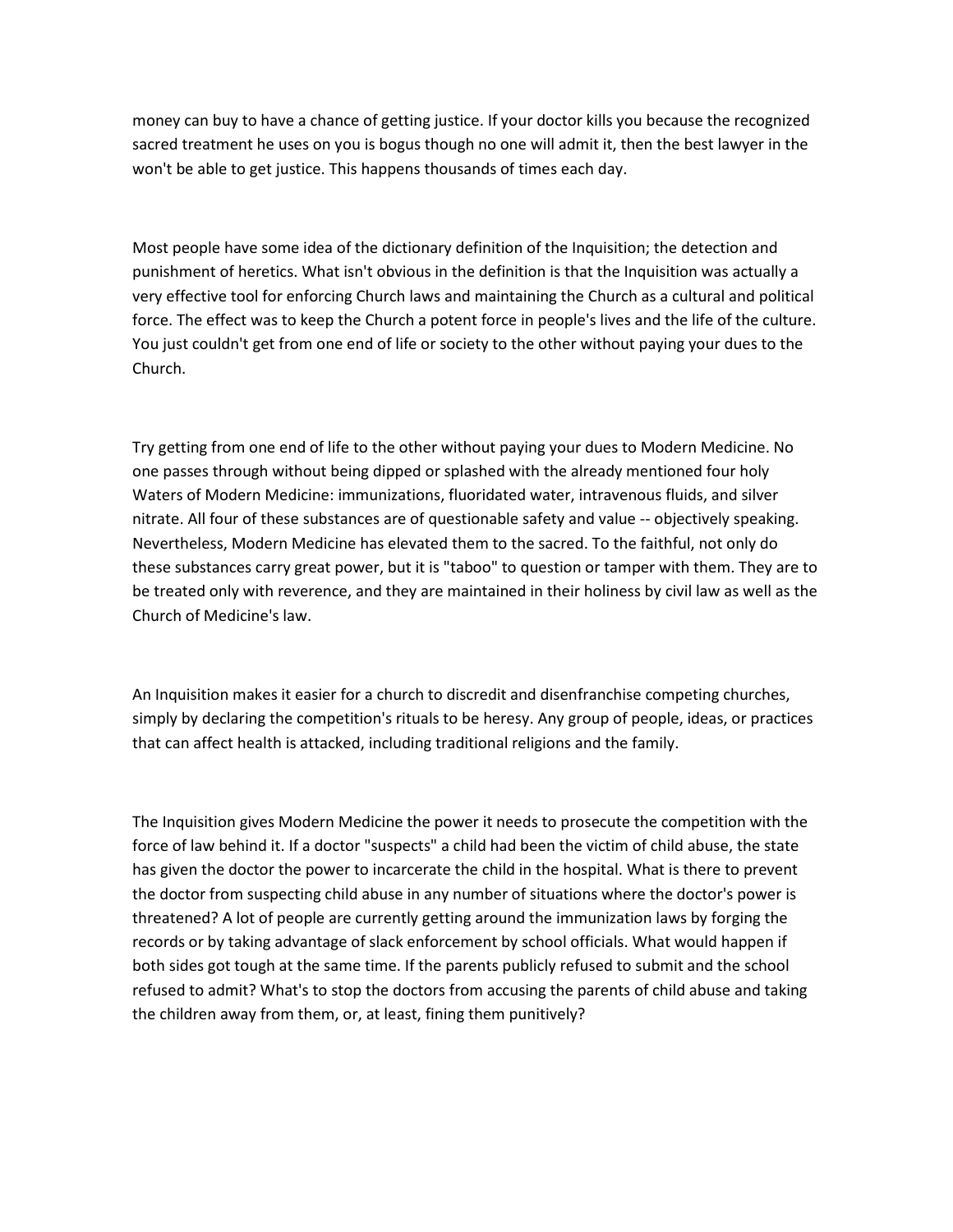money can buy to have a chance of getting justice. If your doctor kills you because the recognized sacred treatment he uses on you is bogus though no one will admit it, then the best lawyer in the won't be able to get justice. This happens thousands of times each day.

Most people have some idea of the dictionary definition of the Inquisition; the detection and punishment of heretics. What isn't obvious in the definition is that the Inquisition was actually a very effective tool for enforcing Church laws and maintaining the Church as a cultural and political force. The effect was to keep the Church a potent force in people's lives and the life of the culture. You just couldn't get from one end of life or society to the other without paying your dues to the Church.

Try getting from one end of life to the other without paying your dues to Modern Medicine. No one passes through without being dipped or splashed with the already mentioned four holy Waters of Modern Medicine: immunizations, fluoridated water, intravenous fluids, and silver nitrate. All four of these substances are of questionable safety and value -- objectively speaking. Nevertheless, Modern Medicine has elevated them to the sacred. To the faithful, not only do these substances carry great power, but it is "taboo" to question or tamper with them. They are to be treated only with reverence, and they are maintained in their holiness by civil law as well as the Church of Medicine's law.

An Inquisition makes it easier for a church to discredit and disenfranchise competing churches, simply by declaring the competition's rituals to be heresy. Any group of people, ideas, or practices that can affect health is attacked, including traditional religions and the family.

The Inquisition gives Modern Medicine the power it needs to prosecute the competition with the force of law behind it. If a doctor "suspects" a child had been the victim of child abuse, the state has given the doctor the power to incarcerate the child in the hospital. What is there to prevent the doctor from suspecting child abuse in any number of situations where the doctor's power is threatened? A lot of people are currently getting around the immunization laws by forging the records or by taking advantage of slack enforcement by school officials. What would happen if both sides got tough at the same time. If the parents publicly refused to submit and the school refused to admit? What's to stop the doctors from accusing the parents of child abuse and taking the children away from them, or, at least, fining them punitively?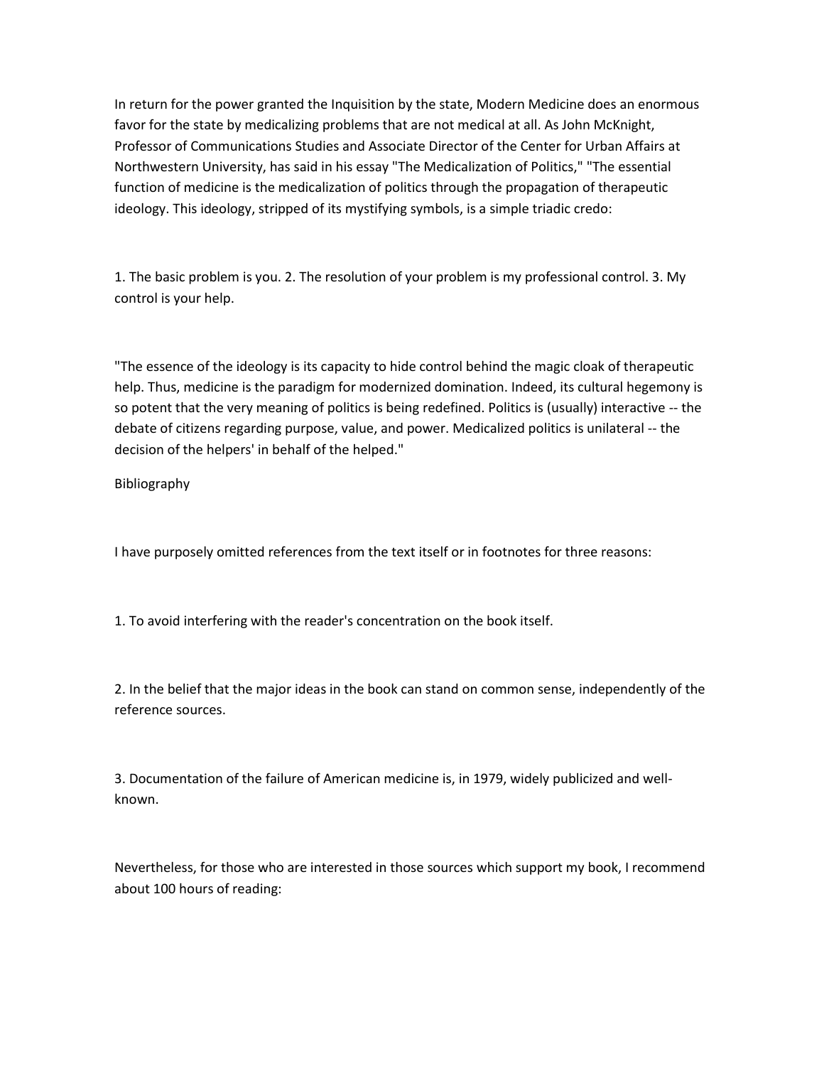In return for the power granted the Inquisition by the state, Modern Medicine does an enormous favor for the state by medicalizing problems that are not medical at all. As John McKnight, Professor of Communications Studies and Associate Director of the Center for Urban Affairs at Northwestern University, has said in his essay "The Medicalization of Politics," "The essential function of medicine is the medicalization of politics through the propagation of therapeutic ideology. This ideology, stripped of its mystifying symbols, is a simple triadic credo:

1. The basic problem is you. 2. The resolution of your problem is my professional control. 3. My control is your help.

"The essence of the ideology is its capacity to hide control behind the magic cloak of therapeutic help. Thus, medicine is the paradigm for modernized domination. Indeed, its cultural hegemony is so potent that the very meaning of politics is being redefined. Politics is (usually) interactive -- the debate of citizens regarding purpose, value, and power. Medicalized politics is unilateral -- the decision of the helpers' in behalf of the helped."

## Bibliography

I have purposely omitted references from the text itself or in footnotes for three reasons:

1. To avoid interfering with the reader's concentration on the book itself.

2. In the belief that the major ideas in the book can stand on common sense, independently of the reference sources.

3. Documentation of the failure of American medicine is, in 1979, widely publicized and well-known.

Nevertheless, for those who are interested in those sources which support my book, I recommend about 100 hours of reading: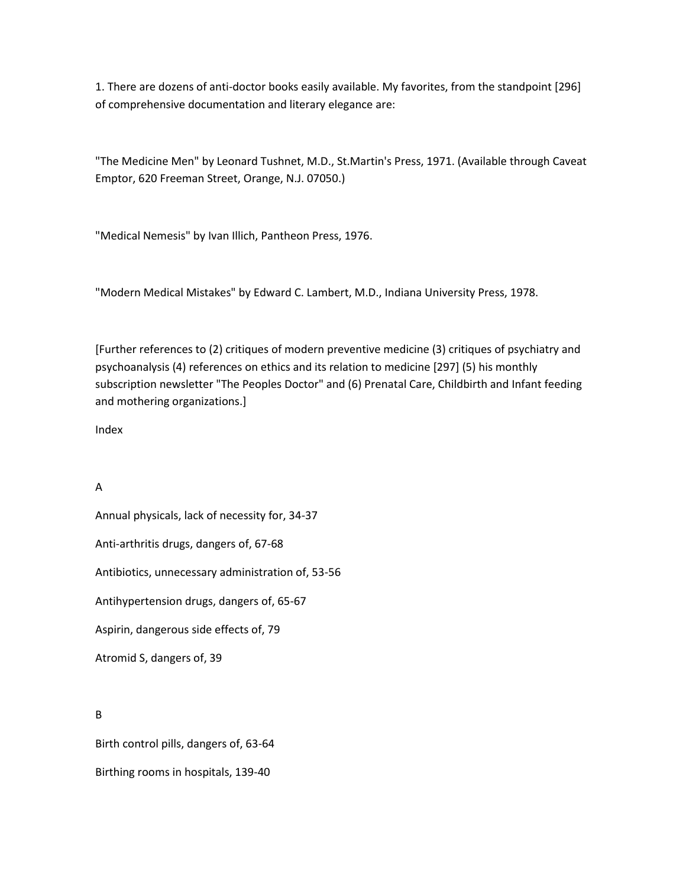1. There are dozens of anti-doctor books easily available. My favorites, from the standpoint [296] of comprehensive documentation and literary elegance are:

"The Medicine Men" by Leonard Tushnet, M.D., St.Martin's Press, 1971. (Available through Caveat Emptor, 620 Freeman Street, Orange, N.J. 07050.)

"Medical Nemesis" by Ivan Illich, Pantheon Press, 1976.

"Modern Medical Mistakes" by Edward C. Lambert, M.D., Indiana University Press, 1978.

[Further references to (2) critiques of modern preventive medicine (3) critiques of psychiatry and psychoanalysis (4) references on ethics and its relation to medicine [297] (5) his monthly subscription newsletter "The Peoples Doctor" and (6) Prenatal Care, Childbirth and Infant feeding and mothering organizations.]

# Index

## A

Annual physicals, lack of necessity for, 34-37

Anti-arthritis drugs, dangers of, 67-68

Antibiotics, unnecessary administration of, 53-56

Antihypertension drugs, dangers of, 65-67

Aspirin, dangerous side effects of, 79

Atromid S, dangers of, 39

## B

Birth control pills, dangers of, 63-64

Birthing rooms in hospitals, 139-40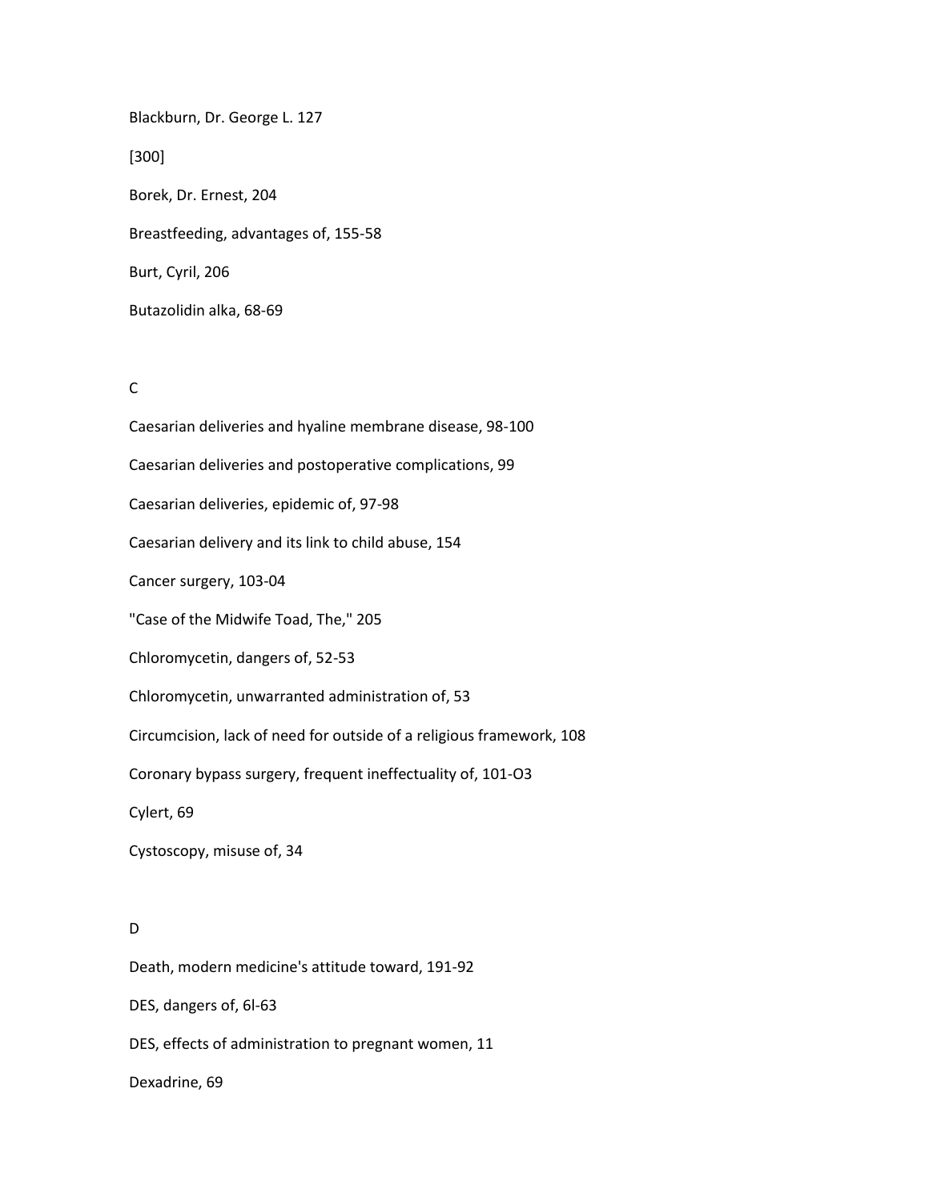Blackburn, Dr. George L. 127

[300]

Borek, Dr. Ernest, 204

Breastfeeding, advantages of, 155-58

Burt, Cyril, 206

Butazolidin alka, 68-69

C

Caesarian deliveries and hyaline membrane disease, 98-100

Caesarian deliveries and postoperative complications, 99

Caesarian deliveries, epidemic of, 97-98

Caesarian delivery and its link to child abuse, 154

Cancer surgery, 103-04

"Case of the Midwife Toad, The," 205

Chloromycetin, dangers of, 52-53

Chloromycetin, unwarranted administration of, 53

Circumcision, lack of need for outside of a religious framework, 108

Coronary bypass surgery, frequent ineffectuality of, 101-O3

Cylert, 69

Cystoscopy, misuse of, 34

D

Death, modern medicine's attitude toward, 191-92

DES, dangers of, 6l-63

DES, effects of administration to pregnant women, 11

Dexadrine, 69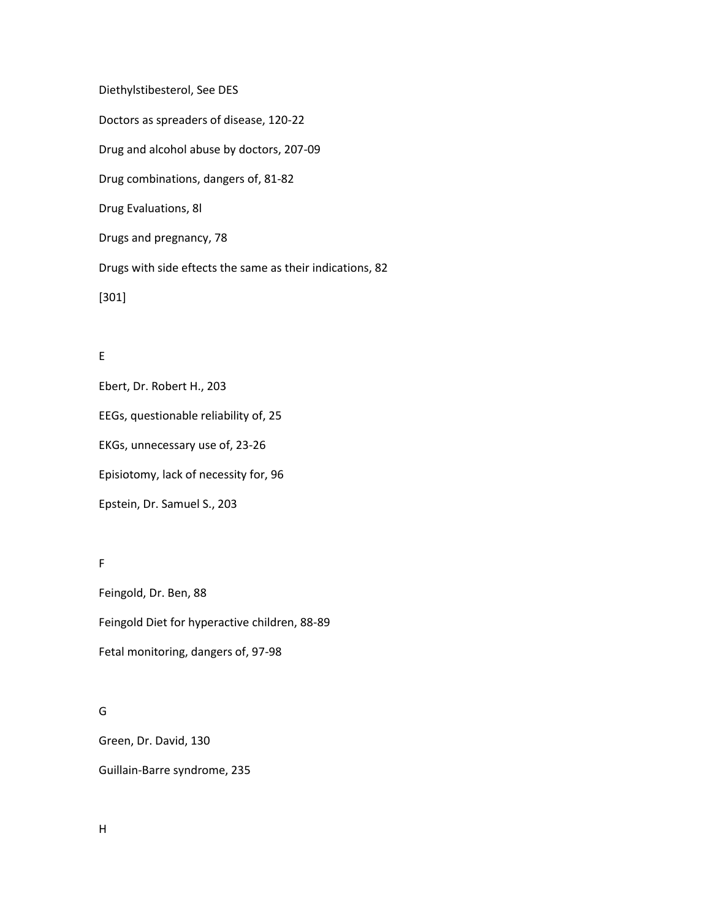Diethylstibesterol, See DES

Doctors as spreaders of disease, 120-22

Drug and alcohol abuse by doctors, 207-09

Drug combinations, dangers of, 81-82

Drug Evaluations, 8l

Drugs and pregnancy, 78

Drugs with side eftects the same as their indications, 82

[301]

E

Ebert, Dr. Robert H., 203

EEGs, questionable reliability of, 25

EKGs, unnecessary use of, 23-26

Episiotomy, lack of necessity for, 96

Epstein, Dr. Samuel S., 203

F

Feingold, Dr. Ben, 88

Feingold Diet for hyperactive children, 88-89

Fetal monitoring, dangers of, 97-98

G

Green, Dr. David, 130

Guillain-Barre syndrome, 235

H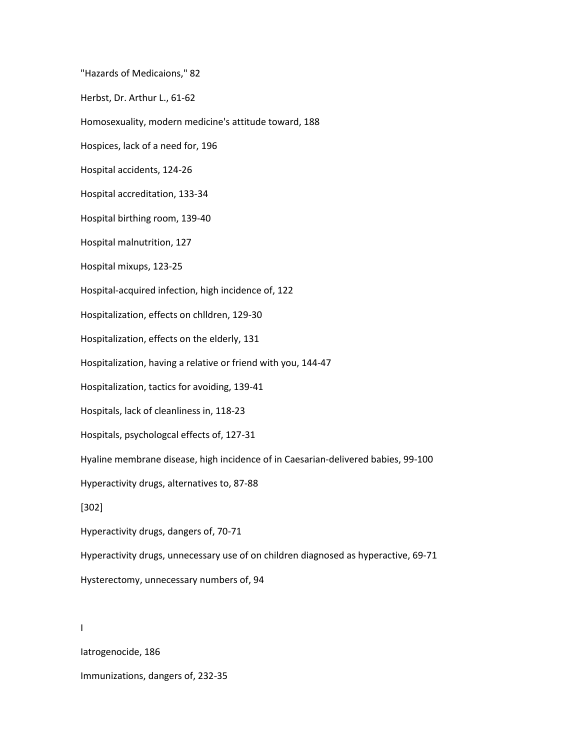"Hazards of Medicaions," 82

Herbst, Dr. Arthur L., 61-62

Homosexuality, modern medicine's attitude toward, 188

Hospices, lack of a need for, 196

Hospital accidents, 124-26

Hospital accreditation, 133-34

Hospital birthing room, 139-40

Hospital malnutrition, 127

Hospital mixups, 123-25

Hospital-acquired infection, high incidence of, 122

Hospitalization, effects on chlldren, 129-30

Hospitalization, effects on the elderly, 131

Hospitalization, having a relative or friend with you, 144-47

Hospitalization, tactics for avoiding, 139-41

Hospitals, lack of cleanliness in, 118-23

Hospitals, psychologcal effects of, 127-31

Hyaline membrane disease, high incidence of in Caesarian-delivered babies, 99-100

Hyperactivity drugs, alternatives to, 87-88

Hyperactivity drugs, dangers of, 70-71

Hyperactivity drugs, unnecessary use of on children diagnosed as hyperactive, 69-71

Hysterectomy, unnecessary numbers of, 94

## I

Iatrogenocide, 186

Immunizations, dangers of, 232-35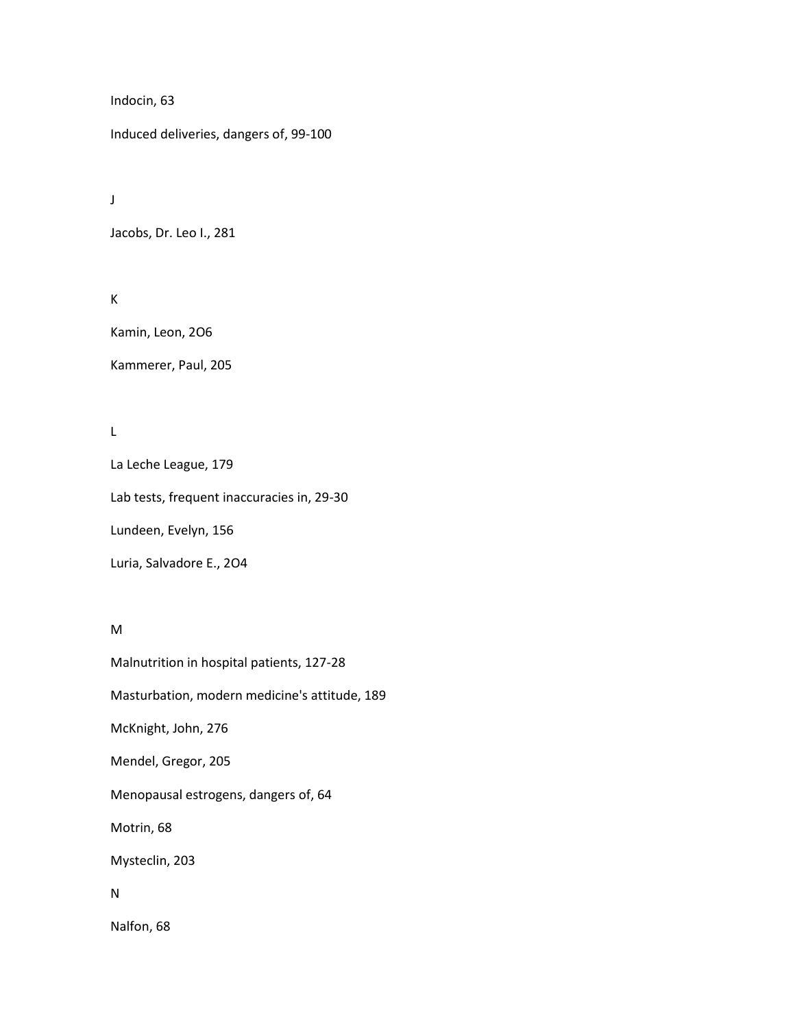Indocin, 63

Induced deliveries, dangers of, 99-100

J

Jacobs, Dr. Leo I., 281

K

Kamin, Leon, 2O6

Kammerer, Paul, 205

L

La Leche League, 179

Lab tests, frequent inaccuracies in, 29-30

Lundeen, Evelyn, 156

Luria, Salvadore E., 2O4

M

Malnutrition in hospital patients, 127-28

Masturbation, modern medicine's attitude, 189

McKnight, John, 276

Mendel, Gregor, 205

Menopausal estrogens, dangers of, 64

Motrin, 68

Mysteclin, 203

N

Nalfon, 68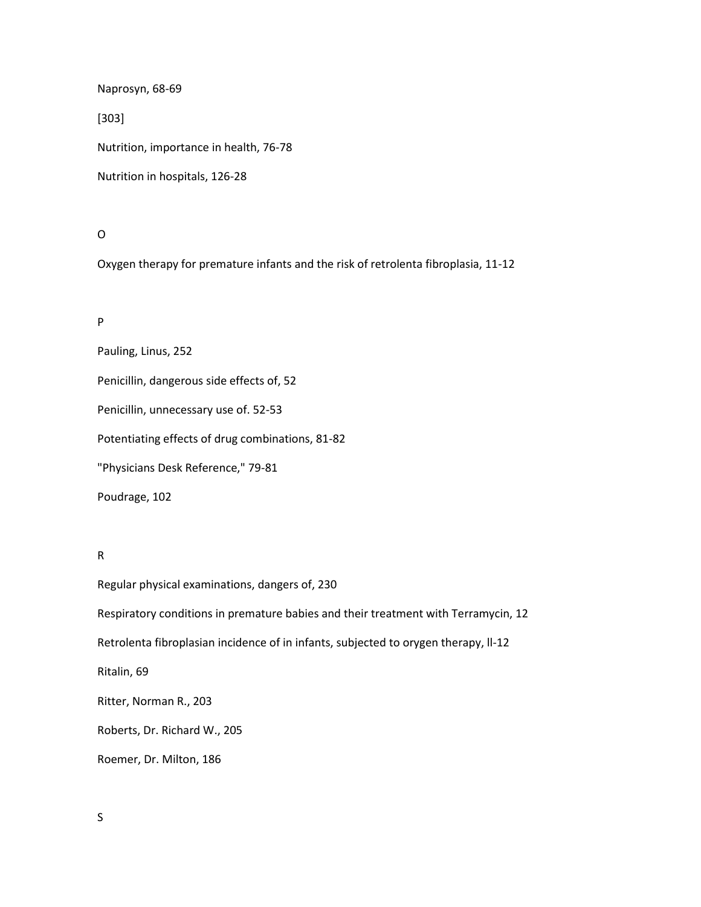Naprosyn, 68-69

[303]

Nutrition, importance in health, 76-78

Nutrition in hospitals, 126-28

O

Oxygen therapy for premature infants and the risk of retrolenta fibroplasia, 11-12

P

Pauling, Linus, 252

Penicillin, dangerous side effects of, 52

Penicillin, unnecessary use of. 52-53

Potentiating effects of drug combinations, 81-82

"Physicians Desk Reference," 79-81

Poudrage, 102

R

Regular physical examinations, dangers of, 230

Respiratory conditions in premature babies and their treatment with Terramycin, 12

Retrolenta fibroplasian incidence of in infants, subjected to orygen therapy, ll-12

Ritalin, 69

Ritter, Norman R., 203

Roberts, Dr. Richard W., 205

Roemer, Dr. Milton, 186

S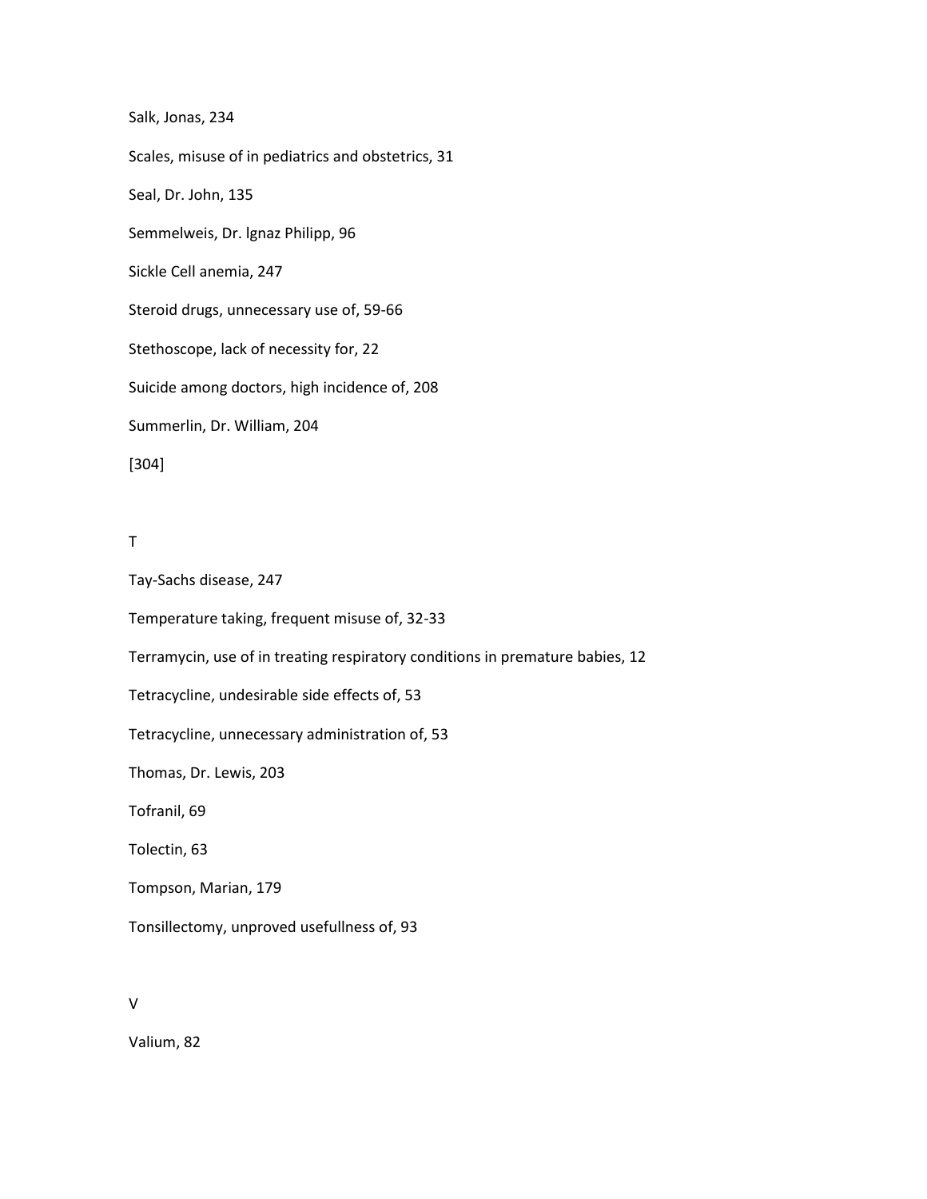Salk, Jonas, 234

Scales, misuse of in pediatrics and obstetrics, 31

Seal, Dr. John, 135

Semmelweis, Dr. lgnaz Philipp, 96

Sickle Cell anemia, 247

Steroid drugs, unnecessary use of, 59-66

Stethoscope, lack of necessity for, 22

Suicide among doctors, high incidence of, 208

Summerlin, Dr. William, 204

[304]

## T

Tay-Sachs disease, 247

Temperature taking, frequent misuse of, 32-33

Terramycin, use of in treating respiratory conditions in premature babies, 12

Tetracycline, undesirable side effects of, 53

Tetracycline, unnecessary administration of, 53

Thomas, Dr. Lewis, 203

Tofranil, 69

Tolectin, 63

Tompson, Marian, 179

Tonsillectomy, unproved usefullness of, 93

## V

Valium, 82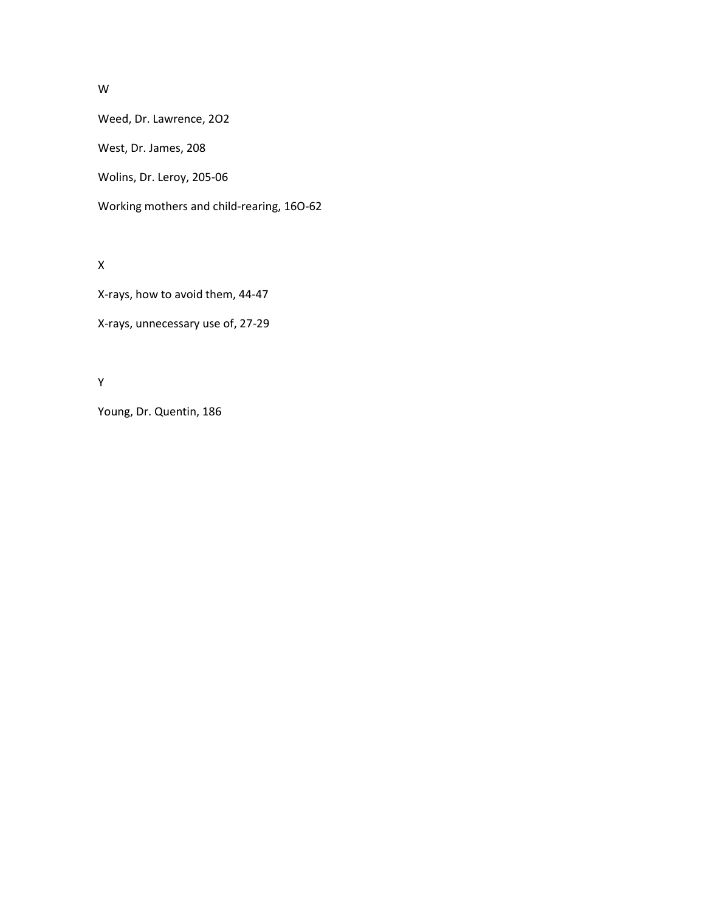W

Weed, Dr. Lawrence, 2O2

West, Dr. James, 208

Wolins, Dr. Leroy, 205-06

Working mothers and child-rearing, 16O-62

X

X-rays, how to avoid them, 44-47

X-rays, unnecessary use of, 27-29

Y

Young, Dr. Quentin, 186